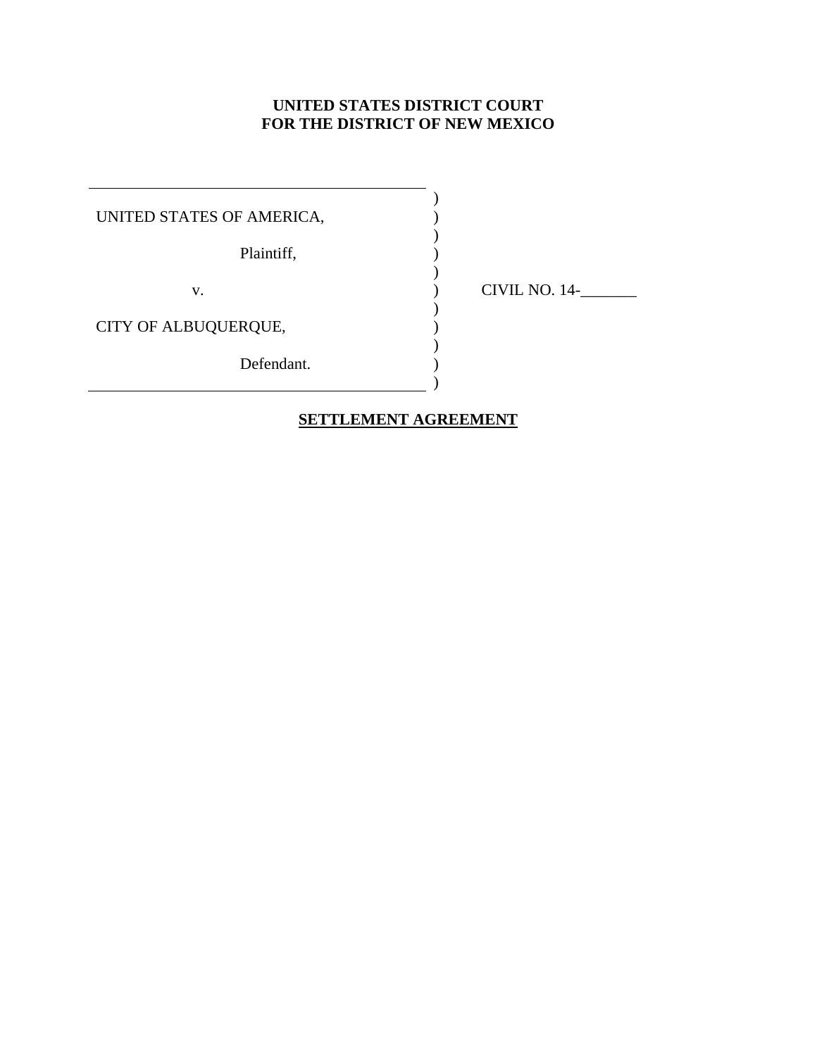**UNITED STATES DISTRICT COURT**
**FOR THE DISTRICT OF NEW MEXICO**

| | | |
|---|---|---|
| UNITED STATES OF AMERICA, | ) | |
| Plaintiff, | ) | |
| v. | ) | CIVIL NO. 14-_______ |
| CITY OF ALBUQUERQUE, | ) | |
| Defendant. | ) | |

**SETTLEMENT AGREEMENT**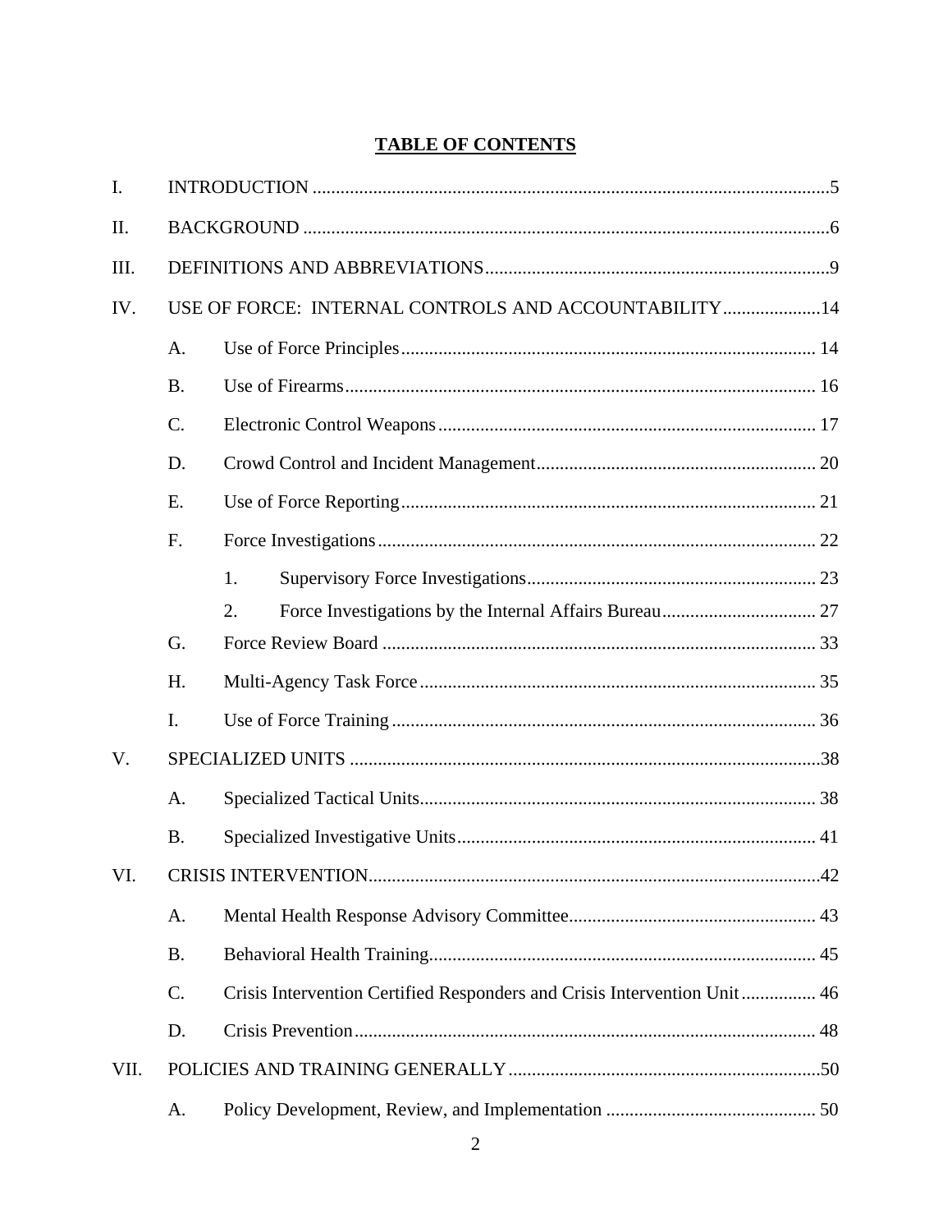# TABLE OF CONTENTS

I. INTRODUCTION ..... 5

II. BACKGROUND ..... 6

III. DEFINITIONS AND ABBREVIATIONS ..... 9

IV. USE OF FORCE: INTERNAL CONTROLS AND ACCOUNTABILITY ..... 14

- A. Use of Force Principles ..... 14
- B. Use of Firearms ..... 16
- C. Electronic Control Weapons ..... 17
- D. Crowd Control and Incident Management ..... 20
- E. Use of Force Reporting ..... 21
- F. Force Investigations ..... 22
  - 1. Supervisory Force Investigations ..... 23
  - 2. Force Investigations by the Internal Affairs Bureau ..... 27
- G. Force Review Board ..... 33
- H. Multi-Agency Task Force ..... 35
- I. Use of Force Training ..... 36

V. SPECIALIZED UNITS ..... 38

- A. Specialized Tactical Units ..... 38
- B. Specialized Investigative Units ..... 41

VI. CRISIS INTERVENTION ..... 42

- A. Mental Health Response Advisory Committee ..... 43
- B. Behavioral Health Training ..... 45
- C. Crisis Intervention Certified Responders and Crisis Intervention Unit ..... 46
- D. Crisis Prevention ..... 48

VII. POLICIES AND TRAINING GENERALLY ..... 50

- A. Policy Development, Review, and Implementation ..... 50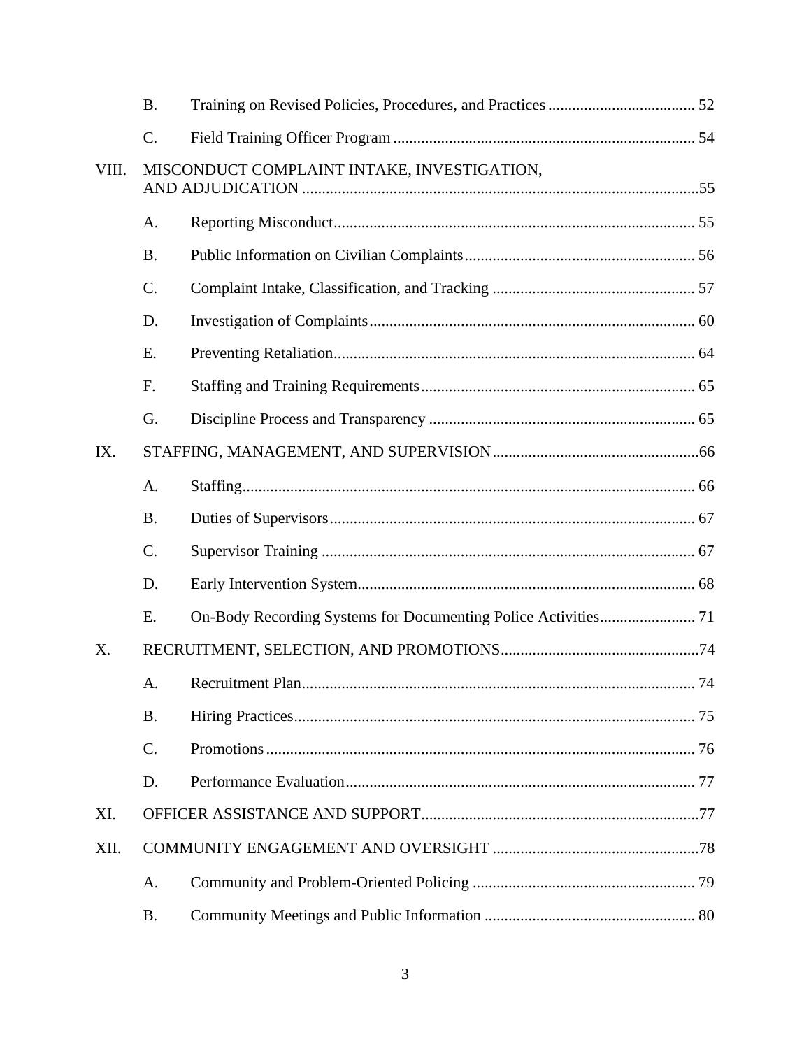| | | | |
|---|---|---|---|
| | B. | Training on Revised Policies, Procedures, and Practices | 52 |
| | C. | Field Training Officer Program | 54 |
| VIII. | MISCONDUCT COMPLAINT INTAKE, INVESTIGATION, AND ADJUDICATION | | 55 |
| | A. | Reporting Misconduct | 55 |
| | B. | Public Information on Civilian Complaints | 56 |
| | C. | Complaint Intake, Classification, and Tracking | 57 |
| | D. | Investigation of Complaints | 60 |
| | E. | Preventing Retaliation | 64 |
| | F. | Staffing and Training Requirements | 65 |
| | G. | Discipline Process and Transparency | 65 |
| IX. | STAFFING, MANAGEMENT, AND SUPERVISION | | 66 |
| | A. | Staffing | 66 |
| | B. | Duties of Supervisors | 67 |
| | C. | Supervisor Training | 67 |
| | D. | Early Intervention System | 68 |
| | E. | On-Body Recording Systems for Documenting Police Activities | 71 |
| X. | RECRUITMENT, SELECTION, AND PROMOTIONS | | 74 |
| | A. | Recruitment Plan | 74 |
| | B. | Hiring Practices | 75 |
| | C. | Promotions | 76 |
| | D. | Performance Evaluation | 77 |
| XI. | OFFICER ASSISTANCE AND SUPPORT | | 77 |
| XII. | COMMUNITY ENGAGEMENT AND OVERSIGHT | | 78 |
| | A. | Community and Problem-Oriented Policing | 79 |
| | B. | Community Meetings and Public Information | 80 |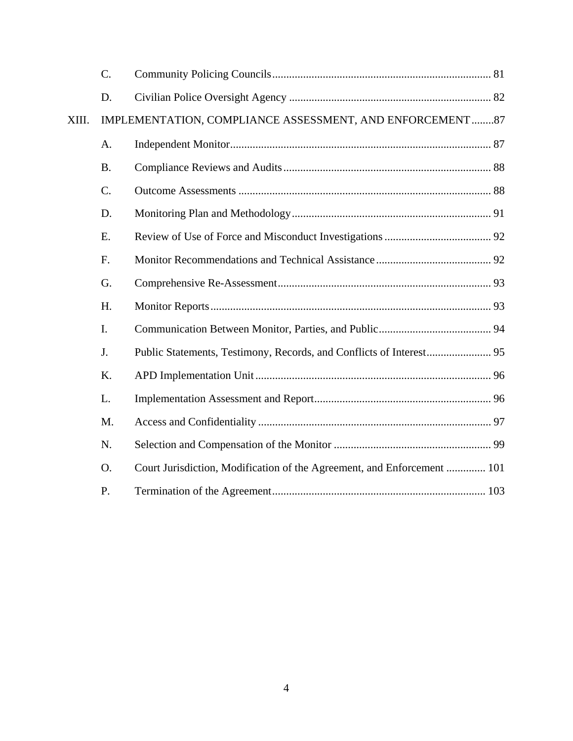C. Community Policing Councils ............................................................................ 81

D. Civilian Police Oversight Agency ....................................................................... 82

XIII. IMPLEMENTATION, COMPLIANCE ASSESSMENT, AND ENFORCEMENT ........87

A. Independent Monitor ............................................................................................ 87

B. Compliance Reviews and Audits ......................................................................... 88

C. Outcome Assessments ......................................................................................... 88

D. Monitoring Plan and Methodology ...................................................................... 91

E. Review of Use of Force and Misconduct Investigations ...................................... 92

F. Monitor Recommendations and Technical Assistance ......................................... 92

G. Comprehensive Re-Assessment ........................................................................... 93

H. Monitor Reports .................................................................................................... 93

I. Communication Between Monitor, Parties, and Public ........................................ 94

J. Public Statements, Testimony, Records, and Conflicts of Interest ....................... 95

K. APD Implementation Unit .................................................................................... 96

L. Implementation Assessment and Report .............................................................. 96

M. Access and Confidentiality ................................................................................... 97

N. Selection and Compensation of the Monitor ........................................................ 99

O. Court Jurisdiction, Modification of the Agreement, and Enforcement .............. 101

P. Termination of the Agreement ............................................................................ 103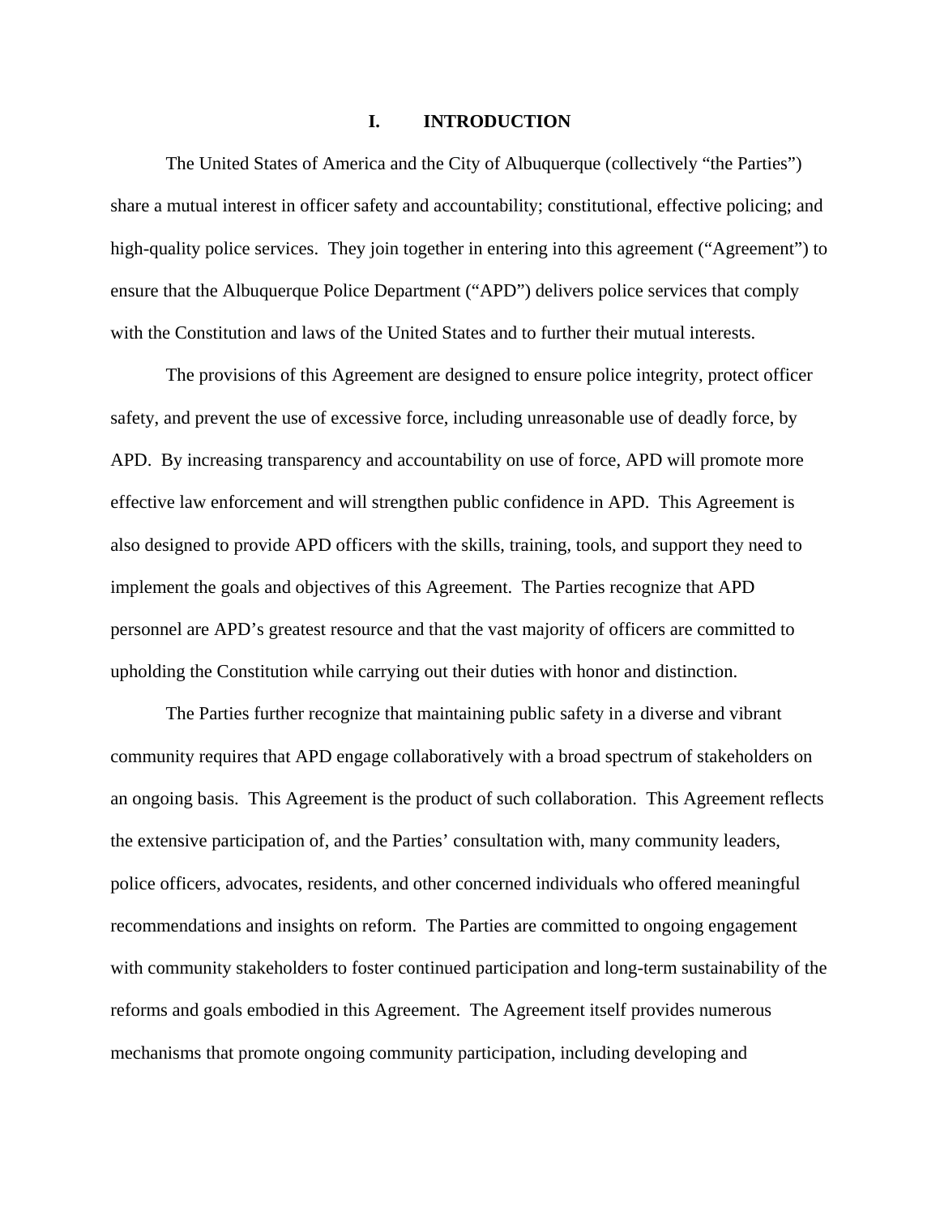# I. INTRODUCTION

The United States of America and the City of Albuquerque (collectively "the Parties") share a mutual interest in officer safety and accountability; constitutional, effective policing; and high-quality police services. They join together in entering into this agreement ("Agreement") to ensure that the Albuquerque Police Department ("APD") delivers police services that comply with the Constitution and laws of the United States and to further their mutual interests.

The provisions of this Agreement are designed to ensure police integrity, protect officer safety, and prevent the use of excessive force, including unreasonable use of deadly force, by APD. By increasing transparency and accountability on use of force, APD will promote more effective law enforcement and will strengthen public confidence in APD. This Agreement is also designed to provide APD officers with the skills, training, tools, and support they need to implement the goals and objectives of this Agreement. The Parties recognize that APD personnel are APD's greatest resource and that the vast majority of officers are committed to upholding the Constitution while carrying out their duties with honor and distinction.

The Parties further recognize that maintaining public safety in a diverse and vibrant community requires that APD engage collaboratively with a broad spectrum of stakeholders on an ongoing basis. This Agreement is the product of such collaboration. This Agreement reflects the extensive participation of, and the Parties' consultation with, many community leaders, police officers, advocates, residents, and other concerned individuals who offered meaningful recommendations and insights on reform. The Parties are committed to ongoing engagement with community stakeholders to foster continued participation and long-term sustainability of the reforms and goals embodied in this Agreement. The Agreement itself provides numerous mechanisms that promote ongoing community participation, including developing and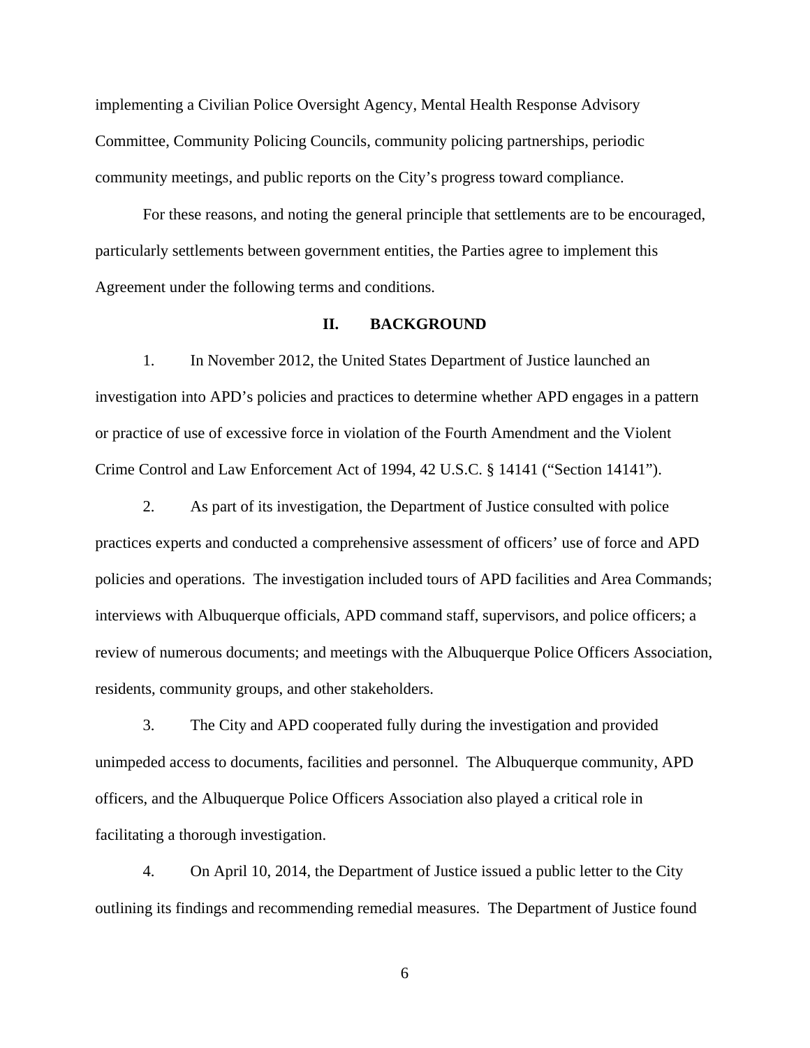implementing a Civilian Police Oversight Agency, Mental Health Response Advisory Committee, Community Policing Councils, community policing partnerships, periodic community meetings, and public reports on the City's progress toward compliance.

For these reasons, and noting the general principle that settlements are to be encouraged, particularly settlements between government entities, the Parties agree to implement this Agreement under the following terms and conditions.

## II. BACKGROUND

1. In November 2012, the United States Department of Justice launched an investigation into APD's policies and practices to determine whether APD engages in a pattern or practice of use of excessive force in violation of the Fourth Amendment and the Violent Crime Control and Law Enforcement Act of 1994, 42 U.S.C. § 14141 ("Section 14141").

2. As part of its investigation, the Department of Justice consulted with police practices experts and conducted a comprehensive assessment of officers' use of force and APD policies and operations. The investigation included tours of APD facilities and Area Commands; interviews with Albuquerque officials, APD command staff, supervisors, and police officers; a review of numerous documents; and meetings with the Albuquerque Police Officers Association, residents, community groups, and other stakeholders.

3. The City and APD cooperated fully during the investigation and provided unimpeded access to documents, facilities and personnel. The Albuquerque community, APD officers, and the Albuquerque Police Officers Association also played a critical role in facilitating a thorough investigation.

4. On April 10, 2014, the Department of Justice issued a public letter to the City outlining its findings and recommending remedial measures. The Department of Justice found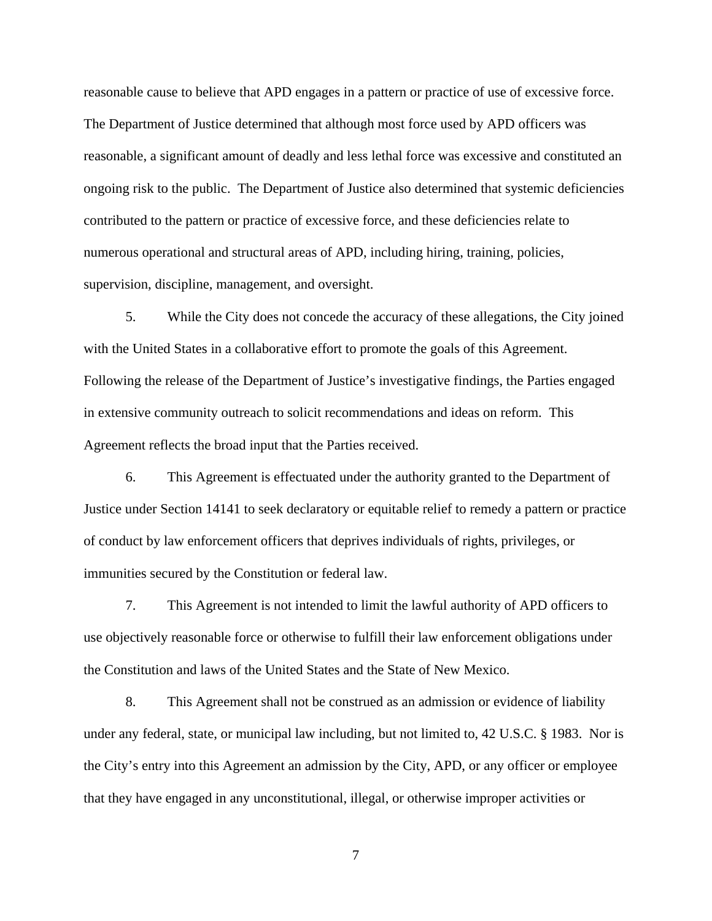reasonable cause to believe that APD engages in a pattern or practice of use of excessive force. The Department of Justice determined that although most force used by APD officers was reasonable, a significant amount of deadly and less lethal force was excessive and constituted an ongoing risk to the public. The Department of Justice also determined that systemic deficiencies contributed to the pattern or practice of excessive force, and these deficiencies relate to numerous operational and structural areas of APD, including hiring, training, policies, supervision, discipline, management, and oversight.

5. While the City does not concede the accuracy of these allegations, the City joined with the United States in a collaborative effort to promote the goals of this Agreement. Following the release of the Department of Justice's investigative findings, the Parties engaged in extensive community outreach to solicit recommendations and ideas on reform. This Agreement reflects the broad input that the Parties received.

6. This Agreement is effectuated under the authority granted to the Department of Justice under Section 14141 to seek declaratory or equitable relief to remedy a pattern or practice of conduct by law enforcement officers that deprives individuals of rights, privileges, or immunities secured by the Constitution or federal law.

7. This Agreement is not intended to limit the lawful authority of APD officers to use objectively reasonable force or otherwise to fulfill their law enforcement obligations under the Constitution and laws of the United States and the State of New Mexico.

8. This Agreement shall not be construed as an admission or evidence of liability under any federal, state, or municipal law including, but not limited to, 42 U.S.C. § 1983. Nor is the City's entry into this Agreement an admission by the City, APD, or any officer or employee that they have engaged in any unconstitutional, illegal, or otherwise improper activities or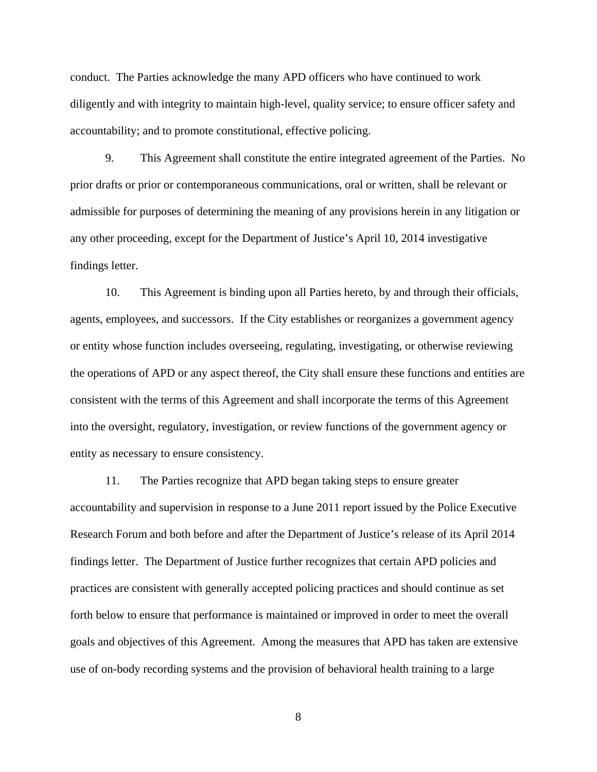conduct. The Parties acknowledge the many APD officers who have continued to work diligently and with integrity to maintain high-level, quality service; to ensure officer safety and accountability; and to promote constitutional, effective policing.

9. This Agreement shall constitute the entire integrated agreement of the Parties. No prior drafts or prior or contemporaneous communications, oral or written, shall be relevant or admissible for purposes of determining the meaning of any provisions herein in any litigation or any other proceeding, except for the Department of Justice's April 10, 2014 investigative findings letter.

10. This Agreement is binding upon all Parties hereto, by and through their officials, agents, employees, and successors. If the City establishes or reorganizes a government agency or entity whose function includes overseeing, regulating, investigating, or otherwise reviewing the operations of APD or any aspect thereof, the City shall ensure these functions and entities are consistent with the terms of this Agreement and shall incorporate the terms of this Agreement into the oversight, regulatory, investigation, or review functions of the government agency or entity as necessary to ensure consistency.

11. The Parties recognize that APD began taking steps to ensure greater accountability and supervision in response to a June 2011 report issued by the Police Executive Research Forum and both before and after the Department of Justice's release of its April 2014 findings letter. The Department of Justice further recognizes that certain APD policies and practices are consistent with generally accepted policing practices and should continue as set forth below to ensure that performance is maintained or improved in order to meet the overall goals and objectives of this Agreement. Among the measures that APD has taken are extensive use of on-body recording systems and the provision of behavioral health training to a large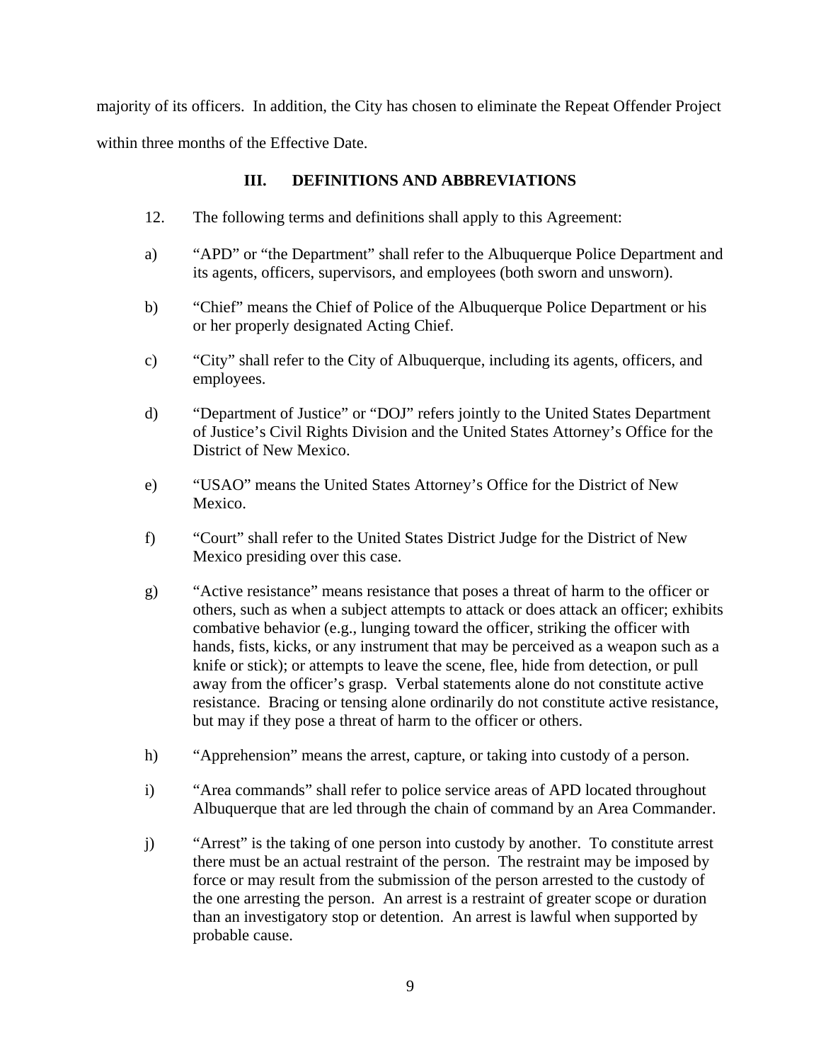majority of its officers. In addition, the City has chosen to eliminate the Repeat Offender Project within three months of the Effective Date.

## III. DEFINITIONS AND ABBREVIATIONS

12. The following terms and definitions shall apply to this Agreement:

a) "APD" or "the Department" shall refer to the Albuquerque Police Department and its agents, officers, supervisors, and employees (both sworn and unsworn).

b) "Chief" means the Chief of Police of the Albuquerque Police Department or his or her properly designated Acting Chief.

c) "City" shall refer to the City of Albuquerque, including its agents, officers, and employees.

d) "Department of Justice" or "DOJ" refers jointly to the United States Department of Justice's Civil Rights Division and the United States Attorney's Office for the District of New Mexico.

e) "USAO" means the United States Attorney's Office for the District of New Mexico.

f) "Court" shall refer to the United States District Judge for the District of New Mexico presiding over this case.

g) "Active resistance" means resistance that poses a threat of harm to the officer or others, such as when a subject attempts to attack or does attack an officer; exhibits combative behavior (e.g., lunging toward the officer, striking the officer with hands, fists, kicks, or any instrument that may be perceived as a weapon such as a knife or stick); or attempts to leave the scene, flee, hide from detection, or pull away from the officer's grasp. Verbal statements alone do not constitute active resistance. Bracing or tensing alone ordinarily do not constitute active resistance, but may if they pose a threat of harm to the officer or others.

h) "Apprehension" means the arrest, capture, or taking into custody of a person.

i) "Area commands" shall refer to police service areas of APD located throughout Albuquerque that are led through the chain of command by an Area Commander.

j) "Arrest" is the taking of one person into custody by another. To constitute arrest there must be an actual restraint of the person. The restraint may be imposed by force or may result from the submission of the person arrested to the custody of the one arresting the person. An arrest is a restraint of greater scope or duration than an investigatory stop or detention. An arrest is lawful when supported by probable cause.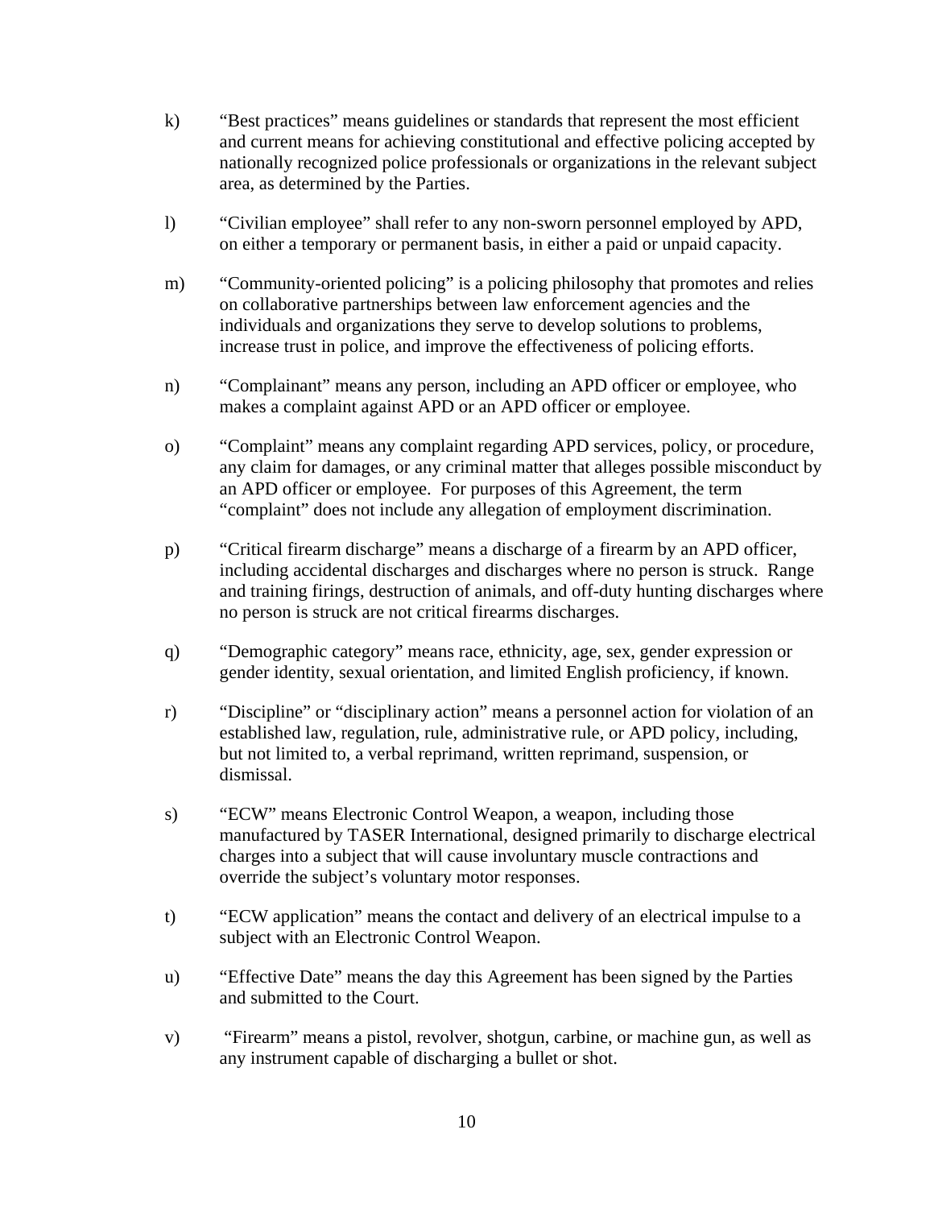k) “Best practices” means guidelines or standards that represent the most efficient and current means for achieving constitutional and effective policing accepted by nationally recognized police professionals or organizations in the relevant subject area, as determined by the Parties.

l) “Civilian employee” shall refer to any non-sworn personnel employed by APD, on either a temporary or permanent basis, in either a paid or unpaid capacity.

m) “Community-oriented policing” is a policing philosophy that promotes and relies on collaborative partnerships between law enforcement agencies and the individuals and organizations they serve to develop solutions to problems, increase trust in police, and improve the effectiveness of policing efforts.

n) “Complainant” means any person, including an APD officer or employee, who makes a complaint against APD or an APD officer or employee.

o) “Complaint” means any complaint regarding APD services, policy, or procedure, any claim for damages, or any criminal matter that alleges possible misconduct by an APD officer or employee. For purposes of this Agreement, the term “complaint” does not include any allegation of employment discrimination.

p) “Critical firearm discharge” means a discharge of a firearm by an APD officer, including accidental discharges and discharges where no person is struck. Range and training firings, destruction of animals, and off-duty hunting discharges where no person is struck are not critical firearms discharges.

q) “Demographic category” means race, ethnicity, age, sex, gender expression or gender identity, sexual orientation, and limited English proficiency, if known.

r) “Discipline” or “disciplinary action” means a personnel action for violation of an established law, regulation, rule, administrative rule, or APD policy, including, but not limited to, a verbal reprimand, written reprimand, suspension, or dismissal.

s) “ECW” means Electronic Control Weapon, a weapon, including those manufactured by TASER International, designed primarily to discharge electrical charges into a subject that will cause involuntary muscle contractions and override the subject’s voluntary motor responses.

t) “ECW application” means the contact and delivery of an electrical impulse to a subject with an Electronic Control Weapon.

u) “Effective Date” means the day this Agreement has been signed by the Parties and submitted to the Court.

v) “Firearm” means a pistol, revolver, shotgun, carbine, or machine gun, as well as any instrument capable of discharging a bullet or shot.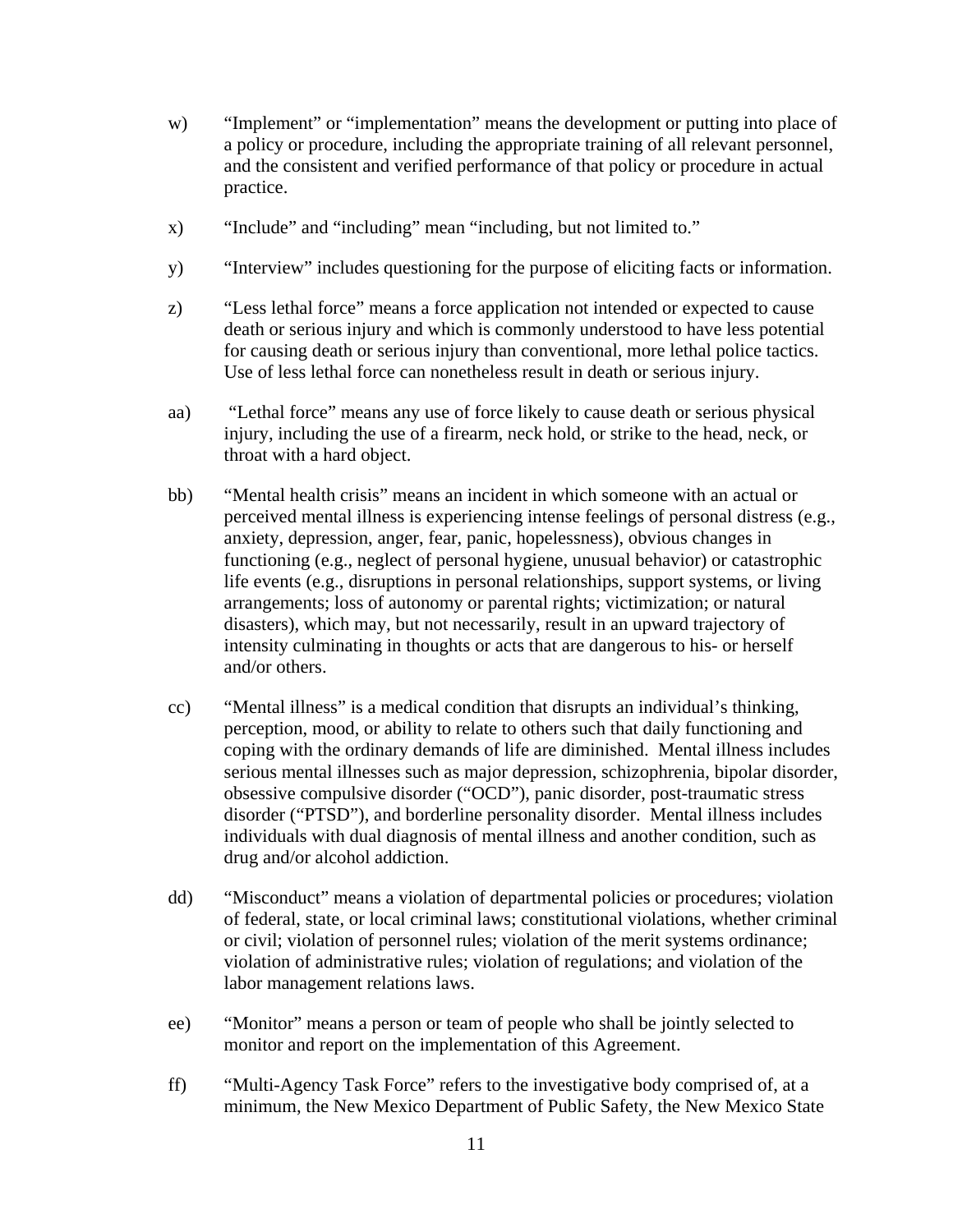w) "Implement" or "implementation" means the development or putting into place of a policy or procedure, including the appropriate training of all relevant personnel, and the consistent and verified performance of that policy or procedure in actual practice.

x) "Include" and "including" mean "including, but not limited to."

y) "Interview" includes questioning for the purpose of eliciting facts or information.

z) "Less lethal force" means a force application not intended or expected to cause death or serious injury and which is commonly understood to have less potential for causing death or serious injury than conventional, more lethal police tactics. Use of less lethal force can nonetheless result in death or serious injury.

aa) "Lethal force" means any use of force likely to cause death or serious physical injury, including the use of a firearm, neck hold, or strike to the head, neck, or throat with a hard object.

bb) "Mental health crisis" means an incident in which someone with an actual or perceived mental illness is experiencing intense feelings of personal distress (e.g., anxiety, depression, anger, fear, panic, hopelessness), obvious changes in functioning (e.g., neglect of personal hygiene, unusual behavior) or catastrophic life events (e.g., disruptions in personal relationships, support systems, or living arrangements; loss of autonomy or parental rights; victimization; or natural disasters), which may, but not necessarily, result in an upward trajectory of intensity culminating in thoughts or acts that are dangerous to his- or herself and/or others.

cc) "Mental illness" is a medical condition that disrupts an individual's thinking, perception, mood, or ability to relate to others such that daily functioning and coping with the ordinary demands of life are diminished. Mental illness includes serious mental illnesses such as major depression, schizophrenia, bipolar disorder, obsessive compulsive disorder ("OCD"), panic disorder, post-traumatic stress disorder ("PTSD"), and borderline personality disorder. Mental illness includes individuals with dual diagnosis of mental illness and another condition, such as drug and/or alcohol addiction.

dd) "Misconduct" means a violation of departmental policies or procedures; violation of federal, state, or local criminal laws; constitutional violations, whether criminal or civil; violation of personnel rules; violation of the merit systems ordinance; violation of administrative rules; violation of regulations; and violation of the labor management relations laws.

ee) "Monitor" means a person or team of people who shall be jointly selected to monitor and report on the implementation of this Agreement.

ff) "Multi-Agency Task Force" refers to the investigative body comprised of, at a minimum, the New Mexico Department of Public Safety, the New Mexico State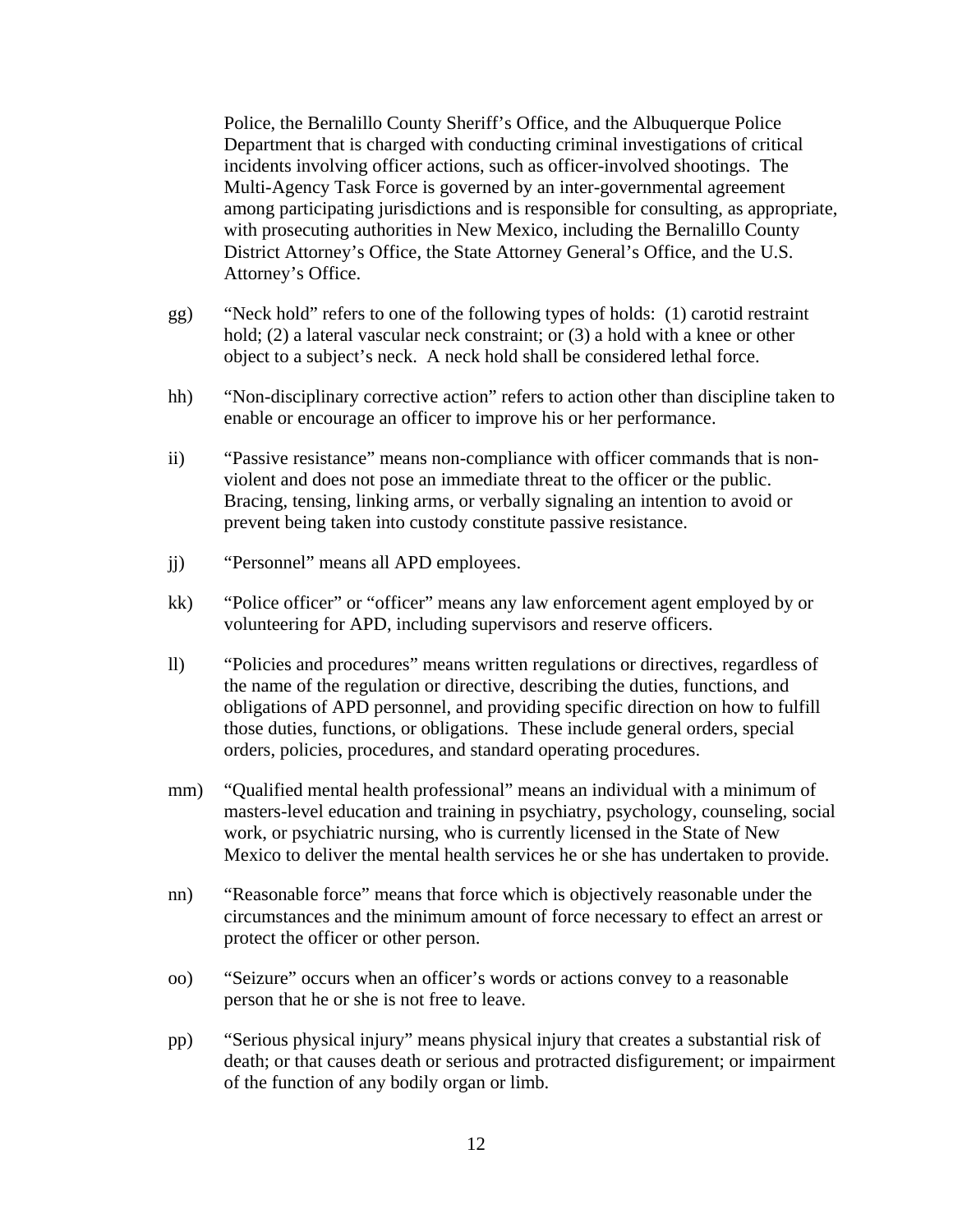Police, the Bernalillo County Sheriff's Office, and the Albuquerque Police Department that is charged with conducting criminal investigations of critical incidents involving officer actions, such as officer-involved shootings. The Multi-Agency Task Force is governed by an inter-governmental agreement among participating jurisdictions and is responsible for consulting, as appropriate, with prosecuting authorities in New Mexico, including the Bernalillo County District Attorney's Office, the State Attorney General's Office, and the U.S. Attorney's Office.

gg) "Neck hold" refers to one of the following types of holds: (1) carotid restraint hold; (2) a lateral vascular neck constraint; or (3) a hold with a knee or other object to a subject's neck. A neck hold shall be considered lethal force.

hh) "Non-disciplinary corrective action" refers to action other than discipline taken to enable or encourage an officer to improve his or her performance.

ii) "Passive resistance" means non-compliance with officer commands that is non-violent and does not pose an immediate threat to the officer or the public. Bracing, tensing, linking arms, or verbally signaling an intention to avoid or prevent being taken into custody constitute passive resistance.

jj) "Personnel" means all APD employees.

kk) "Police officer" or "officer" means any law enforcement agent employed by or volunteering for APD, including supervisors and reserve officers.

ll) "Policies and procedures" means written regulations or directives, regardless of the name of the regulation or directive, describing the duties, functions, and obligations of APD personnel, and providing specific direction on how to fulfill those duties, functions, or obligations. These include general orders, special orders, policies, procedures, and standard operating procedures.

mm) "Qualified mental health professional" means an individual with a minimum of masters-level education and training in psychiatry, psychology, counseling, social work, or psychiatric nursing, who is currently licensed in the State of New Mexico to deliver the mental health services he or she has undertaken to provide.

nn) "Reasonable force" means that force which is objectively reasonable under the circumstances and the minimum amount of force necessary to effect an arrest or protect the officer or other person.

oo) "Seizure" occurs when an officer's words or actions convey to a reasonable person that he or she is not free to leave.

pp) "Serious physical injury" means physical injury that creates a substantial risk of death; or that causes death or serious and protracted disfigurement; or impairment of the function of any bodily organ or limb.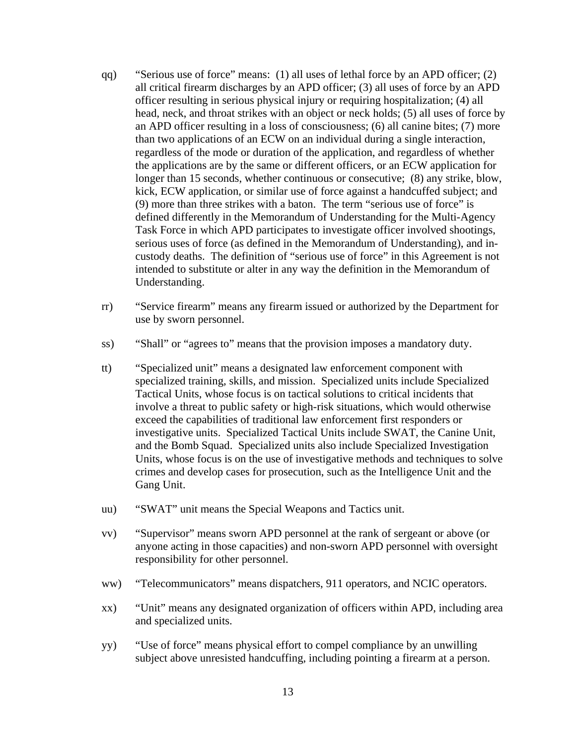qq) "Serious use of force" means: (1) all uses of lethal force by an APD officer; (2) all critical firearm discharges by an APD officer; (3) all uses of force by an APD officer resulting in serious physical injury or requiring hospitalization; (4) all head, neck, and throat strikes with an object or neck holds; (5) all uses of force by an APD officer resulting in a loss of consciousness; (6) all canine bites; (7) more than two applications of an ECW on an individual during a single interaction, regardless of the mode or duration of the application, and regardless of whether the applications are by the same or different officers, or an ECW application for longer than 15 seconds, whether continuous or consecutive; (8) any strike, blow, kick, ECW application, or similar use of force against a handcuffed subject; and (9) more than three strikes with a baton. The term "serious use of force" is defined differently in the Memorandum of Understanding for the Multi-Agency Task Force in which APD participates to investigate officer involved shootings, serious uses of force (as defined in the Memorandum of Understanding), and in-custody deaths. The definition of "serious use of force" in this Agreement is not intended to substitute or alter in any way the definition in the Memorandum of Understanding.

rr) "Service firearm" means any firearm issued or authorized by the Department for use by sworn personnel.

ss) "Shall" or "agrees to" means that the provision imposes a mandatory duty.

tt) "Specialized unit" means a designated law enforcement component with specialized training, skills, and mission. Specialized units include Specialized Tactical Units, whose focus is on tactical solutions to critical incidents that involve a threat to public safety or high-risk situations, which would otherwise exceed the capabilities of traditional law enforcement first responders or investigative units. Specialized Tactical Units include SWAT, the Canine Unit, and the Bomb Squad. Specialized units also include Specialized Investigation Units, whose focus is on the use of investigative methods and techniques to solve crimes and develop cases for prosecution, such as the Intelligence Unit and the Gang Unit.

uu) "SWAT" unit means the Special Weapons and Tactics unit.

vv) "Supervisor" means sworn APD personnel at the rank of sergeant or above (or anyone acting in those capacities) and non-sworn APD personnel with oversight responsibility for other personnel.

ww) "Telecommunicators" means dispatchers, 911 operators, and NCIC operators.

xx) "Unit" means any designated organization of officers within APD, including area and specialized units.

yy) "Use of force" means physical effort to compel compliance by an unwilling subject above unresisted handcuffing, including pointing a firearm at a person.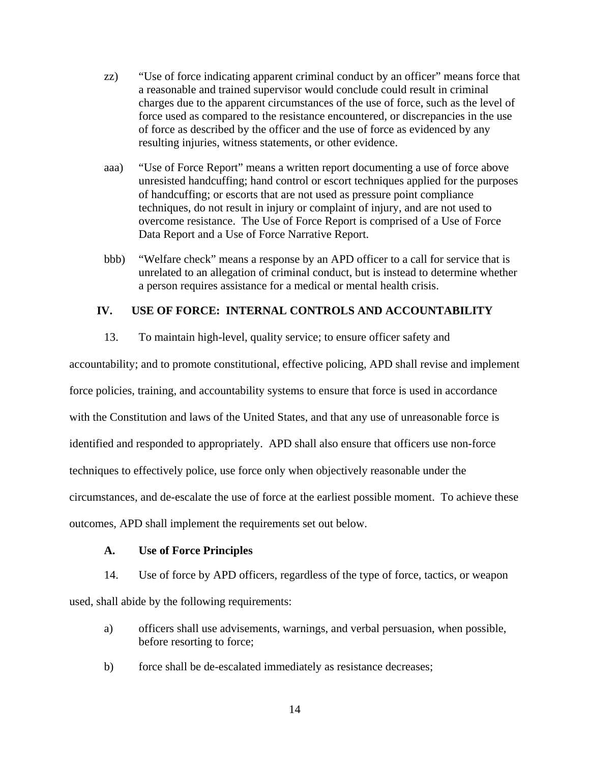zz) "Use of force indicating apparent criminal conduct by an officer" means force that a reasonable and trained supervisor would conclude could result in criminal charges due to the apparent circumstances of the use of force, such as the level of force used as compared to the resistance encountered, or discrepancies in the use of force as described by the officer and the use of force as evidenced by any resulting injuries, witness statements, or other evidence.

aaa) "Use of Force Report" means a written report documenting a use of force above unresisted handcuffing; hand control or escort techniques applied for the purposes of handcuffing; or escorts that are not used as pressure point compliance techniques, do not result in injury or complaint of injury, and are not used to overcome resistance. The Use of Force Report is comprised of a Use of Force Data Report and a Use of Force Narrative Report.

bbb) "Welfare check" means a response by an APD officer to a call for service that is unrelated to an allegation of criminal conduct, but is instead to determine whether a person requires assistance for a medical or mental health crisis.

## IV. USE OF FORCE: INTERNAL CONTROLS AND ACCOUNTABILITY

13. To maintain high-level, quality service; to ensure officer safety and accountability; and to promote constitutional, effective policing, APD shall revise and implement force policies, training, and accountability systems to ensure that force is used in accordance with the Constitution and laws of the United States, and that any use of unreasonable force is identified and responded to appropriately. APD shall also ensure that officers use non-force techniques to effectively police, use force only when objectively reasonable under the circumstances, and de-escalate the use of force at the earliest possible moment. To achieve these outcomes, APD shall implement the requirements set out below.

### A. Use of Force Principles

14. Use of force by APD officers, regardless of the type of force, tactics, or weapon used, shall abide by the following requirements:

a) officers shall use advisements, warnings, and verbal persuasion, when possible, before resorting to force;

b) force shall be de-escalated immediately as resistance decreases;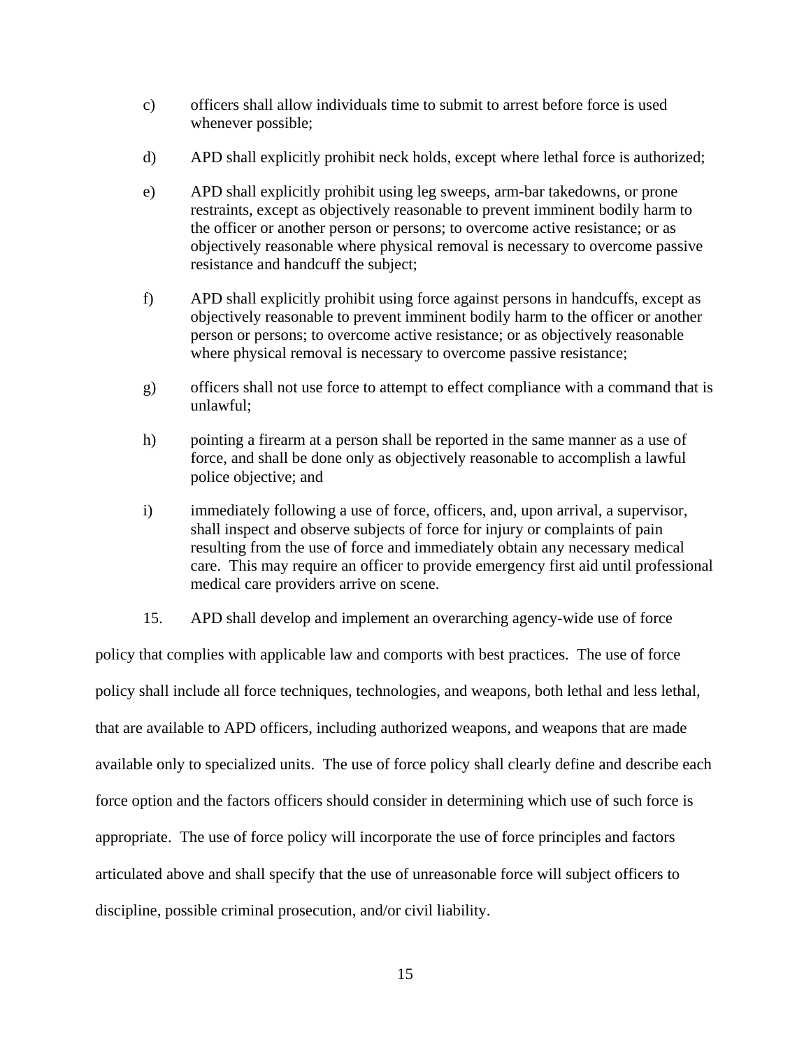c) officers shall allow individuals time to submit to arrest before force is used whenever possible;

d) APD shall explicitly prohibit neck holds, except where lethal force is authorized;

e) APD shall explicitly prohibit using leg sweeps, arm-bar takedowns, or prone restraints, except as objectively reasonable to prevent imminent bodily harm to the officer or another person or persons; to overcome active resistance; or as objectively reasonable where physical removal is necessary to overcome passive resistance and handcuff the subject;

f) APD shall explicitly prohibit using force against persons in handcuffs, except as objectively reasonable to prevent imminent bodily harm to the officer or another person or persons; to overcome active resistance; or as objectively reasonable where physical removal is necessary to overcome passive resistance;

g) officers shall not use force to attempt to effect compliance with a command that is unlawful;

h) pointing a firearm at a person shall be reported in the same manner as a use of force, and shall be done only as objectively reasonable to accomplish a lawful police objective; and

i) immediately following a use of force, officers, and, upon arrival, a supervisor, shall inspect and observe subjects of force for injury or complaints of pain resulting from the use of force and immediately obtain any necessary medical care. This may require an officer to provide emergency first aid until professional medical care providers arrive on scene.

15. APD shall develop and implement an overarching agency-wide use of force policy that complies with applicable law and comports with best practices. The use of force policy shall include all force techniques, technologies, and weapons, both lethal and less lethal, that are available to APD officers, including authorized weapons, and weapons that are made available only to specialized units. The use of force policy shall clearly define and describe each force option and the factors officers should consider in determining which use of such force is appropriate. The use of force policy will incorporate the use of force principles and factors articulated above and shall specify that the use of unreasonable force will subject officers to discipline, possible criminal prosecution, and/or civil liability.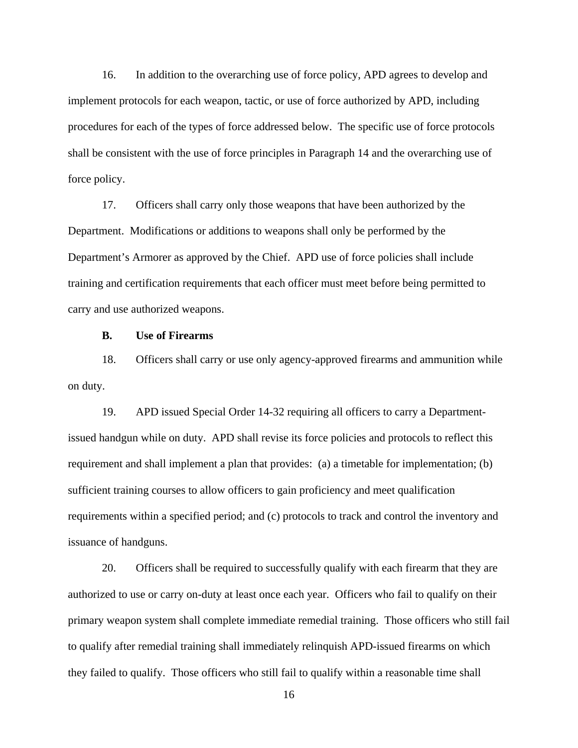16. In addition to the overarching use of force policy, APD agrees to develop and implement protocols for each weapon, tactic, or use of force authorized by APD, including procedures for each of the types of force addressed below. The specific use of force protocols shall be consistent with the use of force principles in Paragraph 14 and the overarching use of force policy.

17. Officers shall carry only those weapons that have been authorized by the Department. Modifications or additions to weapons shall only be performed by the Department's Armorer as approved by the Chief. APD use of force policies shall include training and certification requirements that each officer must meet before being permitted to carry and use authorized weapons.

**B. Use of Firearms**

18. Officers shall carry or use only agency-approved firearms and ammunition while on duty.

19. APD issued Special Order 14-32 requiring all officers to carry a Department-issued handgun while on duty. APD shall revise its force policies and protocols to reflect this requirement and shall implement a plan that provides: (a) a timetable for implementation; (b) sufficient training courses to allow officers to gain proficiency and meet qualification requirements within a specified period; and (c) protocols to track and control the inventory and issuance of handguns.

20. Officers shall be required to successfully qualify with each firearm that they are authorized to use or carry on-duty at least once each year. Officers who fail to qualify on their primary weapon system shall complete immediate remedial training. Those officers who still fail to qualify after remedial training shall immediately relinquish APD-issued firearms on which they failed to qualify. Those officers who still fail to qualify within a reasonable time shall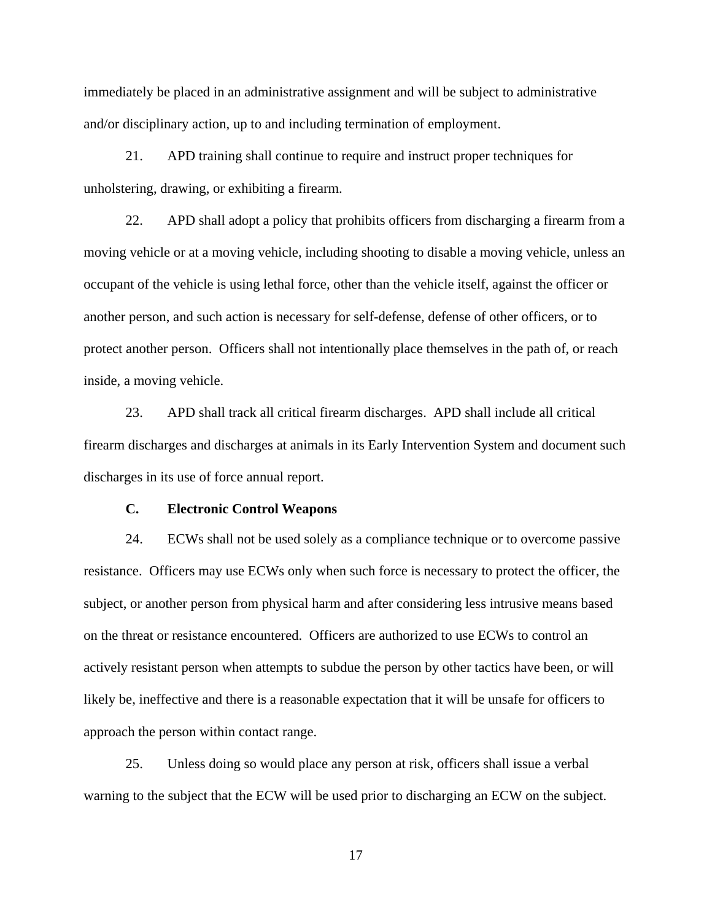immediately be placed in an administrative assignment and will be subject to administrative and/or disciplinary action, up to and including termination of employment.

21. APD training shall continue to require and instruct proper techniques for unholstering, drawing, or exhibiting a firearm.

22. APD shall adopt a policy that prohibits officers from discharging a firearm from a moving vehicle or at a moving vehicle, including shooting to disable a moving vehicle, unless an occupant of the vehicle is using lethal force, other than the vehicle itself, against the officer or another person, and such action is necessary for self-defense, defense of other officers, or to protect another person. Officers shall not intentionally place themselves in the path of, or reach inside, a moving vehicle.

23. APD shall track all critical firearm discharges. APD shall include all critical firearm discharges and discharges at animals in its Early Intervention System and document such discharges in its use of force annual report.

**C. Electronic Control Weapons**

24. ECWs shall not be used solely as a compliance technique or to overcome passive resistance. Officers may use ECWs only when such force is necessary to protect the officer, the subject, or another person from physical harm and after considering less intrusive means based on the threat or resistance encountered. Officers are authorized to use ECWs to control an actively resistant person when attempts to subdue the person by other tactics have been, or will likely be, ineffective and there is a reasonable expectation that it will be unsafe for officers to approach the person within contact range.

25. Unless doing so would place any person at risk, officers shall issue a verbal warning to the subject that the ECW will be used prior to discharging an ECW on the subject.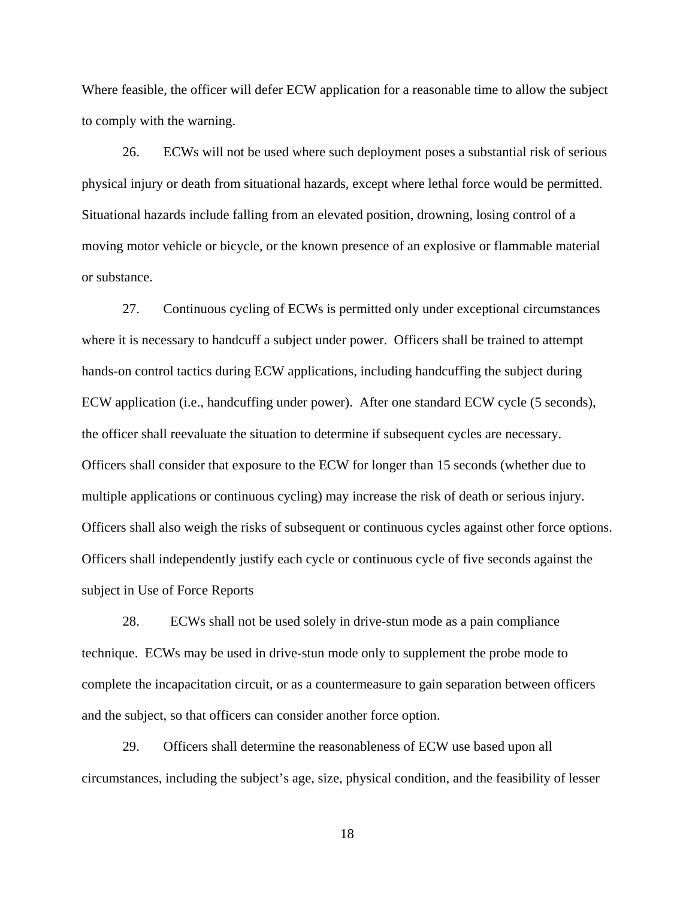Where feasible, the officer will defer ECW application for a reasonable time to allow the subject to comply with the warning.

26. ECWs will not be used where such deployment poses a substantial risk of serious physical injury or death from situational hazards, except where lethal force would be permitted. Situational hazards include falling from an elevated position, drowning, losing control of a moving motor vehicle or bicycle, or the known presence of an explosive or flammable material or substance.

27. Continuous cycling of ECWs is permitted only under exceptional circumstances where it is necessary to handcuff a subject under power. Officers shall be trained to attempt hands-on control tactics during ECW applications, including handcuffing the subject during ECW application (i.e., handcuffing under power). After one standard ECW cycle (5 seconds), the officer shall reevaluate the situation to determine if subsequent cycles are necessary. Officers shall consider that exposure to the ECW for longer than 15 seconds (whether due to multiple applications or continuous cycling) may increase the risk of death or serious injury. Officers shall also weigh the risks of subsequent or continuous cycles against other force options. Officers shall independently justify each cycle or continuous cycle of five seconds against the subject in Use of Force Reports

28. ECWs shall not be used solely in drive-stun mode as a pain compliance technique. ECWs may be used in drive-stun mode only to supplement the probe mode to complete the incapacitation circuit, or as a countermeasure to gain separation between officers and the subject, so that officers can consider another force option.

29. Officers shall determine the reasonableness of ECW use based upon all circumstances, including the subject's age, size, physical condition, and the feasibility of lesser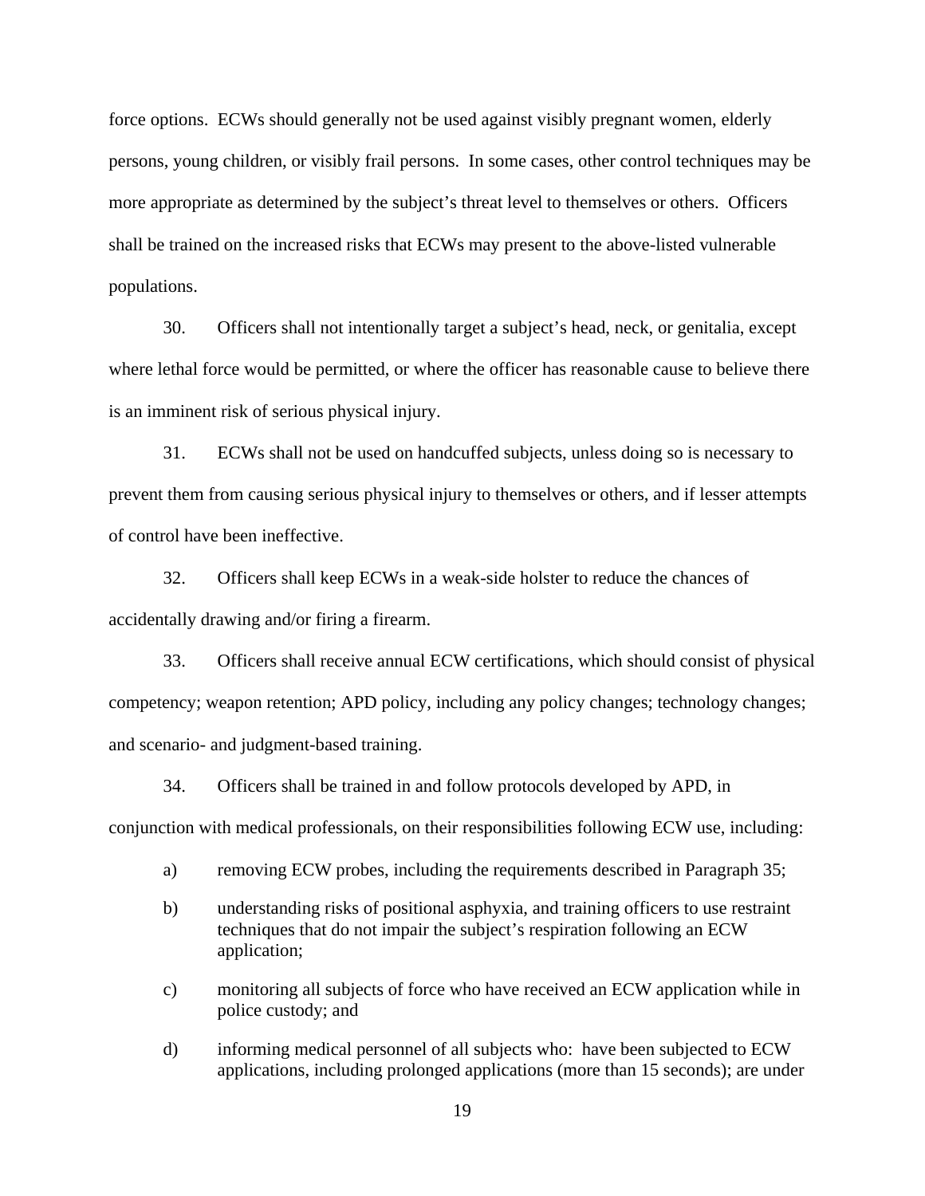force options. ECWs should generally not be used against visibly pregnant women, elderly persons, young children, or visibly frail persons. In some cases, other control techniques may be more appropriate as determined by the subject's threat level to themselves or others. Officers shall be trained on the increased risks that ECWs may present to the above-listed vulnerable populations.

30. Officers shall not intentionally target a subject's head, neck, or genitalia, except where lethal force would be permitted, or where the officer has reasonable cause to believe there is an imminent risk of serious physical injury.

31. ECWs shall not be used on handcuffed subjects, unless doing so is necessary to prevent them from causing serious physical injury to themselves or others, and if lesser attempts of control have been ineffective.

32. Officers shall keep ECWs in a weak-side holster to reduce the chances of accidentally drawing and/or firing a firearm.

33. Officers shall receive annual ECW certifications, which should consist of physical competency; weapon retention; APD policy, including any policy changes; technology changes; and scenario- and judgment-based training.

34. Officers shall be trained in and follow protocols developed by APD, in conjunction with medical professionals, on their responsibilities following ECW use, including:

a) removing ECW probes, including the requirements described in Paragraph 35;

b) understanding risks of positional asphyxia, and training officers to use restraint techniques that do not impair the subject's respiration following an ECW application;

c) monitoring all subjects of force who have received an ECW application while in police custody; and

d) informing medical personnel of all subjects who: have been subjected to ECW applications, including prolonged applications (more than 15 seconds); are under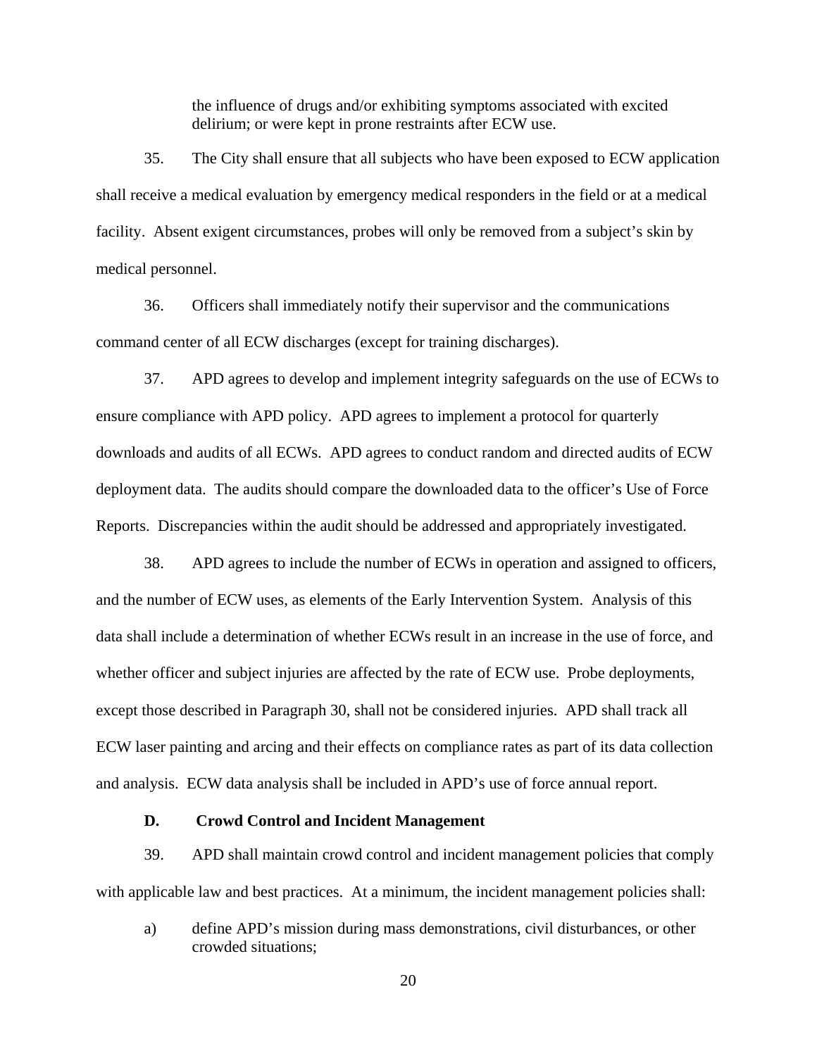the influence of drugs and/or exhibiting symptoms associated with excited delirium; or were kept in prone restraints after ECW use.

35. The City shall ensure that all subjects who have been exposed to ECW application shall receive a medical evaluation by emergency medical responders in the field or at a medical facility. Absent exigent circumstances, probes will only be removed from a subject's skin by medical personnel.

36. Officers shall immediately notify their supervisor and the communications command center of all ECW discharges (except for training discharges).

37. APD agrees to develop and implement integrity safeguards on the use of ECWs to ensure compliance with APD policy. APD agrees to implement a protocol for quarterly downloads and audits of all ECWs. APD agrees to conduct random and directed audits of ECW deployment data. The audits should compare the downloaded data to the officer's Use of Force Reports. Discrepancies within the audit should be addressed and appropriately investigated.

38. APD agrees to include the number of ECWs in operation and assigned to officers, and the number of ECW uses, as elements of the Early Intervention System. Analysis of this data shall include a determination of whether ECWs result in an increase in the use of force, and whether officer and subject injuries are affected by the rate of ECW use. Probe deployments, except those described in Paragraph 30, shall not be considered injuries. APD shall track all ECW laser painting and arcing and their effects on compliance rates as part of its data collection and analysis. ECW data analysis shall be included in APD's use of force annual report.

### D. Crowd Control and Incident Management

39. APD shall maintain crowd control and incident management policies that comply with applicable law and best practices. At a minimum, the incident management policies shall:

a) define APD's mission during mass demonstrations, civil disturbances, or other crowded situations;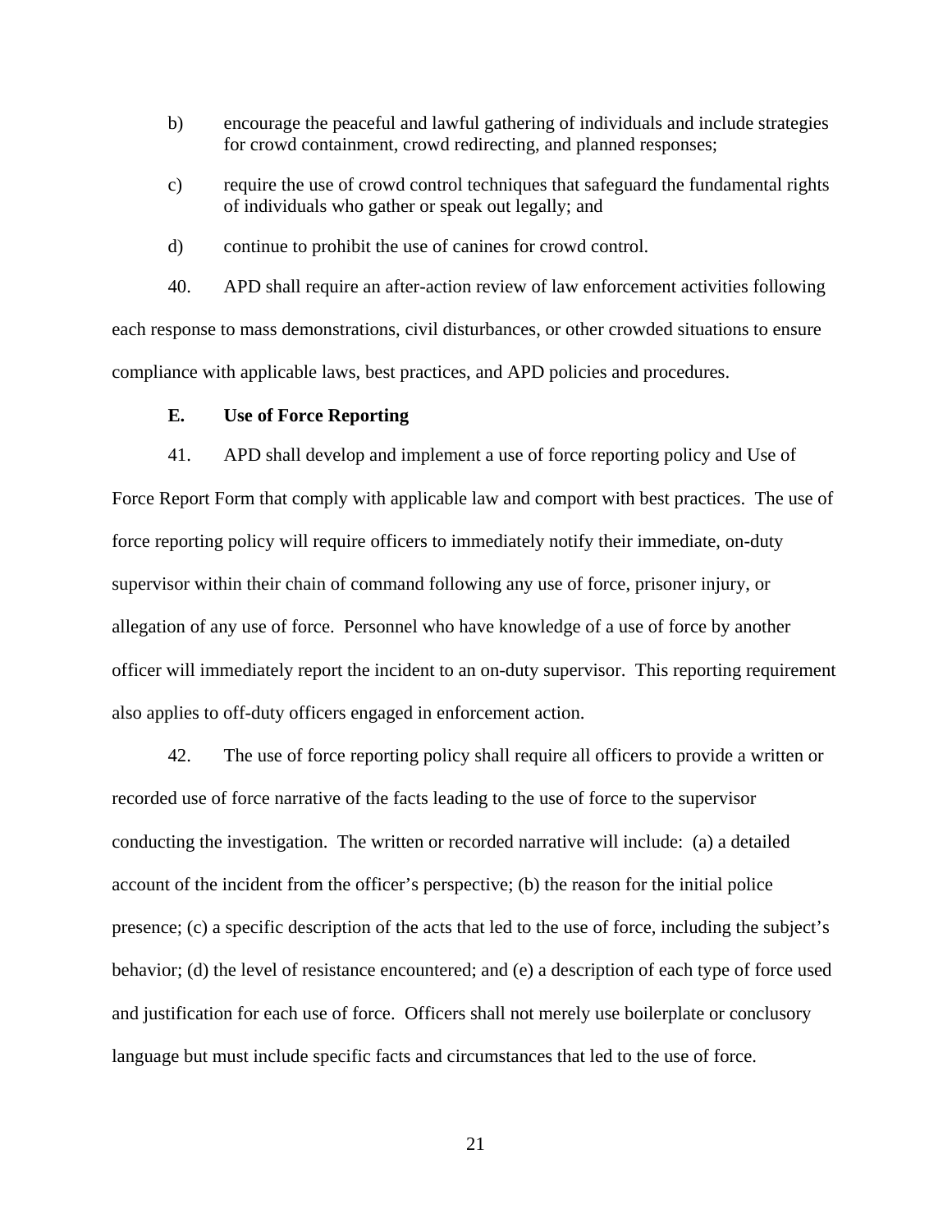b) encourage the peaceful and lawful gathering of individuals and include strategies for crowd containment, crowd redirecting, and planned responses;

c) require the use of crowd control techniques that safeguard the fundamental rights of individuals who gather or speak out legally; and

d) continue to prohibit the use of canines for crowd control.

40. APD shall require an after-action review of law enforcement activities following each response to mass demonstrations, civil disturbances, or other crowded situations to ensure compliance with applicable laws, best practices, and APD policies and procedures.

### E. Use of Force Reporting

41. APD shall develop and implement a use of force reporting policy and Use of Force Report Form that comply with applicable law and comport with best practices. The use of force reporting policy will require officers to immediately notify their immediate, on-duty supervisor within their chain of command following any use of force, prisoner injury, or allegation of any use of force. Personnel who have knowledge of a use of force by another officer will immediately report the incident to an on-duty supervisor. This reporting requirement also applies to off-duty officers engaged in enforcement action.

42. The use of force reporting policy shall require all officers to provide a written or recorded use of force narrative of the facts leading to the use of force to the supervisor conducting the investigation. The written or recorded narrative will include: (a) a detailed account of the incident from the officer's perspective; (b) the reason for the initial police presence; (c) a specific description of the acts that led to the use of force, including the subject's behavior; (d) the level of resistance encountered; and (e) a description of each type of force used and justification for each use of force. Officers shall not merely use boilerplate or conclusory language but must include specific facts and circumstances that led to the use of force.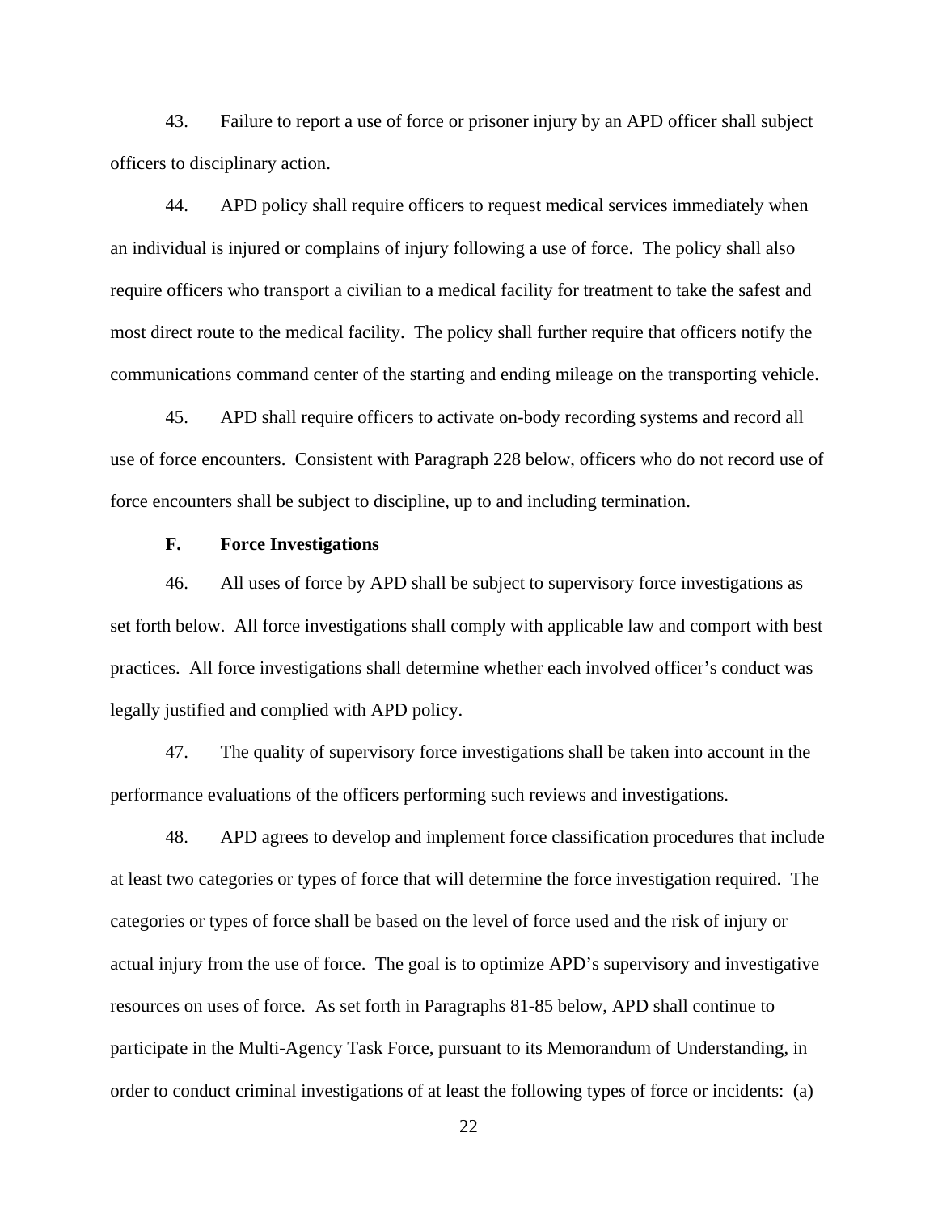43. Failure to report a use of force or prisoner injury by an APD officer shall subject officers to disciplinary action.

44. APD policy shall require officers to request medical services immediately when an individual is injured or complains of injury following a use of force. The policy shall also require officers who transport a civilian to a medical facility for treatment to take the safest and most direct route to the medical facility. The policy shall further require that officers notify the communications command center of the starting and ending mileage on the transporting vehicle.

45. APD shall require officers to activate on-body recording systems and record all use of force encounters. Consistent with Paragraph 228 below, officers who do not record use of force encounters shall be subject to discipline, up to and including termination.

### F. Force Investigations

46. All uses of force by APD shall be subject to supervisory force investigations as set forth below. All force investigations shall comply with applicable law and comport with best practices. All force investigations shall determine whether each involved officer's conduct was legally justified and complied with APD policy.

47. The quality of supervisory force investigations shall be taken into account in the performance evaluations of the officers performing such reviews and investigations.

48. APD agrees to develop and implement force classification procedures that include at least two categories or types of force that will determine the force investigation required. The categories or types of force shall be based on the level of force used and the risk of injury or actual injury from the use of force. The goal is to optimize APD's supervisory and investigative resources on uses of force. As set forth in Paragraphs 81-85 below, APD shall continue to participate in the Multi-Agency Task Force, pursuant to its Memorandum of Understanding, in order to conduct criminal investigations of at least the following types of force or incidents: (a)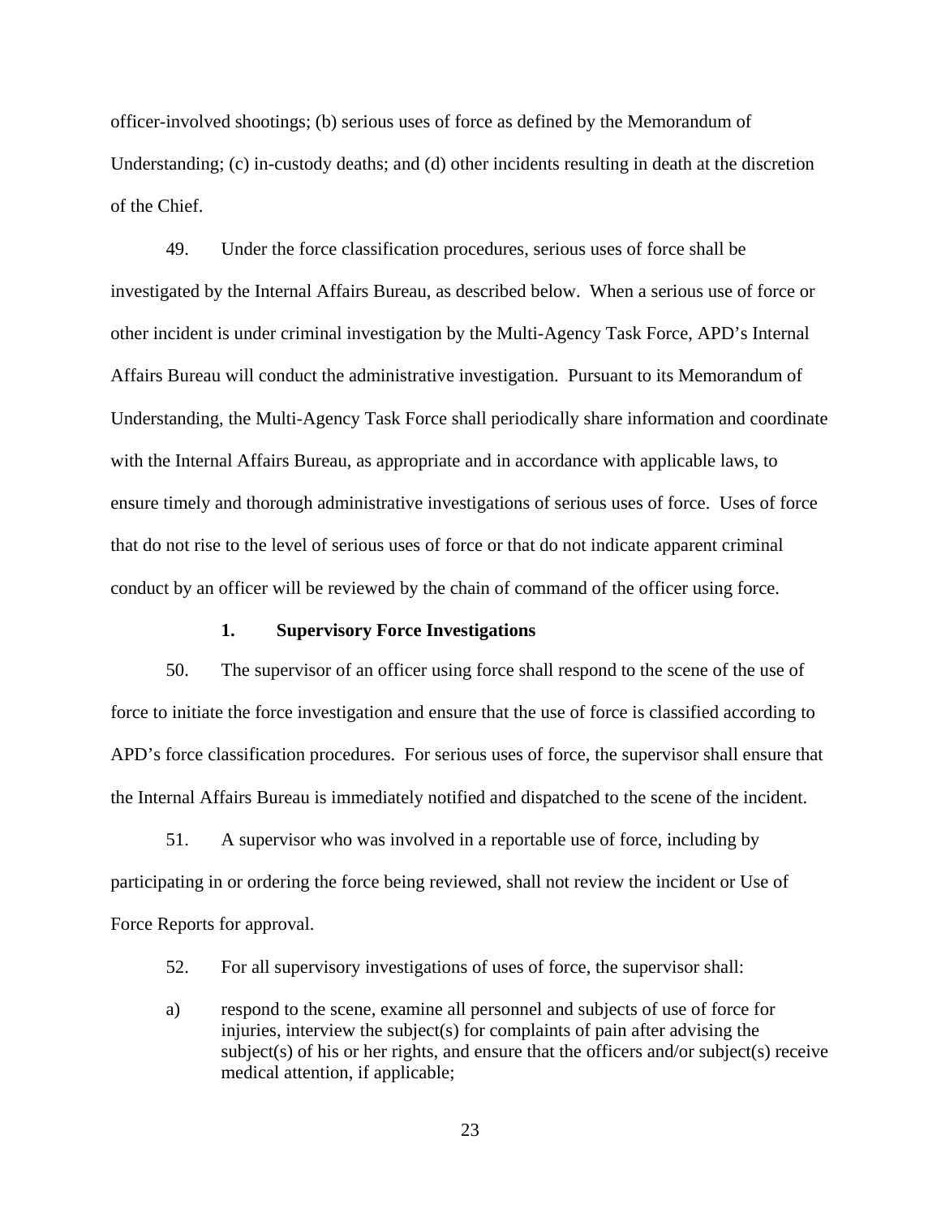officer-involved shootings; (b) serious uses of force as defined by the Memorandum of Understanding; (c) in-custody deaths; and (d) other incidents resulting in death at the discretion of the Chief.

49. Under the force classification procedures, serious uses of force shall be investigated by the Internal Affairs Bureau, as described below. When a serious use of force or other incident is under criminal investigation by the Multi-Agency Task Force, APD's Internal Affairs Bureau will conduct the administrative investigation. Pursuant to its Memorandum of Understanding, the Multi-Agency Task Force shall periodically share information and coordinate with the Internal Affairs Bureau, as appropriate and in accordance with applicable laws, to ensure timely and thorough administrative investigations of serious uses of force. Uses of force that do not rise to the level of serious uses of force or that do not indicate apparent criminal conduct by an officer will be reviewed by the chain of command of the officer using force.

### 1. Supervisory Force Investigations

50. The supervisor of an officer using force shall respond to the scene of the use of force to initiate the force investigation and ensure that the use of force is classified according to APD's force classification procedures. For serious uses of force, the supervisor shall ensure that the Internal Affairs Bureau is immediately notified and dispatched to the scene of the incident.

51. A supervisor who was involved in a reportable use of force, including by participating in or ordering the force being reviewed, shall not review the incident or Use of Force Reports for approval.

52. For all supervisory investigations of uses of force, the supervisor shall:

a) respond to the scene, examine all personnel and subjects of use of force for injuries, interview the subject(s) for complaints of pain after advising the subject(s) of his or her rights, and ensure that the officers and/or subject(s) receive medical attention, if applicable;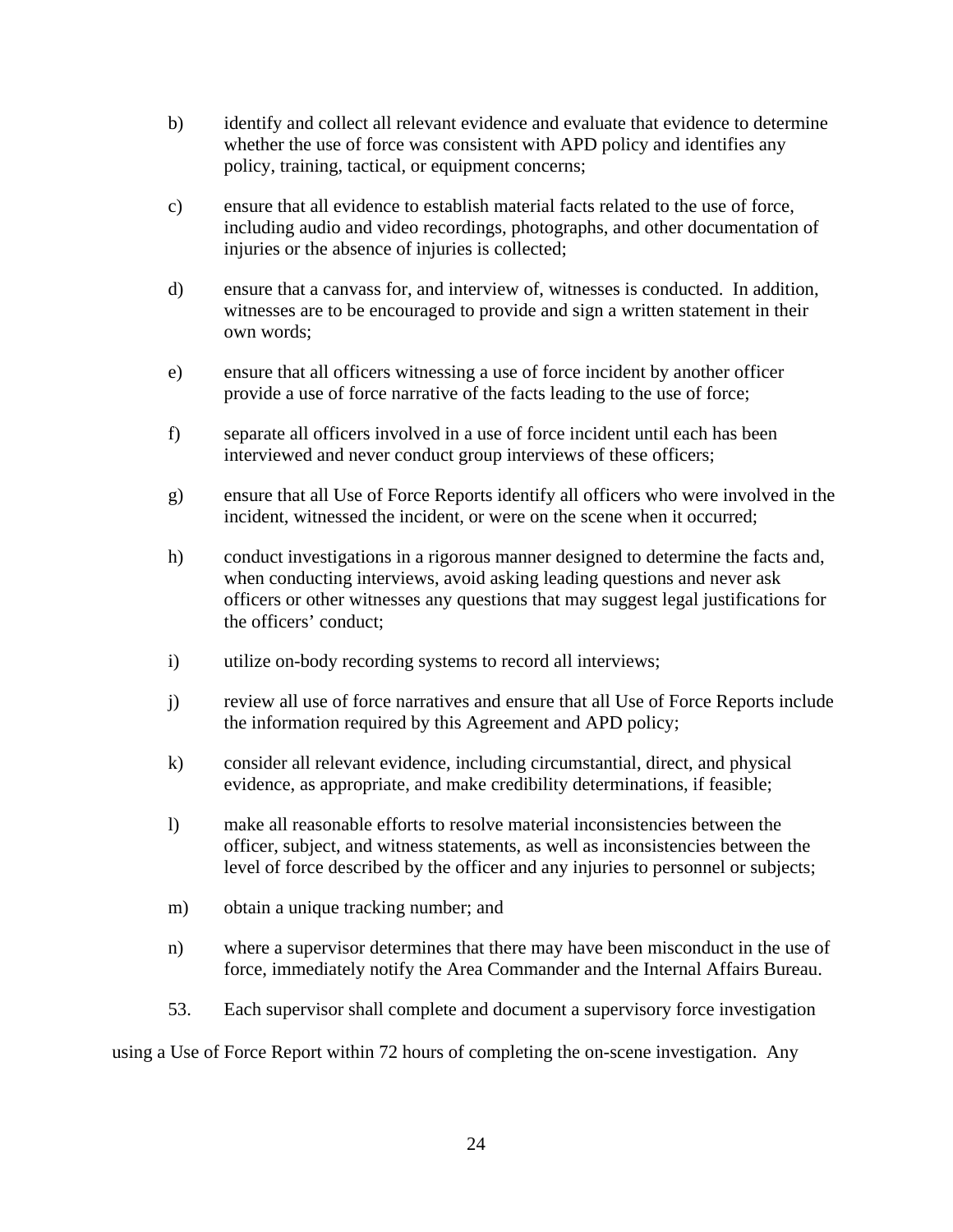b) identify and collect all relevant evidence and evaluate that evidence to determine whether the use of force was consistent with APD policy and identifies any policy, training, tactical, or equipment concerns;

c) ensure that all evidence to establish material facts related to the use of force, including audio and video recordings, photographs, and other documentation of injuries or the absence of injuries is collected;

d) ensure that a canvass for, and interview of, witnesses is conducted. In addition, witnesses are to be encouraged to provide and sign a written statement in their own words;

e) ensure that all officers witnessing a use of force incident by another officer provide a use of force narrative of the facts leading to the use of force;

f) separate all officers involved in a use of force incident until each has been interviewed and never conduct group interviews of these officers;

g) ensure that all Use of Force Reports identify all officers who were involved in the incident, witnessed the incident, or were on the scene when it occurred;

h) conduct investigations in a rigorous manner designed to determine the facts and, when conducting interviews, avoid asking leading questions and never ask officers or other witnesses any questions that may suggest legal justifications for the officers' conduct;

i) utilize on-body recording systems to record all interviews;

j) review all use of force narratives and ensure that all Use of Force Reports include the information required by this Agreement and APD policy;

k) consider all relevant evidence, including circumstantial, direct, and physical evidence, as appropriate, and make credibility determinations, if feasible;

l) make all reasonable efforts to resolve material inconsistencies between the officer, subject, and witness statements, as well as inconsistencies between the level of force described by the officer and any injuries to personnel or subjects;

m) obtain a unique tracking number; and

n) where a supervisor determines that there may have been misconduct in the use of force, immediately notify the Area Commander and the Internal Affairs Bureau.

53. Each supervisor shall complete and document a supervisory force investigation using a Use of Force Report within 72 hours of completing the on-scene investigation. Any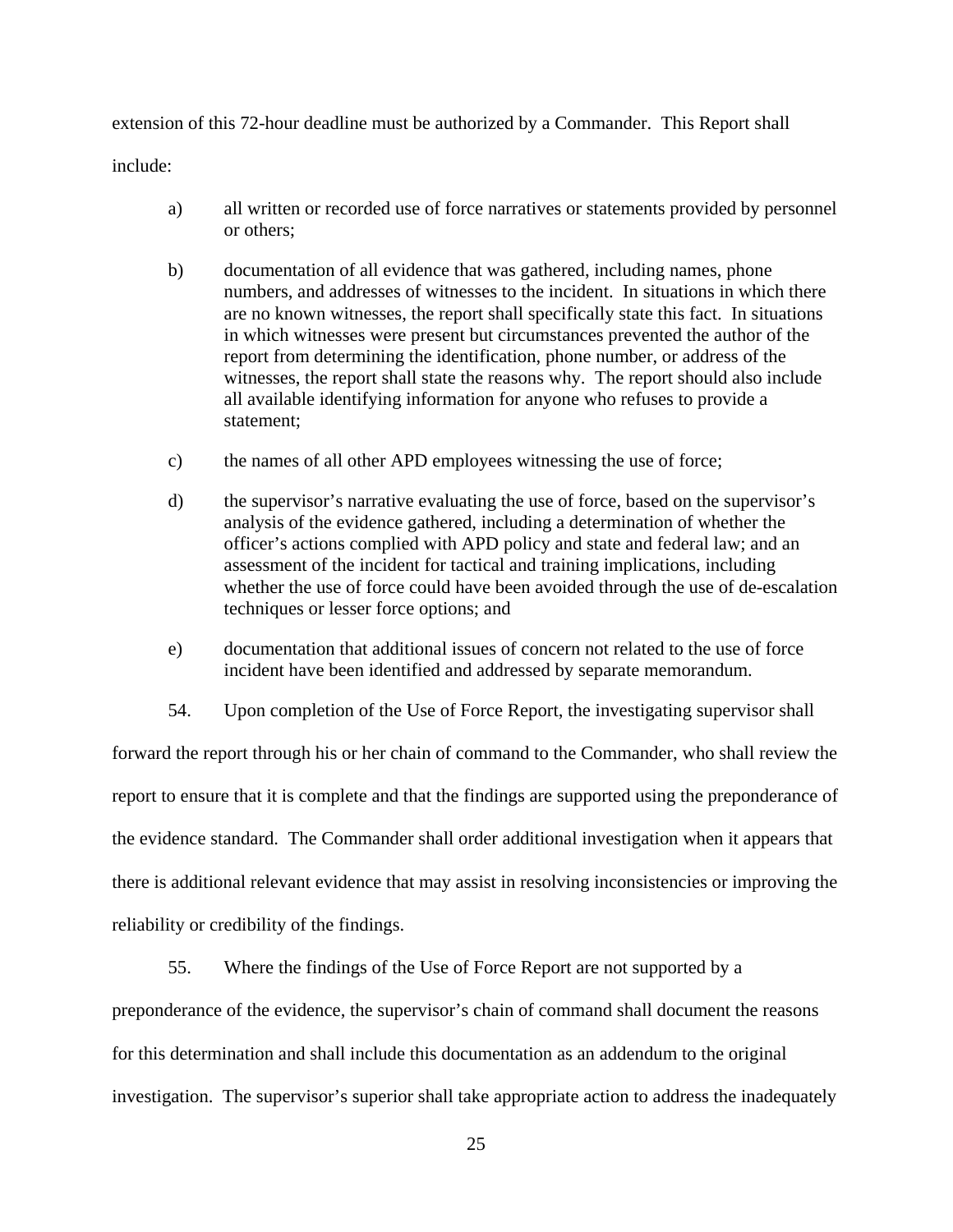extension of this 72-hour deadline must be authorized by a Commander. This Report shall include:

a) all written or recorded use of force narratives or statements provided by personnel or others;

b) documentation of all evidence that was gathered, including names, phone numbers, and addresses of witnesses to the incident. In situations in which there are no known witnesses, the report shall specifically state this fact. In situations in which witnesses were present but circumstances prevented the author of the report from determining the identification, phone number, or address of the witnesses, the report shall state the reasons why. The report should also include all available identifying information for anyone who refuses to provide a statement;

c) the names of all other APD employees witnessing the use of force;

d) the supervisor's narrative evaluating the use of force, based on the supervisor's analysis of the evidence gathered, including a determination of whether the officer's actions complied with APD policy and state and federal law; and an assessment of the incident for tactical and training implications, including whether the use of force could have been avoided through the use of de-escalation techniques or lesser force options; and

e) documentation that additional issues of concern not related to the use of force incident have been identified and addressed by separate memorandum.

54. Upon completion of the Use of Force Report, the investigating supervisor shall forward the report through his or her chain of command to the Commander, who shall review the report to ensure that it is complete and that the findings are supported using the preponderance of the evidence standard. The Commander shall order additional investigation when it appears that there is additional relevant evidence that may assist in resolving inconsistencies or improving the reliability or credibility of the findings.

55. Where the findings of the Use of Force Report are not supported by a preponderance of the evidence, the supervisor's chain of command shall document the reasons for this determination and shall include this documentation as an addendum to the original investigation. The supervisor's superior shall take appropriate action to address the inadequately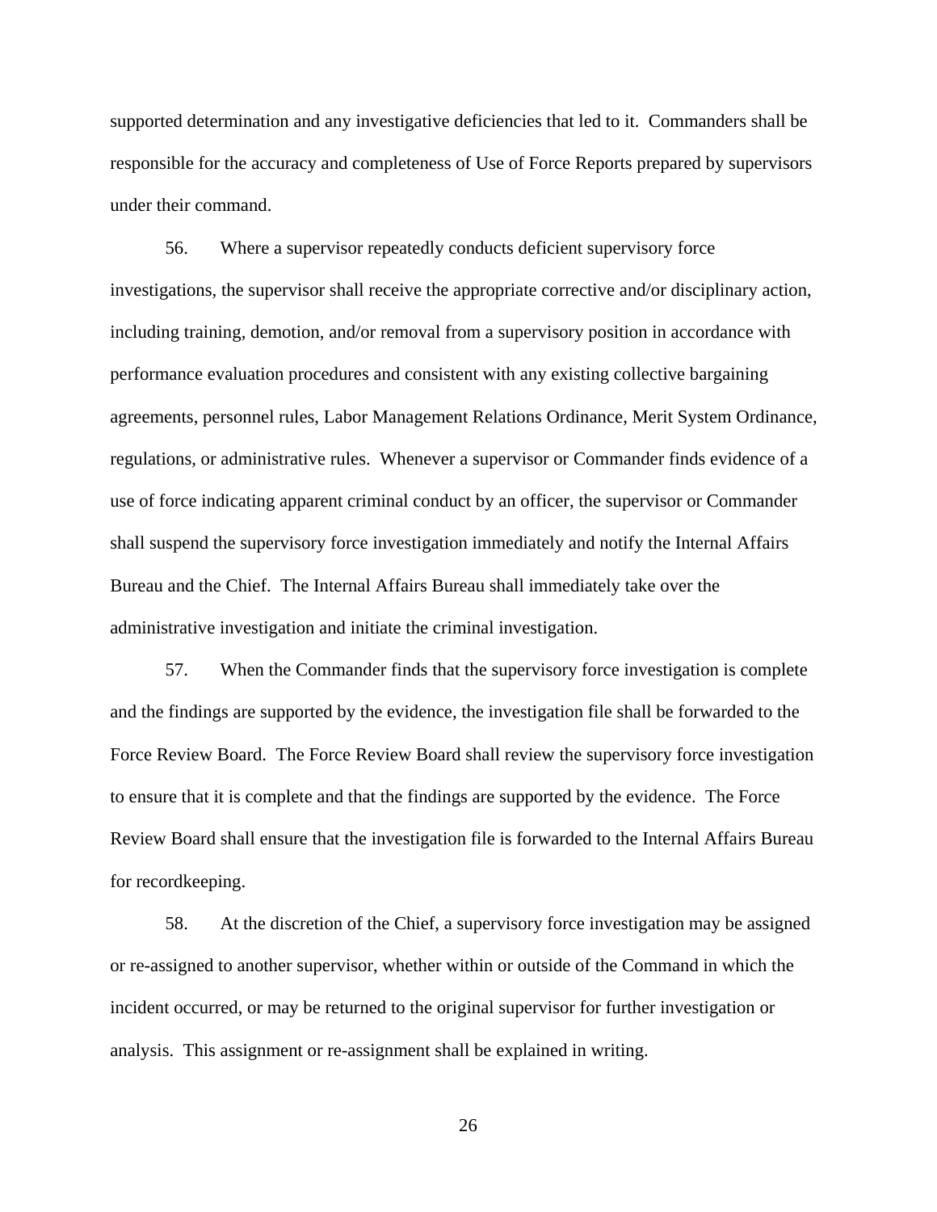supported determination and any investigative deficiencies that led to it. Commanders shall be responsible for the accuracy and completeness of Use of Force Reports prepared by supervisors under their command.

56. Where a supervisor repeatedly conducts deficient supervisory force investigations, the supervisor shall receive the appropriate corrective and/or disciplinary action, including training, demotion, and/or removal from a supervisory position in accordance with performance evaluation procedures and consistent with any existing collective bargaining agreements, personnel rules, Labor Management Relations Ordinance, Merit System Ordinance, regulations, or administrative rules. Whenever a supervisor or Commander finds evidence of a use of force indicating apparent criminal conduct by an officer, the supervisor or Commander shall suspend the supervisory force investigation immediately and notify the Internal Affairs Bureau and the Chief. The Internal Affairs Bureau shall immediately take over the administrative investigation and initiate the criminal investigation.

57. When the Commander finds that the supervisory force investigation is complete and the findings are supported by the evidence, the investigation file shall be forwarded to the Force Review Board. The Force Review Board shall review the supervisory force investigation to ensure that it is complete and that the findings are supported by the evidence. The Force Review Board shall ensure that the investigation file is forwarded to the Internal Affairs Bureau for recordkeeping.

58. At the discretion of the Chief, a supervisory force investigation may be assigned or re-assigned to another supervisor, whether within or outside of the Command in which the incident occurred, or may be returned to the original supervisor for further investigation or analysis. This assignment or re-assignment shall be explained in writing.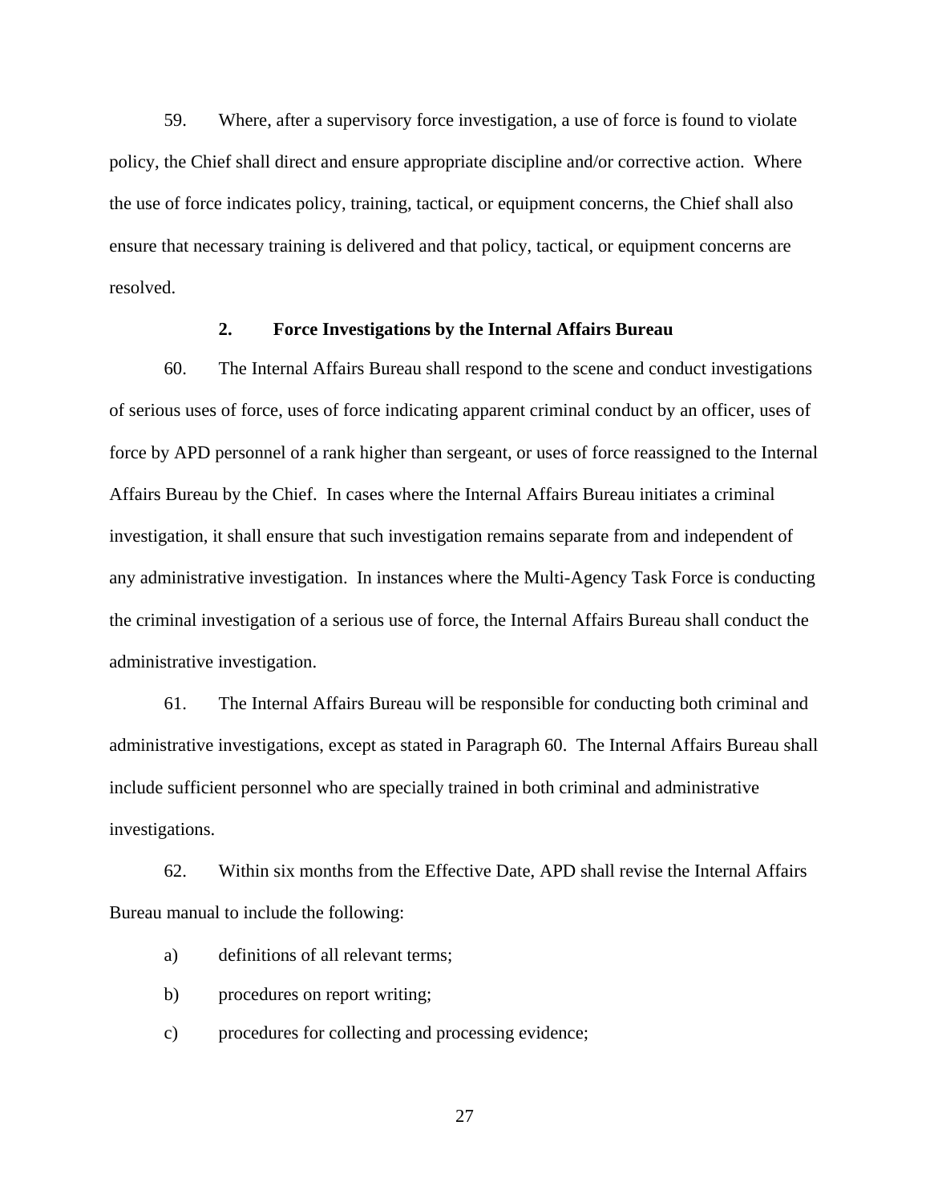59. Where, after a supervisory force investigation, a use of force is found to violate policy, the Chief shall direct and ensure appropriate discipline and/or corrective action. Where the use of force indicates policy, training, tactical, or equipment concerns, the Chief shall also ensure that necessary training is delivered and that policy, tactical, or equipment concerns are resolved.

### 2. Force Investigations by the Internal Affairs Bureau

60. The Internal Affairs Bureau shall respond to the scene and conduct investigations of serious uses of force, uses of force indicating apparent criminal conduct by an officer, uses of force by APD personnel of a rank higher than sergeant, or uses of force reassigned to the Internal Affairs Bureau by the Chief. In cases where the Internal Affairs Bureau initiates a criminal investigation, it shall ensure that such investigation remains separate from and independent of any administrative investigation. In instances where the Multi-Agency Task Force is conducting the criminal investigation of a serious use of force, the Internal Affairs Bureau shall conduct the administrative investigation.

61. The Internal Affairs Bureau will be responsible for conducting both criminal and administrative investigations, except as stated in Paragraph 60. The Internal Affairs Bureau shall include sufficient personnel who are specially trained in both criminal and administrative investigations.

62. Within six months from the Effective Date, APD shall revise the Internal Affairs Bureau manual to include the following:

a) definitions of all relevant terms;

b) procedures on report writing;

c) procedures for collecting and processing evidence;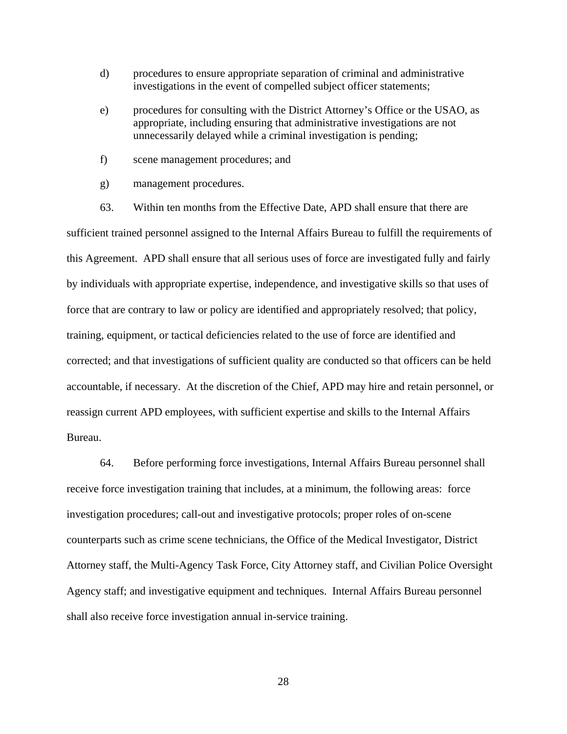d) procedures to ensure appropriate separation of criminal and administrative investigations in the event of compelled subject officer statements;

e) procedures for consulting with the District Attorney's Office or the USAO, as appropriate, including ensuring that administrative investigations are not unnecessarily delayed while a criminal investigation is pending;

f) scene management procedures; and

g) management procedures.

63. Within ten months from the Effective Date, APD shall ensure that there are sufficient trained personnel assigned to the Internal Affairs Bureau to fulfill the requirements of this Agreement. APD shall ensure that all serious uses of force are investigated fully and fairly by individuals with appropriate expertise, independence, and investigative skills so that uses of force that are contrary to law or policy are identified and appropriately resolved; that policy, training, equipment, or tactical deficiencies related to the use of force are identified and corrected; and that investigations of sufficient quality are conducted so that officers can be held accountable, if necessary. At the discretion of the Chief, APD may hire and retain personnel, or reassign current APD employees, with sufficient expertise and skills to the Internal Affairs Bureau.

64. Before performing force investigations, Internal Affairs Bureau personnel shall receive force investigation training that includes, at a minimum, the following areas: force investigation procedures; call-out and investigative protocols; proper roles of on-scene counterparts such as crime scene technicians, the Office of the Medical Investigator, District Attorney staff, the Multi-Agency Task Force, City Attorney staff, and Civilian Police Oversight Agency staff; and investigative equipment and techniques. Internal Affairs Bureau personnel shall also receive force investigation annual in-service training.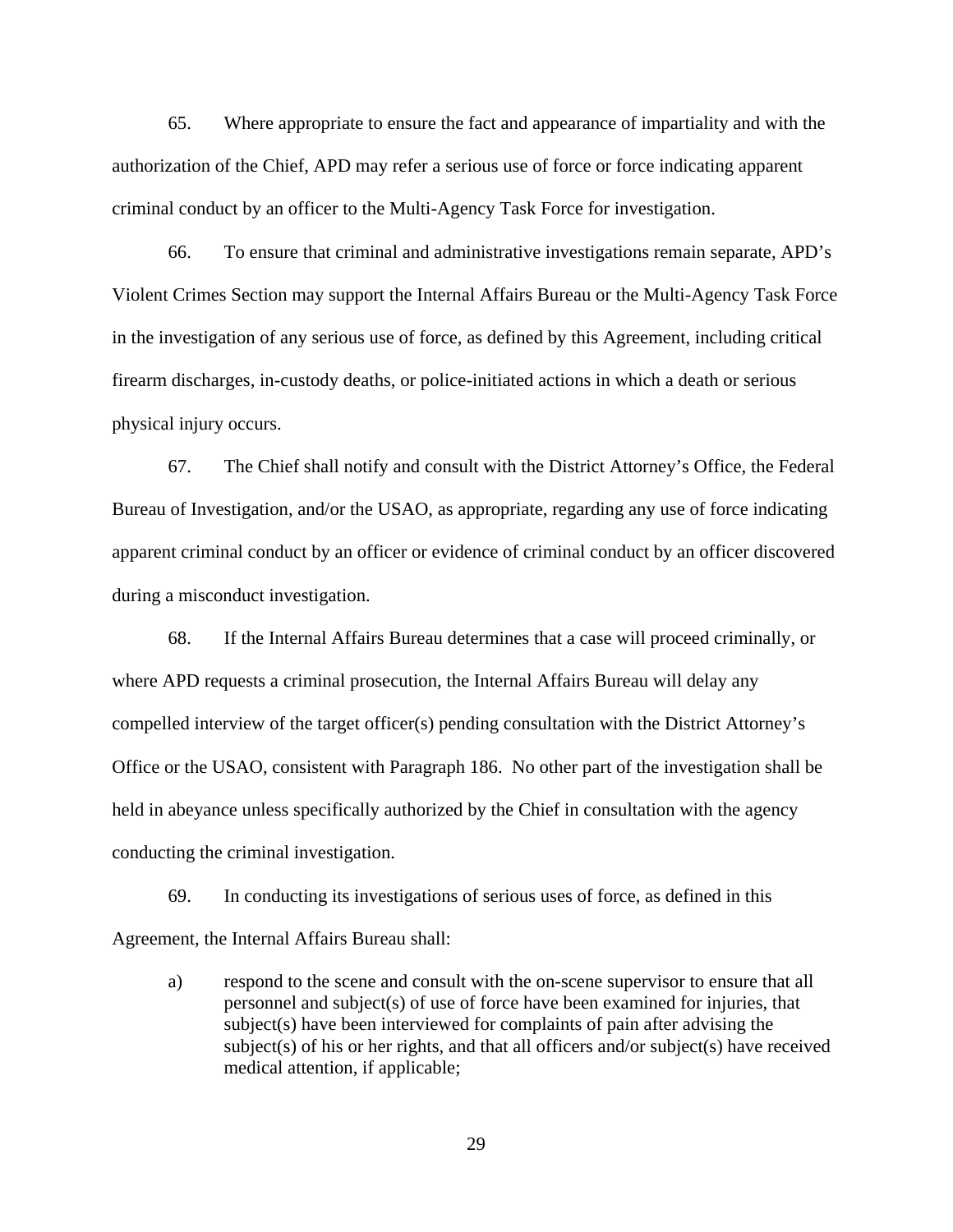65. Where appropriate to ensure the fact and appearance of impartiality and with the authorization of the Chief, APD may refer a serious use of force or force indicating apparent criminal conduct by an officer to the Multi-Agency Task Force for investigation.

66. To ensure that criminal and administrative investigations remain separate, APD's Violent Crimes Section may support the Internal Affairs Bureau or the Multi-Agency Task Force in the investigation of any serious use of force, as defined by this Agreement, including critical firearm discharges, in-custody deaths, or police-initiated actions in which a death or serious physical injury occurs.

67. The Chief shall notify and consult with the District Attorney's Office, the Federal Bureau of Investigation, and/or the USAO, as appropriate, regarding any use of force indicating apparent criminal conduct by an officer or evidence of criminal conduct by an officer discovered during a misconduct investigation.

68. If the Internal Affairs Bureau determines that a case will proceed criminally, or where APD requests a criminal prosecution, the Internal Affairs Bureau will delay any compelled interview of the target officer(s) pending consultation with the District Attorney's Office or the USAO, consistent with Paragraph 186. No other part of the investigation shall be held in abeyance unless specifically authorized by the Chief in consultation with the agency conducting the criminal investigation.

69. In conducting its investigations of serious uses of force, as defined in this Agreement, the Internal Affairs Bureau shall:

a) respond to the scene and consult with the on-scene supervisor to ensure that all personnel and subject(s) of use of force have been examined for injuries, that subject(s) have been interviewed for complaints of pain after advising the subject(s) of his or her rights, and that all officers and/or subject(s) have received medical attention, if applicable;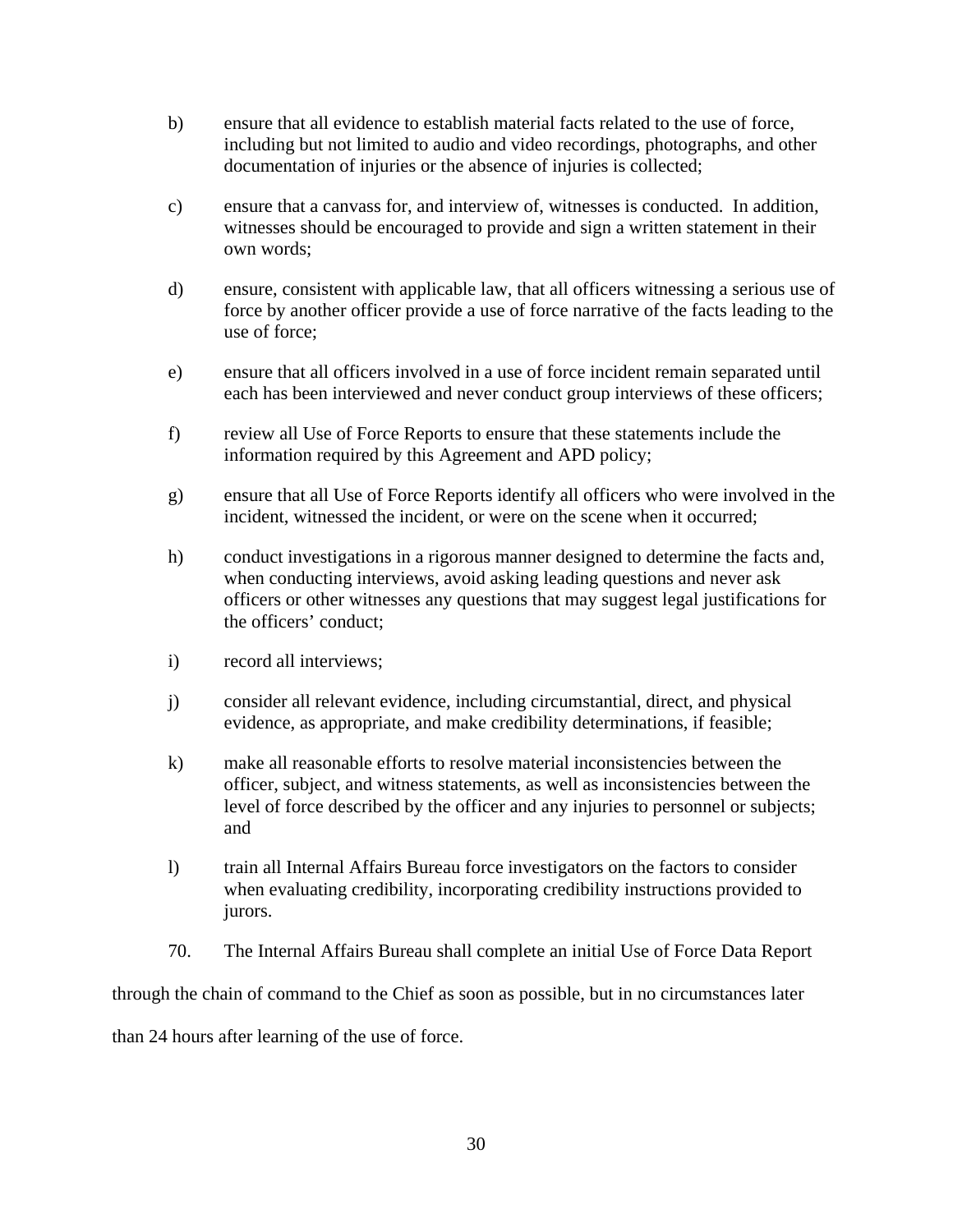b) ensure that all evidence to establish material facts related to the use of force, including but not limited to audio and video recordings, photographs, and other documentation of injuries or the absence of injuries is collected;

c) ensure that a canvass for, and interview of, witnesses is conducted. In addition, witnesses should be encouraged to provide and sign a written statement in their own words;

d) ensure, consistent with applicable law, that all officers witnessing a serious use of force by another officer provide a use of force narrative of the facts leading to the use of force;

e) ensure that all officers involved in a use of force incident remain separated until each has been interviewed and never conduct group interviews of these officers;

f) review all Use of Force Reports to ensure that these statements include the information required by this Agreement and APD policy;

g) ensure that all Use of Force Reports identify all officers who were involved in the incident, witnessed the incident, or were on the scene when it occurred;

h) conduct investigations in a rigorous manner designed to determine the facts and, when conducting interviews, avoid asking leading questions and never ask officers or other witnesses any questions that may suggest legal justifications for the officers' conduct;

i) record all interviews;

j) consider all relevant evidence, including circumstantial, direct, and physical evidence, as appropriate, and make credibility determinations, if feasible;

k) make all reasonable efforts to resolve material inconsistencies between the officer, subject, and witness statements, as well as inconsistencies between the level of force described by the officer and any injuries to personnel or subjects; and

l) train all Internal Affairs Bureau force investigators on the factors to consider when evaluating credibility, incorporating credibility instructions provided to jurors.

70. The Internal Affairs Bureau shall complete an initial Use of Force Data Report through the chain of command to the Chief as soon as possible, but in no circumstances later than 24 hours after learning of the use of force.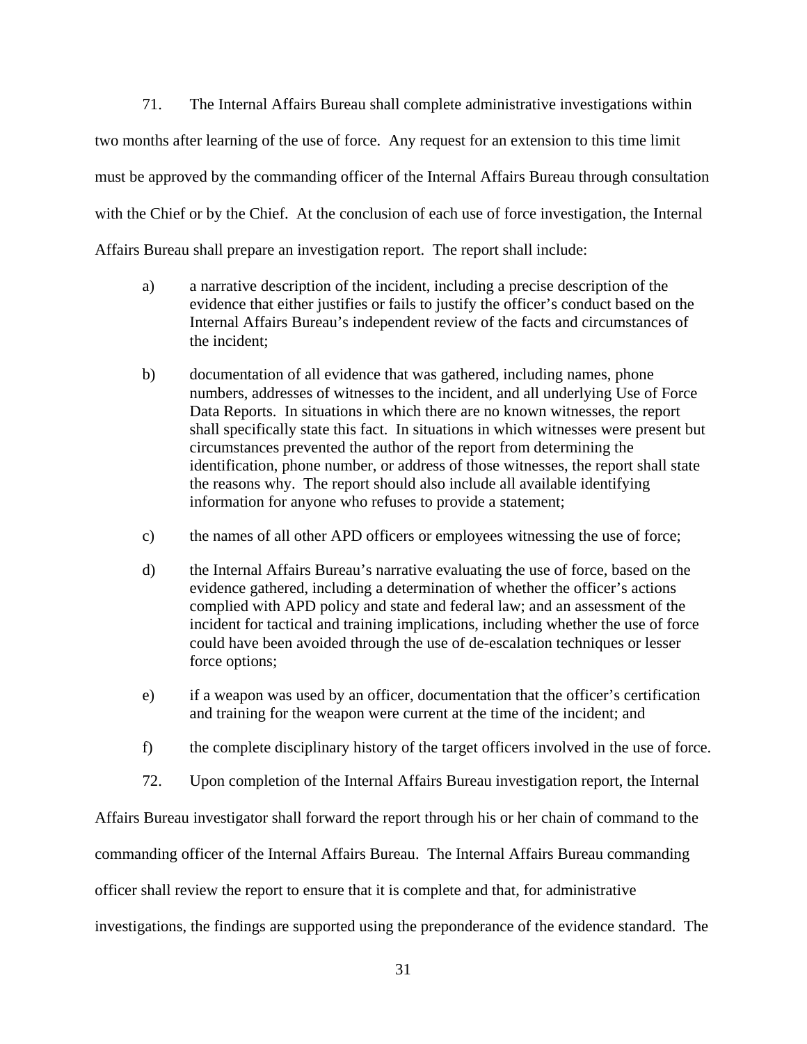71. The Internal Affairs Bureau shall complete administrative investigations within two months after learning of the use of force. Any request for an extension to this time limit must be approved by the commanding officer of the Internal Affairs Bureau through consultation with the Chief or by the Chief. At the conclusion of each use of force investigation, the Internal Affairs Bureau shall prepare an investigation report. The report shall include:

a) a narrative description of the incident, including a precise description of the evidence that either justifies or fails to justify the officer's conduct based on the Internal Affairs Bureau's independent review of the facts and circumstances of the incident;

b) documentation of all evidence that was gathered, including names, phone numbers, addresses of witnesses to the incident, and all underlying Use of Force Data Reports. In situations in which there are no known witnesses, the report shall specifically state this fact. In situations in which witnesses were present but circumstances prevented the author of the report from determining the identification, phone number, or address of those witnesses, the report shall state the reasons why. The report should also include all available identifying information for anyone who refuses to provide a statement;

c) the names of all other APD officers or employees witnessing the use of force;

d) the Internal Affairs Bureau's narrative evaluating the use of force, based on the evidence gathered, including a determination of whether the officer's actions complied with APD policy and state and federal law; and an assessment of the incident for tactical and training implications, including whether the use of force could have been avoided through the use of de-escalation techniques or lesser force options;

e) if a weapon was used by an officer, documentation that the officer's certification and training for the weapon were current at the time of the incident; and

f) the complete disciplinary history of the target officers involved in the use of force.

72. Upon completion of the Internal Affairs Bureau investigation report, the Internal Affairs Bureau investigator shall forward the report through his or her chain of command to the commanding officer of the Internal Affairs Bureau. The Internal Affairs Bureau commanding officer shall review the report to ensure that it is complete and that, for administrative investigations, the findings are supported using the preponderance of the evidence standard. The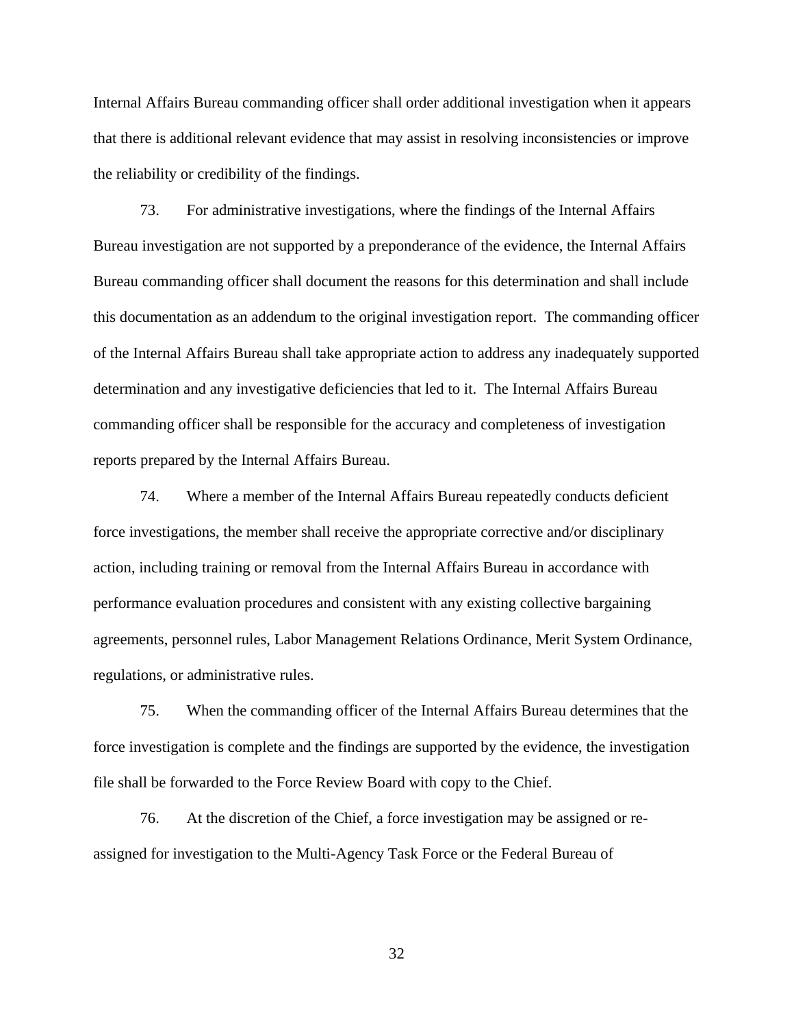Internal Affairs Bureau commanding officer shall order additional investigation when it appears that there is additional relevant evidence that may assist in resolving inconsistencies or improve the reliability or credibility of the findings.

73. For administrative investigations, where the findings of the Internal Affairs Bureau investigation are not supported by a preponderance of the evidence, the Internal Affairs Bureau commanding officer shall document the reasons for this determination and shall include this documentation as an addendum to the original investigation report. The commanding officer of the Internal Affairs Bureau shall take appropriate action to address any inadequately supported determination and any investigative deficiencies that led to it. The Internal Affairs Bureau commanding officer shall be responsible for the accuracy and completeness of investigation reports prepared by the Internal Affairs Bureau.

74. Where a member of the Internal Affairs Bureau repeatedly conducts deficient force investigations, the member shall receive the appropriate corrective and/or disciplinary action, including training or removal from the Internal Affairs Bureau in accordance with performance evaluation procedures and consistent with any existing collective bargaining agreements, personnel rules, Labor Management Relations Ordinance, Merit System Ordinance, regulations, or administrative rules.

75. When the commanding officer of the Internal Affairs Bureau determines that the force investigation is complete and the findings are supported by the evidence, the investigation file shall be forwarded to the Force Review Board with copy to the Chief.

76. At the discretion of the Chief, a force investigation may be assigned or re-assigned for investigation to the Multi-Agency Task Force or the Federal Bureau of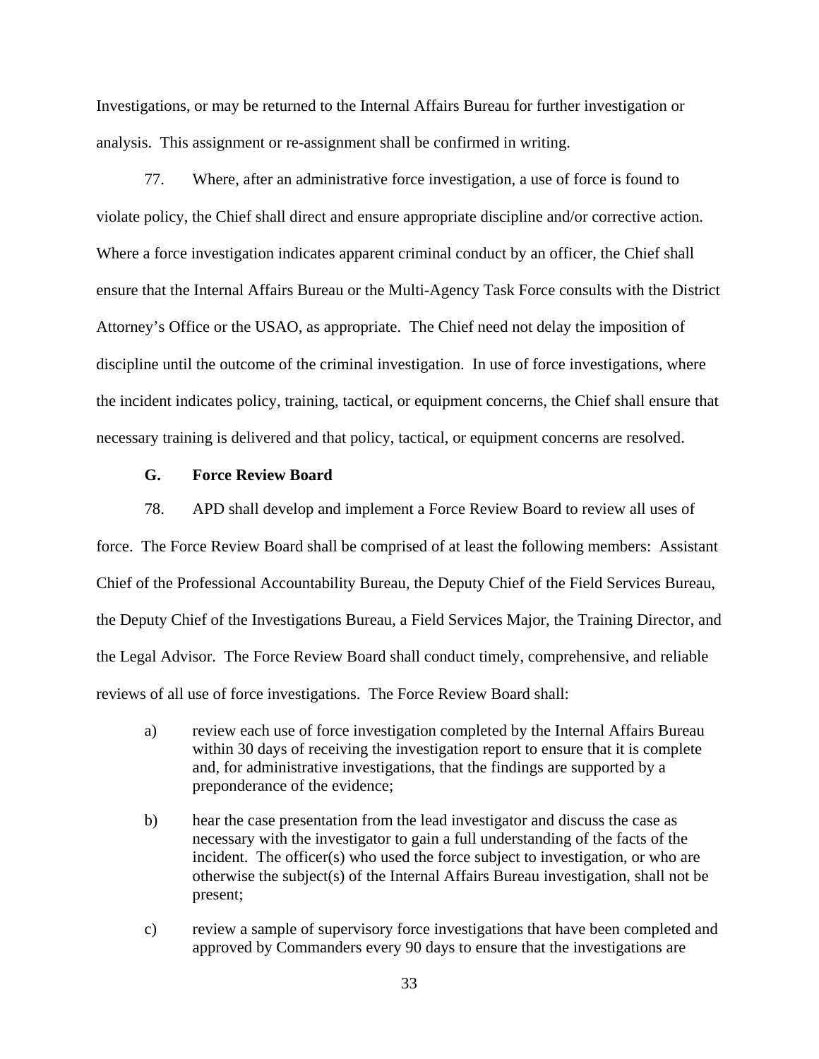Investigations, or may be returned to the Internal Affairs Bureau for further investigation or analysis. This assignment or re-assignment shall be confirmed in writing.

77. Where, after an administrative force investigation, a use of force is found to violate policy, the Chief shall direct and ensure appropriate discipline and/or corrective action. Where a force investigation indicates apparent criminal conduct by an officer, the Chief shall ensure that the Internal Affairs Bureau or the Multi-Agency Task Force consults with the District Attorney's Office or the USAO, as appropriate. The Chief need not delay the imposition of discipline until the outcome of the criminal investigation. In use of force investigations, where the incident indicates policy, training, tactical, or equipment concerns, the Chief shall ensure that necessary training is delivered and that policy, tactical, or equipment concerns are resolved.

### G. Force Review Board

78. APD shall develop and implement a Force Review Board to review all uses of force. The Force Review Board shall be comprised of at least the following members: Assistant Chief of the Professional Accountability Bureau, the Deputy Chief of the Field Services Bureau, the Deputy Chief of the Investigations Bureau, a Field Services Major, the Training Director, and the Legal Advisor. The Force Review Board shall conduct timely, comprehensive, and reliable reviews of all use of force investigations. The Force Review Board shall:

a) review each use of force investigation completed by the Internal Affairs Bureau within 30 days of receiving the investigation report to ensure that it is complete and, for administrative investigations, that the findings are supported by a preponderance of the evidence;

b) hear the case presentation from the lead investigator and discuss the case as necessary with the investigator to gain a full understanding of the facts of the incident. The officer(s) who used the force subject to investigation, or who are otherwise the subject(s) of the Internal Affairs Bureau investigation, shall not be present;

c) review a sample of supervisory force investigations that have been completed and approved by Commanders every 90 days to ensure that the investigations are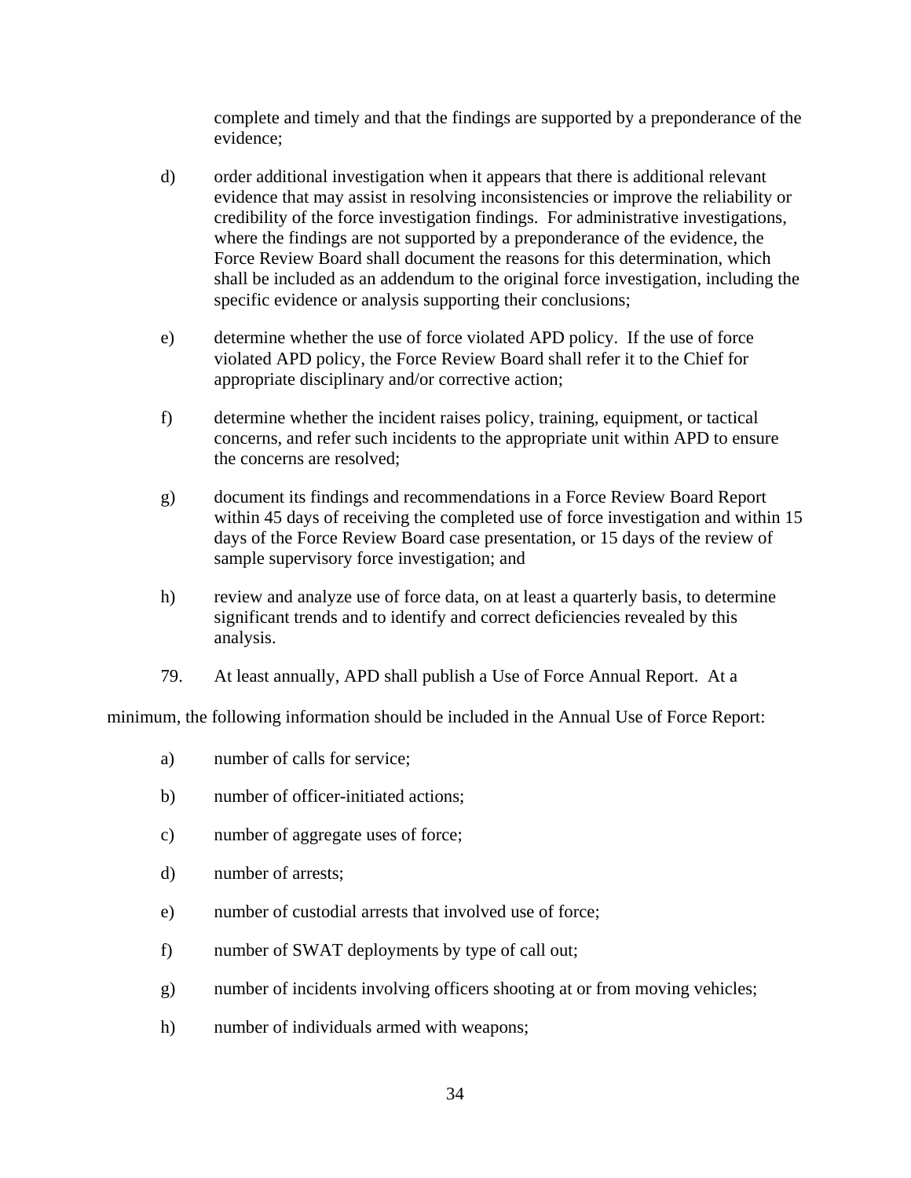complete and timely and that the findings are supported by a preponderance of the evidence;

d) order additional investigation when it appears that there is additional relevant evidence that may assist in resolving inconsistencies or improve the reliability or credibility of the force investigation findings. For administrative investigations, where the findings are not supported by a preponderance of the evidence, the Force Review Board shall document the reasons for this determination, which shall be included as an addendum to the original force investigation, including the specific evidence or analysis supporting their conclusions;

e) determine whether the use of force violated APD policy. If the use of force violated APD policy, the Force Review Board shall refer it to the Chief for appropriate disciplinary and/or corrective action;

f) determine whether the incident raises policy, training, equipment, or tactical concerns, and refer such incidents to the appropriate unit within APD to ensure the concerns are resolved;

g) document its findings and recommendations in a Force Review Board Report within 45 days of receiving the completed use of force investigation and within 15 days of the Force Review Board case presentation, or 15 days of the review of sample supervisory force investigation; and

h) review and analyze use of force data, on at least a quarterly basis, to determine significant trends and to identify and correct deficiencies revealed by this analysis.

79. At least annually, APD shall publish a Use of Force Annual Report. At a minimum, the following information should be included in the Annual Use of Force Report:

a) number of calls for service;

b) number of officer-initiated actions;

c) number of aggregate uses of force;

d) number of arrests;

e) number of custodial arrests that involved use of force;

f) number of SWAT deployments by type of call out;

g) number of incidents involving officers shooting at or from moving vehicles;

h) number of individuals armed with weapons;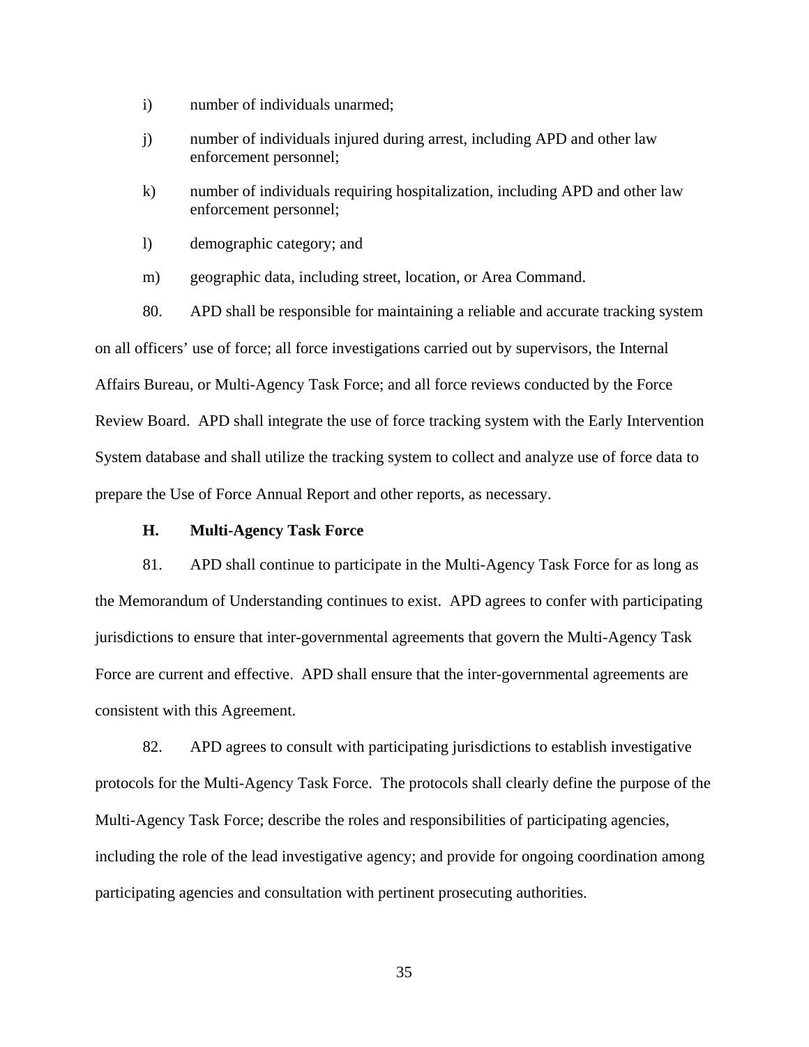i) number of individuals unarmed;

j) number of individuals injured during arrest, including APD and other law enforcement personnel;

k) number of individuals requiring hospitalization, including APD and other law enforcement personnel;

l) demographic category; and

m) geographic data, including street, location, or Area Command.

80. APD shall be responsible for maintaining a reliable and accurate tracking system on all officers' use of force; all force investigations carried out by supervisors, the Internal Affairs Bureau, or Multi-Agency Task Force; and all force reviews conducted by the Force Review Board. APD shall integrate the use of force tracking system with the Early Intervention System database and shall utilize the tracking system to collect and analyze use of force data to prepare the Use of Force Annual Report and other reports, as necessary.

### H. Multi-Agency Task Force

81. APD shall continue to participate in the Multi-Agency Task Force for as long as the Memorandum of Understanding continues to exist. APD agrees to confer with participating jurisdictions to ensure that inter-governmental agreements that govern the Multi-Agency Task Force are current and effective. APD shall ensure that the inter-governmental agreements are consistent with this Agreement.

82. APD agrees to consult with participating jurisdictions to establish investigative protocols for the Multi-Agency Task Force. The protocols shall clearly define the purpose of the Multi-Agency Task Force; describe the roles and responsibilities of participating agencies, including the role of the lead investigative agency; and provide for ongoing coordination among participating agencies and consultation with pertinent prosecuting authorities.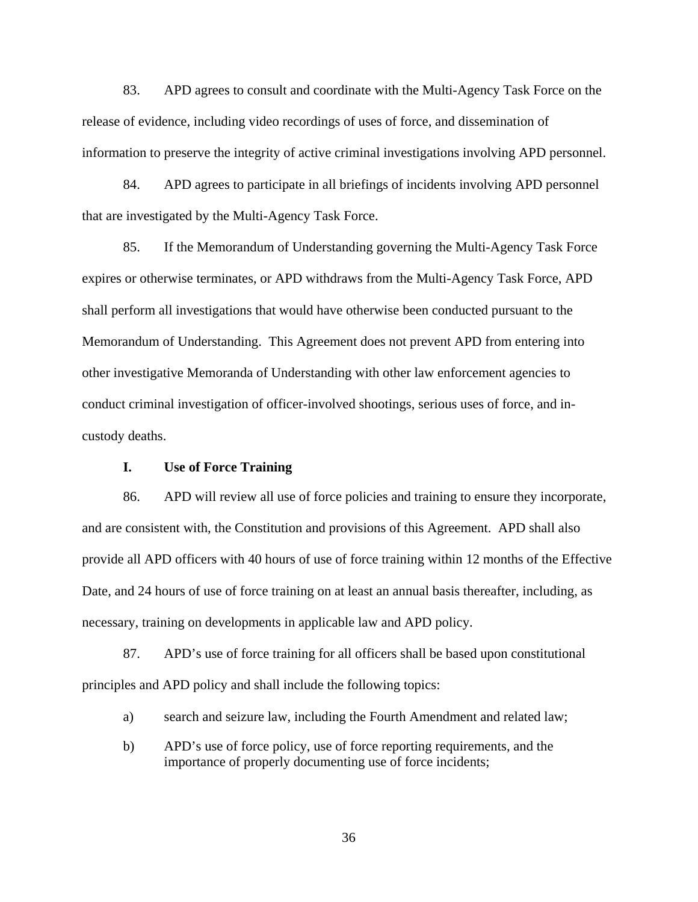83. APD agrees to consult and coordinate with the Multi-Agency Task Force on the release of evidence, including video recordings of uses of force, and dissemination of information to preserve the integrity of active criminal investigations involving APD personnel.

84. APD agrees to participate in all briefings of incidents involving APD personnel that are investigated by the Multi-Agency Task Force.

85. If the Memorandum of Understanding governing the Multi-Agency Task Force expires or otherwise terminates, or APD withdraws from the Multi-Agency Task Force, APD shall perform all investigations that would have otherwise been conducted pursuant to the Memorandum of Understanding. This Agreement does not prevent APD from entering into other investigative Memoranda of Understanding with other law enforcement agencies to conduct criminal investigation of officer-involved shootings, serious uses of force, and in-custody deaths.

### I. Use of Force Training

86. APD will review all use of force policies and training to ensure they incorporate, and are consistent with, the Constitution and provisions of this Agreement. APD shall also provide all APD officers with 40 hours of use of force training within 12 months of the Effective Date, and 24 hours of use of force training on at least an annual basis thereafter, including, as necessary, training on developments in applicable law and APD policy.

87. APD's use of force training for all officers shall be based upon constitutional principles and APD policy and shall include the following topics:

a) search and seizure law, including the Fourth Amendment and related law;

b) APD's use of force policy, use of force reporting requirements, and the importance of properly documenting use of force incidents;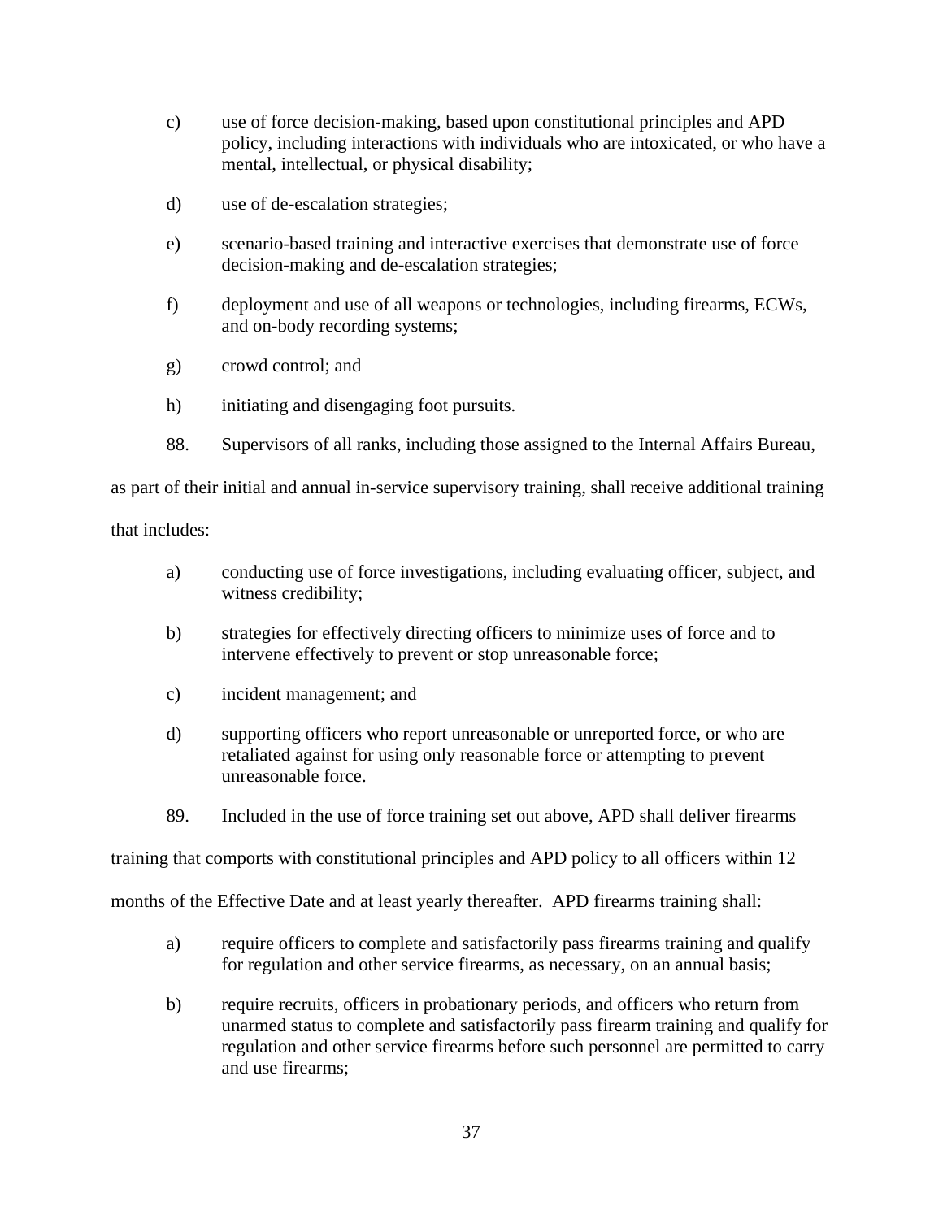c) use of force decision-making, based upon constitutional principles and APD policy, including interactions with individuals who are intoxicated, or who have a mental, intellectual, or physical disability;

d) use of de-escalation strategies;

e) scenario-based training and interactive exercises that demonstrate use of force decision-making and de-escalation strategies;

f) deployment and use of all weapons or technologies, including firearms, ECWs, and on-body recording systems;

g) crowd control; and

h) initiating and disengaging foot pursuits.

88. Supervisors of all ranks, including those assigned to the Internal Affairs Bureau, as part of their initial and annual in-service supervisory training, shall receive additional training that includes:

a) conducting use of force investigations, including evaluating officer, subject, and witness credibility;

b) strategies for effectively directing officers to minimize uses of force and to intervene effectively to prevent or stop unreasonable force;

c) incident management; and

d) supporting officers who report unreasonable or unreported force, or who are retaliated against for using only reasonable force or attempting to prevent unreasonable force.

89. Included in the use of force training set out above, APD shall deliver firearms training that comports with constitutional principles and APD policy to all officers within 12 months of the Effective Date and at least yearly thereafter. APD firearms training shall:

a) require officers to complete and satisfactorily pass firearms training and qualify for regulation and other service firearms, as necessary, on an annual basis;

b) require recruits, officers in probationary periods, and officers who return from unarmed status to complete and satisfactorily pass firearm training and qualify for regulation and other service firearms before such personnel are permitted to carry and use firearms;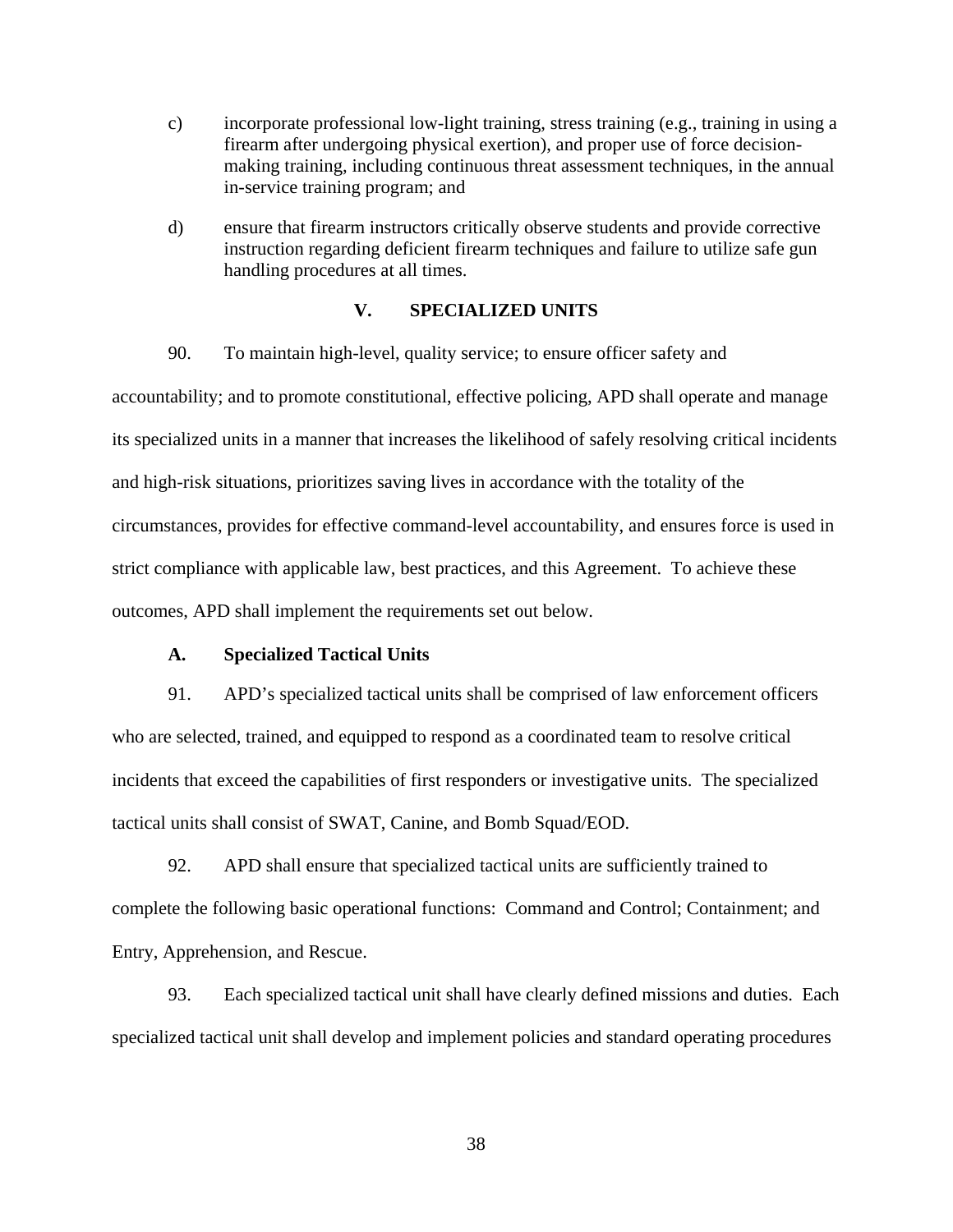c) incorporate professional low-light training, stress training (e.g., training in using a firearm after undergoing physical exertion), and proper use of force decision-making training, including continuous threat assessment techniques, in the annual in-service training program; and

d) ensure that firearm instructors critically observe students and provide corrective instruction regarding deficient firearm techniques and failure to utilize safe gun handling procedures at all times.

## V. SPECIALIZED UNITS

90. To maintain high-level, quality service; to ensure officer safety and accountability; and to promote constitutional, effective policing, APD shall operate and manage its specialized units in a manner that increases the likelihood of safely resolving critical incidents and high-risk situations, prioritizes saving lives in accordance with the totality of the circumstances, provides for effective command-level accountability, and ensures force is used in strict compliance with applicable law, best practices, and this Agreement. To achieve these outcomes, APD shall implement the requirements set out below.

### A. Specialized Tactical Units

91. APD's specialized tactical units shall be comprised of law enforcement officers who are selected, trained, and equipped to respond as a coordinated team to resolve critical incidents that exceed the capabilities of first responders or investigative units. The specialized tactical units shall consist of SWAT, Canine, and Bomb Squad/EOD.

92. APD shall ensure that specialized tactical units are sufficiently trained to complete the following basic operational functions: Command and Control; Containment; and Entry, Apprehension, and Rescue.

93. Each specialized tactical unit shall have clearly defined missions and duties. Each specialized tactical unit shall develop and implement policies and standard operating procedures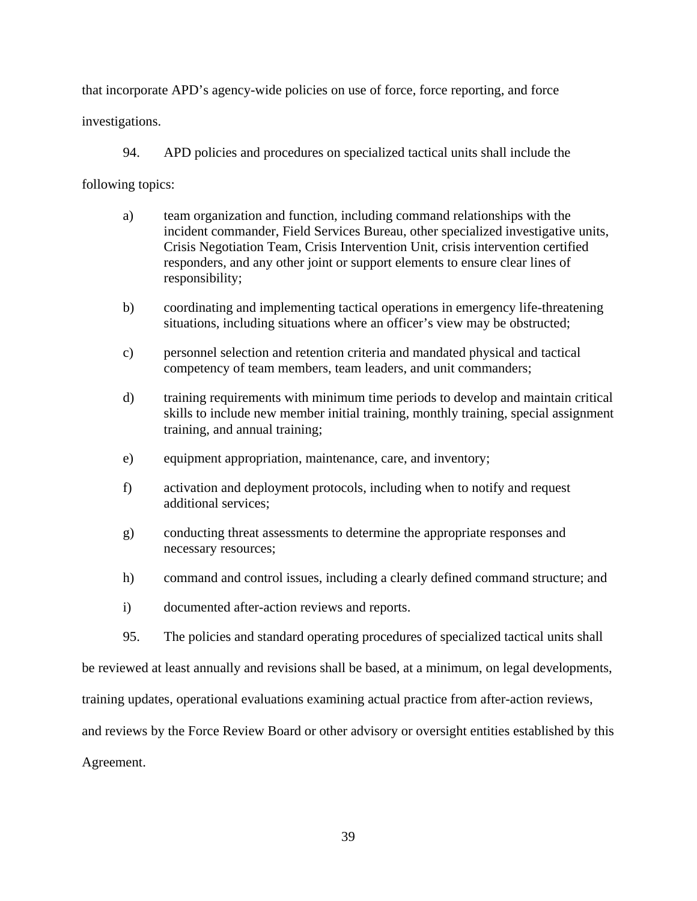that incorporate APD's agency-wide policies on use of force, force reporting, and force investigations.

94. APD policies and procedures on specialized tactical units shall include the following topics:

a) team organization and function, including command relationships with the incident commander, Field Services Bureau, other specialized investigative units, Crisis Negotiation Team, Crisis Intervention Unit, crisis intervention certified responders, and any other joint or support elements to ensure clear lines of responsibility;

b) coordinating and implementing tactical operations in emergency life-threatening situations, including situations where an officer's view may be obstructed;

c) personnel selection and retention criteria and mandated physical and tactical competency of team members, team leaders, and unit commanders;

d) training requirements with minimum time periods to develop and maintain critical skills to include new member initial training, monthly training, special assignment training, and annual training;

e) equipment appropriation, maintenance, care, and inventory;

f) activation and deployment protocols, including when to notify and request additional services;

g) conducting threat assessments to determine the appropriate responses and necessary resources;

h) command and control issues, including a clearly defined command structure; and

i) documented after-action reviews and reports.

95. The policies and standard operating procedures of specialized tactical units shall be reviewed at least annually and revisions shall be based, at a minimum, on legal developments, training updates, operational evaluations examining actual practice from after-action reviews, and reviews by the Force Review Board or other advisory or oversight entities established by this Agreement.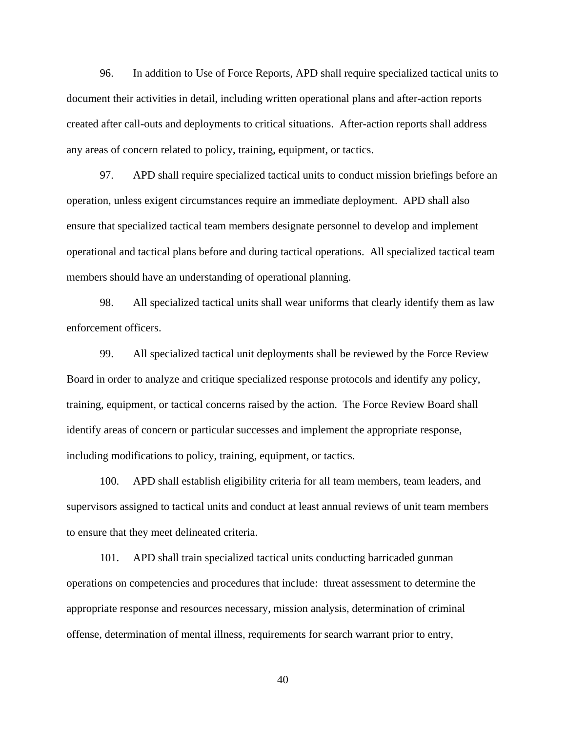96. In addition to Use of Force Reports, APD shall require specialized tactical units to document their activities in detail, including written operational plans and after-action reports created after call-outs and deployments to critical situations. After-action reports shall address any areas of concern related to policy, training, equipment, or tactics.

97. APD shall require specialized tactical units to conduct mission briefings before an operation, unless exigent circumstances require an immediate deployment. APD shall also ensure that specialized tactical team members designate personnel to develop and implement operational and tactical plans before and during tactical operations. All specialized tactical team members should have an understanding of operational planning.

98. All specialized tactical units shall wear uniforms that clearly identify them as law enforcement officers.

99. All specialized tactical unit deployments shall be reviewed by the Force Review Board in order to analyze and critique specialized response protocols and identify any policy, training, equipment, or tactical concerns raised by the action. The Force Review Board shall identify areas of concern or particular successes and implement the appropriate response, including modifications to policy, training, equipment, or tactics.

100. APD shall establish eligibility criteria for all team members, team leaders, and supervisors assigned to tactical units and conduct at least annual reviews of unit team members to ensure that they meet delineated criteria.

101. APD shall train specialized tactical units conducting barricaded gunman operations on competencies and procedures that include: threat assessment to determine the appropriate response and resources necessary, mission analysis, determination of criminal offense, determination of mental illness, requirements for search warrant prior to entry,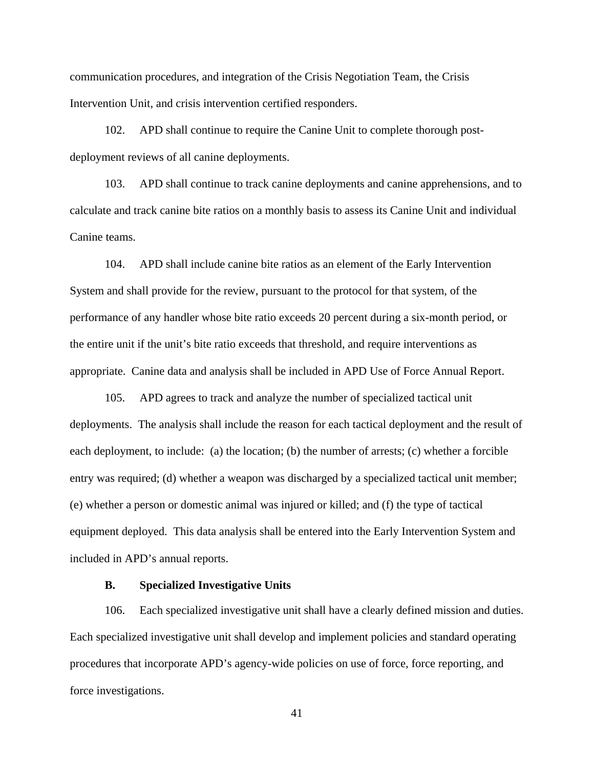communication procedures, and integration of the Crisis Negotiation Team, the Crisis Intervention Unit, and crisis intervention certified responders.

102. APD shall continue to require the Canine Unit to complete thorough post-deployment reviews of all canine deployments.

103. APD shall continue to track canine deployments and canine apprehensions, and to calculate and track canine bite ratios on a monthly basis to assess its Canine Unit and individual Canine teams.

104. APD shall include canine bite ratios as an element of the Early Intervention System and shall provide for the review, pursuant to the protocol for that system, of the performance of any handler whose bite ratio exceeds 20 percent during a six-month period, or the entire unit if the unit's bite ratio exceeds that threshold, and require interventions as appropriate. Canine data and analysis shall be included in APD Use of Force Annual Report.

105. APD agrees to track and analyze the number of specialized tactical unit deployments. The analysis shall include the reason for each tactical deployment and the result of each deployment, to include: (a) the location; (b) the number of arrests; (c) whether a forcible entry was required; (d) whether a weapon was discharged by a specialized tactical unit member; (e) whether a person or domestic animal was injured or killed; and (f) the type of tactical equipment deployed. This data analysis shall be entered into the Early Intervention System and included in APD's annual reports.

### B. Specialized Investigative Units

106. Each specialized investigative unit shall have a clearly defined mission and duties. Each specialized investigative unit shall develop and implement policies and standard operating procedures that incorporate APD's agency-wide policies on use of force, force reporting, and force investigations.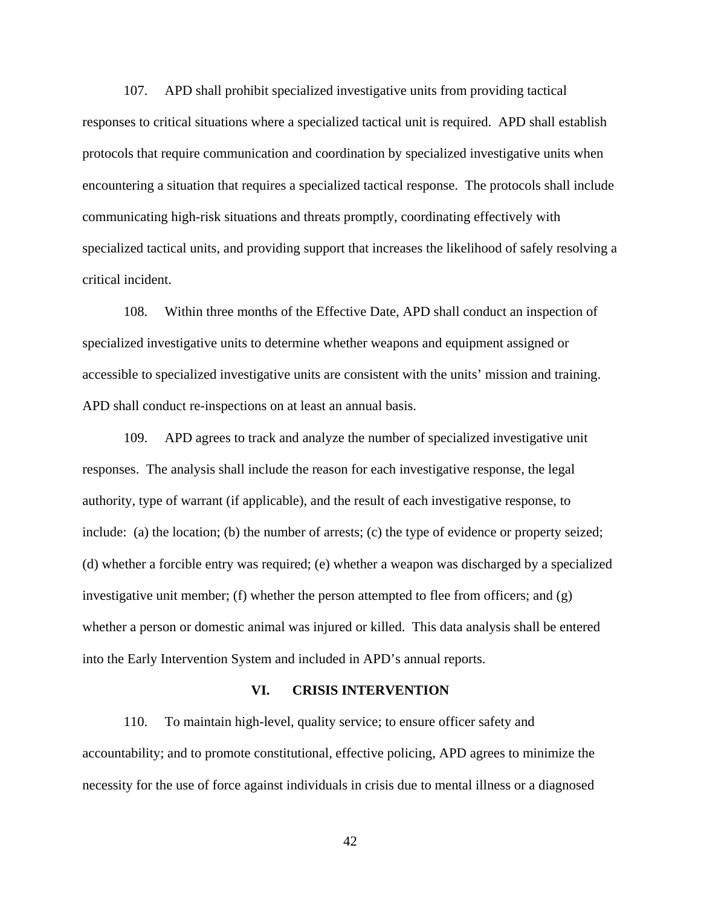107. APD shall prohibit specialized investigative units from providing tactical responses to critical situations where a specialized tactical unit is required. APD shall establish protocols that require communication and coordination by specialized investigative units when encountering a situation that requires a specialized tactical response. The protocols shall include communicating high-risk situations and threats promptly, coordinating effectively with specialized tactical units, and providing support that increases the likelihood of safely resolving a critical incident.

108. Within three months of the Effective Date, APD shall conduct an inspection of specialized investigative units to determine whether weapons and equipment assigned or accessible to specialized investigative units are consistent with the units' mission and training. APD shall conduct re-inspections on at least an annual basis.

109. APD agrees to track and analyze the number of specialized investigative unit responses. The analysis shall include the reason for each investigative response, the legal authority, type of warrant (if applicable), and the result of each investigative response, to include: (a) the location; (b) the number of arrests; (c) the type of evidence or property seized; (d) whether a forcible entry was required; (e) whether a weapon was discharged by a specialized investigative unit member; (f) whether the person attempted to flee from officers; and (g) whether a person or domestic animal was injured or killed. This data analysis shall be entered into the Early Intervention System and included in APD's annual reports.

## VI. CRISIS INTERVENTION

110. To maintain high-level, quality service; to ensure officer safety and accountability; and to promote constitutional, effective policing, APD agrees to minimize the necessity for the use of force against individuals in crisis due to mental illness or a diagnosed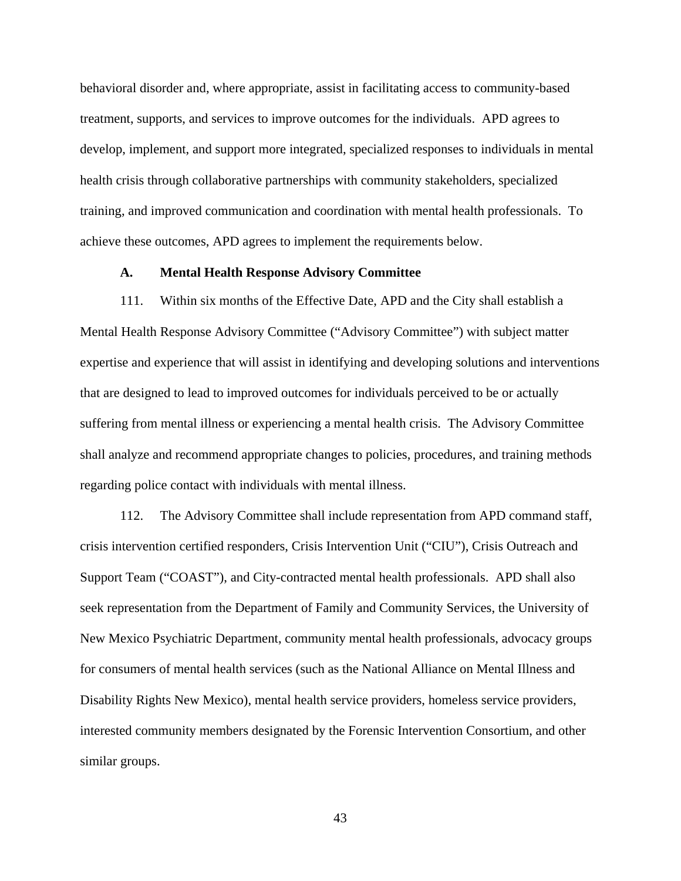behavioral disorder and, where appropriate, assist in facilitating access to community-based treatment, supports, and services to improve outcomes for the individuals. APD agrees to develop, implement, and support more integrated, specialized responses to individuals in mental health crisis through collaborative partnerships with community stakeholders, specialized training, and improved communication and coordination with mental health professionals. To achieve these outcomes, APD agrees to implement the requirements below.

### A. Mental Health Response Advisory Committee

111. Within six months of the Effective Date, APD and the City shall establish a Mental Health Response Advisory Committee ("Advisory Committee") with subject matter expertise and experience that will assist in identifying and developing solutions and interventions that are designed to lead to improved outcomes for individuals perceived to be or actually suffering from mental illness or experiencing a mental health crisis. The Advisory Committee shall analyze and recommend appropriate changes to policies, procedures, and training methods regarding police contact with individuals with mental illness.

112. The Advisory Committee shall include representation from APD command staff, crisis intervention certified responders, Crisis Intervention Unit ("CIU"), Crisis Outreach and Support Team ("COAST"), and City-contracted mental health professionals. APD shall also seek representation from the Department of Family and Community Services, the University of New Mexico Psychiatric Department, community mental health professionals, advocacy groups for consumers of mental health services (such as the National Alliance on Mental Illness and Disability Rights New Mexico), mental health service providers, homeless service providers, interested community members designated by the Forensic Intervention Consortium, and other similar groups.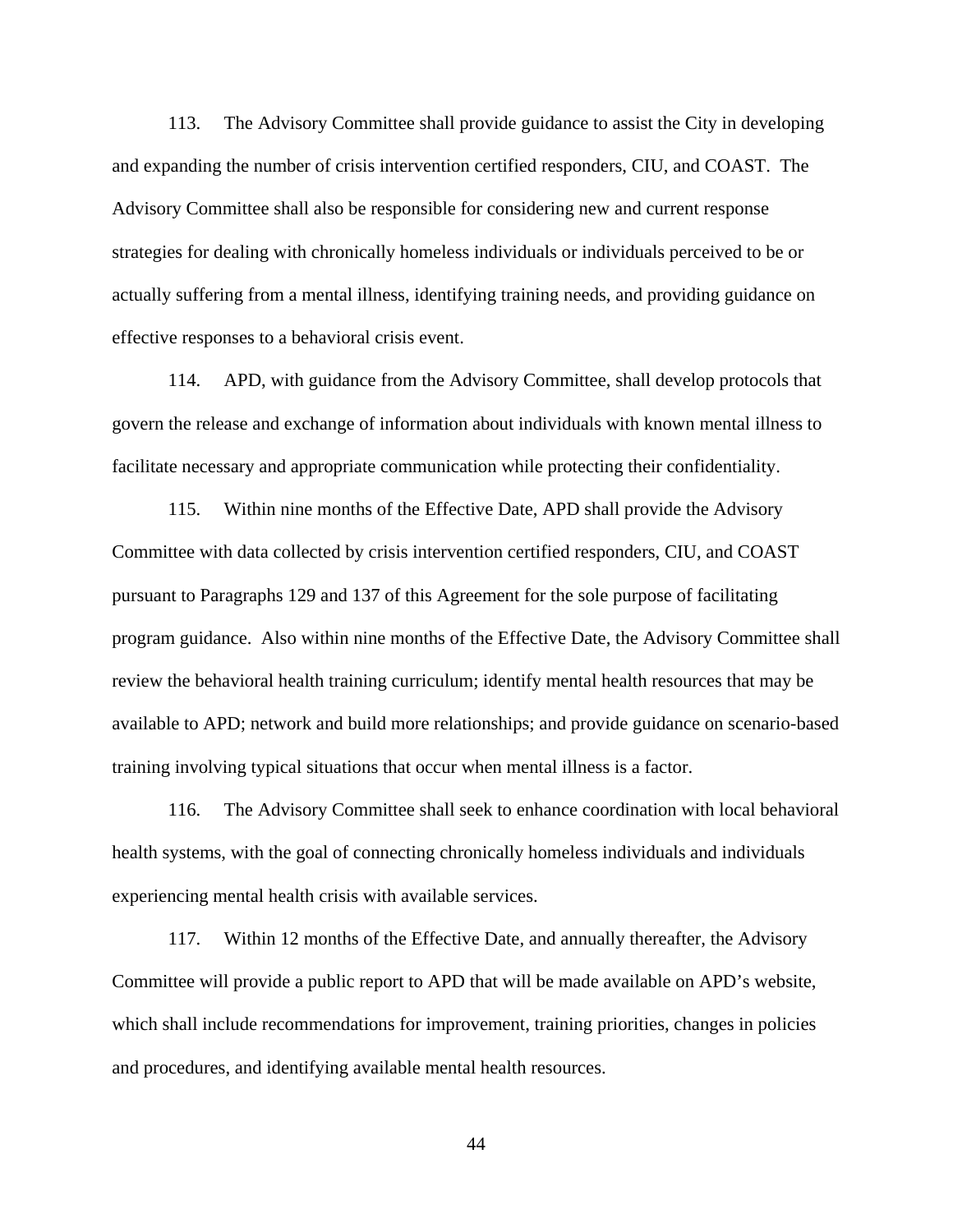113. The Advisory Committee shall provide guidance to assist the City in developing and expanding the number of crisis intervention certified responders, CIU, and COAST. The Advisory Committee shall also be responsible for considering new and current response strategies for dealing with chronically homeless individuals or individuals perceived to be or actually suffering from a mental illness, identifying training needs, and providing guidance on effective responses to a behavioral crisis event.

114. APD, with guidance from the Advisory Committee, shall develop protocols that govern the release and exchange of information about individuals with known mental illness to facilitate necessary and appropriate communication while protecting their confidentiality.

115. Within nine months of the Effective Date, APD shall provide the Advisory Committee with data collected by crisis intervention certified responders, CIU, and COAST pursuant to Paragraphs 129 and 137 of this Agreement for the sole purpose of facilitating program guidance. Also within nine months of the Effective Date, the Advisory Committee shall review the behavioral health training curriculum; identify mental health resources that may be available to APD; network and build more relationships; and provide guidance on scenario-based training involving typical situations that occur when mental illness is a factor.

116. The Advisory Committee shall seek to enhance coordination with local behavioral health systems, with the goal of connecting chronically homeless individuals and individuals experiencing mental health crisis with available services.

117. Within 12 months of the Effective Date, and annually thereafter, the Advisory Committee will provide a public report to APD that will be made available on APD's website, which shall include recommendations for improvement, training priorities, changes in policies and procedures, and identifying available mental health resources.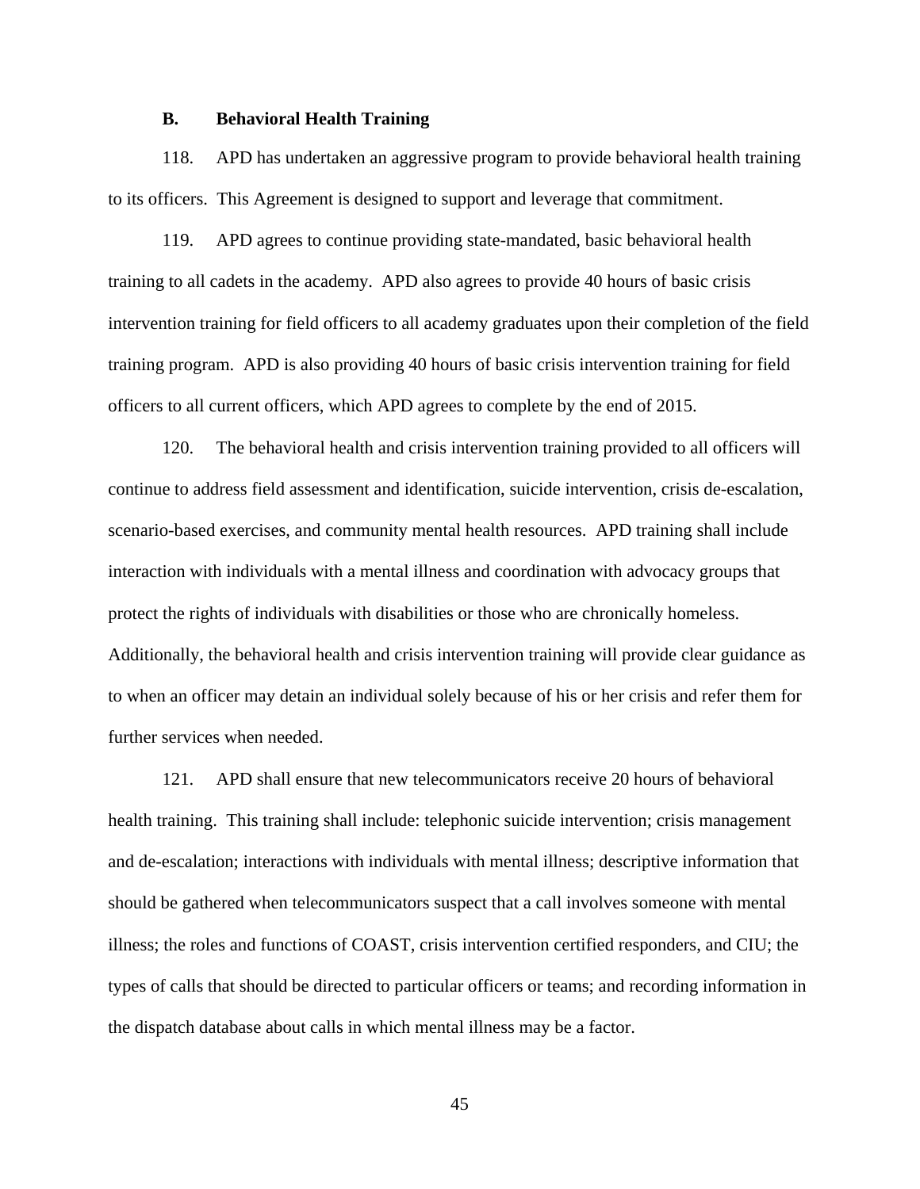### B. Behavioral Health Training

118. APD has undertaken an aggressive program to provide behavioral health training to its officers. This Agreement is designed to support and leverage that commitment.

119. APD agrees to continue providing state-mandated, basic behavioral health training to all cadets in the academy. APD also agrees to provide 40 hours of basic crisis intervention training for field officers to all academy graduates upon their completion of the field training program. APD is also providing 40 hours of basic crisis intervention training for field officers to all current officers, which APD agrees to complete by the end of 2015.

120. The behavioral health and crisis intervention training provided to all officers will continue to address field assessment and identification, suicide intervention, crisis de-escalation, scenario-based exercises, and community mental health resources. APD training shall include interaction with individuals with a mental illness and coordination with advocacy groups that protect the rights of individuals with disabilities or those who are chronically homeless. Additionally, the behavioral health and crisis intervention training will provide clear guidance as to when an officer may detain an individual solely because of his or her crisis and refer them for further services when needed.

121. APD shall ensure that new telecommunicators receive 20 hours of behavioral health training. This training shall include: telephonic suicide intervention; crisis management and de-escalation; interactions with individuals with mental illness; descriptive information that should be gathered when telecommunicators suspect that a call involves someone with mental illness; the roles and functions of COAST, crisis intervention certified responders, and CIU; the types of calls that should be directed to particular officers or teams; and recording information in the dispatch database about calls in which mental illness may be a factor.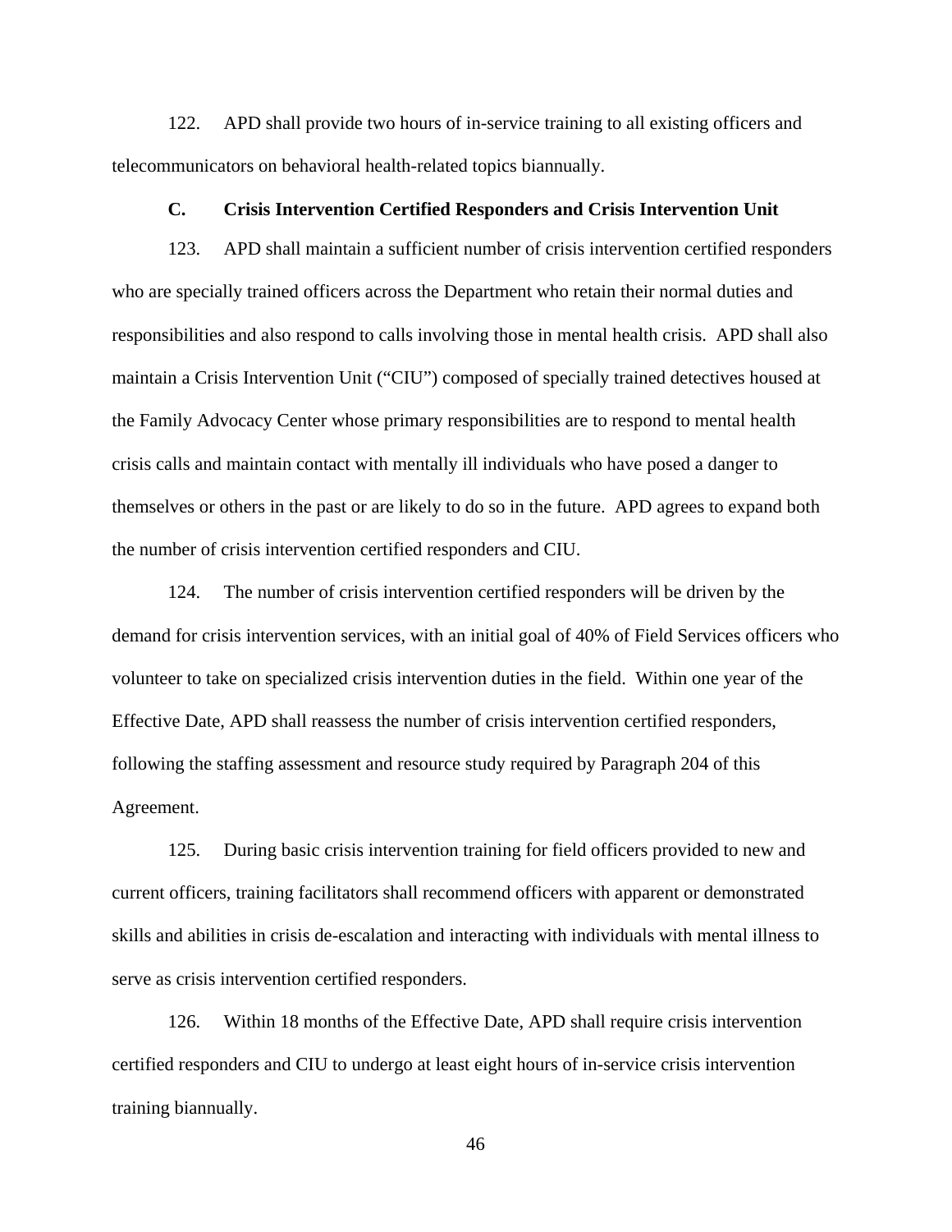122. APD shall provide two hours of in-service training to all existing officers and telecommunicators on behavioral health-related topics biannually.

### C. Crisis Intervention Certified Responders and Crisis Intervention Unit

123. APD shall maintain a sufficient number of crisis intervention certified responders who are specially trained officers across the Department who retain their normal duties and responsibilities and also respond to calls involving those in mental health crisis. APD shall also maintain a Crisis Intervention Unit ("CIU") composed of specially trained detectives housed at the Family Advocacy Center whose primary responsibilities are to respond to mental health crisis calls and maintain contact with mentally ill individuals who have posed a danger to themselves or others in the past or are likely to do so in the future. APD agrees to expand both the number of crisis intervention certified responders and CIU.

124. The number of crisis intervention certified responders will be driven by the demand for crisis intervention services, with an initial goal of 40% of Field Services officers who volunteer to take on specialized crisis intervention duties in the field. Within one year of the Effective Date, APD shall reassess the number of crisis intervention certified responders, following the staffing assessment and resource study required by Paragraph 204 of this Agreement.

125. During basic crisis intervention training for field officers provided to new and current officers, training facilitators shall recommend officers with apparent or demonstrated skills and abilities in crisis de-escalation and interacting with individuals with mental illness to serve as crisis intervention certified responders.

126. Within 18 months of the Effective Date, APD shall require crisis intervention certified responders and CIU to undergo at least eight hours of in-service crisis intervention training biannually.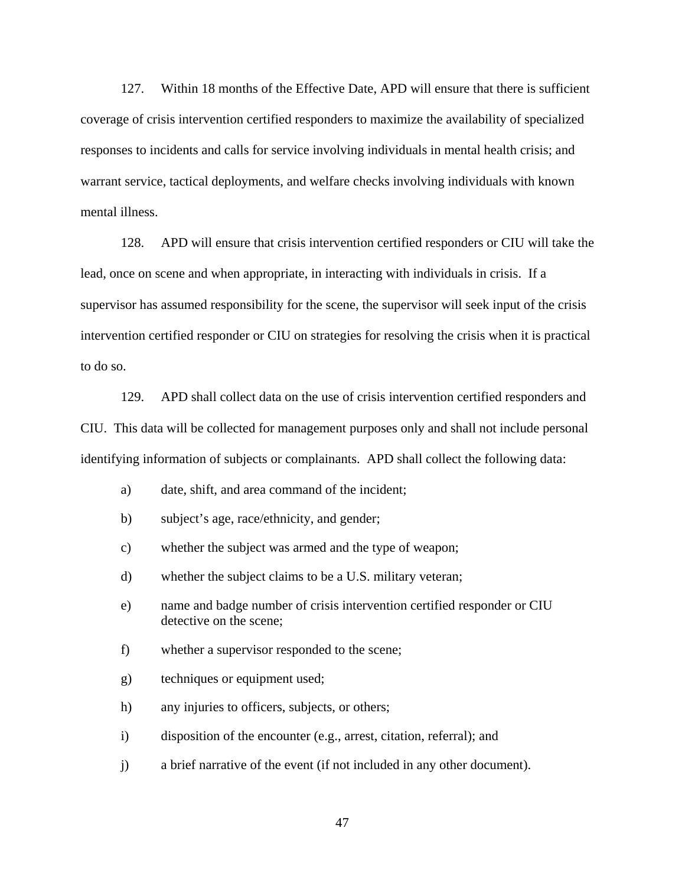127. Within 18 months of the Effective Date, APD will ensure that there is sufficient coverage of crisis intervention certified responders to maximize the availability of specialized responses to incidents and calls for service involving individuals in mental health crisis; and warrant service, tactical deployments, and welfare checks involving individuals with known mental illness.

128. APD will ensure that crisis intervention certified responders or CIU will take the lead, once on scene and when appropriate, in interacting with individuals in crisis. If a supervisor has assumed responsibility for the scene, the supervisor will seek input of the crisis intervention certified responder or CIU on strategies for resolving the crisis when it is practical to do so.

129. APD shall collect data on the use of crisis intervention certified responders and CIU. This data will be collected for management purposes only and shall not include personal identifying information of subjects or complainants. APD shall collect the following data:

a) date, shift, and area command of the incident;

b) subject's age, race/ethnicity, and gender;

c) whether the subject was armed and the type of weapon;

d) whether the subject claims to be a U.S. military veteran;

e) name and badge number of crisis intervention certified responder or CIU detective on the scene;

f) whether a supervisor responded to the scene;

g) techniques or equipment used;

h) any injuries to officers, subjects, or others;

i) disposition of the encounter (e.g., arrest, citation, referral); and

j) a brief narrative of the event (if not included in any other document).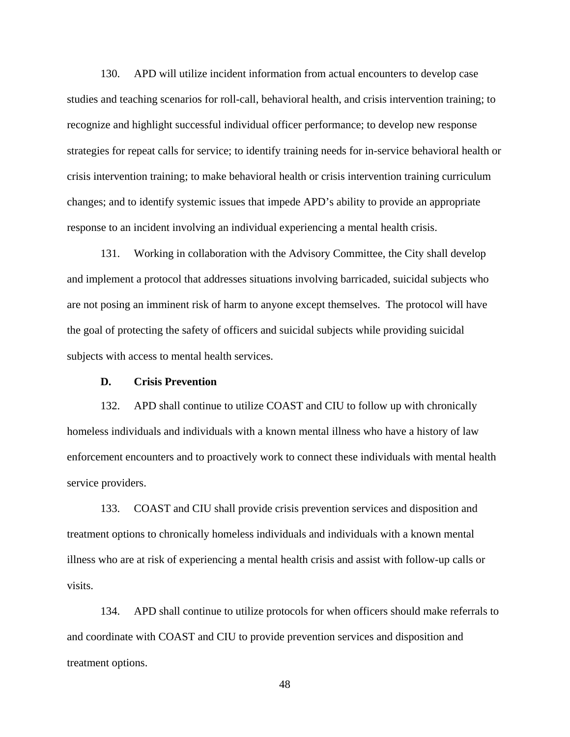130. APD will utilize incident information from actual encounters to develop case studies and teaching scenarios for roll-call, behavioral health, and crisis intervention training; to recognize and highlight successful individual officer performance; to develop new response strategies for repeat calls for service; to identify training needs for in-service behavioral health or crisis intervention training; to make behavioral health or crisis intervention training curriculum changes; and to identify systemic issues that impede APD's ability to provide an appropriate response to an incident involving an individual experiencing a mental health crisis.

131. Working in collaboration with the Advisory Committee, the City shall develop and implement a protocol that addresses situations involving barricaded, suicidal subjects who are not posing an imminent risk of harm to anyone except themselves. The protocol will have the goal of protecting the safety of officers and suicidal subjects while providing suicidal subjects with access to mental health services.

### D. Crisis Prevention

132. APD shall continue to utilize COAST and CIU to follow up with chronically homeless individuals and individuals with a known mental illness who have a history of law enforcement encounters and to proactively work to connect these individuals with mental health service providers.

133. COAST and CIU shall provide crisis prevention services and disposition and treatment options to chronically homeless individuals and individuals with a known mental illness who are at risk of experiencing a mental health crisis and assist with follow-up calls or visits.

134. APD shall continue to utilize protocols for when officers should make referrals to and coordinate with COAST and CIU to provide prevention services and disposition and treatment options.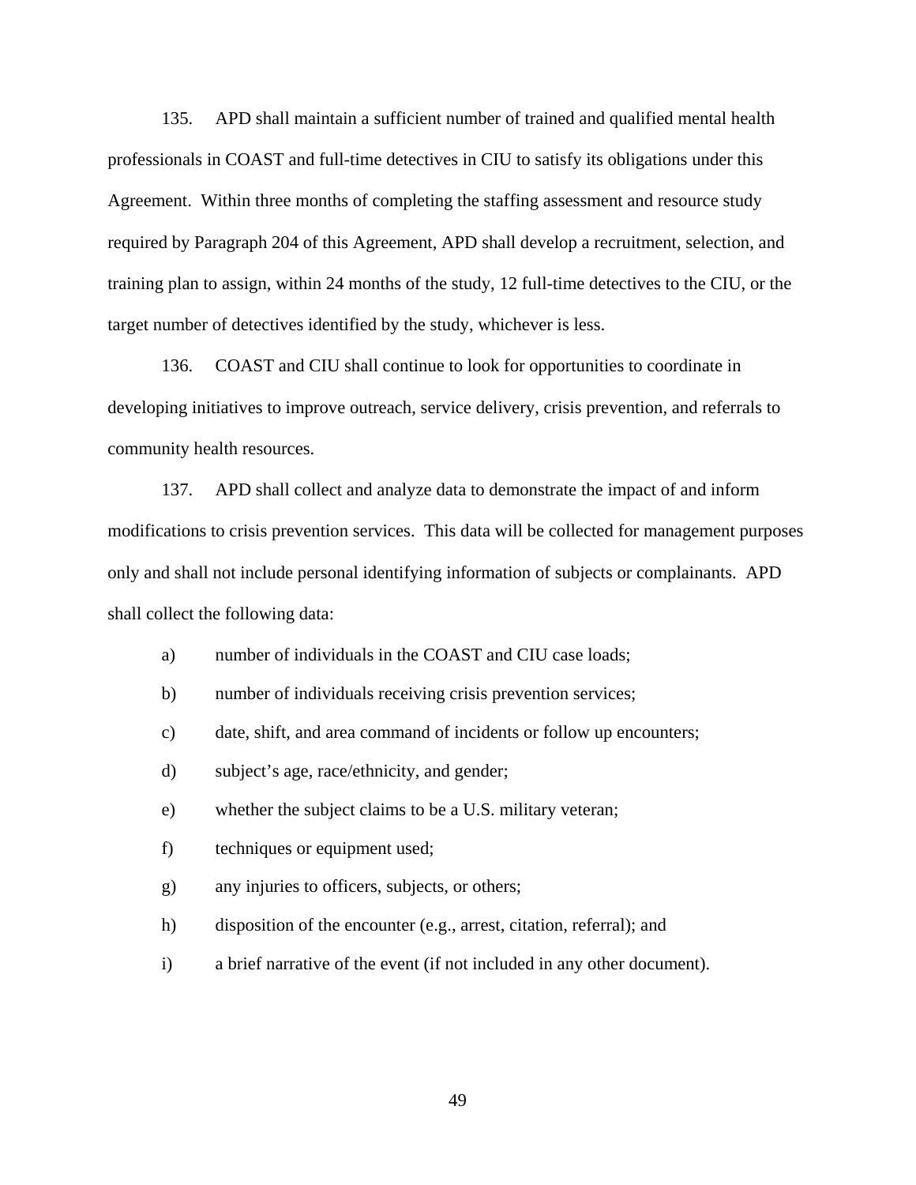135. APD shall maintain a sufficient number of trained and qualified mental health professionals in COAST and full-time detectives in CIU to satisfy its obligations under this Agreement. Within three months of completing the staffing assessment and resource study required by Paragraph 204 of this Agreement, APD shall develop a recruitment, selection, and training plan to assign, within 24 months of the study, 12 full-time detectives to the CIU, or the target number of detectives identified by the study, whichever is less.

136. COAST and CIU shall continue to look for opportunities to coordinate in developing initiatives to improve outreach, service delivery, crisis prevention, and referrals to community health resources.

137. APD shall collect and analyze data to demonstrate the impact of and inform modifications to crisis prevention services. This data will be collected for management purposes only and shall not include personal identifying information of subjects or complainants. APD shall collect the following data:

a) number of individuals in the COAST and CIU case loads;

b) number of individuals receiving crisis prevention services;

c) date, shift, and area command of incidents or follow up encounters;

d) subject's age, race/ethnicity, and gender;

e) whether the subject claims to be a U.S. military veteran;

f) techniques or equipment used;

g) any injuries to officers, subjects, or others;

h) disposition of the encounter (e.g., arrest, citation, referral); and

i) a brief narrative of the event (if not included in any other document).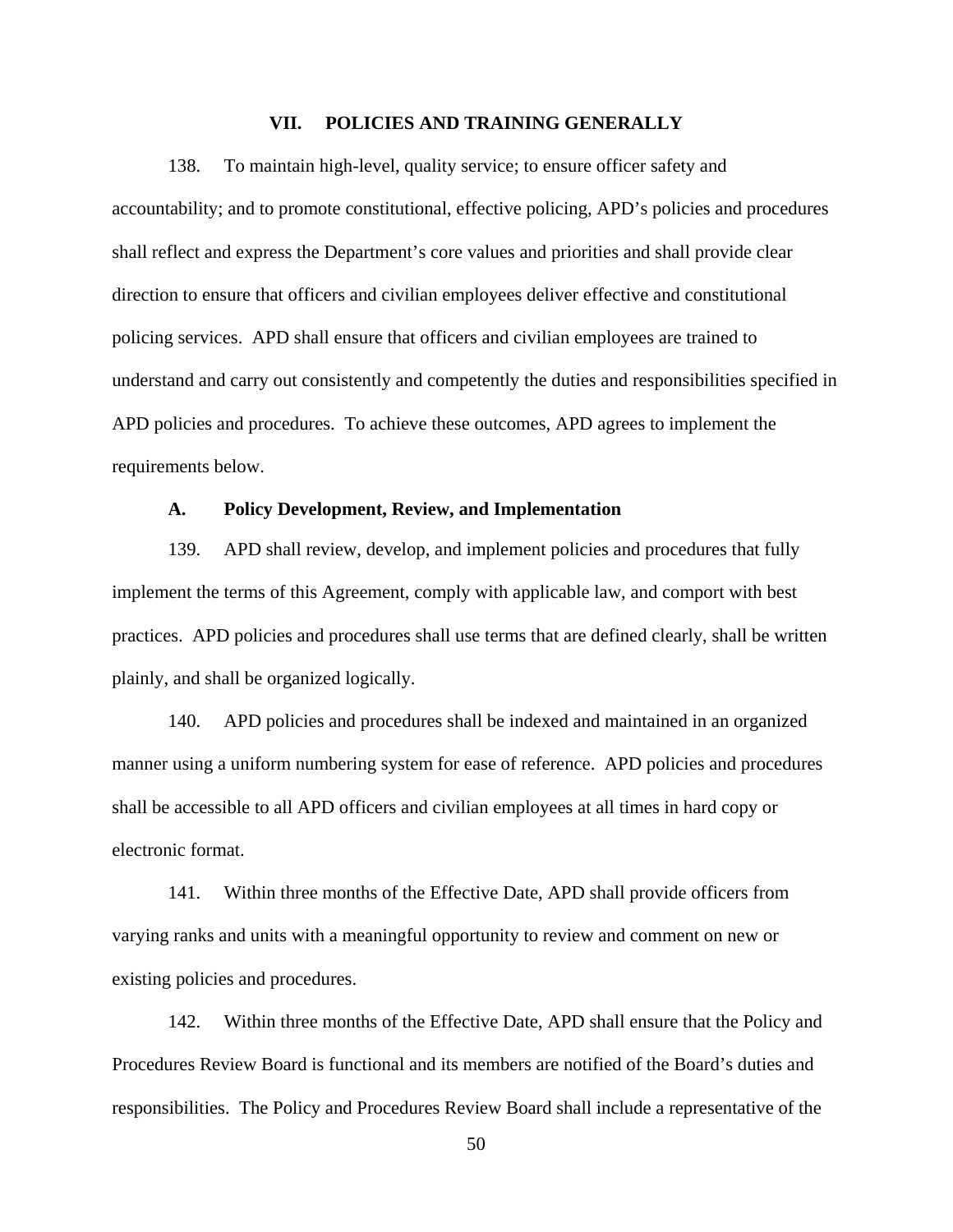## VII. POLICIES AND TRAINING GENERALLY

138. To maintain high-level, quality service; to ensure officer safety and accountability; and to promote constitutional, effective policing, APD's policies and procedures shall reflect and express the Department's core values and priorities and shall provide clear direction to ensure that officers and civilian employees deliver effective and constitutional policing services. APD shall ensure that officers and civilian employees are trained to understand and carry out consistently and competently the duties and responsibilities specified in APD policies and procedures. To achieve these outcomes, APD agrees to implement the requirements below.

### A. Policy Development, Review, and Implementation

139. APD shall review, develop, and implement policies and procedures that fully implement the terms of this Agreement, comply with applicable law, and comport with best practices. APD policies and procedures shall use terms that are defined clearly, shall be written plainly, and shall be organized logically.

140. APD policies and procedures shall be indexed and maintained in an organized manner using a uniform numbering system for ease of reference. APD policies and procedures shall be accessible to all APD officers and civilian employees at all times in hard copy or electronic format.

141. Within three months of the Effective Date, APD shall provide officers from varying ranks and units with a meaningful opportunity to review and comment on new or existing policies and procedures.

142. Within three months of the Effective Date, APD shall ensure that the Policy and Procedures Review Board is functional and its members are notified of the Board's duties and responsibilities. The Policy and Procedures Review Board shall include a representative of the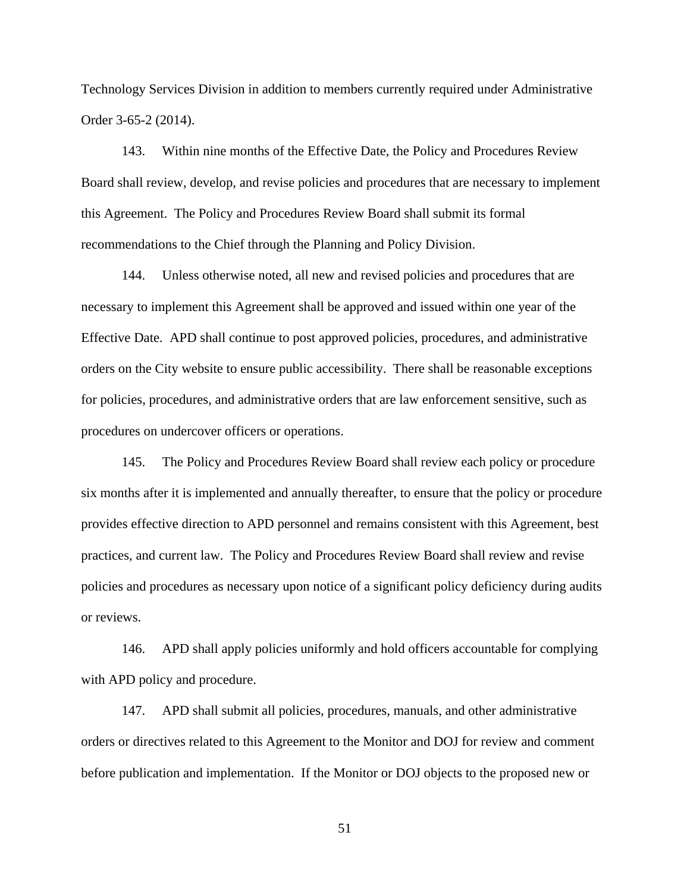Technology Services Division in addition to members currently required under Administrative Order 3-65-2 (2014).

143. Within nine months of the Effective Date, the Policy and Procedures Review Board shall review, develop, and revise policies and procedures that are necessary to implement this Agreement. The Policy and Procedures Review Board shall submit its formal recommendations to the Chief through the Planning and Policy Division.

144. Unless otherwise noted, all new and revised policies and procedures that are necessary to implement this Agreement shall be approved and issued within one year of the Effective Date. APD shall continue to post approved policies, procedures, and administrative orders on the City website to ensure public accessibility. There shall be reasonable exceptions for policies, procedures, and administrative orders that are law enforcement sensitive, such as procedures on undercover officers or operations.

145. The Policy and Procedures Review Board shall review each policy or procedure six months after it is implemented and annually thereafter, to ensure that the policy or procedure provides effective direction to APD personnel and remains consistent with this Agreement, best practices, and current law. The Policy and Procedures Review Board shall review and revise policies and procedures as necessary upon notice of a significant policy deficiency during audits or reviews.

146. APD shall apply policies uniformly and hold officers accountable for complying with APD policy and procedure.

147. APD shall submit all policies, procedures, manuals, and other administrative orders or directives related to this Agreement to the Monitor and DOJ for review and comment before publication and implementation. If the Monitor or DOJ objects to the proposed new or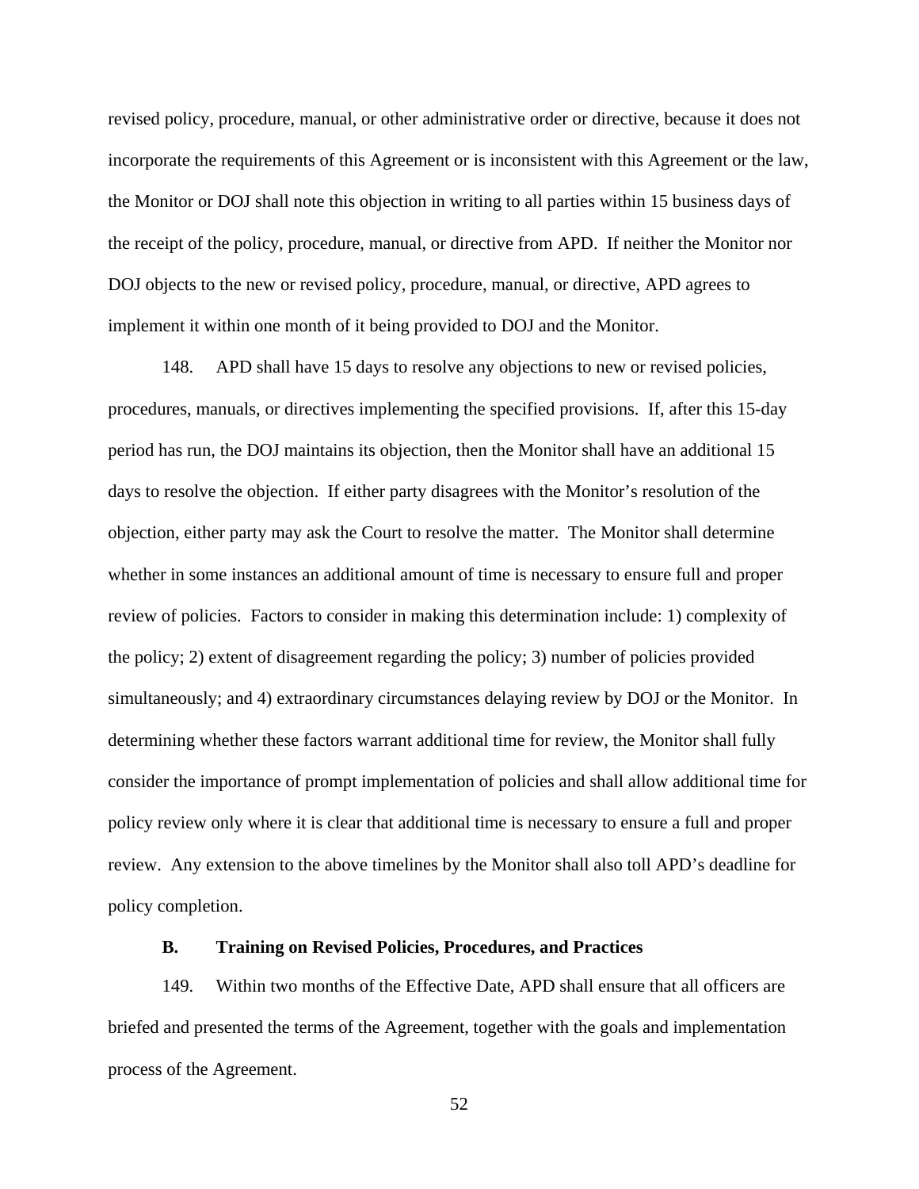revised policy, procedure, manual, or other administrative order or directive, because it does not incorporate the requirements of this Agreement or is inconsistent with this Agreement or the law, the Monitor or DOJ shall note this objection in writing to all parties within 15 business days of the receipt of the policy, procedure, manual, or directive from APD. If neither the Monitor nor DOJ objects to the new or revised policy, procedure, manual, or directive, APD agrees to implement it within one month of it being provided to DOJ and the Monitor.

148. APD shall have 15 days to resolve any objections to new or revised policies, procedures, manuals, or directives implementing the specified provisions. If, after this 15-day period has run, the DOJ maintains its objection, then the Monitor shall have an additional 15 days to resolve the objection. If either party disagrees with the Monitor's resolution of the objection, either party may ask the Court to resolve the matter. The Monitor shall determine whether in some instances an additional amount of time is necessary to ensure full and proper review of policies. Factors to consider in making this determination include: 1) complexity of the policy; 2) extent of disagreement regarding the policy; 3) number of policies provided simultaneously; and 4) extraordinary circumstances delaying review by DOJ or the Monitor. In determining whether these factors warrant additional time for review, the Monitor shall fully consider the importance of prompt implementation of policies and shall allow additional time for policy review only where it is clear that additional time is necessary to ensure a full and proper review. Any extension to the above timelines by the Monitor shall also toll APD's deadline for policy completion.

### B. Training on Revised Policies, Procedures, and Practices

149. Within two months of the Effective Date, APD shall ensure that all officers are briefed and presented the terms of the Agreement, together with the goals and implementation process of the Agreement.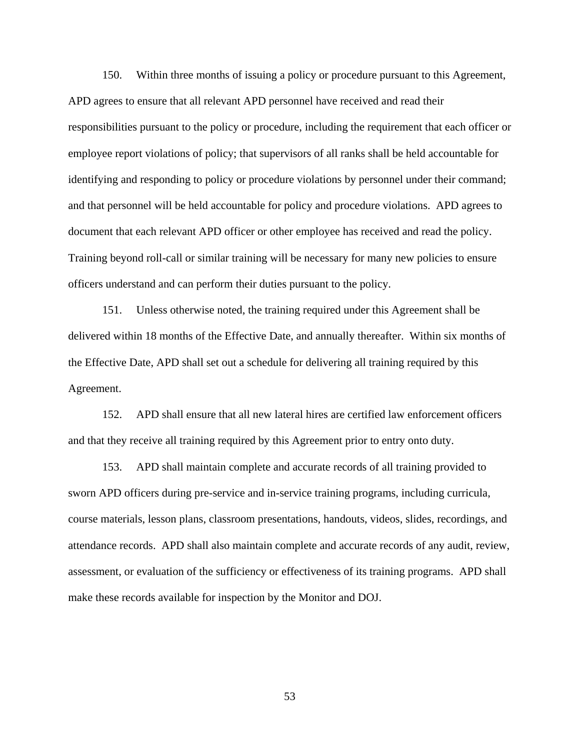150. Within three months of issuing a policy or procedure pursuant to this Agreement, APD agrees to ensure that all relevant APD personnel have received and read their responsibilities pursuant to the policy or procedure, including the requirement that each officer or employee report violations of policy; that supervisors of all ranks shall be held accountable for identifying and responding to policy or procedure violations by personnel under their command; and that personnel will be held accountable for policy and procedure violations. APD agrees to document that each relevant APD officer or other employee has received and read the policy. Training beyond roll-call or similar training will be necessary for many new policies to ensure officers understand and can perform their duties pursuant to the policy.

151. Unless otherwise noted, the training required under this Agreement shall be delivered within 18 months of the Effective Date, and annually thereafter. Within six months of the Effective Date, APD shall set out a schedule for delivering all training required by this Agreement.

152. APD shall ensure that all new lateral hires are certified law enforcement officers and that they receive all training required by this Agreement prior to entry onto duty.

153. APD shall maintain complete and accurate records of all training provided to sworn APD officers during pre-service and in-service training programs, including curricula, course materials, lesson plans, classroom presentations, handouts, videos, slides, recordings, and attendance records. APD shall also maintain complete and accurate records of any audit, review, assessment, or evaluation of the sufficiency or effectiveness of its training programs. APD shall make these records available for inspection by the Monitor and DOJ.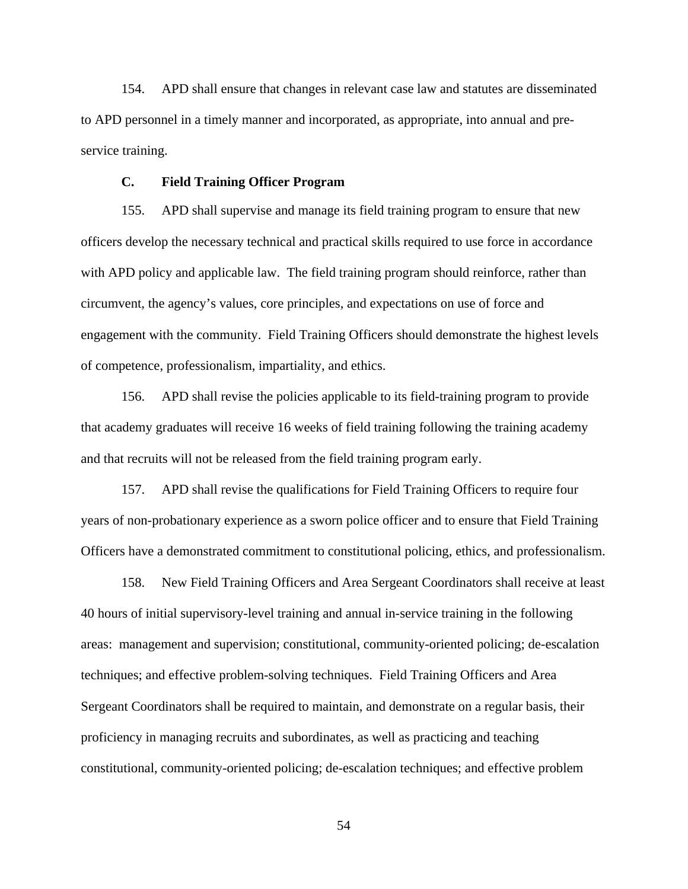154. APD shall ensure that changes in relevant case law and statutes are disseminated to APD personnel in a timely manner and incorporated, as appropriate, into annual and pre-service training.

### C. Field Training Officer Program

155. APD shall supervise and manage its field training program to ensure that new officers develop the necessary technical and practical skills required to use force in accordance with APD policy and applicable law. The field training program should reinforce, rather than circumvent, the agency's values, core principles, and expectations on use of force and engagement with the community. Field Training Officers should demonstrate the highest levels of competence, professionalism, impartiality, and ethics.

156. APD shall revise the policies applicable to its field-training program to provide that academy graduates will receive 16 weeks of field training following the training academy and that recruits will not be released from the field training program early.

157. APD shall revise the qualifications for Field Training Officers to require four years of non-probationary experience as a sworn police officer and to ensure that Field Training Officers have a demonstrated commitment to constitutional policing, ethics, and professionalism.

158. New Field Training Officers and Area Sergeant Coordinators shall receive at least 40 hours of initial supervisory-level training and annual in-service training in the following areas: management and supervision; constitutional, community-oriented policing; de-escalation techniques; and effective problem-solving techniques. Field Training Officers and Area Sergeant Coordinators shall be required to maintain, and demonstrate on a regular basis, their proficiency in managing recruits and subordinates, as well as practicing and teaching constitutional, community-oriented policing; de-escalation techniques; and effective problem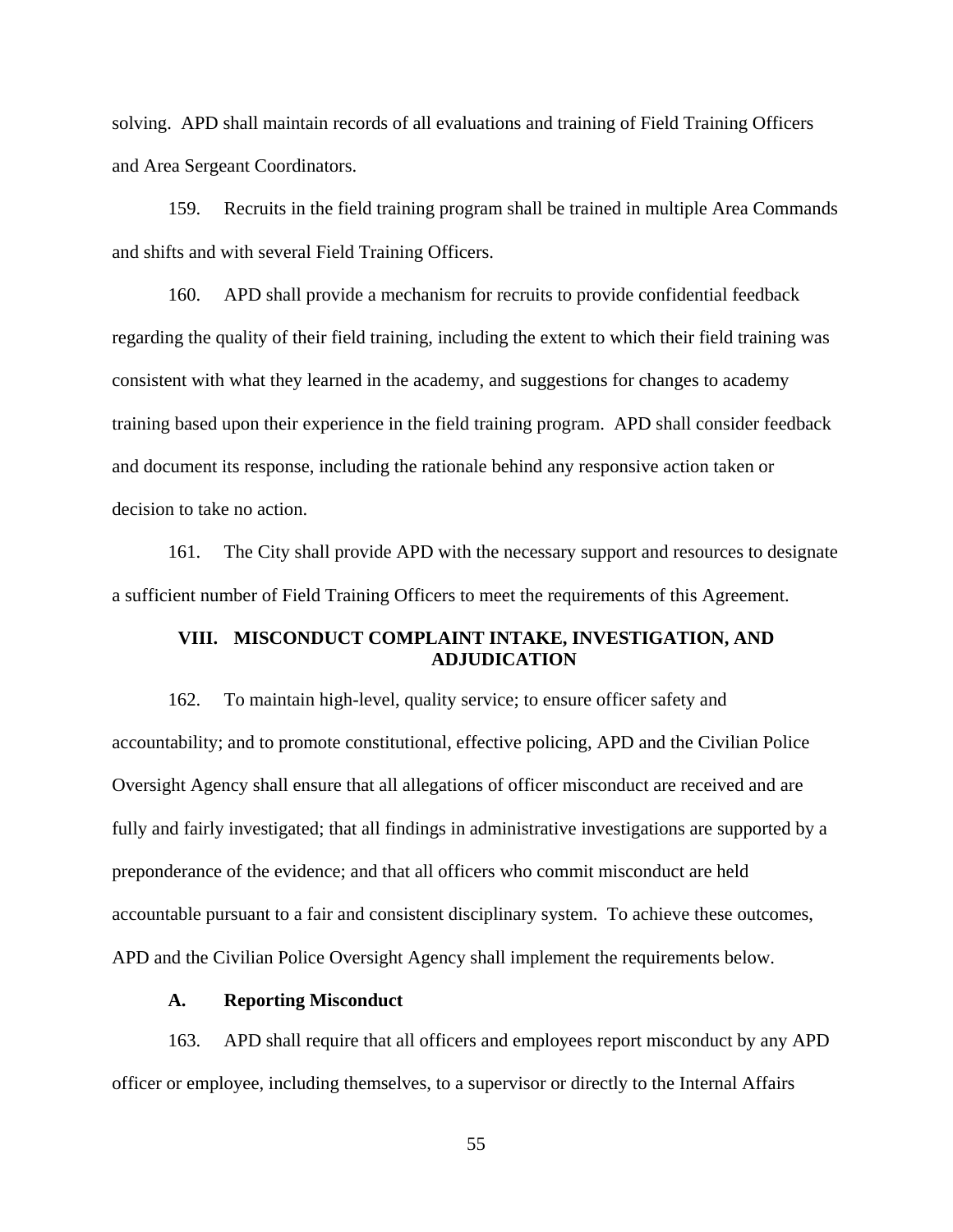solving. APD shall maintain records of all evaluations and training of Field Training Officers and Area Sergeant Coordinators.

159. Recruits in the field training program shall be trained in multiple Area Commands and shifts and with several Field Training Officers.

160. APD shall provide a mechanism for recruits to provide confidential feedback regarding the quality of their field training, including the extent to which their field training was consistent with what they learned in the academy, and suggestions for changes to academy training based upon their experience in the field training program. APD shall consider feedback and document its response, including the rationale behind any responsive action taken or decision to take no action.

161. The City shall provide APD with the necessary support and resources to designate a sufficient number of Field Training Officers to meet the requirements of this Agreement.

## VIII. MISCONDUCT COMPLAINT INTAKE, INVESTIGATION, AND ADJUDICATION

162. To maintain high-level, quality service; to ensure officer safety and accountability; and to promote constitutional, effective policing, APD and the Civilian Police Oversight Agency shall ensure that all allegations of officer misconduct are received and are fully and fairly investigated; that all findings in administrative investigations are supported by a preponderance of the evidence; and that all officers who commit misconduct are held accountable pursuant to a fair and consistent disciplinary system. To achieve these outcomes, APD and the Civilian Police Oversight Agency shall implement the requirements below.

### A. Reporting Misconduct

163. APD shall require that all officers and employees report misconduct by any APD officer or employee, including themselves, to a supervisor or directly to the Internal Affairs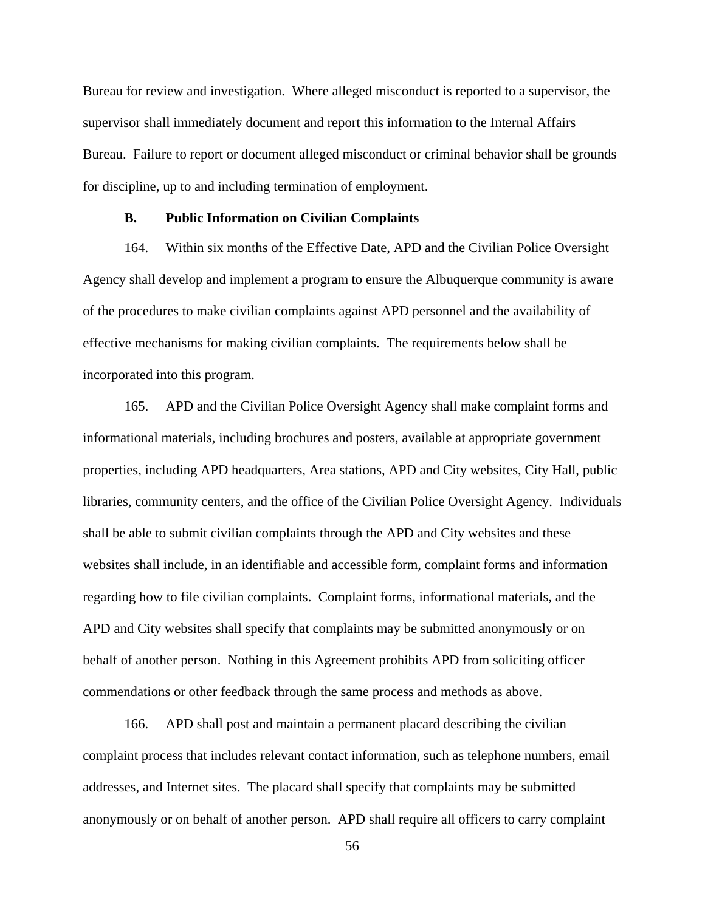Bureau for review and investigation. Where alleged misconduct is reported to a supervisor, the supervisor shall immediately document and report this information to the Internal Affairs Bureau. Failure to report or document alleged misconduct or criminal behavior shall be grounds for discipline, up to and including termination of employment.

### B. Public Information on Civilian Complaints

164. Within six months of the Effective Date, APD and the Civilian Police Oversight Agency shall develop and implement a program to ensure the Albuquerque community is aware of the procedures to make civilian complaints against APD personnel and the availability of effective mechanisms for making civilian complaints. The requirements below shall be incorporated into this program.

165. APD and the Civilian Police Oversight Agency shall make complaint forms and informational materials, including brochures and posters, available at appropriate government properties, including APD headquarters, Area stations, APD and City websites, City Hall, public libraries, community centers, and the office of the Civilian Police Oversight Agency. Individuals shall be able to submit civilian complaints through the APD and City websites and these websites shall include, in an identifiable and accessible form, complaint forms and information regarding how to file civilian complaints. Complaint forms, informational materials, and the APD and City websites shall specify that complaints may be submitted anonymously or on behalf of another person. Nothing in this Agreement prohibits APD from soliciting officer commendations or other feedback through the same process and methods as above.

166. APD shall post and maintain a permanent placard describing the civilian complaint process that includes relevant contact information, such as telephone numbers, email addresses, and Internet sites. The placard shall specify that complaints may be submitted anonymously or on behalf of another person. APD shall require all officers to carry complaint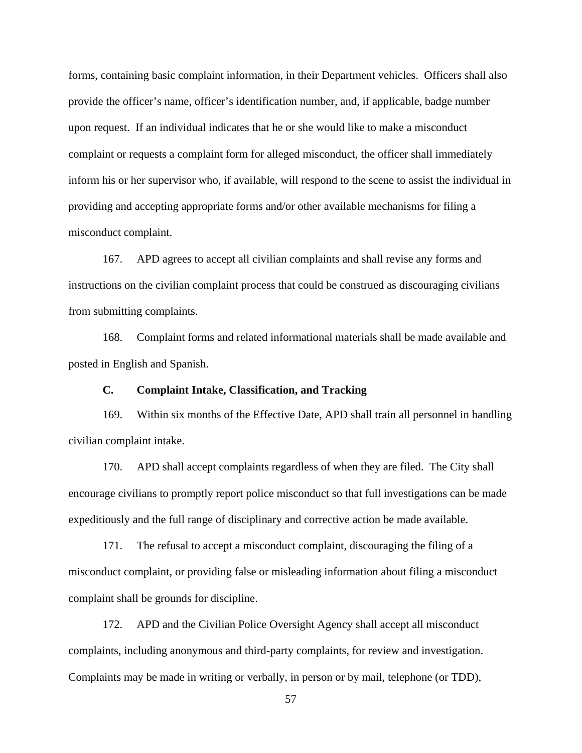forms, containing basic complaint information, in their Department vehicles. Officers shall also provide the officer's name, officer's identification number, and, if applicable, badge number upon request. If an individual indicates that he or she would like to make a misconduct complaint or requests a complaint form for alleged misconduct, the officer shall immediately inform his or her supervisor who, if available, will respond to the scene to assist the individual in providing and accepting appropriate forms and/or other available mechanisms for filing a misconduct complaint.

167. APD agrees to accept all civilian complaints and shall revise any forms and instructions on the civilian complaint process that could be construed as discouraging civilians from submitting complaints.

168. Complaint forms and related informational materials shall be made available and posted in English and Spanish.

### C. Complaint Intake, Classification, and Tracking

169. Within six months of the Effective Date, APD shall train all personnel in handling civilian complaint intake.

170. APD shall accept complaints regardless of when they are filed. The City shall encourage civilians to promptly report police misconduct so that full investigations can be made expeditiously and the full range of disciplinary and corrective action be made available.

171. The refusal to accept a misconduct complaint, discouraging the filing of a misconduct complaint, or providing false or misleading information about filing a misconduct complaint shall be grounds for discipline.

172. APD and the Civilian Police Oversight Agency shall accept all misconduct complaints, including anonymous and third-party complaints, for review and investigation. Complaints may be made in writing or verbally, in person or by mail, telephone (or TDD),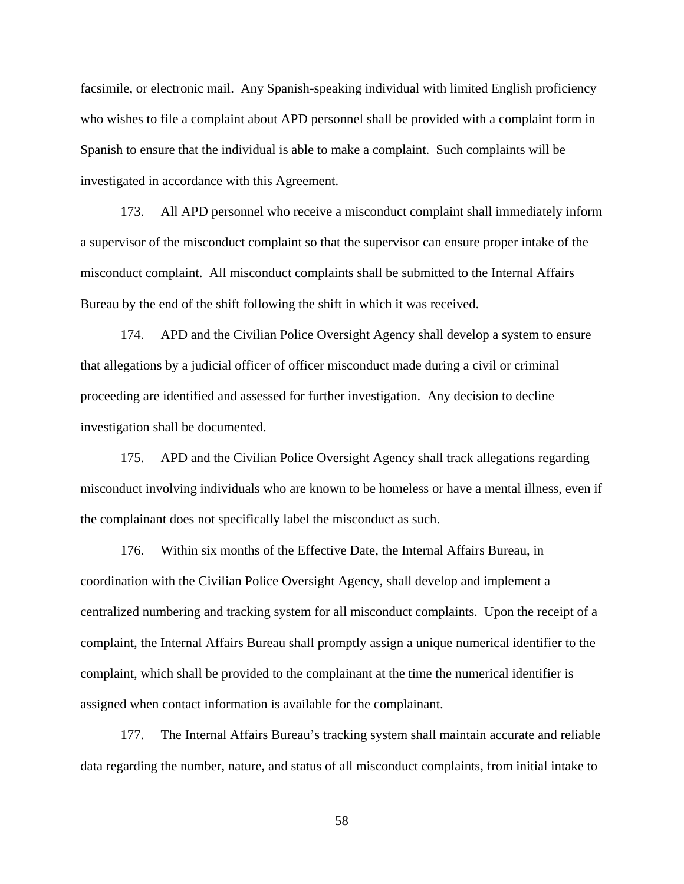facsimile, or electronic mail. Any Spanish-speaking individual with limited English proficiency who wishes to file a complaint about APD personnel shall be provided with a complaint form in Spanish to ensure that the individual is able to make a complaint. Such complaints will be investigated in accordance with this Agreement.

173. All APD personnel who receive a misconduct complaint shall immediately inform a supervisor of the misconduct complaint so that the supervisor can ensure proper intake of the misconduct complaint. All misconduct complaints shall be submitted to the Internal Affairs Bureau by the end of the shift following the shift in which it was received.

174. APD and the Civilian Police Oversight Agency shall develop a system to ensure that allegations by a judicial officer of officer misconduct made during a civil or criminal proceeding are identified and assessed for further investigation. Any decision to decline investigation shall be documented.

175. APD and the Civilian Police Oversight Agency shall track allegations regarding misconduct involving individuals who are known to be homeless or have a mental illness, even if the complainant does not specifically label the misconduct as such.

176. Within six months of the Effective Date, the Internal Affairs Bureau, in coordination with the Civilian Police Oversight Agency, shall develop and implement a centralized numbering and tracking system for all misconduct complaints. Upon the receipt of a complaint, the Internal Affairs Bureau shall promptly assign a unique numerical identifier to the complaint, which shall be provided to the complainant at the time the numerical identifier is assigned when contact information is available for the complainant.

177. The Internal Affairs Bureau's tracking system shall maintain accurate and reliable data regarding the number, nature, and status of all misconduct complaints, from initial intake to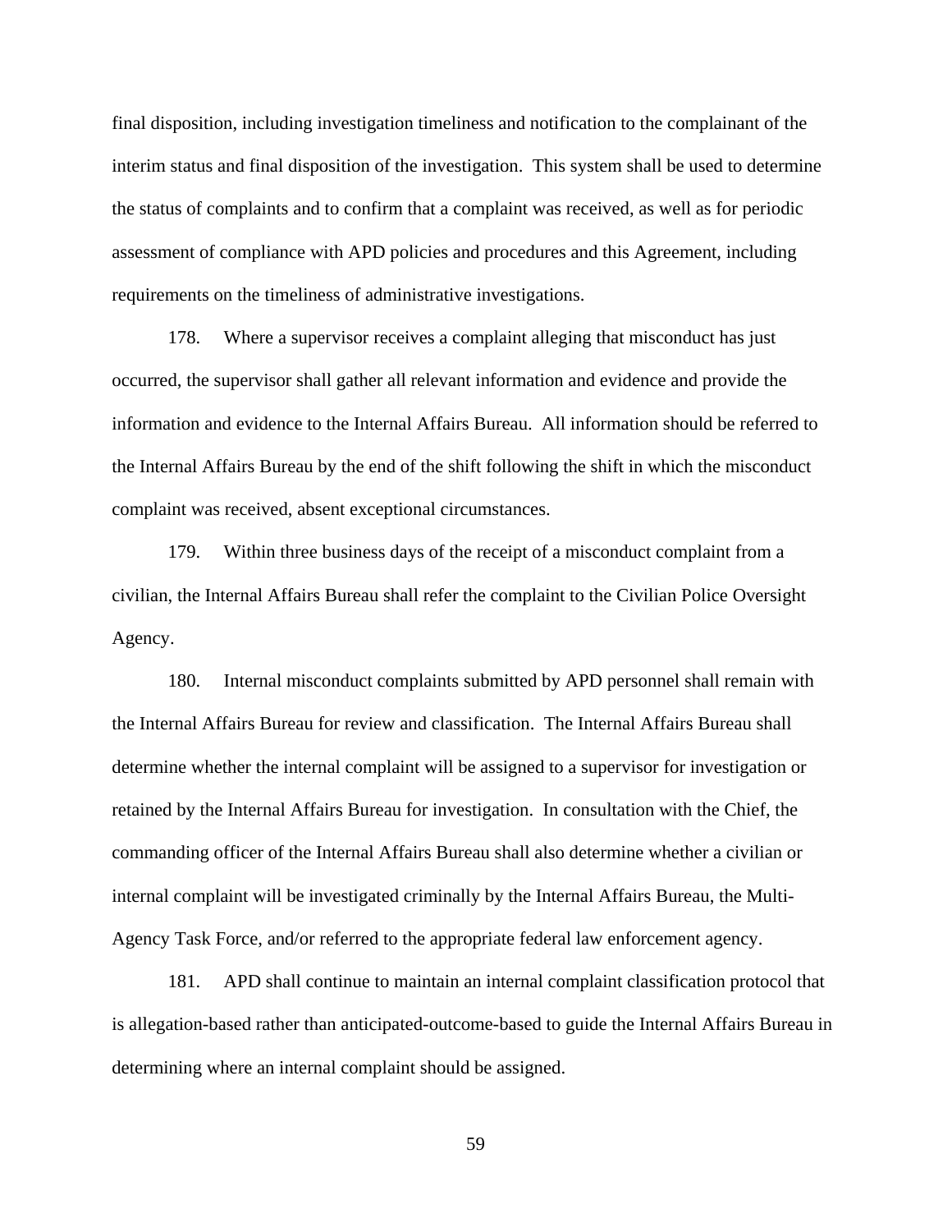final disposition, including investigation timeliness and notification to the complainant of the interim status and final disposition of the investigation. This system shall be used to determine the status of complaints and to confirm that a complaint was received, as well as for periodic assessment of compliance with APD policies and procedures and this Agreement, including requirements on the timeliness of administrative investigations.

178. Where a supervisor receives a complaint alleging that misconduct has just occurred, the supervisor shall gather all relevant information and evidence and provide the information and evidence to the Internal Affairs Bureau. All information should be referred to the Internal Affairs Bureau by the end of the shift following the shift in which the misconduct complaint was received, absent exceptional circumstances.

179. Within three business days of the receipt of a misconduct complaint from a civilian, the Internal Affairs Bureau shall refer the complaint to the Civilian Police Oversight Agency.

180. Internal misconduct complaints submitted by APD personnel shall remain with the Internal Affairs Bureau for review and classification. The Internal Affairs Bureau shall determine whether the internal complaint will be assigned to a supervisor for investigation or retained by the Internal Affairs Bureau for investigation. In consultation with the Chief, the commanding officer of the Internal Affairs Bureau shall also determine whether a civilian or internal complaint will be investigated criminally by the Internal Affairs Bureau, the Multi-Agency Task Force, and/or referred to the appropriate federal law enforcement agency.

181. APD shall continue to maintain an internal complaint classification protocol that is allegation-based rather than anticipated-outcome-based to guide the Internal Affairs Bureau in determining where an internal complaint should be assigned.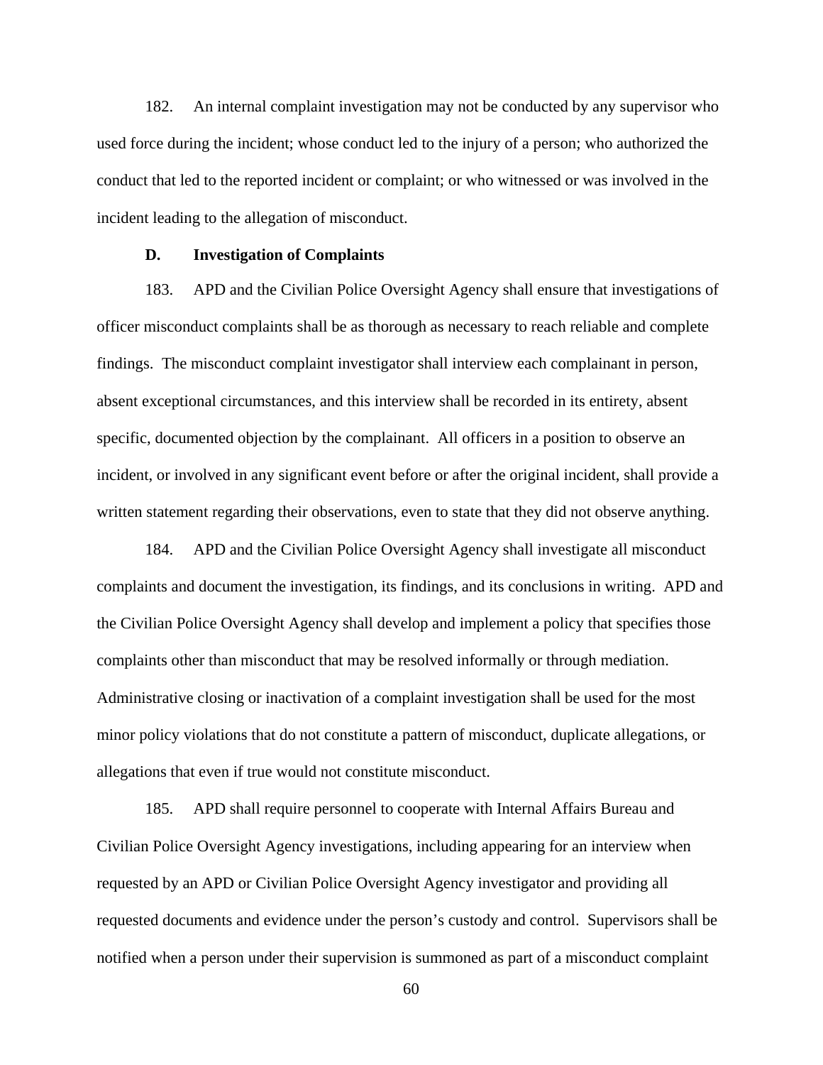182. An internal complaint investigation may not be conducted by any supervisor who used force during the incident; whose conduct led to the injury of a person; who authorized the conduct that led to the reported incident or complaint; or who witnessed or was involved in the incident leading to the allegation of misconduct.

### D. Investigation of Complaints

183. APD and the Civilian Police Oversight Agency shall ensure that investigations of officer misconduct complaints shall be as thorough as necessary to reach reliable and complete findings. The misconduct complaint investigator shall interview each complainant in person, absent exceptional circumstances, and this interview shall be recorded in its entirety, absent specific, documented objection by the complainant. All officers in a position to observe an incident, or involved in any significant event before or after the original incident, shall provide a written statement regarding their observations, even to state that they did not observe anything.

184. APD and the Civilian Police Oversight Agency shall investigate all misconduct complaints and document the investigation, its findings, and its conclusions in writing. APD and the Civilian Police Oversight Agency shall develop and implement a policy that specifies those complaints other than misconduct that may be resolved informally or through mediation. Administrative closing or inactivation of a complaint investigation shall be used for the most minor policy violations that do not constitute a pattern of misconduct, duplicate allegations, or allegations that even if true would not constitute misconduct.

185. APD shall require personnel to cooperate with Internal Affairs Bureau and Civilian Police Oversight Agency investigations, including appearing for an interview when requested by an APD or Civilian Police Oversight Agency investigator and providing all requested documents and evidence under the person's custody and control. Supervisors shall be notified when a person under their supervision is summoned as part of a misconduct complaint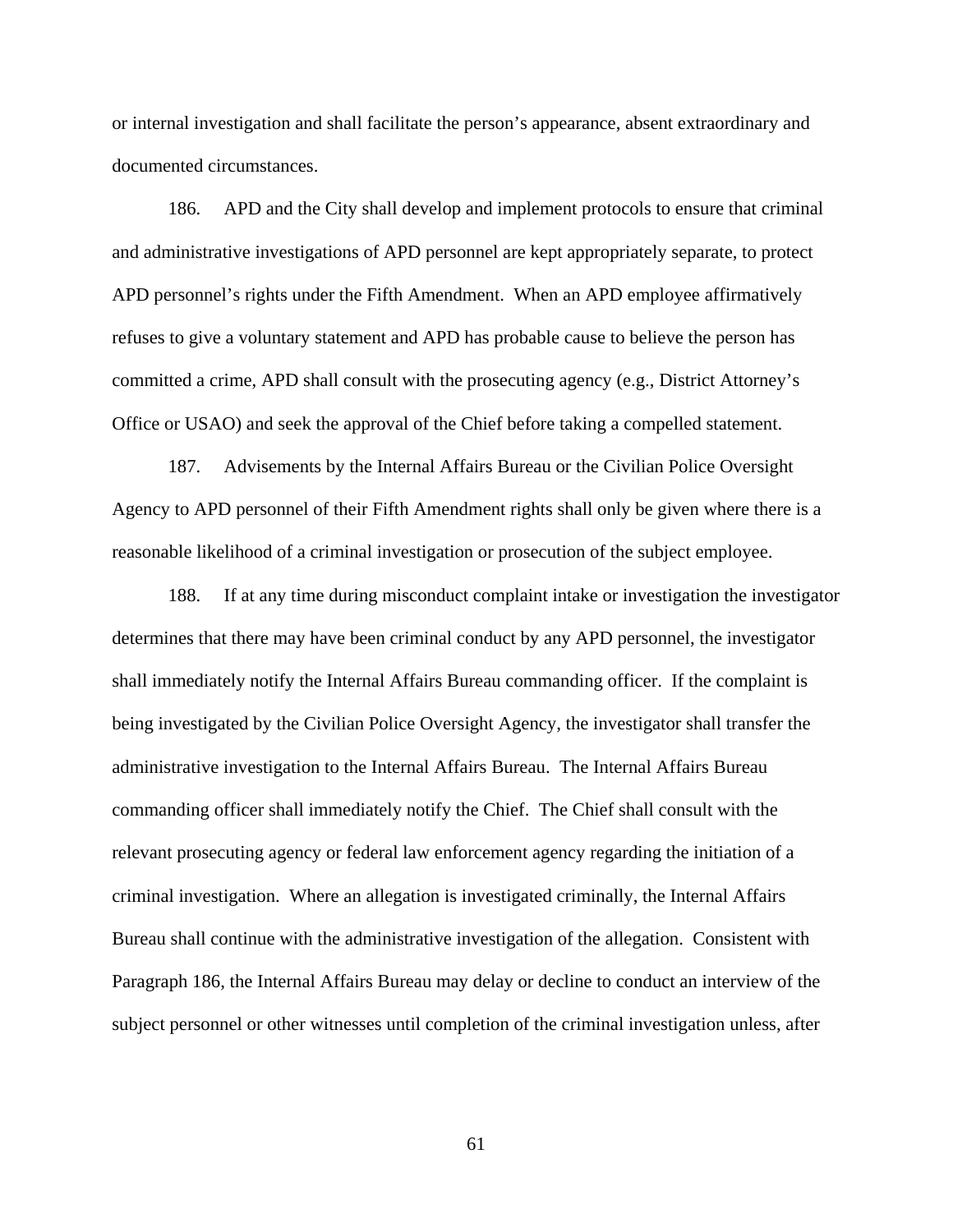or internal investigation and shall facilitate the person's appearance, absent extraordinary and documented circumstances.

186. APD and the City shall develop and implement protocols to ensure that criminal and administrative investigations of APD personnel are kept appropriately separate, to protect APD personnel's rights under the Fifth Amendment. When an APD employee affirmatively refuses to give a voluntary statement and APD has probable cause to believe the person has committed a crime, APD shall consult with the prosecuting agency (e.g., District Attorney's Office or USAO) and seek the approval of the Chief before taking a compelled statement.

187. Advisements by the Internal Affairs Bureau or the Civilian Police Oversight Agency to APD personnel of their Fifth Amendment rights shall only be given where there is a reasonable likelihood of a criminal investigation or prosecution of the subject employee.

188. If at any time during misconduct complaint intake or investigation the investigator determines that there may have been criminal conduct by any APD personnel, the investigator shall immediately notify the Internal Affairs Bureau commanding officer. If the complaint is being investigated by the Civilian Police Oversight Agency, the investigator shall transfer the administrative investigation to the Internal Affairs Bureau. The Internal Affairs Bureau commanding officer shall immediately notify the Chief. The Chief shall consult with the relevant prosecuting agency or federal law enforcement agency regarding the initiation of a criminal investigation. Where an allegation is investigated criminally, the Internal Affairs Bureau shall continue with the administrative investigation of the allegation. Consistent with Paragraph 186, the Internal Affairs Bureau may delay or decline to conduct an interview of the subject personnel or other witnesses until completion of the criminal investigation unless, after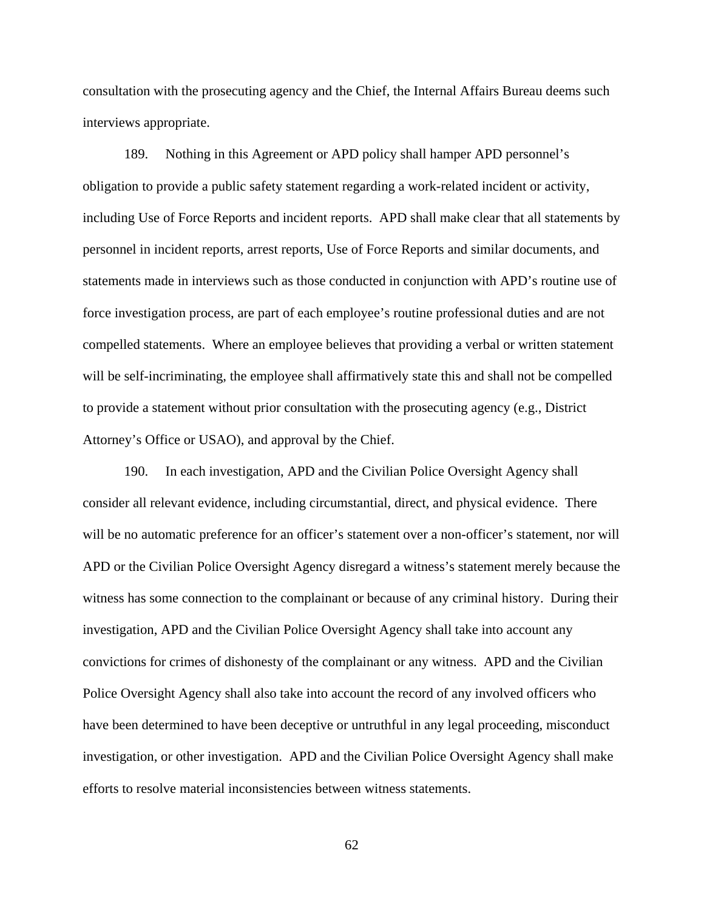consultation with the prosecuting agency and the Chief, the Internal Affairs Bureau deems such interviews appropriate.

189. Nothing in this Agreement or APD policy shall hamper APD personnel's obligation to provide a public safety statement regarding a work-related incident or activity, including Use of Force Reports and incident reports. APD shall make clear that all statements by personnel in incident reports, arrest reports, Use of Force Reports and similar documents, and statements made in interviews such as those conducted in conjunction with APD's routine use of force investigation process, are part of each employee's routine professional duties and are not compelled statements. Where an employee believes that providing a verbal or written statement will be self-incriminating, the employee shall affirmatively state this and shall not be compelled to provide a statement without prior consultation with the prosecuting agency (e.g., District Attorney's Office or USAO), and approval by the Chief.

190. In each investigation, APD and the Civilian Police Oversight Agency shall consider all relevant evidence, including circumstantial, direct, and physical evidence. There will be no automatic preference for an officer's statement over a non-officer's statement, nor will APD or the Civilian Police Oversight Agency disregard a witness's statement merely because the witness has some connection to the complainant or because of any criminal history. During their investigation, APD and the Civilian Police Oversight Agency shall take into account any convictions for crimes of dishonesty of the complainant or any witness. APD and the Civilian Police Oversight Agency shall also take into account the record of any involved officers who have been determined to have been deceptive or untruthful in any legal proceeding, misconduct investigation, or other investigation. APD and the Civilian Police Oversight Agency shall make efforts to resolve material inconsistencies between witness statements.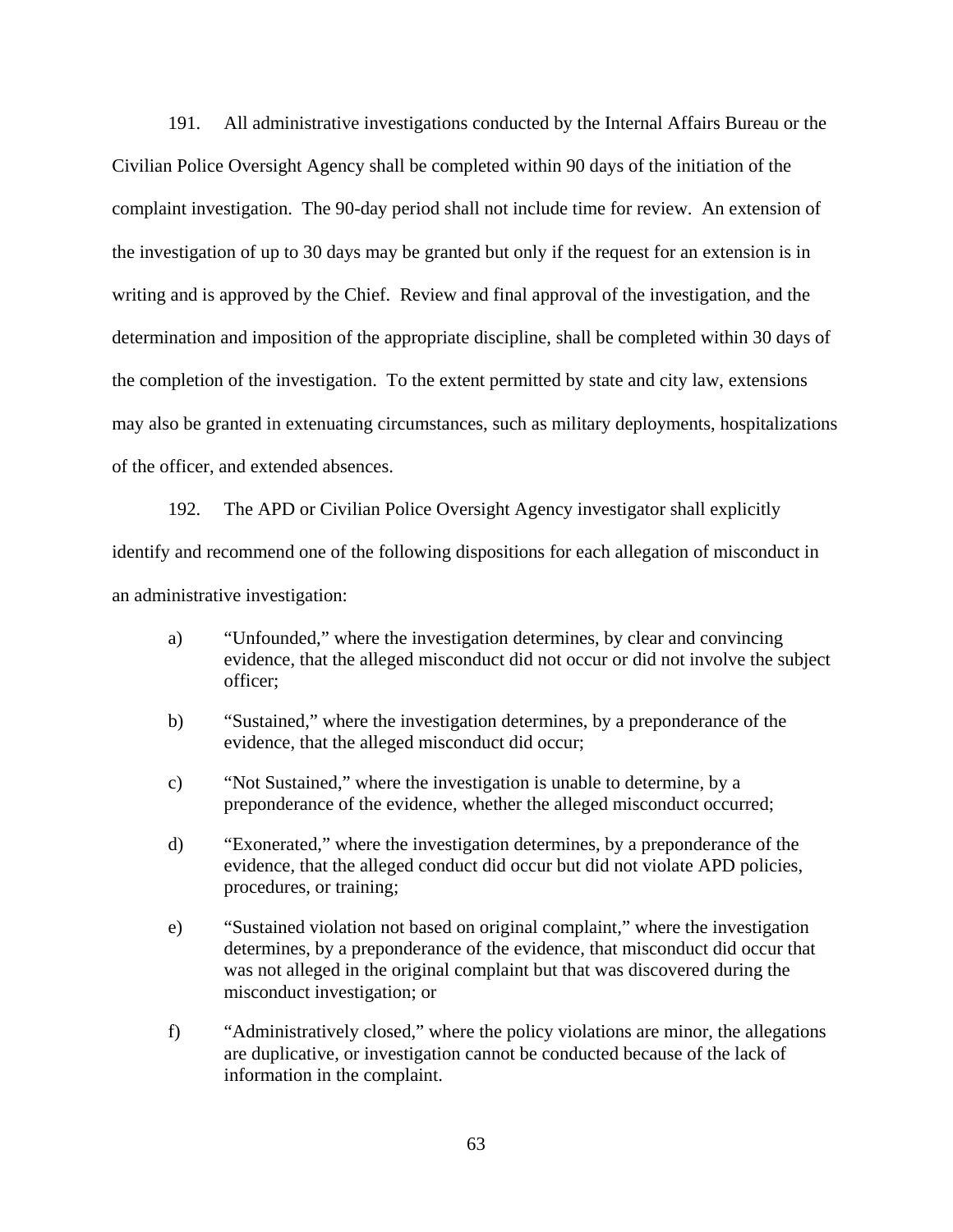191. All administrative investigations conducted by the Internal Affairs Bureau or the Civilian Police Oversight Agency shall be completed within 90 days of the initiation of the complaint investigation. The 90-day period shall not include time for review. An extension of the investigation of up to 30 days may be granted but only if the request for an extension is in writing and is approved by the Chief. Review and final approval of the investigation, and the determination and imposition of the appropriate discipline, shall be completed within 30 days of the completion of the investigation. To the extent permitted by state and city law, extensions may also be granted in extenuating circumstances, such as military deployments, hospitalizations of the officer, and extended absences.

192. The APD or Civilian Police Oversight Agency investigator shall explicitly identify and recommend one of the following dispositions for each allegation of misconduct in an administrative investigation:

a) "Unfounded," where the investigation determines, by clear and convincing evidence, that the alleged misconduct did not occur or did not involve the subject officer;

b) "Sustained," where the investigation determines, by a preponderance of the evidence, that the alleged misconduct did occur;

c) "Not Sustained," where the investigation is unable to determine, by a preponderance of the evidence, whether the alleged misconduct occurred;

d) "Exonerated," where the investigation determines, by a preponderance of the evidence, that the alleged conduct did occur but did not violate APD policies, procedures, or training;

e) "Sustained violation not based on original complaint," where the investigation determines, by a preponderance of the evidence, that misconduct did occur that was not alleged in the original complaint but that was discovered during the misconduct investigation; or

f) "Administratively closed," where the policy violations are minor, the allegations are duplicative, or investigation cannot be conducted because of the lack of information in the complaint.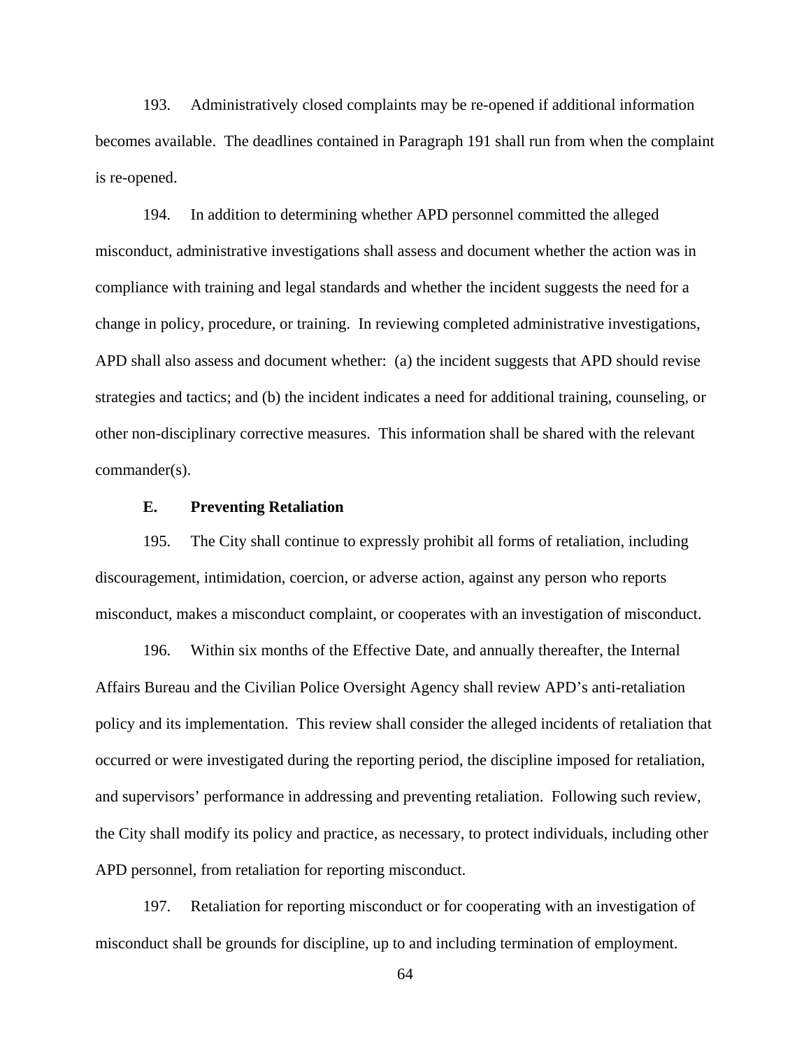193. Administratively closed complaints may be re-opened if additional information becomes available. The deadlines contained in Paragraph 191 shall run from when the complaint is re-opened.

194. In addition to determining whether APD personnel committed the alleged misconduct, administrative investigations shall assess and document whether the action was in compliance with training and legal standards and whether the incident suggests the need for a change in policy, procedure, or training. In reviewing completed administrative investigations, APD shall also assess and document whether: (a) the incident suggests that APD should revise strategies and tactics; and (b) the incident indicates a need for additional training, counseling, or other non-disciplinary corrective measures. This information shall be shared with the relevant commander(s).

### E. Preventing Retaliation

195. The City shall continue to expressly prohibit all forms of retaliation, including discouragement, intimidation, coercion, or adverse action, against any person who reports misconduct, makes a misconduct complaint, or cooperates with an investigation of misconduct.

196. Within six months of the Effective Date, and annually thereafter, the Internal Affairs Bureau and the Civilian Police Oversight Agency shall review APD's anti-retaliation policy and its implementation. This review shall consider the alleged incidents of retaliation that occurred or were investigated during the reporting period, the discipline imposed for retaliation, and supervisors' performance in addressing and preventing retaliation. Following such review, the City shall modify its policy and practice, as necessary, to protect individuals, including other APD personnel, from retaliation for reporting misconduct.

197. Retaliation for reporting misconduct or for cooperating with an investigation of misconduct shall be grounds for discipline, up to and including termination of employment.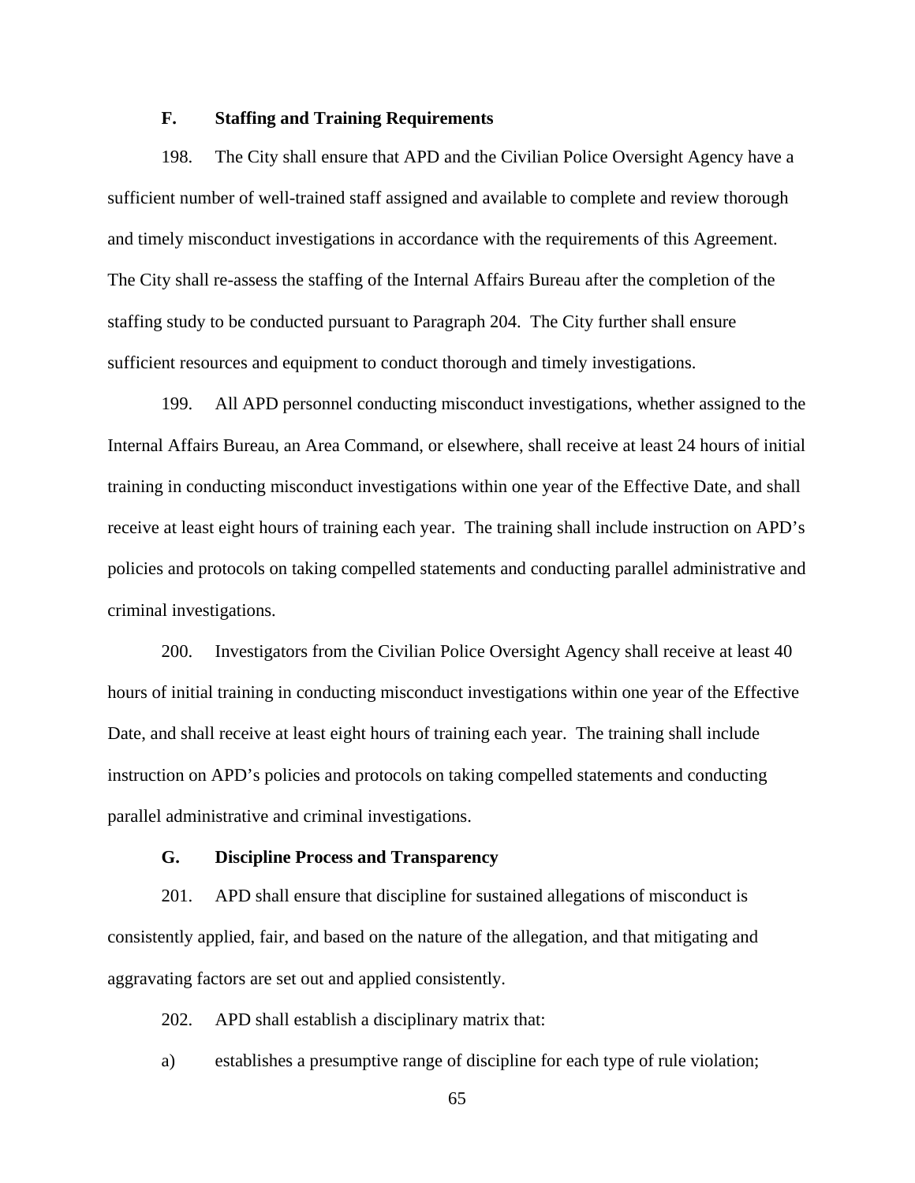### F. Staffing and Training Requirements

198. The City shall ensure that APD and the Civilian Police Oversight Agency have a sufficient number of well-trained staff assigned and available to complete and review thorough and timely misconduct investigations in accordance with the requirements of this Agreement. The City shall re-assess the staffing of the Internal Affairs Bureau after the completion of the staffing study to be conducted pursuant to Paragraph 204. The City further shall ensure sufficient resources and equipment to conduct thorough and timely investigations.

199. All APD personnel conducting misconduct investigations, whether assigned to the Internal Affairs Bureau, an Area Command, or elsewhere, shall receive at least 24 hours of initial training in conducting misconduct investigations within one year of the Effective Date, and shall receive at least eight hours of training each year. The training shall include instruction on APD's policies and protocols on taking compelled statements and conducting parallel administrative and criminal investigations.

200. Investigators from the Civilian Police Oversight Agency shall receive at least 40 hours of initial training in conducting misconduct investigations within one year of the Effective Date, and shall receive at least eight hours of training each year. The training shall include instruction on APD's policies and protocols on taking compelled statements and conducting parallel administrative and criminal investigations.

### G. Discipline Process and Transparency

201. APD shall ensure that discipline for sustained allegations of misconduct is consistently applied, fair, and based on the nature of the allegation, and that mitigating and aggravating factors are set out and applied consistently.

202. APD shall establish a disciplinary matrix that:

a) establishes a presumptive range of discipline for each type of rule violation;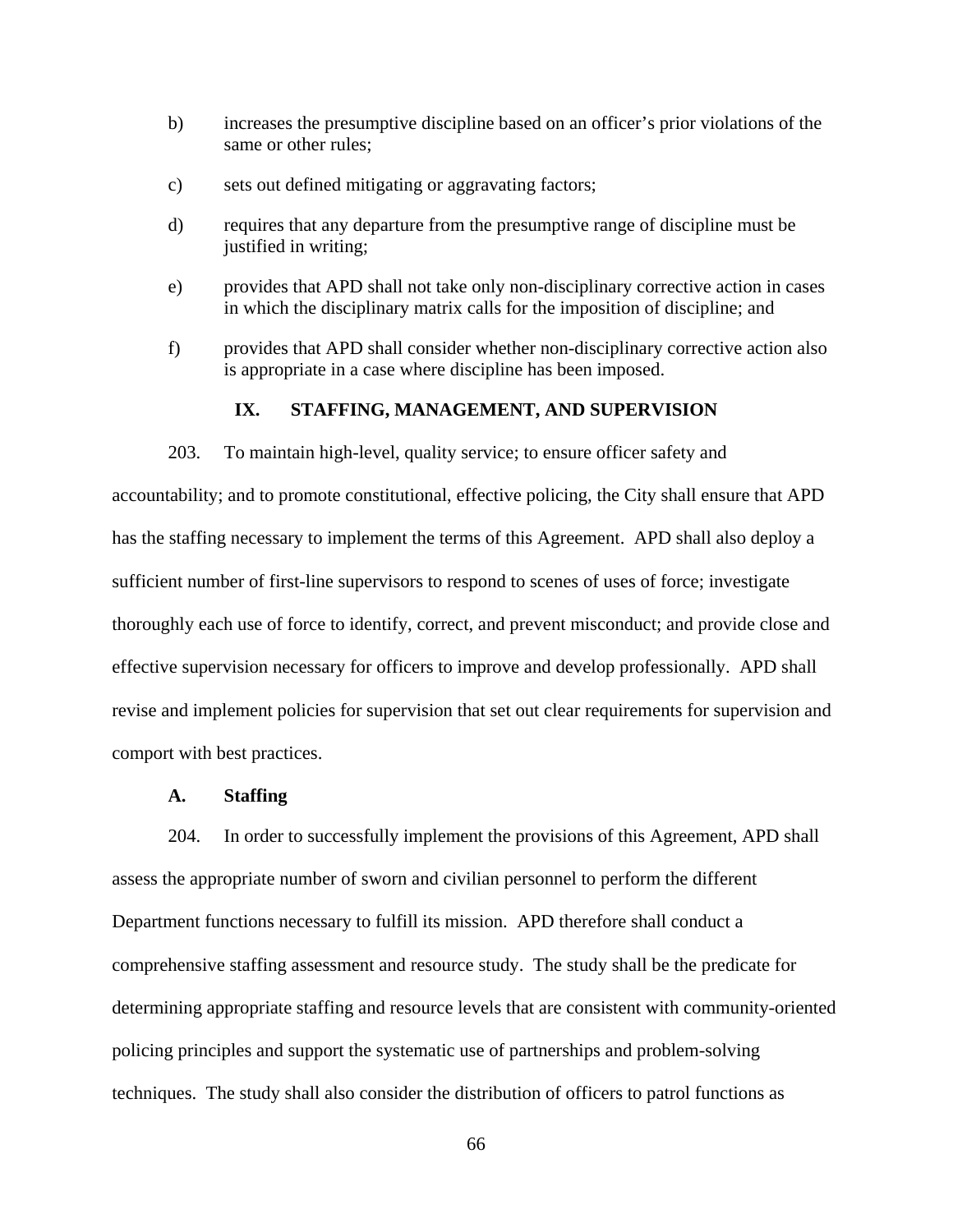b) increases the presumptive discipline based on an officer's prior violations of the same or other rules;

c) sets out defined mitigating or aggravating factors;

d) requires that any departure from the presumptive range of discipline must be justified in writing;

e) provides that APD shall not take only non-disciplinary corrective action in cases in which the disciplinary matrix calls for the imposition of discipline; and

f) provides that APD shall consider whether non-disciplinary corrective action also is appropriate in a case where discipline has been imposed.

## IX. STAFFING, MANAGEMENT, AND SUPERVISION

203. To maintain high-level, quality service; to ensure officer safety and accountability; and to promote constitutional, effective policing, the City shall ensure that APD has the staffing necessary to implement the terms of this Agreement. APD shall also deploy a sufficient number of first-line supervisors to respond to scenes of uses of force; investigate thoroughly each use of force to identify, correct, and prevent misconduct; and provide close and effective supervision necessary for officers to improve and develop professionally. APD shall revise and implement policies for supervision that set out clear requirements for supervision and comport with best practices.

### A. Staffing

204. In order to successfully implement the provisions of this Agreement, APD shall assess the appropriate number of sworn and civilian personnel to perform the different Department functions necessary to fulfill its mission. APD therefore shall conduct a comprehensive staffing assessment and resource study. The study shall be the predicate for determining appropriate staffing and resource levels that are consistent with community-oriented policing principles and support the systematic use of partnerships and problem-solving techniques. The study shall also consider the distribution of officers to patrol functions as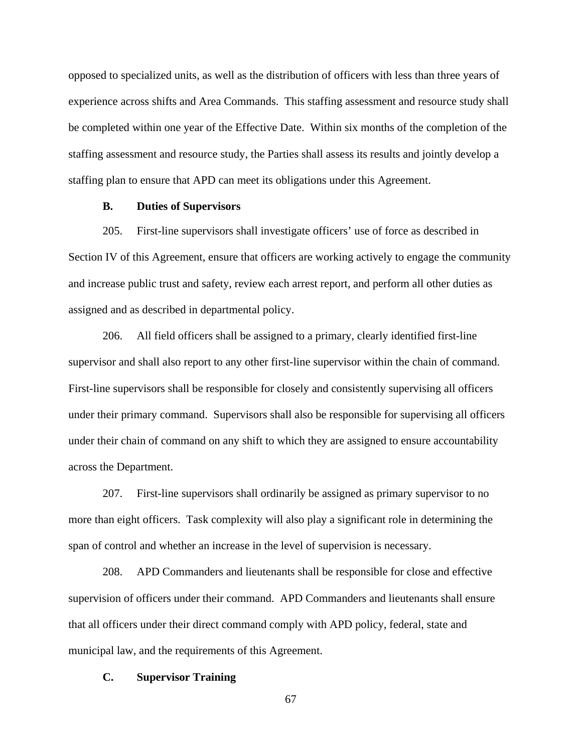opposed to specialized units, as well as the distribution of officers with less than three years of experience across shifts and Area Commands. This staffing assessment and resource study shall be completed within one year of the Effective Date. Within six months of the completion of the staffing assessment and resource study, the Parties shall assess its results and jointly develop a staffing plan to ensure that APD can meet its obligations under this Agreement.

### B. Duties of Supervisors

205. First-line supervisors shall investigate officers' use of force as described in Section IV of this Agreement, ensure that officers are working actively to engage the community and increase public trust and safety, review each arrest report, and perform all other duties as assigned and as described in departmental policy.

206. All field officers shall be assigned to a primary, clearly identified first-line supervisor and shall also report to any other first-line supervisor within the chain of command. First-line supervisors shall be responsible for closely and consistently supervising all officers under their primary command. Supervisors shall also be responsible for supervising all officers under their chain of command on any shift to which they are assigned to ensure accountability across the Department.

207. First-line supervisors shall ordinarily be assigned as primary supervisor to no more than eight officers. Task complexity will also play a significant role in determining the span of control and whether an increase in the level of supervision is necessary.

208. APD Commanders and lieutenants shall be responsible for close and effective supervision of officers under their command. APD Commanders and lieutenants shall ensure that all officers under their direct command comply with APD policy, federal, state and municipal law, and the requirements of this Agreement.

### C. Supervisor Training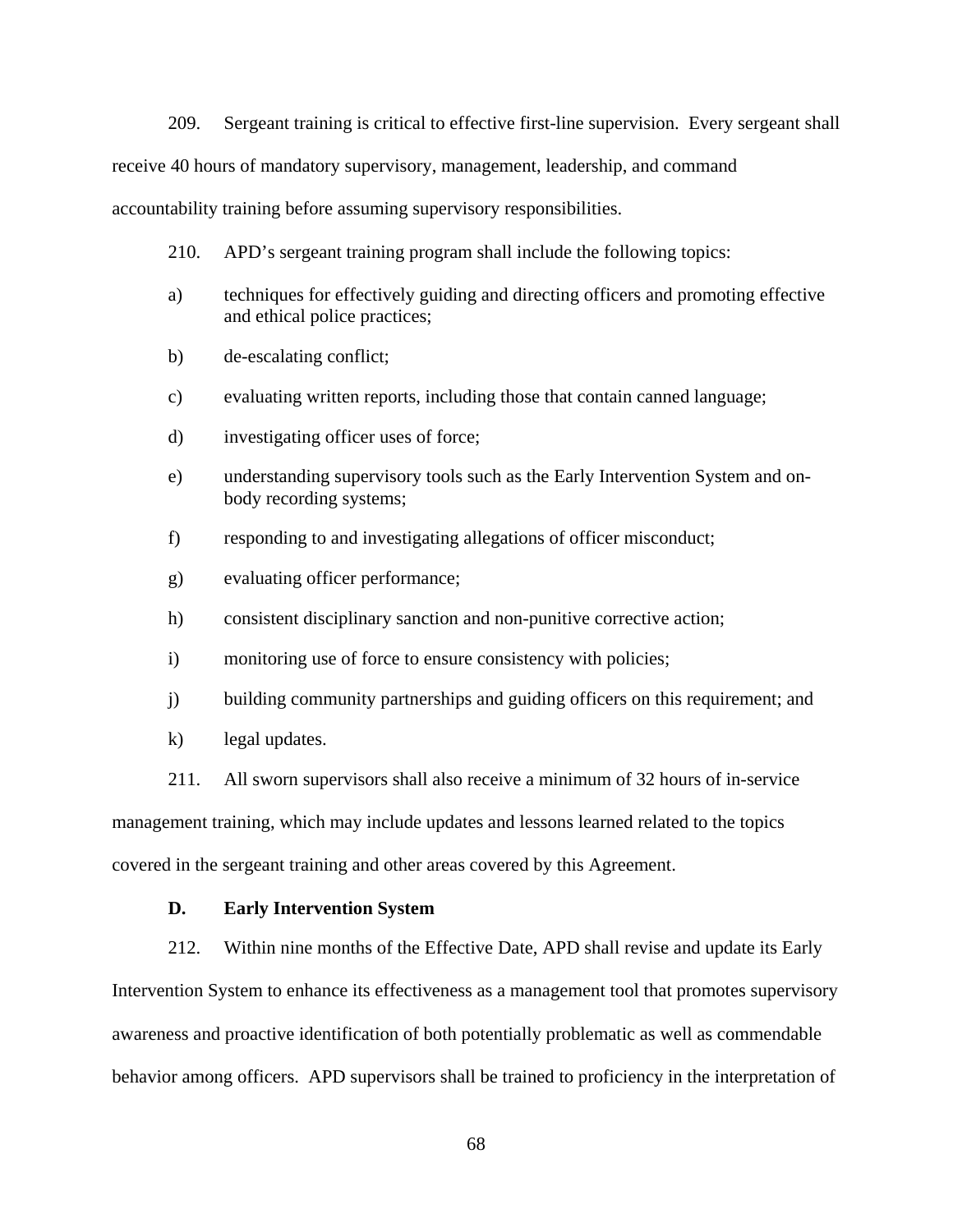209. Sergeant training is critical to effective first-line supervision. Every sergeant shall receive 40 hours of mandatory supervisory, management, leadership, and command accountability training before assuming supervisory responsibilities.

210. APD's sergeant training program shall include the following topics:

a) techniques for effectively guiding and directing officers and promoting effective and ethical police practices;

b) de-escalating conflict;

c) evaluating written reports, including those that contain canned language;

d) investigating officer uses of force;

e) understanding supervisory tools such as the Early Intervention System and on-body recording systems;

f) responding to and investigating allegations of officer misconduct;

g) evaluating officer performance;

h) consistent disciplinary sanction and non-punitive corrective action;

i) monitoring use of force to ensure consistency with policies;

j) building community partnerships and guiding officers on this requirement; and

k) legal updates.

211. All sworn supervisors shall also receive a minimum of 32 hours of in-service management training, which may include updates and lessons learned related to the topics covered in the sergeant training and other areas covered by this Agreement.

### D. Early Intervention System

212. Within nine months of the Effective Date, APD shall revise and update its Early Intervention System to enhance its effectiveness as a management tool that promotes supervisory awareness and proactive identification of both potentially problematic as well as commendable behavior among officers. APD supervisors shall be trained to proficiency in the interpretation of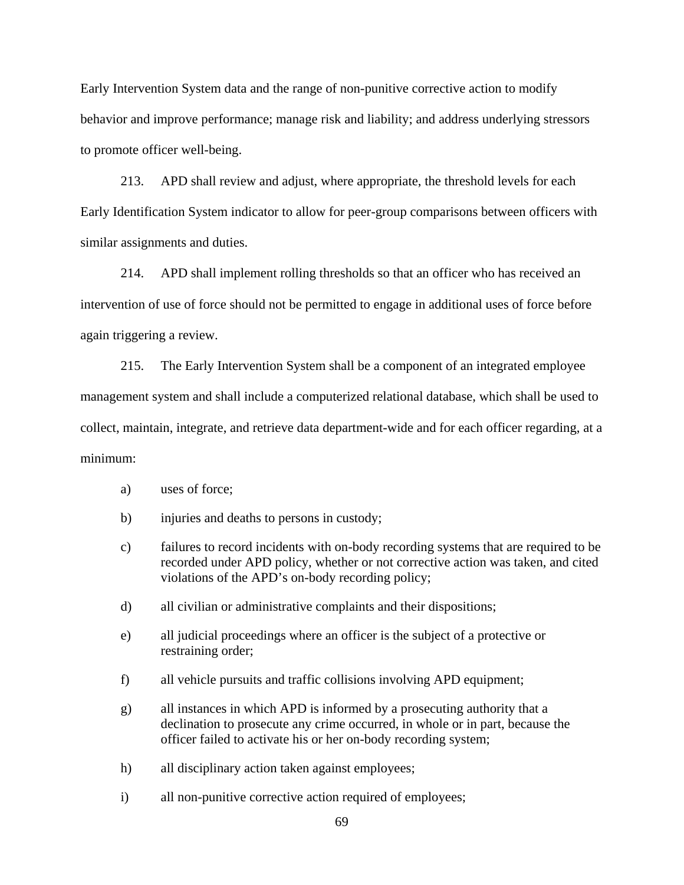Early Intervention System data and the range of non-punitive corrective action to modify behavior and improve performance; manage risk and liability; and address underlying stressors to promote officer well-being.

213. APD shall review and adjust, where appropriate, the threshold levels for each Early Identification System indicator to allow for peer-group comparisons between officers with similar assignments and duties.

214. APD shall implement rolling thresholds so that an officer who has received an intervention of use of force should not be permitted to engage in additional uses of force before again triggering a review.

215. The Early Intervention System shall be a component of an integrated employee management system and shall include a computerized relational database, which shall be used to collect, maintain, integrate, and retrieve data department-wide and for each officer regarding, at a minimum:

a) uses of force;

b) injuries and deaths to persons in custody;

c) failures to record incidents with on-body recording systems that are required to be recorded under APD policy, whether or not corrective action was taken, and cited violations of the APD's on-body recording policy;

d) all civilian or administrative complaints and their dispositions;

e) all judicial proceedings where an officer is the subject of a protective or restraining order;

f) all vehicle pursuits and traffic collisions involving APD equipment;

g) all instances in which APD is informed by a prosecuting authority that a declination to prosecute any crime occurred, in whole or in part, because the officer failed to activate his or her on-body recording system;

h) all disciplinary action taken against employees;

i) all non-punitive corrective action required of employees;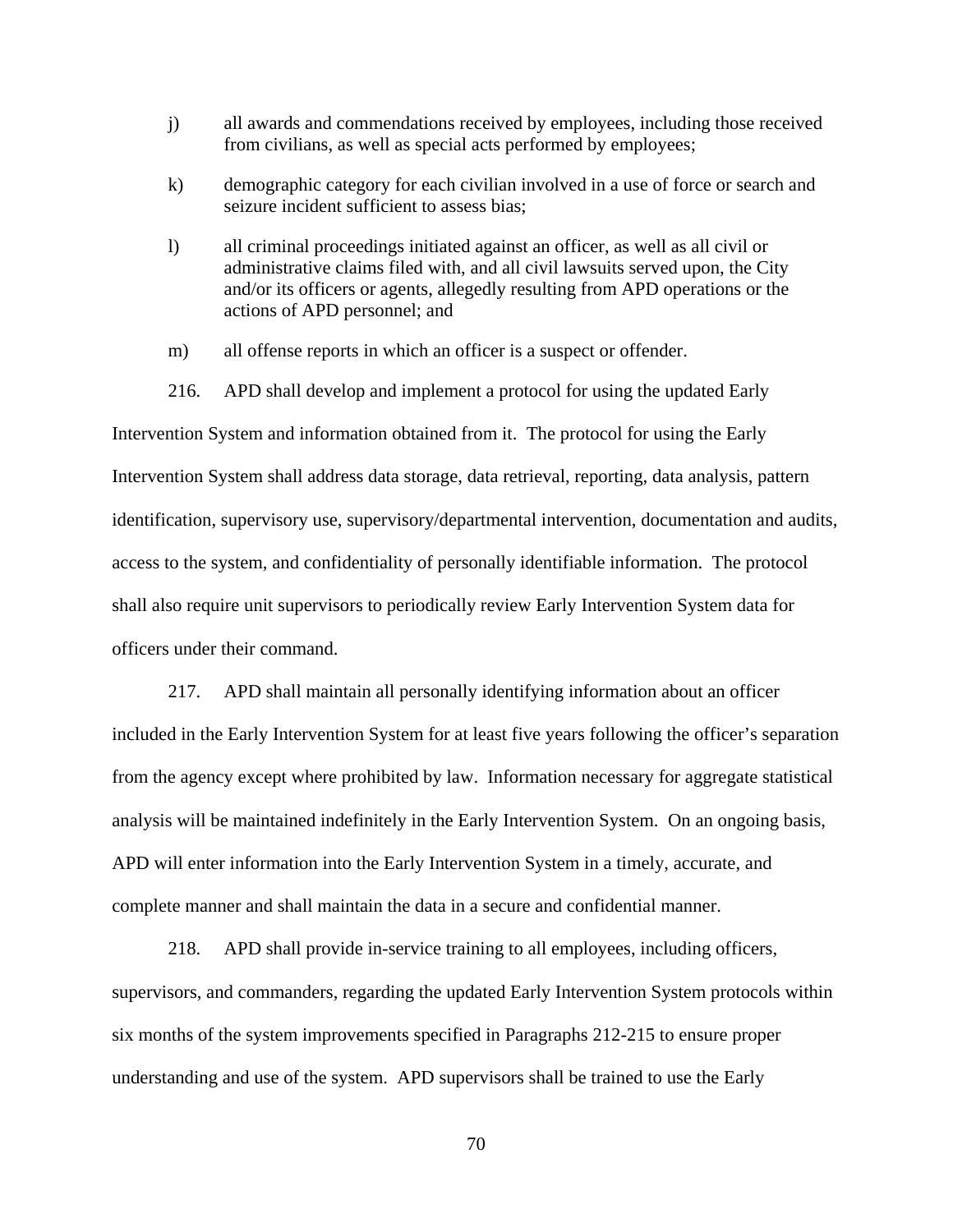j) all awards and commendations received by employees, including those received from civilians, as well as special acts performed by employees;

k) demographic category for each civilian involved in a use of force or search and seizure incident sufficient to assess bias;

l) all criminal proceedings initiated against an officer, as well as all civil or administrative claims filed with, and all civil lawsuits served upon, the City and/or its officers or agents, allegedly resulting from APD operations or the actions of APD personnel; and

m) all offense reports in which an officer is a suspect or offender.

216. APD shall develop and implement a protocol for using the updated Early Intervention System and information obtained from it. The protocol for using the Early Intervention System shall address data storage, data retrieval, reporting, data analysis, pattern identification, supervisory use, supervisory/departmental intervention, documentation and audits, access to the system, and confidentiality of personally identifiable information. The protocol shall also require unit supervisors to periodically review Early Intervention System data for officers under their command.

217. APD shall maintain all personally identifying information about an officer included in the Early Intervention System for at least five years following the officer's separation from the agency except where prohibited by law. Information necessary for aggregate statistical analysis will be maintained indefinitely in the Early Intervention System. On an ongoing basis, APD will enter information into the Early Intervention System in a timely, accurate, and complete manner and shall maintain the data in a secure and confidential manner.

218. APD shall provide in-service training to all employees, including officers, supervisors, and commanders, regarding the updated Early Intervention System protocols within six months of the system improvements specified in Paragraphs 212-215 to ensure proper understanding and use of the system. APD supervisors shall be trained to use the Early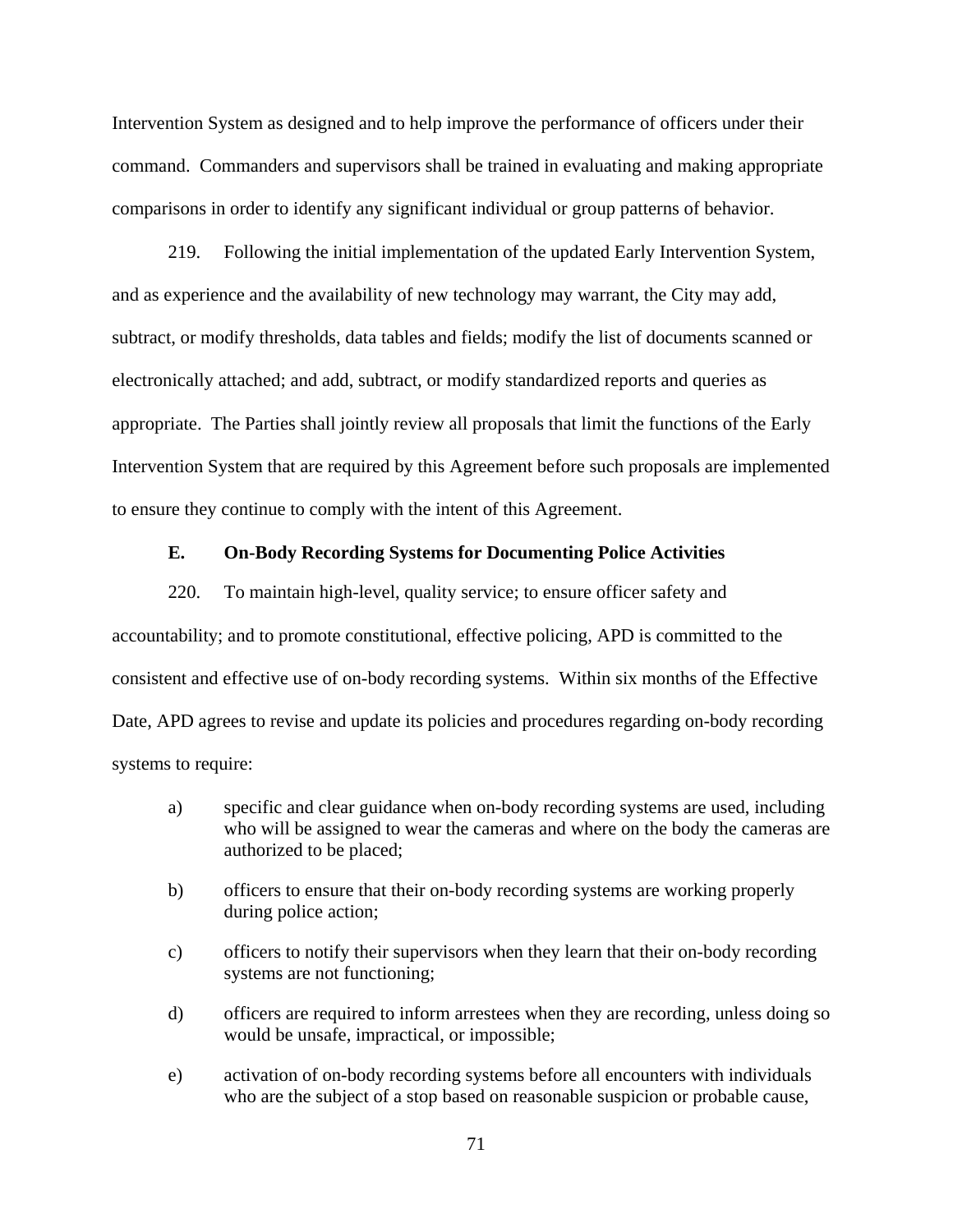Intervention System as designed and to help improve the performance of officers under their command. Commanders and supervisors shall be trained in evaluating and making appropriate comparisons in order to identify any significant individual or group patterns of behavior.

219. Following the initial implementation of the updated Early Intervention System, and as experience and the availability of new technology may warrant, the City may add, subtract, or modify thresholds, data tables and fields; modify the list of documents scanned or electronically attached; and add, subtract, or modify standardized reports and queries as appropriate. The Parties shall jointly review all proposals that limit the functions of the Early Intervention System that are required by this Agreement before such proposals are implemented to ensure they continue to comply with the intent of this Agreement.

### E. On-Body Recording Systems for Documenting Police Activities

220. To maintain high-level, quality service; to ensure officer safety and accountability; and to promote constitutional, effective policing, APD is committed to the consistent and effective use of on-body recording systems. Within six months of the Effective Date, APD agrees to revise and update its policies and procedures regarding on-body recording systems to require:

a) specific and clear guidance when on-body recording systems are used, including who will be assigned to wear the cameras and where on the body the cameras are authorized to be placed;

b) officers to ensure that their on-body recording systems are working properly during police action;

c) officers to notify their supervisors when they learn that their on-body recording systems are not functioning;

d) officers are required to inform arrestees when they are recording, unless doing so would be unsafe, impractical, or impossible;

e) activation of on-body recording systems before all encounters with individuals who are the subject of a stop based on reasonable suspicion or probable cause,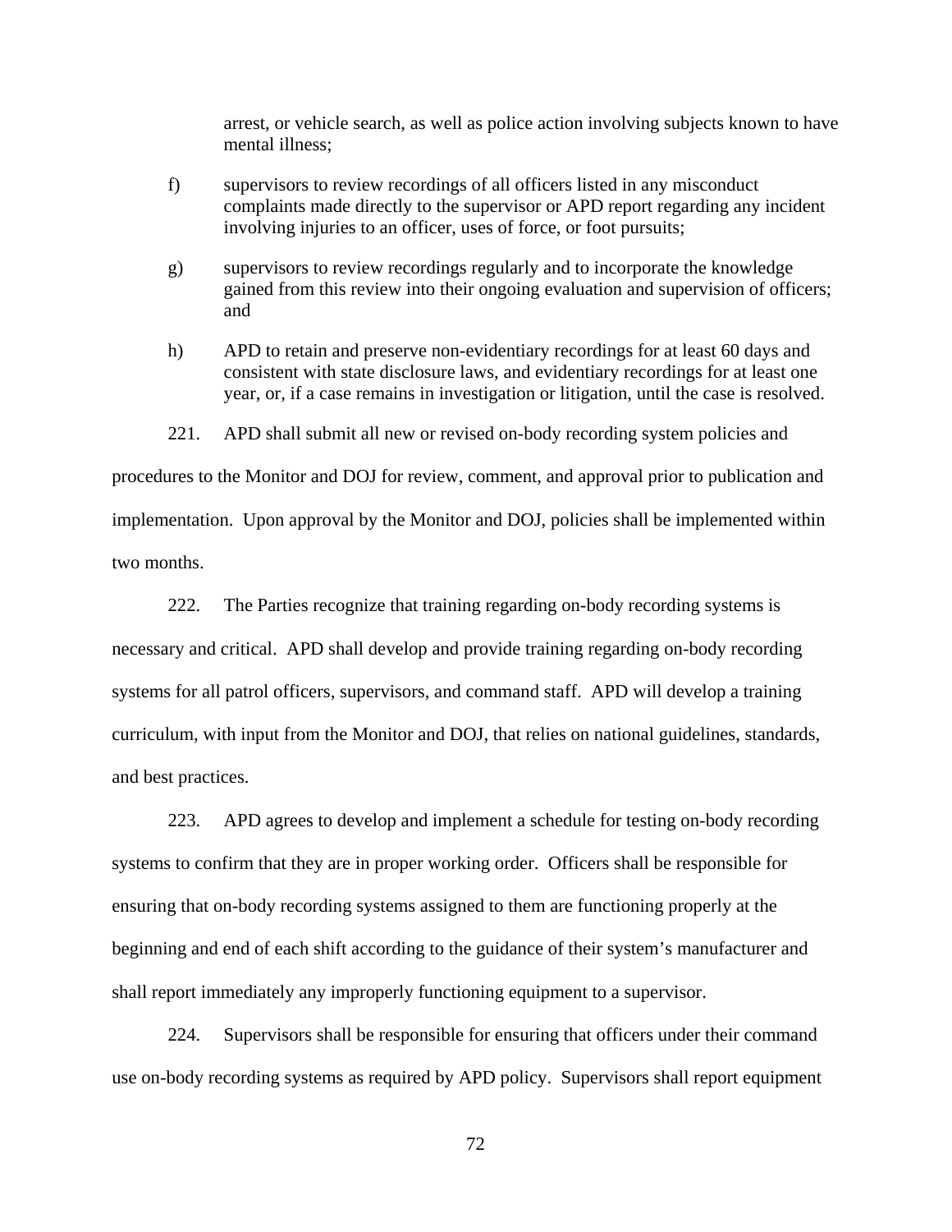arrest, or vehicle search, as well as police action involving subjects known to have mental illness;

f) supervisors to review recordings of all officers listed in any misconduct complaints made directly to the supervisor or APD report regarding any incident involving injuries to an officer, uses of force, or foot pursuits;

g) supervisors to review recordings regularly and to incorporate the knowledge gained from this review into their ongoing evaluation and supervision of officers; and

h) APD to retain and preserve non-evidentiary recordings for at least 60 days and consistent with state disclosure laws, and evidentiary recordings for at least one year, or, if a case remains in investigation or litigation, until the case is resolved.

221. APD shall submit all new or revised on-body recording system policies and procedures to the Monitor and DOJ for review, comment, and approval prior to publication and implementation. Upon approval by the Monitor and DOJ, policies shall be implemented within two months.

222. The Parties recognize that training regarding on-body recording systems is necessary and critical. APD shall develop and provide training regarding on-body recording systems for all patrol officers, supervisors, and command staff. APD will develop a training curriculum, with input from the Monitor and DOJ, that relies on national guidelines, standards, and best practices.

223. APD agrees to develop and implement a schedule for testing on-body recording systems to confirm that they are in proper working order. Officers shall be responsible for ensuring that on-body recording systems assigned to them are functioning properly at the beginning and end of each shift according to the guidance of their system's manufacturer and shall report immediately any improperly functioning equipment to a supervisor.

224. Supervisors shall be responsible for ensuring that officers under their command use on-body recording systems as required by APD policy. Supervisors shall report equipment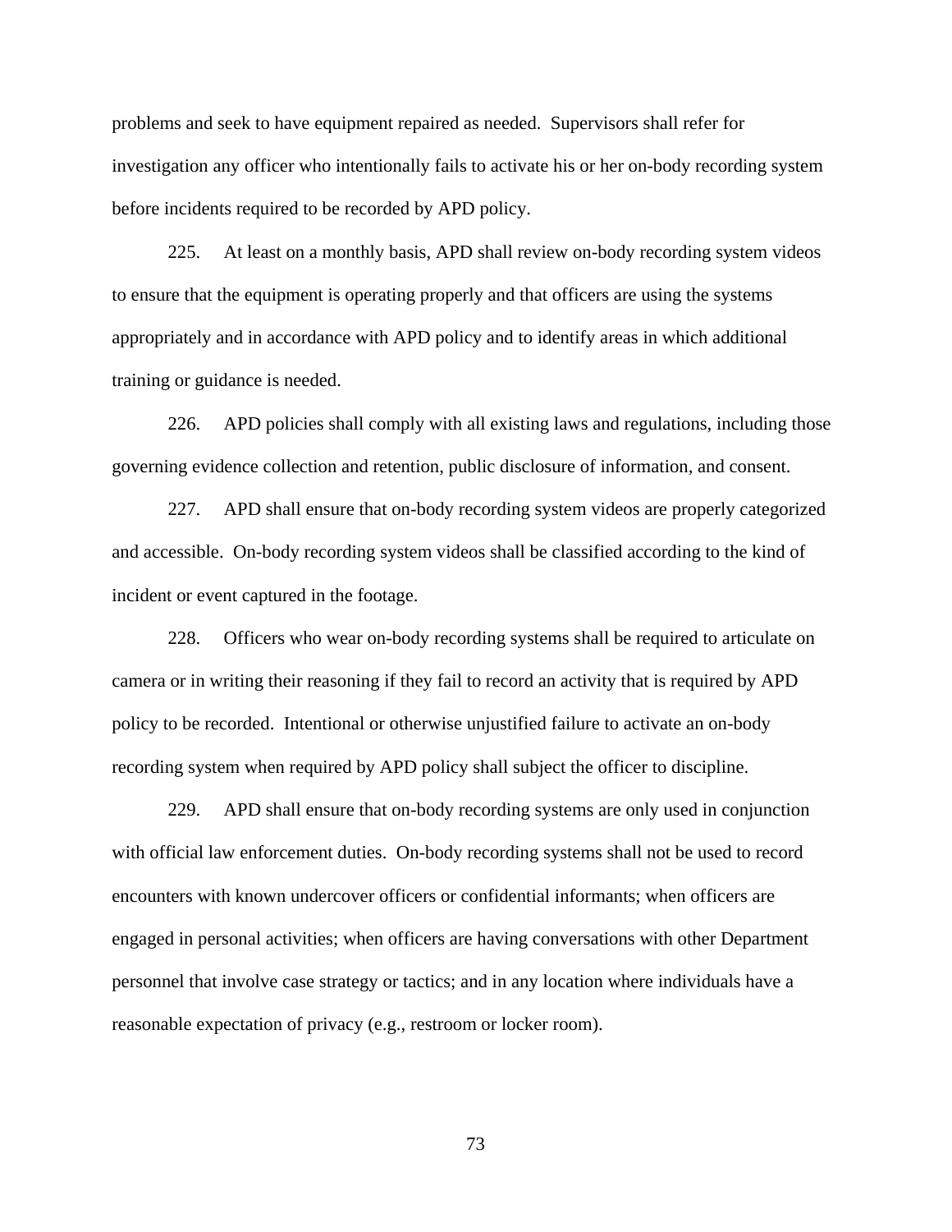problems and seek to have equipment repaired as needed. Supervisors shall refer for investigation any officer who intentionally fails to activate his or her on-body recording system before incidents required to be recorded by APD policy.

225. At least on a monthly basis, APD shall review on-body recording system videos to ensure that the equipment is operating properly and that officers are using the systems appropriately and in accordance with APD policy and to identify areas in which additional training or guidance is needed.

226. APD policies shall comply with all existing laws and regulations, including those governing evidence collection and retention, public disclosure of information, and consent.

227. APD shall ensure that on-body recording system videos are properly categorized and accessible. On-body recording system videos shall be classified according to the kind of incident or event captured in the footage.

228. Officers who wear on-body recording systems shall be required to articulate on camera or in writing their reasoning if they fail to record an activity that is required by APD policy to be recorded. Intentional or otherwise unjustified failure to activate an on-body recording system when required by APD policy shall subject the officer to discipline.

229. APD shall ensure that on-body recording systems are only used in conjunction with official law enforcement duties. On-body recording systems shall not be used to record encounters with known undercover officers or confidential informants; when officers are engaged in personal activities; when officers are having conversations with other Department personnel that involve case strategy or tactics; and in any location where individuals have a reasonable expectation of privacy (e.g., restroom or locker room).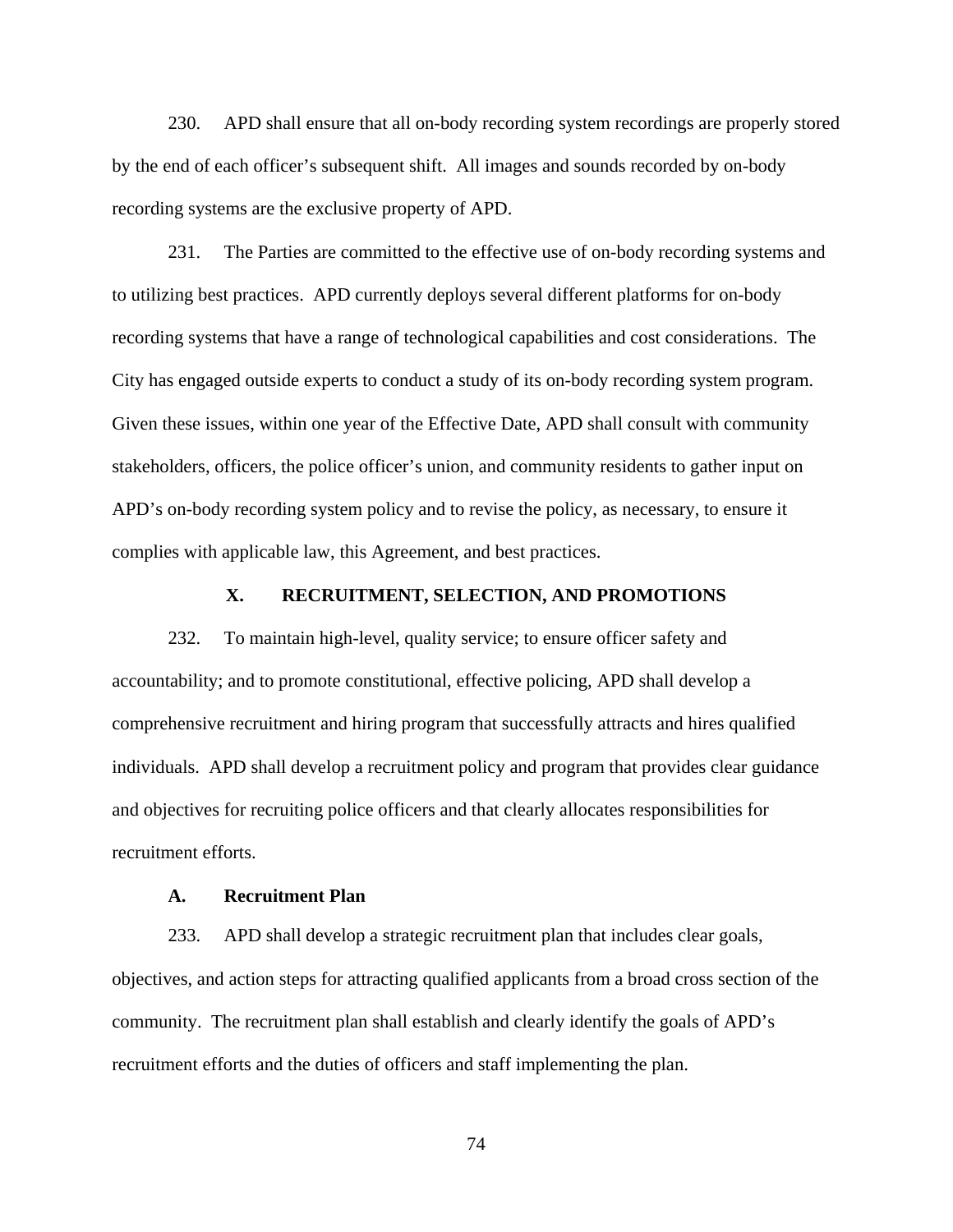230. APD shall ensure that all on-body recording system recordings are properly stored by the end of each officer's subsequent shift. All images and sounds recorded by on-body recording systems are the exclusive property of APD.

231. The Parties are committed to the effective use of on-body recording systems and to utilizing best practices. APD currently deploys several different platforms for on-body recording systems that have a range of technological capabilities and cost considerations. The City has engaged outside experts to conduct a study of its on-body recording system program. Given these issues, within one year of the Effective Date, APD shall consult with community stakeholders, officers, the police officer's union, and community residents to gather input on APD's on-body recording system policy and to revise the policy, as necessary, to ensure it complies with applicable law, this Agreement, and best practices.

## X. RECRUITMENT, SELECTION, AND PROMOTIONS

232. To maintain high-level, quality service; to ensure officer safety and accountability; and to promote constitutional, effective policing, APD shall develop a comprehensive recruitment and hiring program that successfully attracts and hires qualified individuals. APD shall develop a recruitment policy and program that provides clear guidance and objectives for recruiting police officers and that clearly allocates responsibilities for recruitment efforts.

### A. Recruitment Plan

233. APD shall develop a strategic recruitment plan that includes clear goals, objectives, and action steps for attracting qualified applicants from a broad cross section of the community. The recruitment plan shall establish and clearly identify the goals of APD's recruitment efforts and the duties of officers and staff implementing the plan.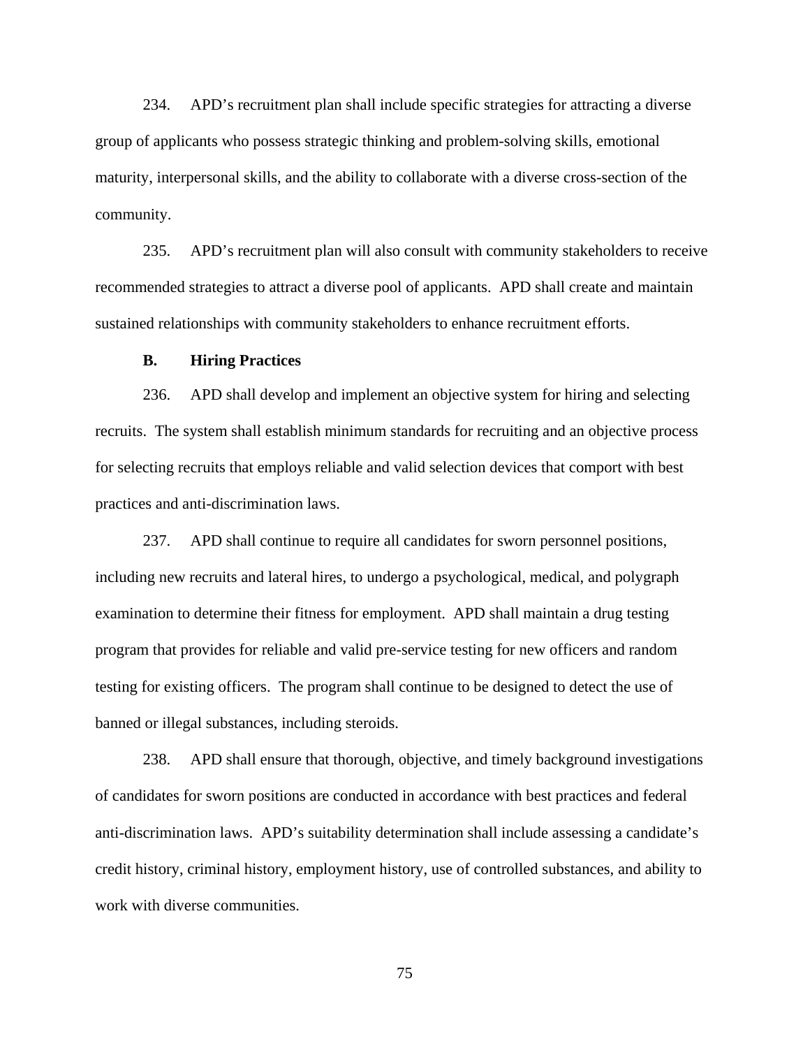234. APD's recruitment plan shall include specific strategies for attracting a diverse group of applicants who possess strategic thinking and problem-solving skills, emotional maturity, interpersonal skills, and the ability to collaborate with a diverse cross-section of the community.

235. APD's recruitment plan will also consult with community stakeholders to receive recommended strategies to attract a diverse pool of applicants. APD shall create and maintain sustained relationships with community stakeholders to enhance recruitment efforts.

### B. Hiring Practices

236. APD shall develop and implement an objective system for hiring and selecting recruits. The system shall establish minimum standards for recruiting and an objective process for selecting recruits that employs reliable and valid selection devices that comport with best practices and anti-discrimination laws.

237. APD shall continue to require all candidates for sworn personnel positions, including new recruits and lateral hires, to undergo a psychological, medical, and polygraph examination to determine their fitness for employment. APD shall maintain a drug testing program that provides for reliable and valid pre-service testing for new officers and random testing for existing officers. The program shall continue to be designed to detect the use of banned or illegal substances, including steroids.

238. APD shall ensure that thorough, objective, and timely background investigations of candidates for sworn positions are conducted in accordance with best practices and federal anti-discrimination laws. APD's suitability determination shall include assessing a candidate's credit history, criminal history, employment history, use of controlled substances, and ability to work with diverse communities.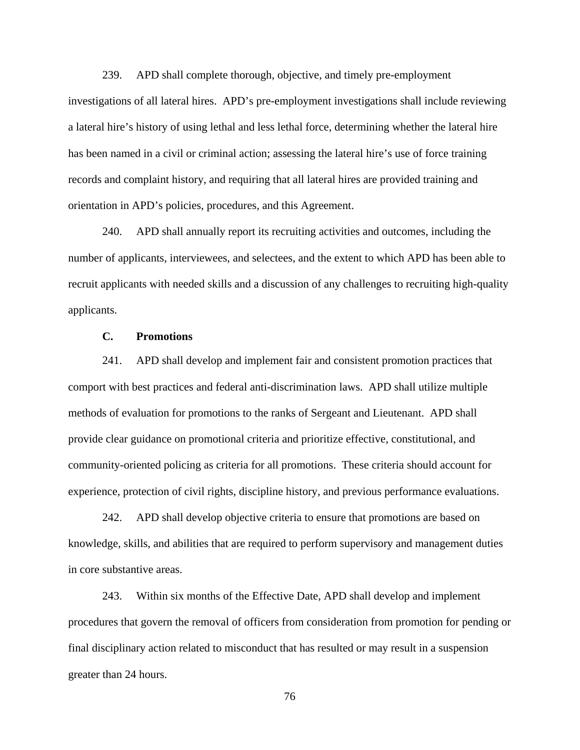239. APD shall complete thorough, objective, and timely pre-employment investigations of all lateral hires. APD's pre-employment investigations shall include reviewing a lateral hire's history of using lethal and less lethal force, determining whether the lateral hire has been named in a civil or criminal action; assessing the lateral hire's use of force training records and complaint history, and requiring that all lateral hires are provided training and orientation in APD's policies, procedures, and this Agreement.

240. APD shall annually report its recruiting activities and outcomes, including the number of applicants, interviewees, and selectees, and the extent to which APD has been able to recruit applicants with needed skills and a discussion of any challenges to recruiting high-quality applicants.

### C. Promotions

241. APD shall develop and implement fair and consistent promotion practices that comport with best practices and federal anti-discrimination laws. APD shall utilize multiple methods of evaluation for promotions to the ranks of Sergeant and Lieutenant. APD shall provide clear guidance on promotional criteria and prioritize effective, constitutional, and community-oriented policing as criteria for all promotions. These criteria should account for experience, protection of civil rights, discipline history, and previous performance evaluations.

242. APD shall develop objective criteria to ensure that promotions are based on knowledge, skills, and abilities that are required to perform supervisory and management duties in core substantive areas.

243. Within six months of the Effective Date, APD shall develop and implement procedures that govern the removal of officers from consideration from promotion for pending or final disciplinary action related to misconduct that has resulted or may result in a suspension greater than 24 hours.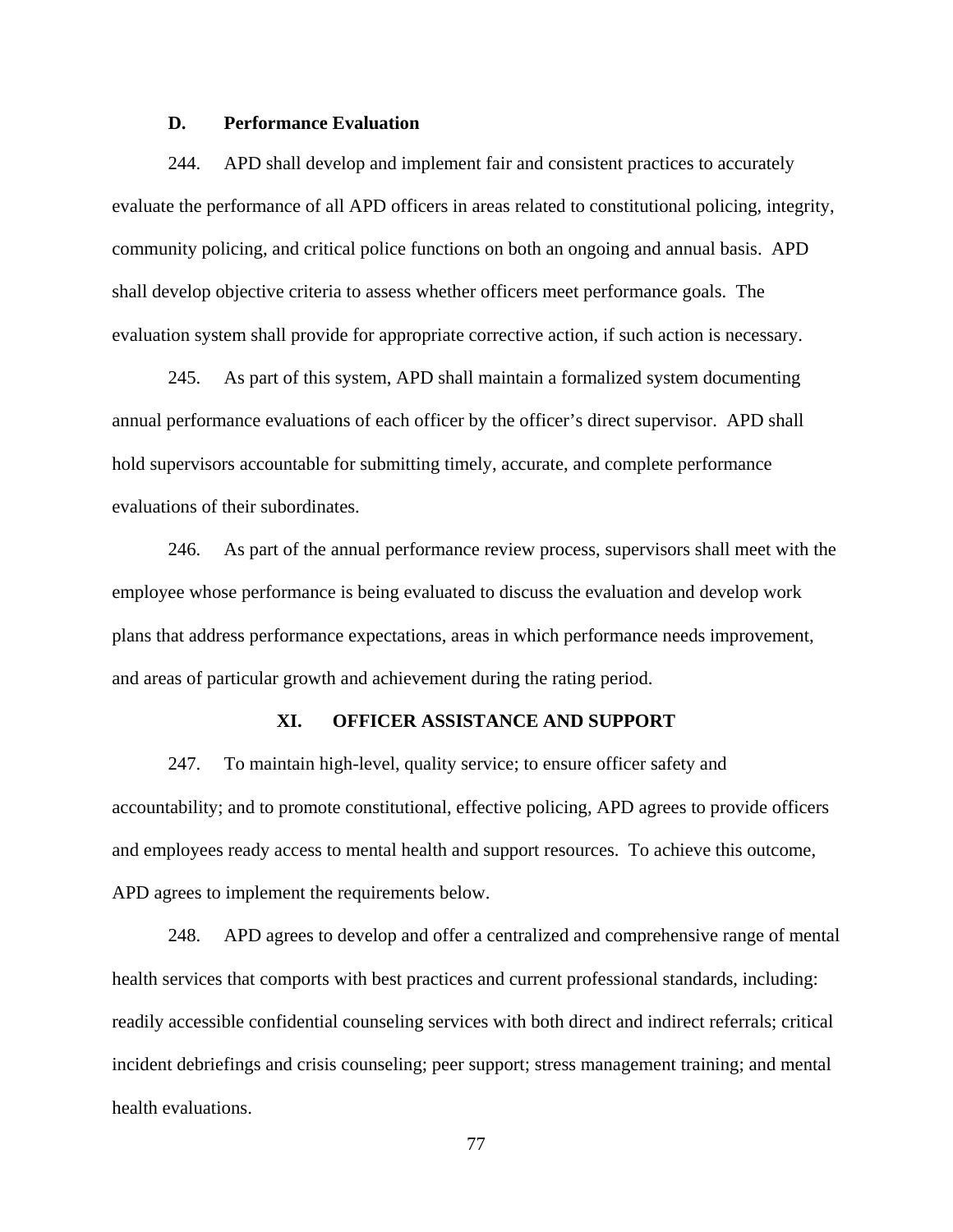### D. Performance Evaluation

244. APD shall develop and implement fair and consistent practices to accurately evaluate the performance of all APD officers in areas related to constitutional policing, integrity, community policing, and critical police functions on both an ongoing and annual basis. APD shall develop objective criteria to assess whether officers meet performance goals. The evaluation system shall provide for appropriate corrective action, if such action is necessary.

245. As part of this system, APD shall maintain a formalized system documenting annual performance evaluations of each officer by the officer's direct supervisor. APD shall hold supervisors accountable for submitting timely, accurate, and complete performance evaluations of their subordinates.

246. As part of the annual performance review process, supervisors shall meet with the employee whose performance is being evaluated to discuss the evaluation and develop work plans that address performance expectations, areas in which performance needs improvement, and areas of particular growth and achievement during the rating period.

## XI. OFFICER ASSISTANCE AND SUPPORT

247. To maintain high-level, quality service; to ensure officer safety and accountability; and to promote constitutional, effective policing, APD agrees to provide officers and employees ready access to mental health and support resources. To achieve this outcome, APD agrees to implement the requirements below.

248. APD agrees to develop and offer a centralized and comprehensive range of mental health services that comports with best practices and current professional standards, including: readily accessible confidential counseling services with both direct and indirect referrals; critical incident debriefings and crisis counseling; peer support; stress management training; and mental health evaluations.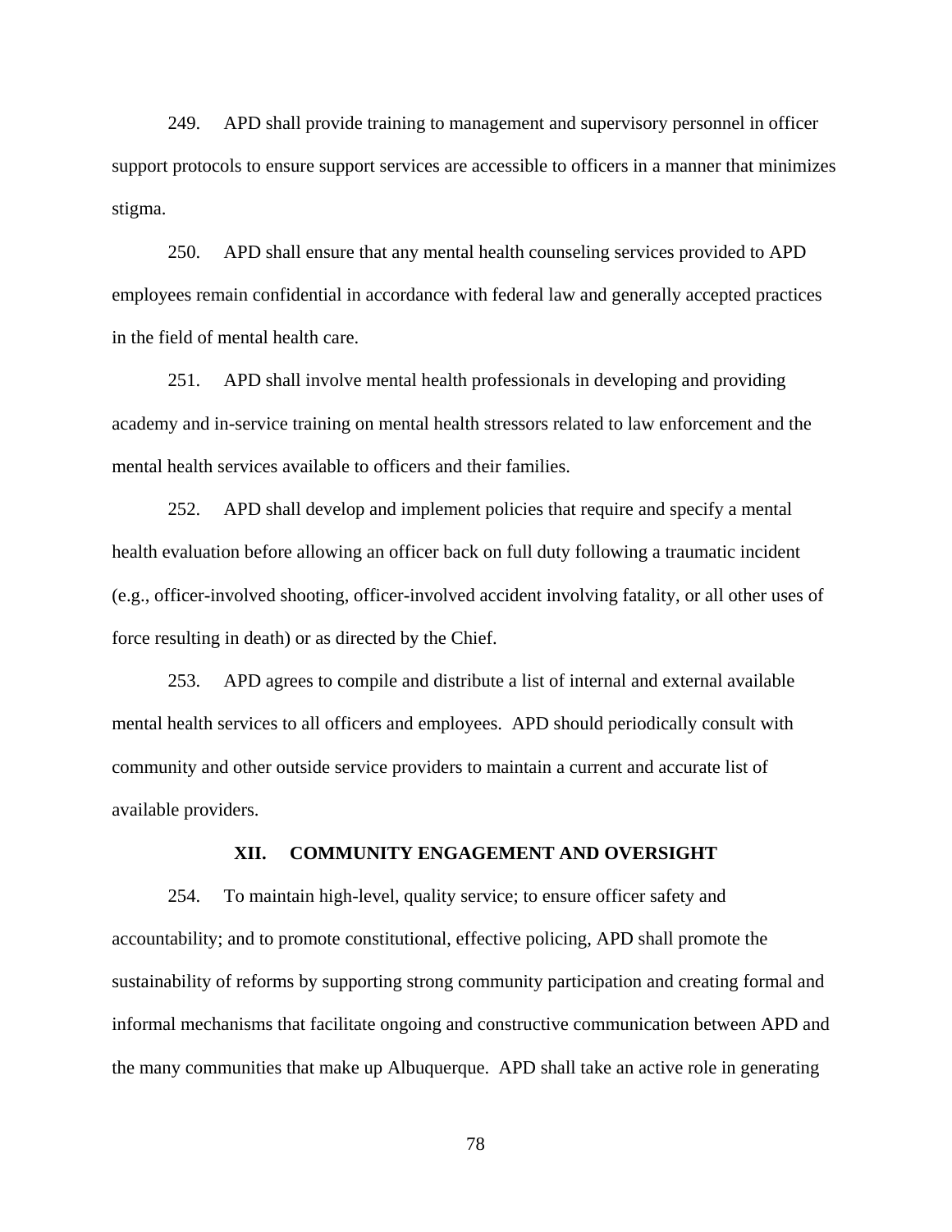249. APD shall provide training to management and supervisory personnel in officer support protocols to ensure support services are accessible to officers in a manner that minimizes stigma.

250. APD shall ensure that any mental health counseling services provided to APD employees remain confidential in accordance with federal law and generally accepted practices in the field of mental health care.

251. APD shall involve mental health professionals in developing and providing academy and in-service training on mental health stressors related to law enforcement and the mental health services available to officers and their families.

252. APD shall develop and implement policies that require and specify a mental health evaluation before allowing an officer back on full duty following a traumatic incident (e.g., officer-involved shooting, officer-involved accident involving fatality, or all other uses of force resulting in death) or as directed by the Chief.

253. APD agrees to compile and distribute a list of internal and external available mental health services to all officers and employees. APD should periodically consult with community and other outside service providers to maintain a current and accurate list of available providers.

## XII. COMMUNITY ENGAGEMENT AND OVERSIGHT

254. To maintain high-level, quality service; to ensure officer safety and accountability; and to promote constitutional, effective policing, APD shall promote the sustainability of reforms by supporting strong community participation and creating formal and informal mechanisms that facilitate ongoing and constructive communication between APD and the many communities that make up Albuquerque. APD shall take an active role in generating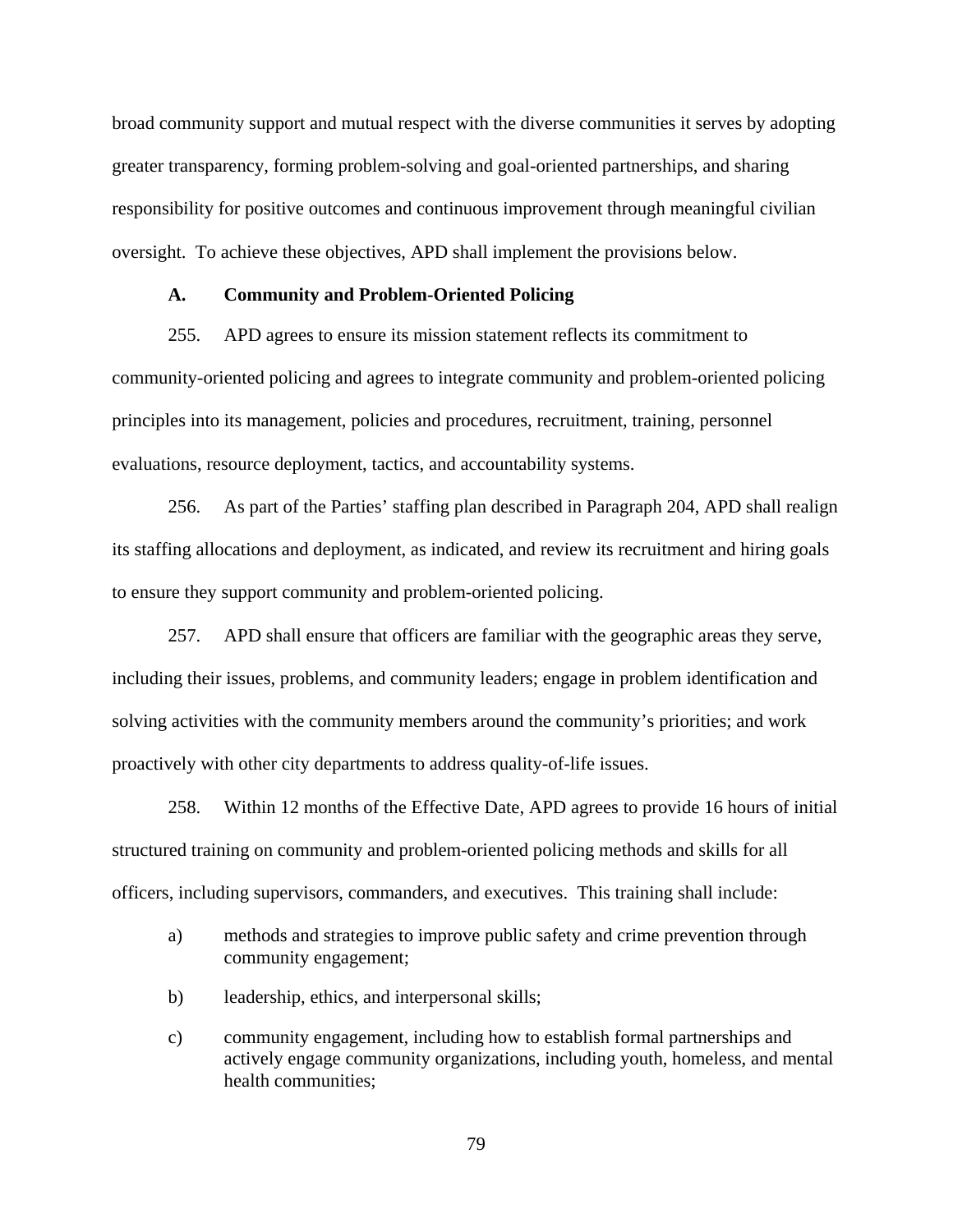broad community support and mutual respect with the diverse communities it serves by adopting greater transparency, forming problem-solving and goal-oriented partnerships, and sharing responsibility for positive outcomes and continuous improvement through meaningful civilian oversight. To achieve these objectives, APD shall implement the provisions below.

### A. Community and Problem-Oriented Policing

255. APD agrees to ensure its mission statement reflects its commitment to community-oriented policing and agrees to integrate community and problem-oriented policing principles into its management, policies and procedures, recruitment, training, personnel evaluations, resource deployment, tactics, and accountability systems.

256. As part of the Parties' staffing plan described in Paragraph 204, APD shall realign its staffing allocations and deployment, as indicated, and review its recruitment and hiring goals to ensure they support community and problem-oriented policing.

257. APD shall ensure that officers are familiar with the geographic areas they serve, including their issues, problems, and community leaders; engage in problem identification and solving activities with the community members around the community's priorities; and work proactively with other city departments to address quality-of-life issues.

258. Within 12 months of the Effective Date, APD agrees to provide 16 hours of initial structured training on community and problem-oriented policing methods and skills for all officers, including supervisors, commanders, and executives. This training shall include:

a) methods and strategies to improve public safety and crime prevention through community engagement;

b) leadership, ethics, and interpersonal skills;

c) community engagement, including how to establish formal partnerships and actively engage community organizations, including youth, homeless, and mental health communities;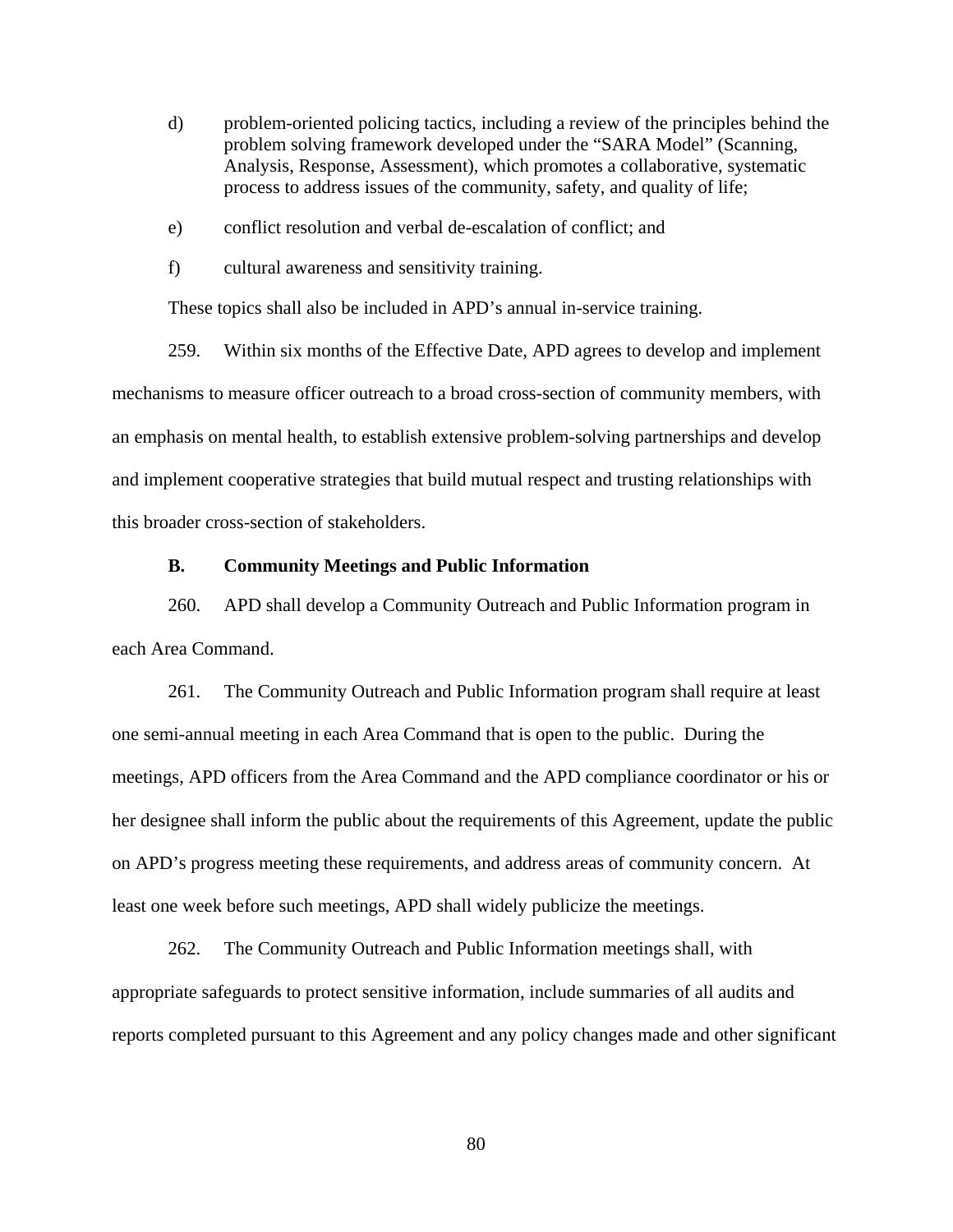d) problem-oriented policing tactics, including a review of the principles behind the problem solving framework developed under the "SARA Model" (Scanning, Analysis, Response, Assessment), which promotes a collaborative, systematic process to address issues of the community, safety, and quality of life;

e) conflict resolution and verbal de-escalation of conflict; and

f) cultural awareness and sensitivity training.

These topics shall also be included in APD's annual in-service training.

259. Within six months of the Effective Date, APD agrees to develop and implement mechanisms to measure officer outreach to a broad cross-section of community members, with an emphasis on mental health, to establish extensive problem-solving partnerships and develop and implement cooperative strategies that build mutual respect and trusting relationships with this broader cross-section of stakeholders.

### B. Community Meetings and Public Information

260. APD shall develop a Community Outreach and Public Information program in each Area Command.

261. The Community Outreach and Public Information program shall require at least one semi-annual meeting in each Area Command that is open to the public. During the meetings, APD officers from the Area Command and the APD compliance coordinator or his or her designee shall inform the public about the requirements of this Agreement, update the public on APD's progress meeting these requirements, and address areas of community concern. At least one week before such meetings, APD shall widely publicize the meetings.

262. The Community Outreach and Public Information meetings shall, with appropriate safeguards to protect sensitive information, include summaries of all audits and reports completed pursuant to this Agreement and any policy changes made and other significant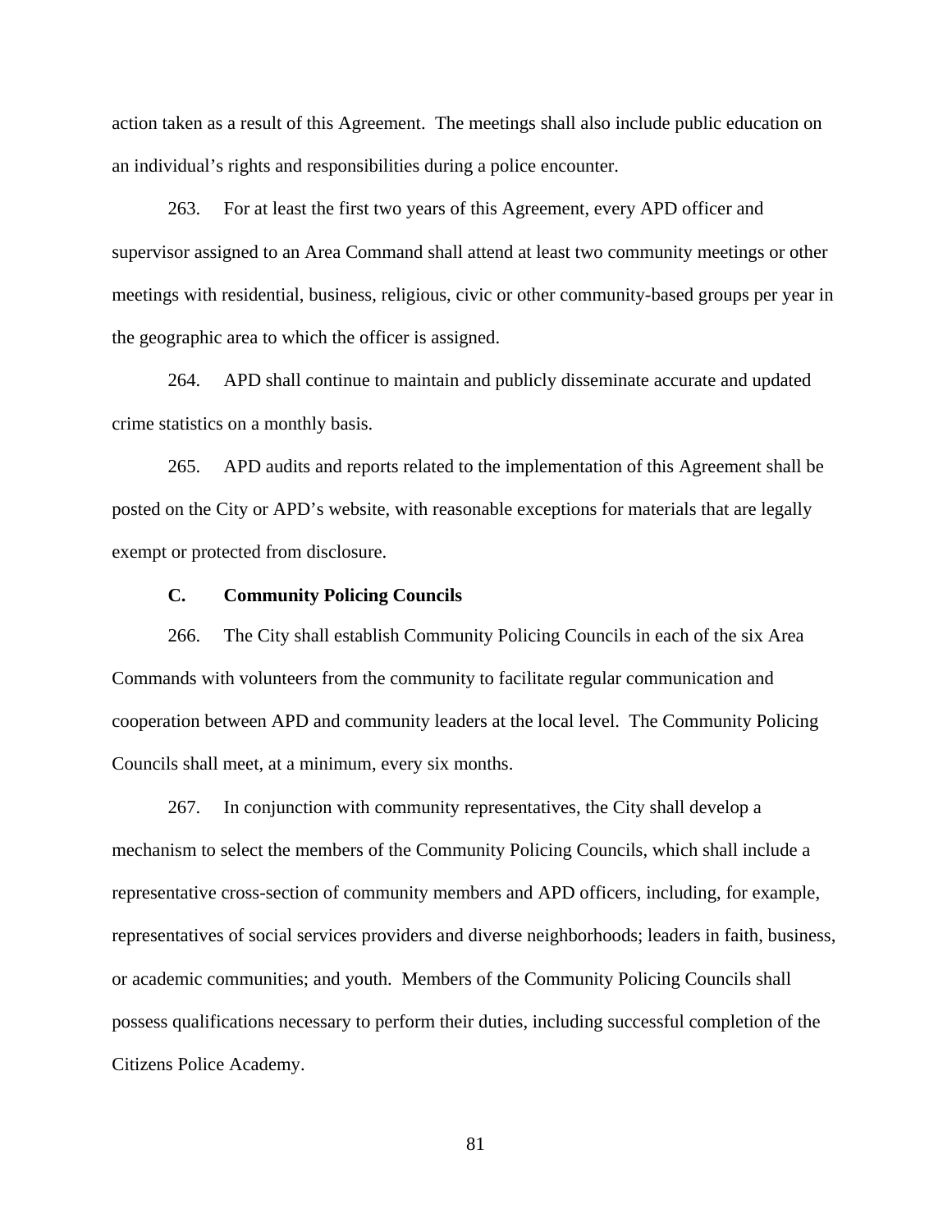action taken as a result of this Agreement. The meetings shall also include public education on an individual's rights and responsibilities during a police encounter.

263. For at least the first two years of this Agreement, every APD officer and supervisor assigned to an Area Command shall attend at least two community meetings or other meetings with residential, business, religious, civic or other community-based groups per year in the geographic area to which the officer is assigned.

264. APD shall continue to maintain and publicly disseminate accurate and updated crime statistics on a monthly basis.

265. APD audits and reports related to the implementation of this Agreement shall be posted on the City or APD's website, with reasonable exceptions for materials that are legally exempt or protected from disclosure.

### C. Community Policing Councils

266. The City shall establish Community Policing Councils in each of the six Area Commands with volunteers from the community to facilitate regular communication and cooperation between APD and community leaders at the local level. The Community Policing Councils shall meet, at a minimum, every six months.

267. In conjunction with community representatives, the City shall develop a mechanism to select the members of the Community Policing Councils, which shall include a representative cross-section of community members and APD officers, including, for example, representatives of social services providers and diverse neighborhoods; leaders in faith, business, or academic communities; and youth. Members of the Community Policing Councils shall possess qualifications necessary to perform their duties, including successful completion of the Citizens Police Academy.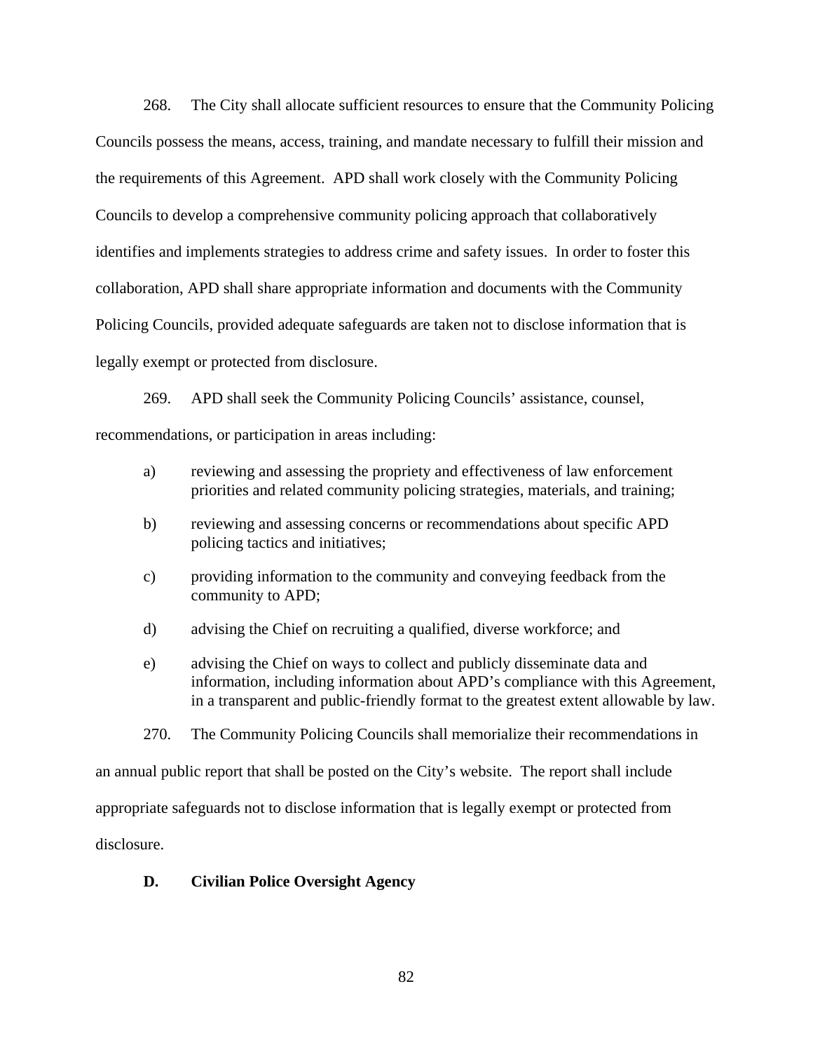268. The City shall allocate sufficient resources to ensure that the Community Policing Councils possess the means, access, training, and mandate necessary to fulfill their mission and the requirements of this Agreement. APD shall work closely with the Community Policing Councils to develop a comprehensive community policing approach that collaboratively identifies and implements strategies to address crime and safety issues. In order to foster this collaboration, APD shall share appropriate information and documents with the Community Policing Councils, provided adequate safeguards are taken not to disclose information that is legally exempt or protected from disclosure.

269. APD shall seek the Community Policing Councils' assistance, counsel, recommendations, or participation in areas including:

a) reviewing and assessing the propriety and effectiveness of law enforcement priorities and related community policing strategies, materials, and training;

b) reviewing and assessing concerns or recommendations about specific APD policing tactics and initiatives;

c) providing information to the community and conveying feedback from the community to APD;

d) advising the Chief on recruiting a qualified, diverse workforce; and

e) advising the Chief on ways to collect and publicly disseminate data and information, including information about APD's compliance with this Agreement, in a transparent and public-friendly format to the greatest extent allowable by law.

270. The Community Policing Councils shall memorialize their recommendations in an annual public report that shall be posted on the City's website. The report shall include appropriate safeguards not to disclose information that is legally exempt or protected from disclosure.

## D. Civilian Police Oversight Agency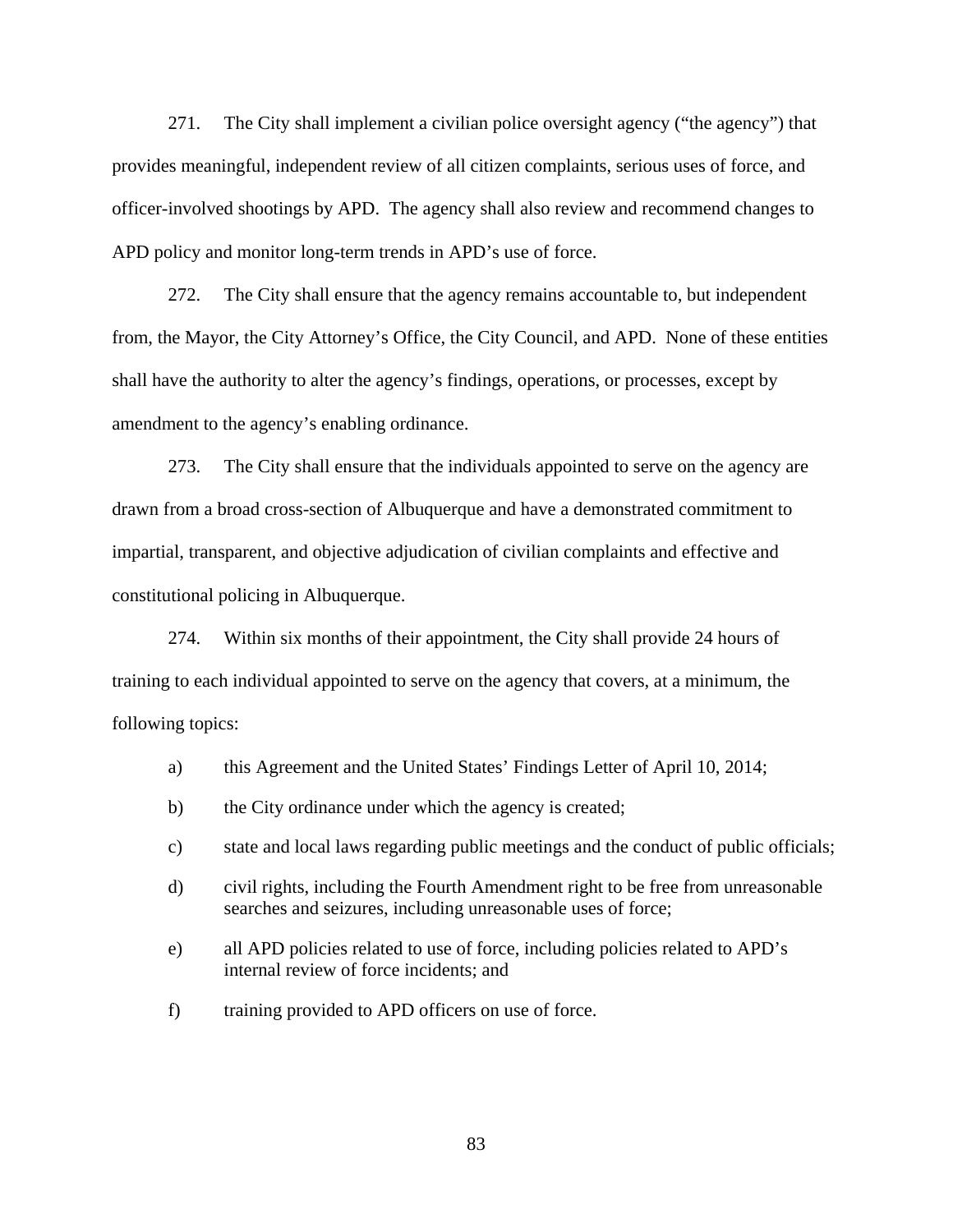271. The City shall implement a civilian police oversight agency ("the agency") that provides meaningful, independent review of all citizen complaints, serious uses of force, and officer-involved shootings by APD. The agency shall also review and recommend changes to APD policy and monitor long-term trends in APD's use of force.

272. The City shall ensure that the agency remains accountable to, but independent from, the Mayor, the City Attorney's Office, the City Council, and APD. None of these entities shall have the authority to alter the agency's findings, operations, or processes, except by amendment to the agency's enabling ordinance.

273. The City shall ensure that the individuals appointed to serve on the agency are drawn from a broad cross-section of Albuquerque and have a demonstrated commitment to impartial, transparent, and objective adjudication of civilian complaints and effective and constitutional policing in Albuquerque.

274. Within six months of their appointment, the City shall provide 24 hours of training to each individual appointed to serve on the agency that covers, at a minimum, the following topics:

a) this Agreement and the United States' Findings Letter of April 10, 2014;

b) the City ordinance under which the agency is created;

c) state and local laws regarding public meetings and the conduct of public officials;

d) civil rights, including the Fourth Amendment right to be free from unreasonable searches and seizures, including unreasonable uses of force;

e) all APD policies related to use of force, including policies related to APD's internal review of force incidents; and

f) training provided to APD officers on use of force.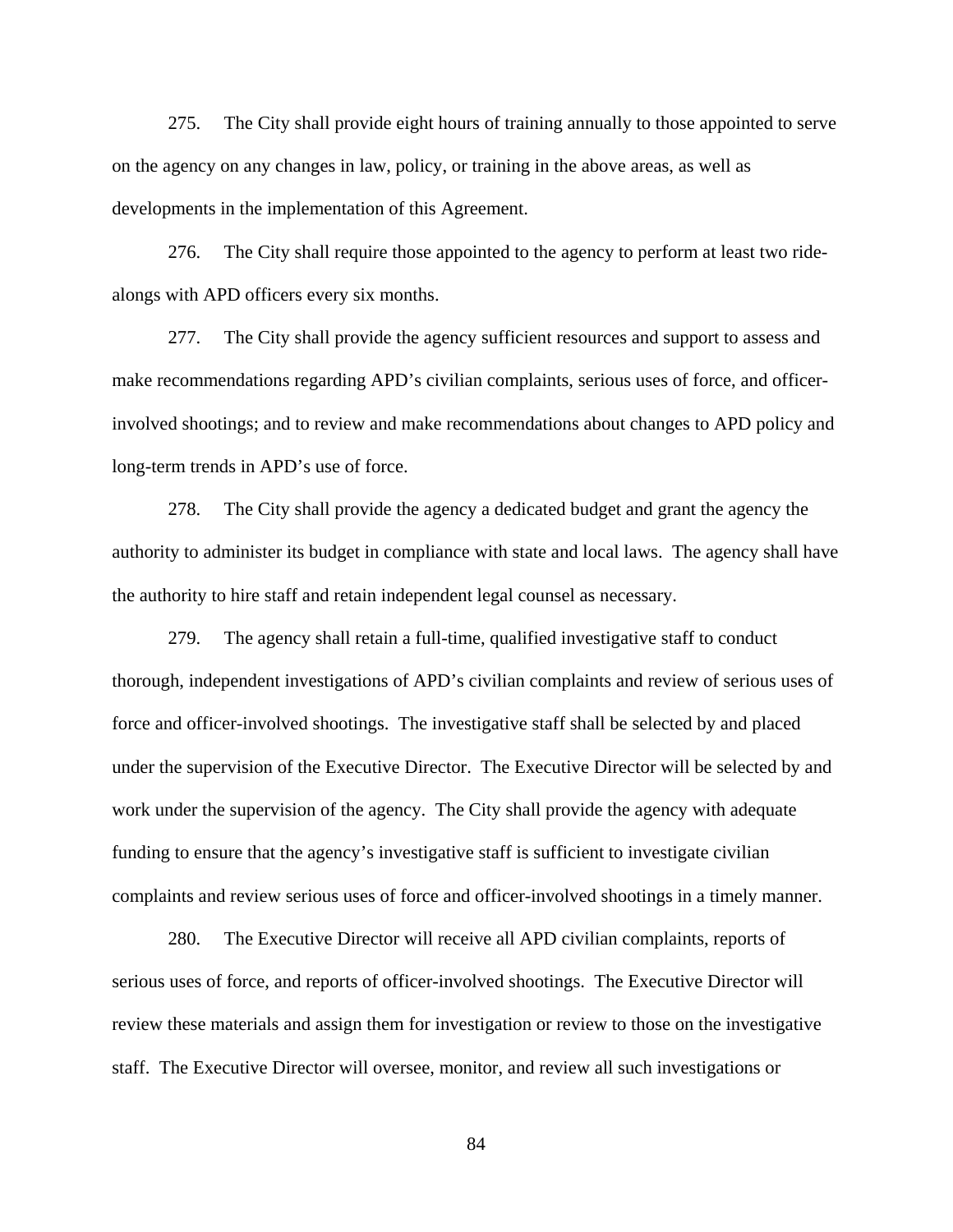275. The City shall provide eight hours of training annually to those appointed to serve on the agency on any changes in law, policy, or training in the above areas, as well as developments in the implementation of this Agreement.

276. The City shall require those appointed to the agency to perform at least two ride-alongs with APD officers every six months.

277. The City shall provide the agency sufficient resources and support to assess and make recommendations regarding APD's civilian complaints, serious uses of force, and officer-involved shootings; and to review and make recommendations about changes to APD policy and long-term trends in APD's use of force.

278. The City shall provide the agency a dedicated budget and grant the agency the authority to administer its budget in compliance with state and local laws. The agency shall have the authority to hire staff and retain independent legal counsel as necessary.

279. The agency shall retain a full-time, qualified investigative staff to conduct thorough, independent investigations of APD's civilian complaints and review of serious uses of force and officer-involved shootings. The investigative staff shall be selected by and placed under the supervision of the Executive Director. The Executive Director will be selected by and work under the supervision of the agency. The City shall provide the agency with adequate funding to ensure that the agency's investigative staff is sufficient to investigate civilian complaints and review serious uses of force and officer-involved shootings in a timely manner.

280. The Executive Director will receive all APD civilian complaints, reports of serious uses of force, and reports of officer-involved shootings. The Executive Director will review these materials and assign them for investigation or review to those on the investigative staff. The Executive Director will oversee, monitor, and review all such investigations or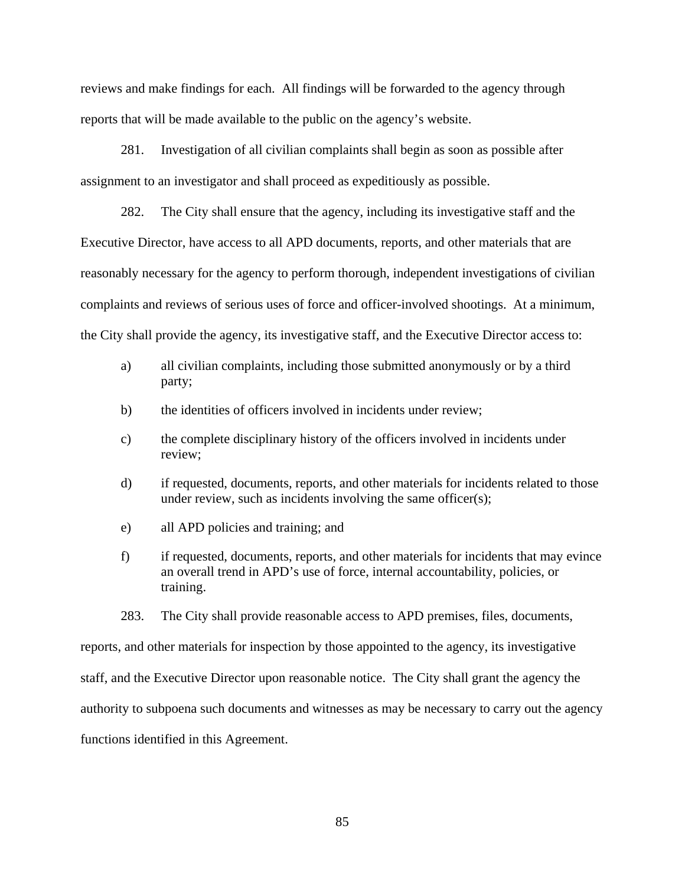reviews and make findings for each. All findings will be forwarded to the agency through reports that will be made available to the public on the agency's website.

281. Investigation of all civilian complaints shall begin as soon as possible after assignment to an investigator and shall proceed as expeditiously as possible.

282. The City shall ensure that the agency, including its investigative staff and the Executive Director, have access to all APD documents, reports, and other materials that are reasonably necessary for the agency to perform thorough, independent investigations of civilian complaints and reviews of serious uses of force and officer-involved shootings. At a minimum, the City shall provide the agency, its investigative staff, and the Executive Director access to:

a) all civilian complaints, including those submitted anonymously or by a third party;

b) the identities of officers involved in incidents under review;

c) the complete disciplinary history of the officers involved in incidents under review;

d) if requested, documents, reports, and other materials for incidents related to those under review, such as incidents involving the same officer(s);

e) all APD policies and training; and

f) if requested, documents, reports, and other materials for incidents that may evince an overall trend in APD's use of force, internal accountability, policies, or training.

283. The City shall provide reasonable access to APD premises, files, documents, reports, and other materials for inspection by those appointed to the agency, its investigative staff, and the Executive Director upon reasonable notice. The City shall grant the agency the authority to subpoena such documents and witnesses as may be necessary to carry out the agency functions identified in this Agreement.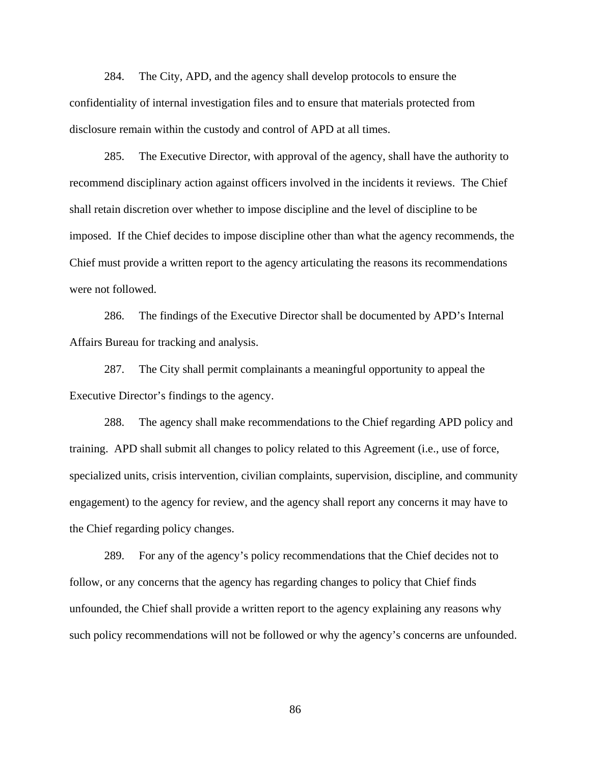284. The City, APD, and the agency shall develop protocols to ensure the confidentiality of internal investigation files and to ensure that materials protected from disclosure remain within the custody and control of APD at all times.

285. The Executive Director, with approval of the agency, shall have the authority to recommend disciplinary action against officers involved in the incidents it reviews. The Chief shall retain discretion over whether to impose discipline and the level of discipline to be imposed. If the Chief decides to impose discipline other than what the agency recommends, the Chief must provide a written report to the agency articulating the reasons its recommendations were not followed.

286. The findings of the Executive Director shall be documented by APD's Internal Affairs Bureau for tracking and analysis.

287. The City shall permit complainants a meaningful opportunity to appeal the Executive Director's findings to the agency.

288. The agency shall make recommendations to the Chief regarding APD policy and training. APD shall submit all changes to policy related to this Agreement (i.e., use of force, specialized units, crisis intervention, civilian complaints, supervision, discipline, and community engagement) to the agency for review, and the agency shall report any concerns it may have to the Chief regarding policy changes.

289. For any of the agency's policy recommendations that the Chief decides not to follow, or any concerns that the agency has regarding changes to policy that Chief finds unfounded, the Chief shall provide a written report to the agency explaining any reasons why such policy recommendations will not be followed or why the agency's concerns are unfounded.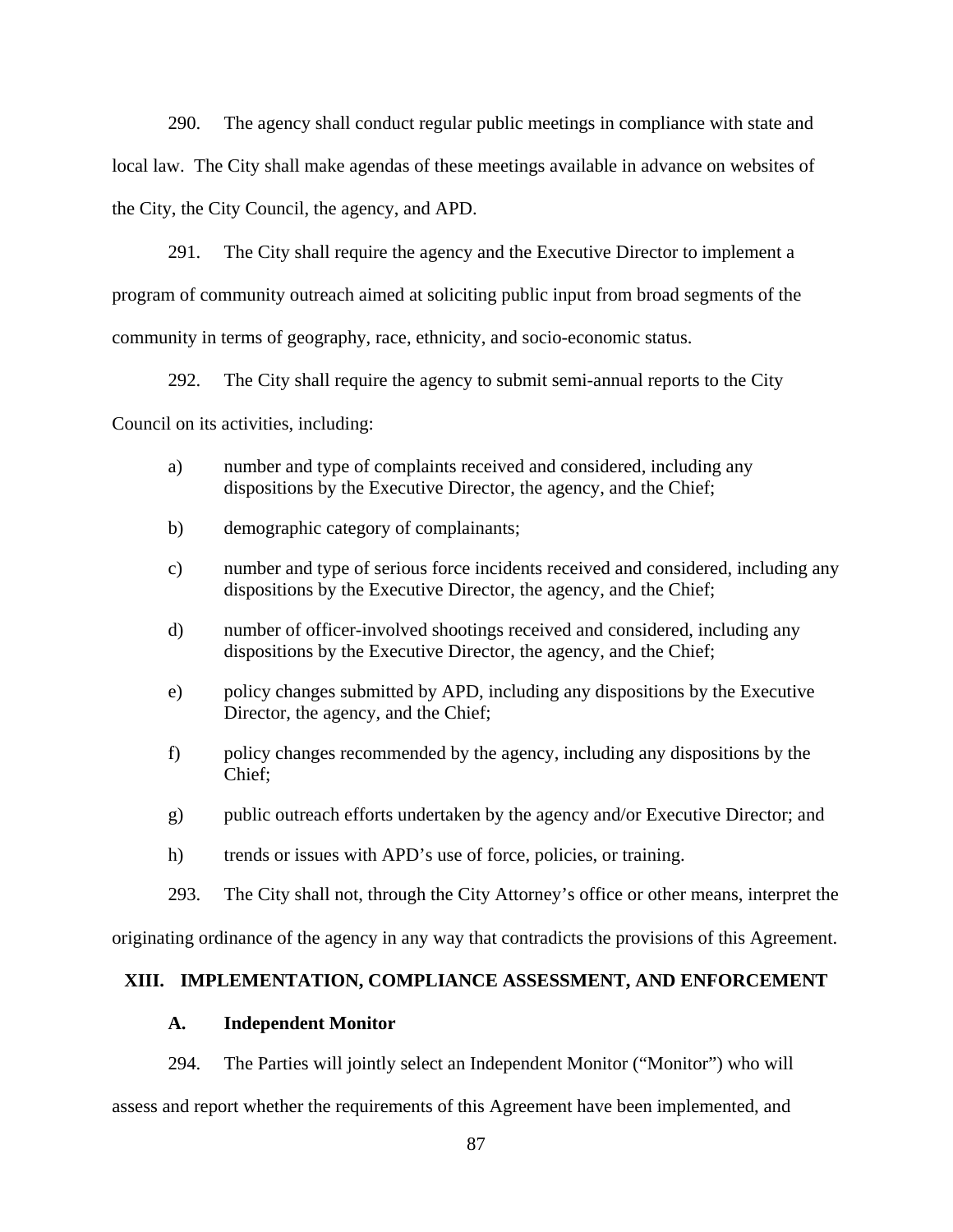290. The agency shall conduct regular public meetings in compliance with state and local law. The City shall make agendas of these meetings available in advance on websites of the City, the City Council, the agency, and APD.

291. The City shall require the agency and the Executive Director to implement a program of community outreach aimed at soliciting public input from broad segments of the community in terms of geography, race, ethnicity, and socio-economic status.

292. The City shall require the agency to submit semi-annual reports to the City Council on its activities, including:

a) number and type of complaints received and considered, including any dispositions by the Executive Director, the agency, and the Chief;

b) demographic category of complainants;

c) number and type of serious force incidents received and considered, including any dispositions by the Executive Director, the agency, and the Chief;

d) number of officer-involved shootings received and considered, including any dispositions by the Executive Director, the agency, and the Chief;

e) policy changes submitted by APD, including any dispositions by the Executive Director, the agency, and the Chief;

f) policy changes recommended by the agency, including any dispositions by the Chief;

g) public outreach efforts undertaken by the agency and/or Executive Director; and

h) trends or issues with APD's use of force, policies, or training.

293. The City shall not, through the City Attorney's office or other means, interpret the originating ordinance of the agency in any way that contradicts the provisions of this Agreement.

## XIII. IMPLEMENTATION, COMPLIANCE ASSESSMENT, AND ENFORCEMENT

### A. Independent Monitor

294. The Parties will jointly select an Independent Monitor ("Monitor") who will assess and report whether the requirements of this Agreement have been implemented, and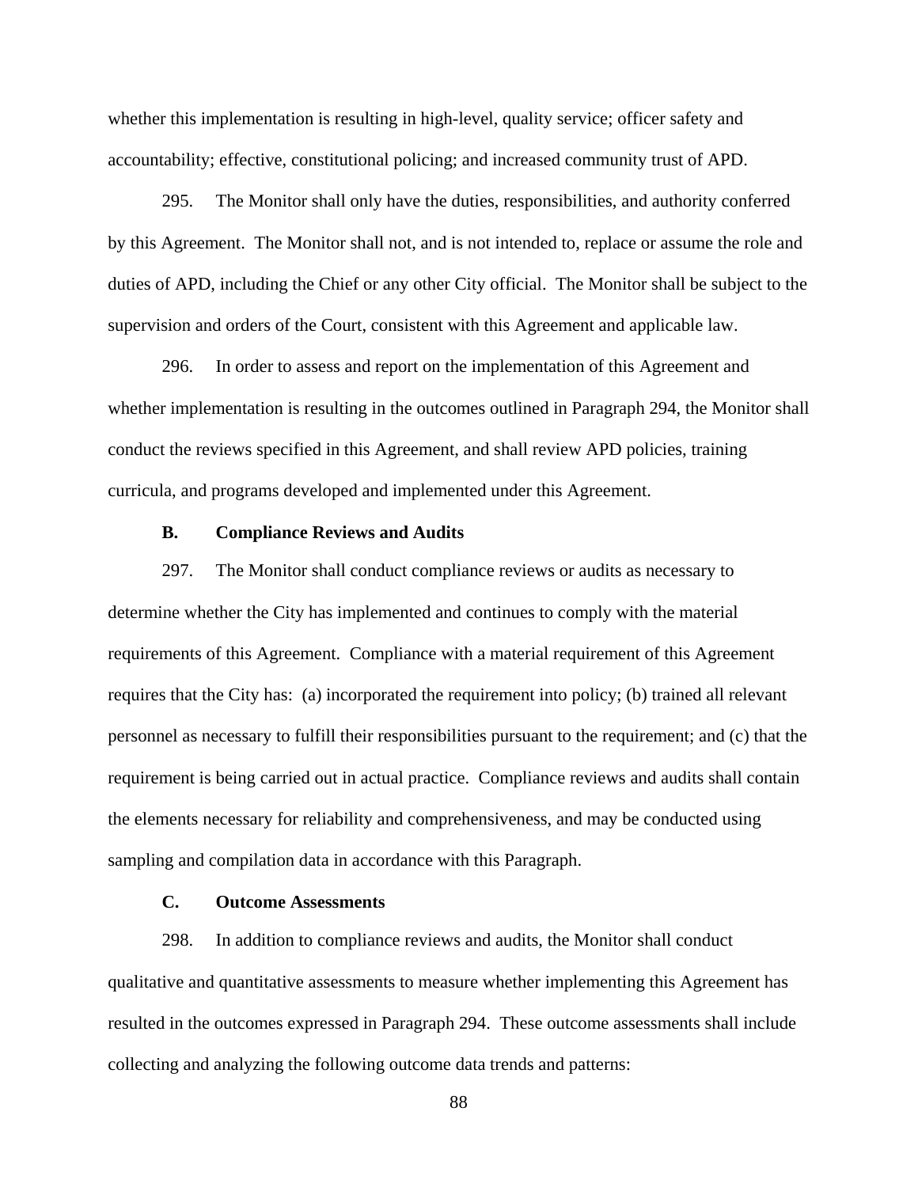whether this implementation is resulting in high-level, quality service; officer safety and accountability; effective, constitutional policing; and increased community trust of APD.

295. The Monitor shall only have the duties, responsibilities, and authority conferred by this Agreement. The Monitor shall not, and is not intended to, replace or assume the role and duties of APD, including the Chief or any other City official. The Monitor shall be subject to the supervision and orders of the Court, consistent with this Agreement and applicable law.

296. In order to assess and report on the implementation of this Agreement and whether implementation is resulting in the outcomes outlined in Paragraph 294, the Monitor shall conduct the reviews specified in this Agreement, and shall review APD policies, training curricula, and programs developed and implemented under this Agreement.

### B. Compliance Reviews and Audits

297. The Monitor shall conduct compliance reviews or audits as necessary to determine whether the City has implemented and continues to comply with the material requirements of this Agreement. Compliance with a material requirement of this Agreement requires that the City has: (a) incorporated the requirement into policy; (b) trained all relevant personnel as necessary to fulfill their responsibilities pursuant to the requirement; and (c) that the requirement is being carried out in actual practice. Compliance reviews and audits shall contain the elements necessary for reliability and comprehensiveness, and may be conducted using sampling and compilation data in accordance with this Paragraph.

### C. Outcome Assessments

298. In addition to compliance reviews and audits, the Monitor shall conduct qualitative and quantitative assessments to measure whether implementing this Agreement has resulted in the outcomes expressed in Paragraph 294. These outcome assessments shall include collecting and analyzing the following outcome data trends and patterns: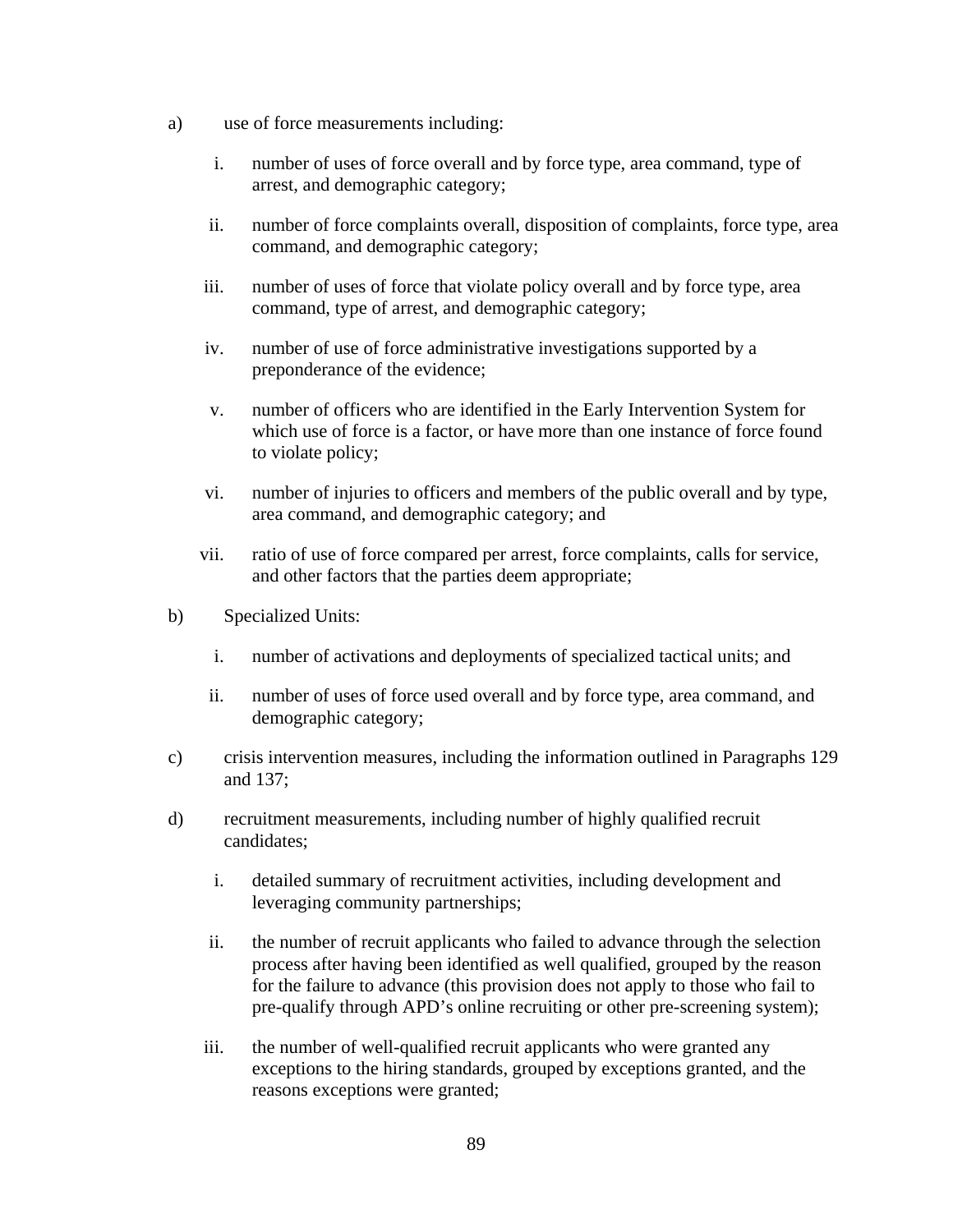a) use of force measurements including:

   i. number of uses of force overall and by force type, area command, type of arrest, and demographic category;

   ii. number of force complaints overall, disposition of complaints, force type, area command, and demographic category;

   iii. number of uses of force that violate policy overall and by force type, area command, type of arrest, and demographic category;

   iv. number of use of force administrative investigations supported by a preponderance of the evidence;

   v. number of officers who are identified in the Early Intervention System for which use of force is a factor, or have more than one instance of force found to violate policy;

   vi. number of injuries to officers and members of the public overall and by type, area command, and demographic category; and

   vii. ratio of use of force compared per arrest, force complaints, calls for service, and other factors that the parties deem appropriate;

b) Specialized Units:

   i. number of activations and deployments of specialized tactical units; and

   ii. number of uses of force used overall and by force type, area command, and demographic category;

c) crisis intervention measures, including the information outlined in Paragraphs 129 and 137;

d) recruitment measurements, including number of highly qualified recruit candidates;

   i. detailed summary of recruitment activities, including development and leveraging community partnerships;

   ii. the number of recruit applicants who failed to advance through the selection process after having been identified as well qualified, grouped by the reason for the failure to advance (this provision does not apply to those who fail to pre-qualify through APD's online recruiting or other pre-screening system);

   iii. the number of well-qualified recruit applicants who were granted any exceptions to the hiring standards, grouped by exceptions granted, and the reasons exceptions were granted;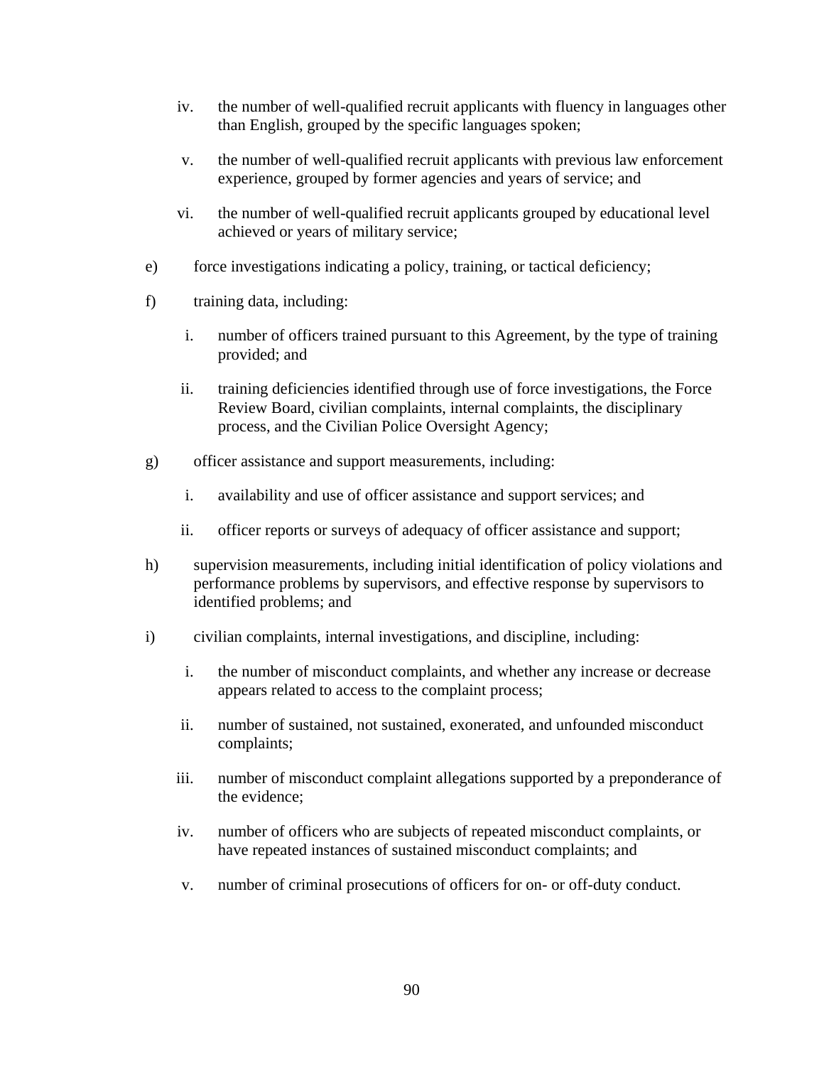iv. the number of well-qualified recruit applicants with fluency in languages other than English, grouped by the specific languages spoken;

v. the number of well-qualified recruit applicants with previous law enforcement experience, grouped by former agencies and years of service; and

vi. the number of well-qualified recruit applicants grouped by educational level achieved or years of military service;

e) force investigations indicating a policy, training, or tactical deficiency;

f) training data, including:

i. number of officers trained pursuant to this Agreement, by the type of training provided; and

ii. training deficiencies identified through use of force investigations, the Force Review Board, civilian complaints, internal complaints, the disciplinary process, and the Civilian Police Oversight Agency;

g) officer assistance and support measurements, including:

i. availability and use of officer assistance and support services; and

ii. officer reports or surveys of adequacy of officer assistance and support;

h) supervision measurements, including initial identification of policy violations and performance problems by supervisors, and effective response by supervisors to identified problems; and

i) civilian complaints, internal investigations, and discipline, including:

i. the number of misconduct complaints, and whether any increase or decrease appears related to access to the complaint process;

ii. number of sustained, not sustained, exonerated, and unfounded misconduct complaints;

iii. number of misconduct complaint allegations supported by a preponderance of the evidence;

iv. number of officers who are subjects of repeated misconduct complaints, or have repeated instances of sustained misconduct complaints; and

v. number of criminal prosecutions of officers for on- or off-duty conduct.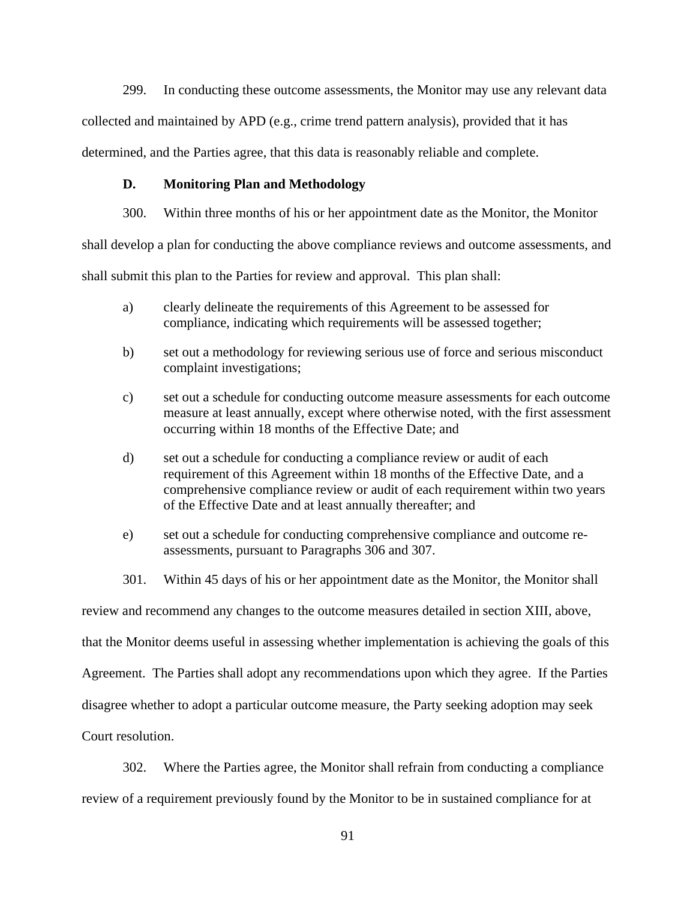299. In conducting these outcome assessments, the Monitor may use any relevant data collected and maintained by APD (e.g., crime trend pattern analysis), provided that it has determined, and the Parties agree, that this data is reasonably reliable and complete.

### D. Monitoring Plan and Methodology

300. Within three months of his or her appointment date as the Monitor, the Monitor shall develop a plan for conducting the above compliance reviews and outcome assessments, and shall submit this plan to the Parties for review and approval. This plan shall:

a) clearly delineate the requirements of this Agreement to be assessed for compliance, indicating which requirements will be assessed together;

b) set out a methodology for reviewing serious use of force and serious misconduct complaint investigations;

c) set out a schedule for conducting outcome measure assessments for each outcome measure at least annually, except where otherwise noted, with the first assessment occurring within 18 months of the Effective Date; and

d) set out a schedule for conducting a compliance review or audit of each requirement of this Agreement within 18 months of the Effective Date, and a comprehensive compliance review or audit of each requirement within two years of the Effective Date and at least annually thereafter; and

e) set out a schedule for conducting comprehensive compliance and outcome re-assessments, pursuant to Paragraphs 306 and 307.

301. Within 45 days of his or her appointment date as the Monitor, the Monitor shall review and recommend any changes to the outcome measures detailed in section XIII, above, that the Monitor deems useful in assessing whether implementation is achieving the goals of this Agreement. The Parties shall adopt any recommendations upon which they agree. If the Parties disagree whether to adopt a particular outcome measure, the Party seeking adoption may seek Court resolution.

302. Where the Parties agree, the Monitor shall refrain from conducting a compliance review of a requirement previously found by the Monitor to be in sustained compliance for at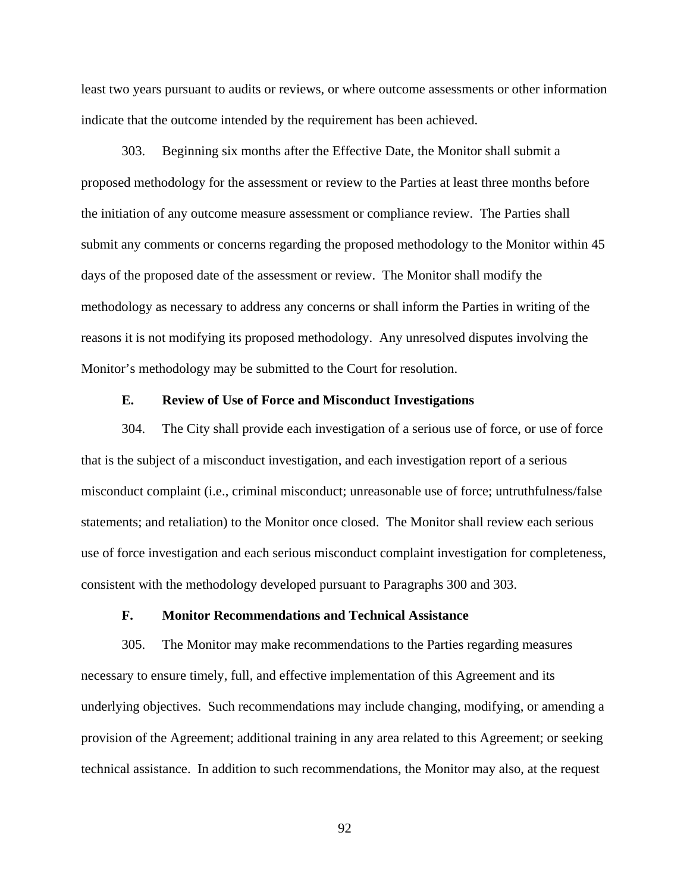least two years pursuant to audits or reviews, or where outcome assessments or other information indicate that the outcome intended by the requirement has been achieved.

303. Beginning six months after the Effective Date, the Monitor shall submit a proposed methodology for the assessment or review to the Parties at least three months before the initiation of any outcome measure assessment or compliance review. The Parties shall submit any comments or concerns regarding the proposed methodology to the Monitor within 45 days of the proposed date of the assessment or review. The Monitor shall modify the methodology as necessary to address any concerns or shall inform the Parties in writing of the reasons it is not modifying its proposed methodology. Any unresolved disputes involving the Monitor's methodology may be submitted to the Court for resolution.

### E. Review of Use of Force and Misconduct Investigations

304. The City shall provide each investigation of a serious use of force, or use of force that is the subject of a misconduct investigation, and each investigation report of a serious misconduct complaint (i.e., criminal misconduct; unreasonable use of force; untruthfulness/false statements; and retaliation) to the Monitor once closed. The Monitor shall review each serious use of force investigation and each serious misconduct complaint investigation for completeness, consistent with the methodology developed pursuant to Paragraphs 300 and 303.

### F. Monitor Recommendations and Technical Assistance

305. The Monitor may make recommendations to the Parties regarding measures necessary to ensure timely, full, and effective implementation of this Agreement and its underlying objectives. Such recommendations may include changing, modifying, or amending a provision of the Agreement; additional training in any area related to this Agreement; or seeking technical assistance. In addition to such recommendations, the Monitor may also, at the request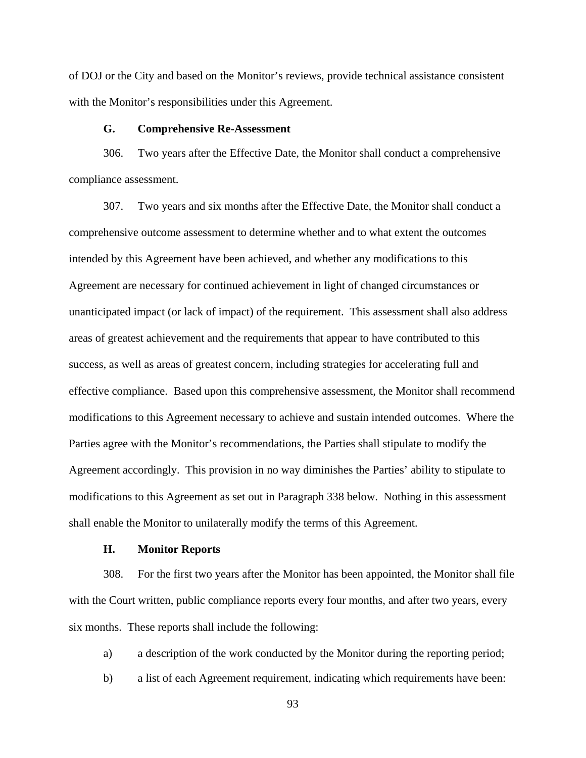of DOJ or the City and based on the Monitor's reviews, provide technical assistance consistent with the Monitor's responsibilities under this Agreement.

### G. Comprehensive Re-Assessment

306. Two years after the Effective Date, the Monitor shall conduct a comprehensive compliance assessment.

307. Two years and six months after the Effective Date, the Monitor shall conduct a comprehensive outcome assessment to determine whether and to what extent the outcomes intended by this Agreement have been achieved, and whether any modifications to this Agreement are necessary for continued achievement in light of changed circumstances or unanticipated impact (or lack of impact) of the requirement. This assessment shall also address areas of greatest achievement and the requirements that appear to have contributed to this success, as well as areas of greatest concern, including strategies for accelerating full and effective compliance. Based upon this comprehensive assessment, the Monitor shall recommend modifications to this Agreement necessary to achieve and sustain intended outcomes. Where the Parties agree with the Monitor's recommendations, the Parties shall stipulate to modify the Agreement accordingly. This provision in no way diminishes the Parties' ability to stipulate to modifications to this Agreement as set out in Paragraph 338 below. Nothing in this assessment shall enable the Monitor to unilaterally modify the terms of this Agreement.

### H. Monitor Reports

308. For the first two years after the Monitor has been appointed, the Monitor shall file with the Court written, public compliance reports every four months, and after two years, every six months. These reports shall include the following:

a) a description of the work conducted by the Monitor during the reporting period;

b) a list of each Agreement requirement, indicating which requirements have been: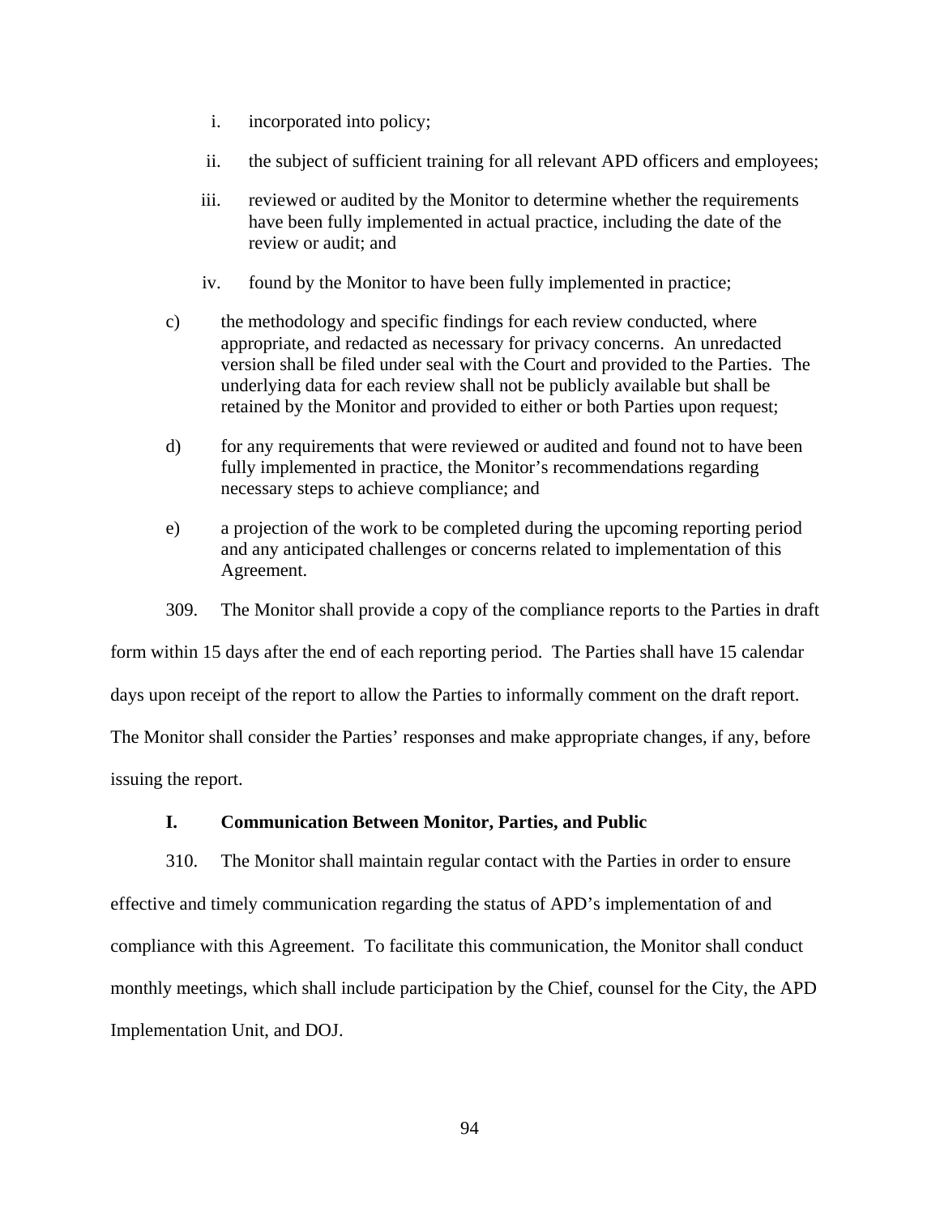i. incorporated into policy;

ii. the subject of sufficient training for all relevant APD officers and employees;

iii. reviewed or audited by the Monitor to determine whether the requirements have been fully implemented in actual practice, including the date of the review or audit; and

iv. found by the Monitor to have been fully implemented in practice;

c) the methodology and specific findings for each review conducted, where appropriate, and redacted as necessary for privacy concerns. An unredacted version shall be filed under seal with the Court and provided to the Parties. The underlying data for each review shall not be publicly available but shall be retained by the Monitor and provided to either or both Parties upon request;

d) for any requirements that were reviewed or audited and found not to have been fully implemented in practice, the Monitor's recommendations regarding necessary steps to achieve compliance; and

e) a projection of the work to be completed during the upcoming reporting period and any anticipated challenges or concerns related to implementation of this Agreement.

309. The Monitor shall provide a copy of the compliance reports to the Parties in draft form within 15 days after the end of each reporting period. The Parties shall have 15 calendar days upon receipt of the report to allow the Parties to informally comment on the draft report. The Monitor shall consider the Parties' responses and make appropriate changes, if any, before issuing the report.

### I. Communication Between Monitor, Parties, and Public

310. The Monitor shall maintain regular contact with the Parties in order to ensure effective and timely communication regarding the status of APD's implementation of and compliance with this Agreement. To facilitate this communication, the Monitor shall conduct monthly meetings, which shall include participation by the Chief, counsel for the City, the APD Implementation Unit, and DOJ.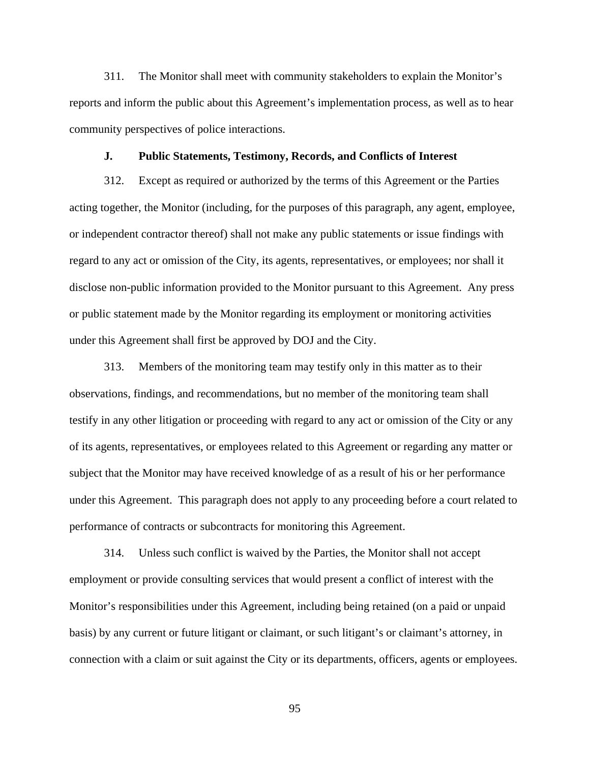311. The Monitor shall meet with community stakeholders to explain the Monitor's reports and inform the public about this Agreement's implementation process, as well as to hear community perspectives of police interactions.

### J. Public Statements, Testimony, Records, and Conflicts of Interest

312. Except as required or authorized by the terms of this Agreement or the Parties acting together, the Monitor (including, for the purposes of this paragraph, any agent, employee, or independent contractor thereof) shall not make any public statements or issue findings with regard to any act or omission of the City, its agents, representatives, or employees; nor shall it disclose non-public information provided to the Monitor pursuant to this Agreement. Any press or public statement made by the Monitor regarding its employment or monitoring activities under this Agreement shall first be approved by DOJ and the City.

313. Members of the monitoring team may testify only in this matter as to their observations, findings, and recommendations, but no member of the monitoring team shall testify in any other litigation or proceeding with regard to any act or omission of the City or any of its agents, representatives, or employees related to this Agreement or regarding any matter or subject that the Monitor may have received knowledge of as a result of his or her performance under this Agreement. This paragraph does not apply to any proceeding before a court related to performance of contracts or subcontracts for monitoring this Agreement.

314. Unless such conflict is waived by the Parties, the Monitor shall not accept employment or provide consulting services that would present a conflict of interest with the Monitor's responsibilities under this Agreement, including being retained (on a paid or unpaid basis) by any current or future litigant or claimant, or such litigant's or claimant's attorney, in connection with a claim or suit against the City or its departments, officers, agents or employees.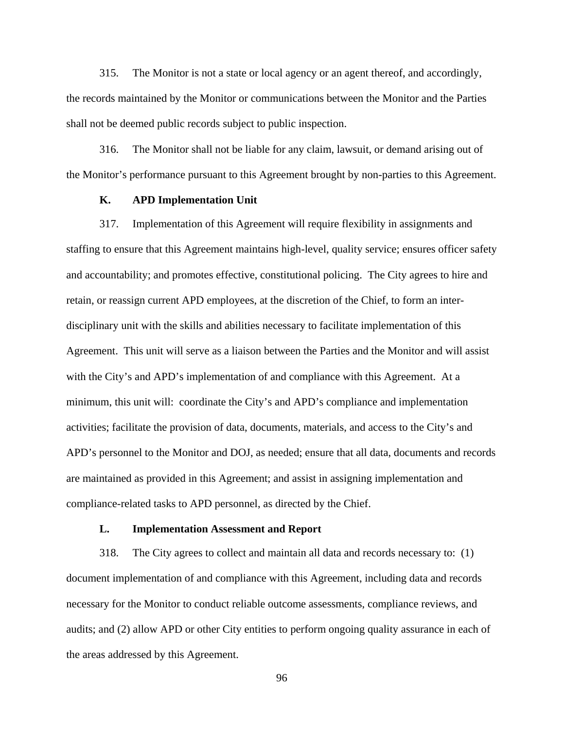315. The Monitor is not a state or local agency or an agent thereof, and accordingly, the records maintained by the Monitor or communications between the Monitor and the Parties shall not be deemed public records subject to public inspection.

316. The Monitor shall not be liable for any claim, lawsuit, or demand arising out of the Monitor's performance pursuant to this Agreement brought by non-parties to this Agreement.

### K. APD Implementation Unit

317. Implementation of this Agreement will require flexibility in assignments and staffing to ensure that this Agreement maintains high-level, quality service; ensures officer safety and accountability; and promotes effective, constitutional policing. The City agrees to hire and retain, or reassign current APD employees, at the discretion of the Chief, to form an inter-disciplinary unit with the skills and abilities necessary to facilitate implementation of this Agreement. This unit will serve as a liaison between the Parties and the Monitor and will assist with the City's and APD's implementation of and compliance with this Agreement. At a minimum, this unit will: coordinate the City's and APD's compliance and implementation activities; facilitate the provision of data, documents, materials, and access to the City's and APD's personnel to the Monitor and DOJ, as needed; ensure that all data, documents and records are maintained as provided in this Agreement; and assist in assigning implementation and compliance-related tasks to APD personnel, as directed by the Chief.

### L. Implementation Assessment and Report

318. The City agrees to collect and maintain all data and records necessary to: (1) document implementation of and compliance with this Agreement, including data and records necessary for the Monitor to conduct reliable outcome assessments, compliance reviews, and audits; and (2) allow APD or other City entities to perform ongoing quality assurance in each of the areas addressed by this Agreement.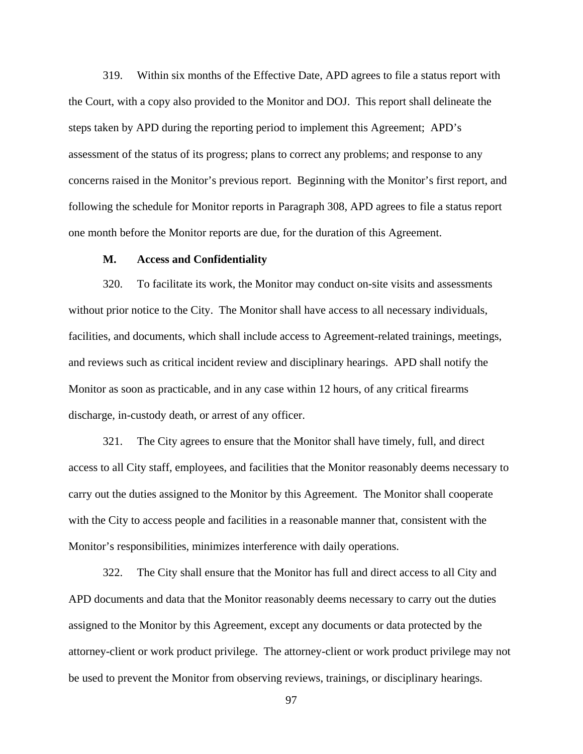319. Within six months of the Effective Date, APD agrees to file a status report with the Court, with a copy also provided to the Monitor and DOJ. This report shall delineate the steps taken by APD during the reporting period to implement this Agreement; APD's assessment of the status of its progress; plans to correct any problems; and response to any concerns raised in the Monitor's previous report. Beginning with the Monitor's first report, and following the schedule for Monitor reports in Paragraph 308, APD agrees to file a status report one month before the Monitor reports are due, for the duration of this Agreement.

**M. Access and Confidentiality**

320. To facilitate its work, the Monitor may conduct on-site visits and assessments without prior notice to the City. The Monitor shall have access to all necessary individuals, facilities, and documents, which shall include access to Agreement-related trainings, meetings, and reviews such as critical incident review and disciplinary hearings. APD shall notify the Monitor as soon as practicable, and in any case within 12 hours, of any critical firearms discharge, in-custody death, or arrest of any officer.

321. The City agrees to ensure that the Monitor shall have timely, full, and direct access to all City staff, employees, and facilities that the Monitor reasonably deems necessary to carry out the duties assigned to the Monitor by this Agreement. The Monitor shall cooperate with the City to access people and facilities in a reasonable manner that, consistent with the Monitor's responsibilities, minimizes interference with daily operations.

322. The City shall ensure that the Monitor has full and direct access to all City and APD documents and data that the Monitor reasonably deems necessary to carry out the duties assigned to the Monitor by this Agreement, except any documents or data protected by the attorney-client or work product privilege. The attorney-client or work product privilege may not be used to prevent the Monitor from observing reviews, trainings, or disciplinary hearings.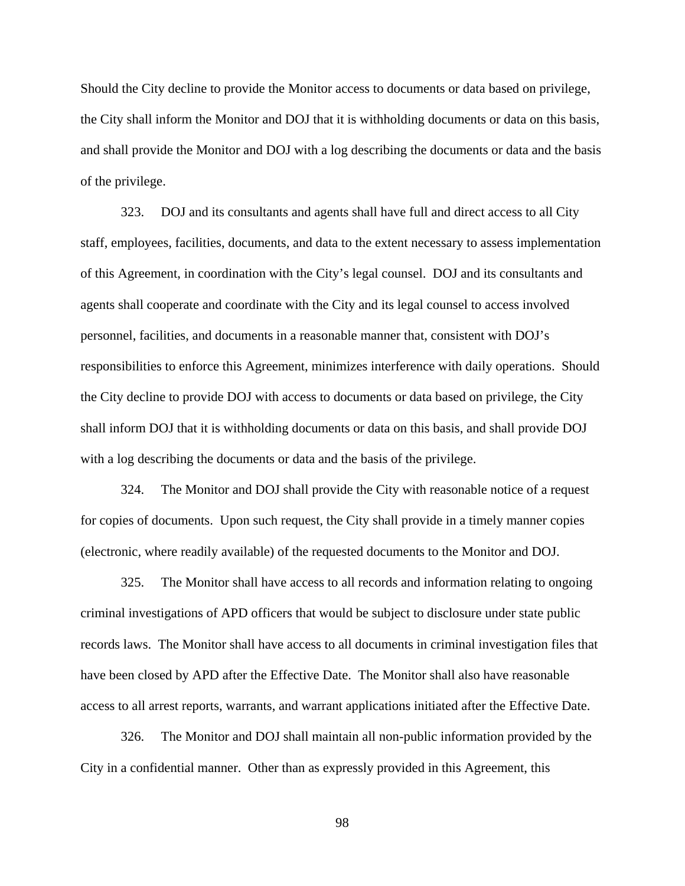Should the City decline to provide the Monitor access to documents or data based on privilege, the City shall inform the Monitor and DOJ that it is withholding documents or data on this basis, and shall provide the Monitor and DOJ with a log describing the documents or data and the basis of the privilege.

323. DOJ and its consultants and agents shall have full and direct access to all City staff, employees, facilities, documents, and data to the extent necessary to assess implementation of this Agreement, in coordination with the City's legal counsel. DOJ and its consultants and agents shall cooperate and coordinate with the City and its legal counsel to access involved personnel, facilities, and documents in a reasonable manner that, consistent with DOJ's responsibilities to enforce this Agreement, minimizes interference with daily operations. Should the City decline to provide DOJ with access to documents or data based on privilege, the City shall inform DOJ that it is withholding documents or data on this basis, and shall provide DOJ with a log describing the documents or data and the basis of the privilege.

324. The Monitor and DOJ shall provide the City with reasonable notice of a request for copies of documents. Upon such request, the City shall provide in a timely manner copies (electronic, where readily available) of the requested documents to the Monitor and DOJ.

325. The Monitor shall have access to all records and information relating to ongoing criminal investigations of APD officers that would be subject to disclosure under state public records laws. The Monitor shall have access to all documents in criminal investigation files that have been closed by APD after the Effective Date. The Monitor shall also have reasonable access to all arrest reports, warrants, and warrant applications initiated after the Effective Date.

326. The Monitor and DOJ shall maintain all non-public information provided by the City in a confidential manner. Other than as expressly provided in this Agreement, this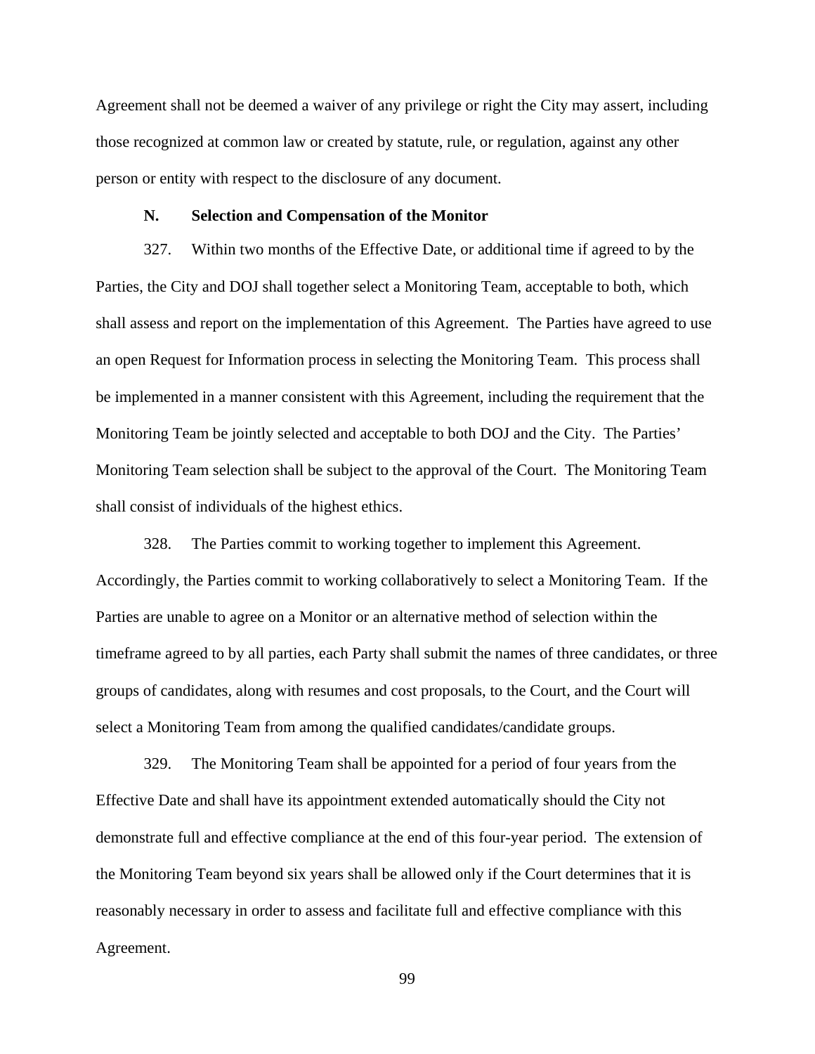Agreement shall not be deemed a waiver of any privilege or right the City may assert, including those recognized at common law or created by statute, rule, or regulation, against any other person or entity with respect to the disclosure of any document.

### N. Selection and Compensation of the Monitor

327. Within two months of the Effective Date, or additional time if agreed to by the Parties, the City and DOJ shall together select a Monitoring Team, acceptable to both, which shall assess and report on the implementation of this Agreement. The Parties have agreed to use an open Request for Information process in selecting the Monitoring Team. This process shall be implemented in a manner consistent with this Agreement, including the requirement that the Monitoring Team be jointly selected and acceptable to both DOJ and the City. The Parties' Monitoring Team selection shall be subject to the approval of the Court. The Monitoring Team shall consist of individuals of the highest ethics.

328. The Parties commit to working together to implement this Agreement. Accordingly, the Parties commit to working collaboratively to select a Monitoring Team. If the Parties are unable to agree on a Monitor or an alternative method of selection within the timeframe agreed to by all parties, each Party shall submit the names of three candidates, or three groups of candidates, along with resumes and cost proposals, to the Court, and the Court will select a Monitoring Team from among the qualified candidates/candidate groups.

329. The Monitoring Team shall be appointed for a period of four years from the Effective Date and shall have its appointment extended automatically should the City not demonstrate full and effective compliance at the end of this four-year period. The extension of the Monitoring Team beyond six years shall be allowed only if the Court determines that it is reasonably necessary in order to assess and facilitate full and effective compliance with this Agreement.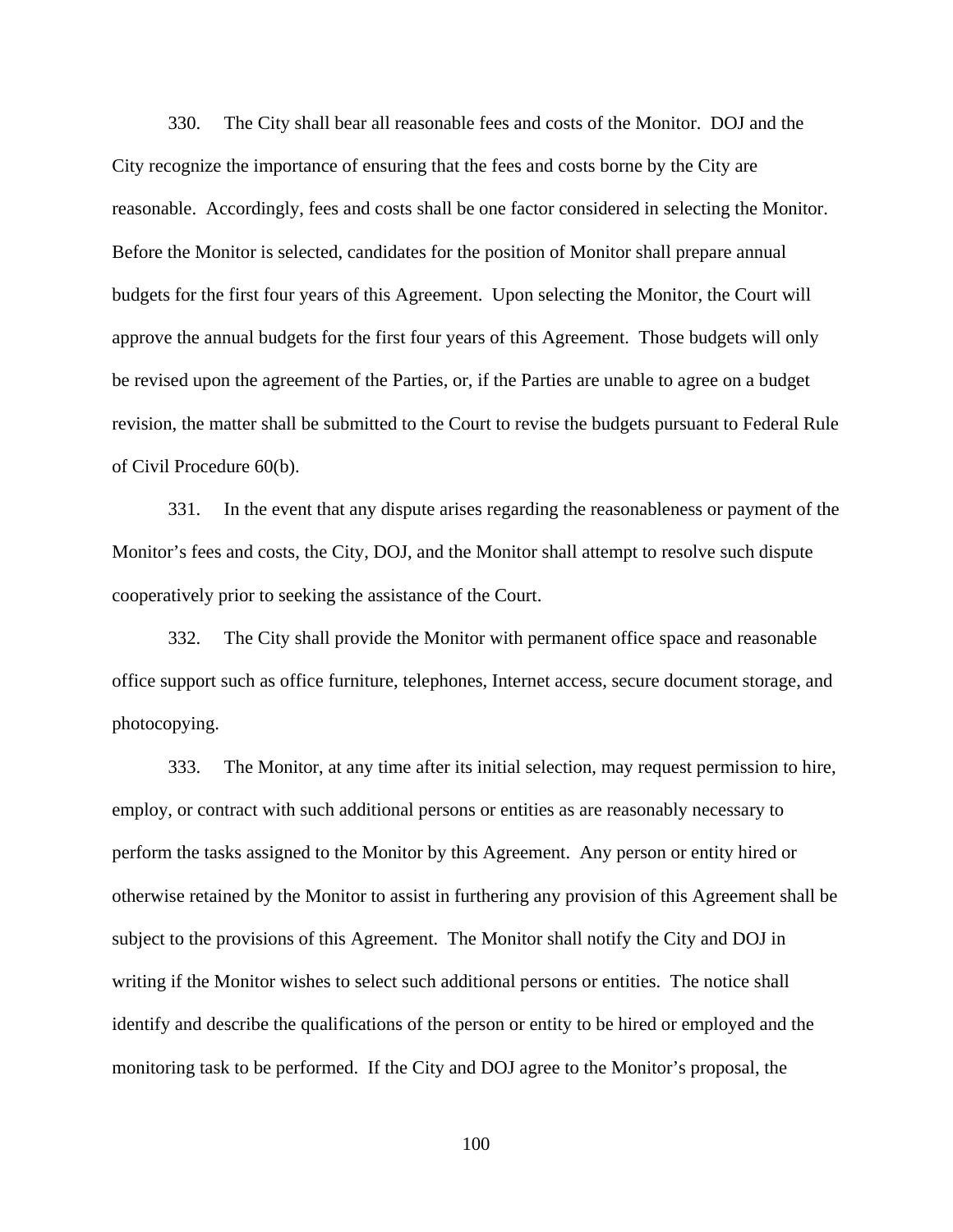330. The City shall bear all reasonable fees and costs of the Monitor. DOJ and the City recognize the importance of ensuring that the fees and costs borne by the City are reasonable. Accordingly, fees and costs shall be one factor considered in selecting the Monitor. Before the Monitor is selected, candidates for the position of Monitor shall prepare annual budgets for the first four years of this Agreement. Upon selecting the Monitor, the Court will approve the annual budgets for the first four years of this Agreement. Those budgets will only be revised upon the agreement of the Parties, or, if the Parties are unable to agree on a budget revision, the matter shall be submitted to the Court to revise the budgets pursuant to Federal Rule of Civil Procedure 60(b).

331. In the event that any dispute arises regarding the reasonableness or payment of the Monitor's fees and costs, the City, DOJ, and the Monitor shall attempt to resolve such dispute cooperatively prior to seeking the assistance of the Court.

332. The City shall provide the Monitor with permanent office space and reasonable office support such as office furniture, telephones, Internet access, secure document storage, and photocopying.

333. The Monitor, at any time after its initial selection, may request permission to hire, employ, or contract with such additional persons or entities as are reasonably necessary to perform the tasks assigned to the Monitor by this Agreement. Any person or entity hired or otherwise retained by the Monitor to assist in furthering any provision of this Agreement shall be subject to the provisions of this Agreement. The Monitor shall notify the City and DOJ in writing if the Monitor wishes to select such additional persons or entities. The notice shall identify and describe the qualifications of the person or entity to be hired or employed and the monitoring task to be performed. If the City and DOJ agree to the Monitor's proposal, the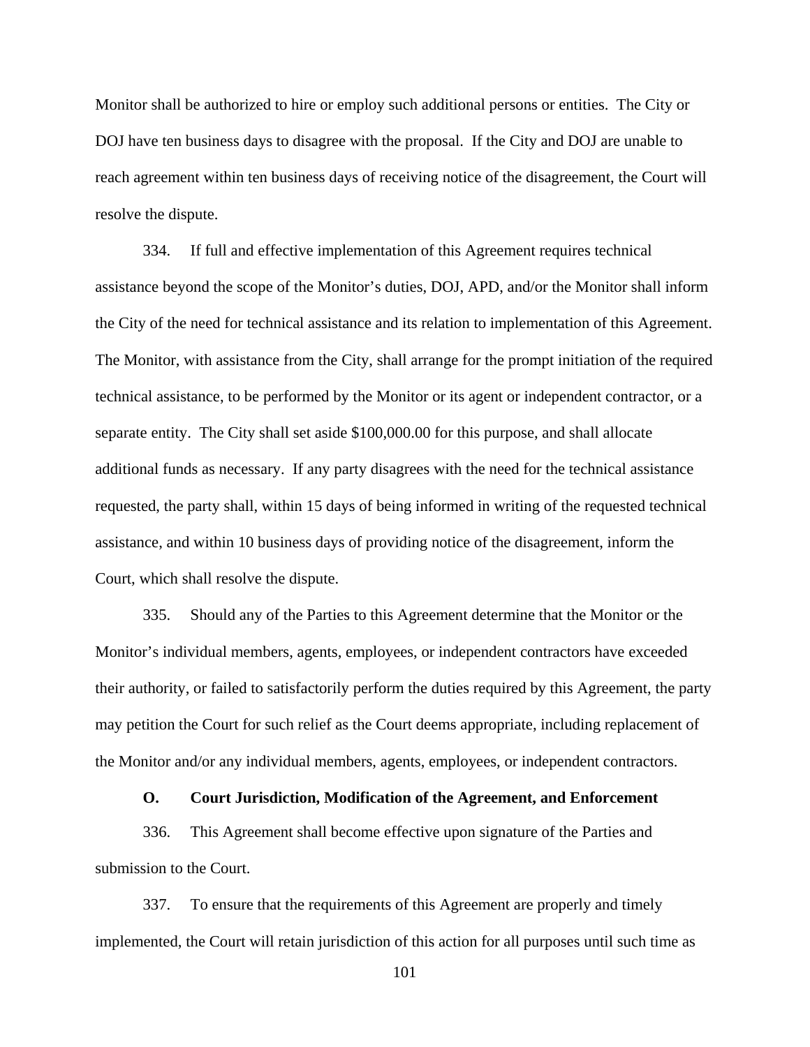Monitor shall be authorized to hire or employ such additional persons or entities. The City or DOJ have ten business days to disagree with the proposal. If the City and DOJ are unable to reach agreement within ten business days of receiving notice of the disagreement, the Court will resolve the dispute.

334. If full and effective implementation of this Agreement requires technical assistance beyond the scope of the Monitor's duties, DOJ, APD, and/or the Monitor shall inform the City of the need for technical assistance and its relation to implementation of this Agreement. The Monitor, with assistance from the City, shall arrange for the prompt initiation of the required technical assistance, to be performed by the Monitor or its agent or independent contractor, or a separate entity. The City shall set aside $100,000.00 for this purpose, and shall allocate additional funds as necessary. If any party disagrees with the need for the technical assistance requested, the party shall, within 15 days of being informed in writing of the requested technical assistance, and within 10 business days of providing notice of the disagreement, inform the Court, which shall resolve the dispute.

335. Should any of the Parties to this Agreement determine that the Monitor or the Monitor's individual members, agents, employees, or independent contractors have exceeded their authority, or failed to satisfactorily perform the duties required by this Agreement, the party may petition the Court for such relief as the Court deems appropriate, including replacement of the Monitor and/or any individual members, agents, employees, or independent contractors.

### O. Court Jurisdiction, Modification of the Agreement, and Enforcement

336. This Agreement shall become effective upon signature of the Parties and submission to the Court.

337. To ensure that the requirements of this Agreement are properly and timely implemented, the Court will retain jurisdiction of this action for all purposes until such time as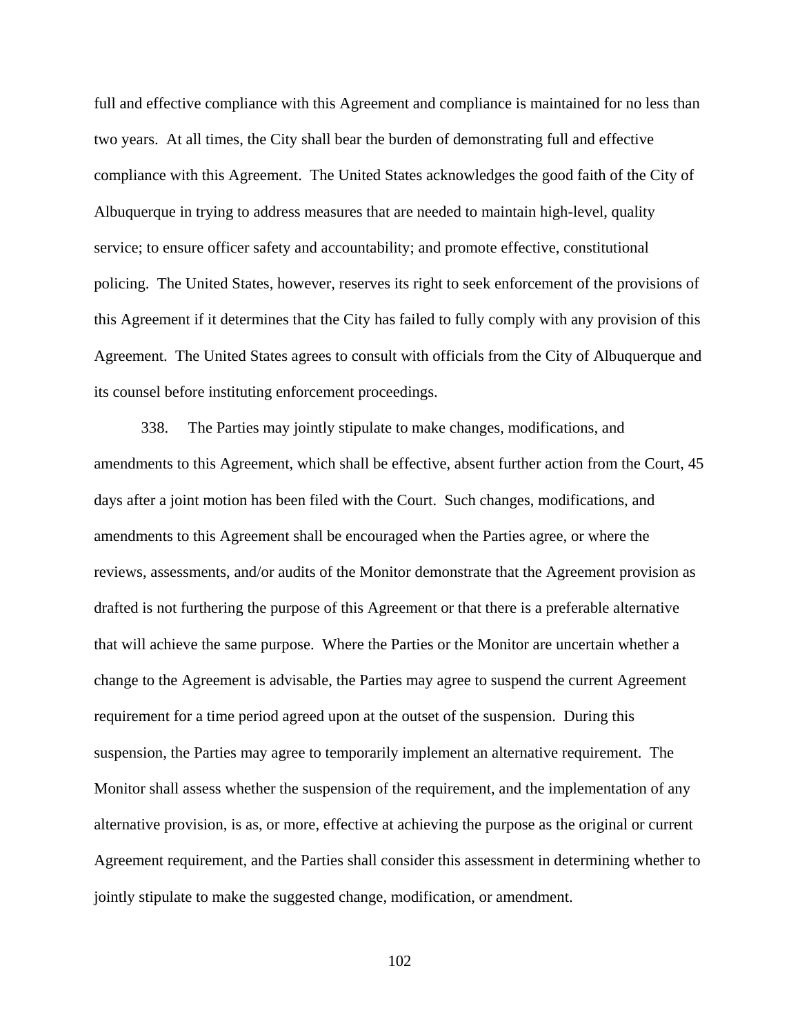full and effective compliance with this Agreement and compliance is maintained for no less than two years. At all times, the City shall bear the burden of demonstrating full and effective compliance with this Agreement. The United States acknowledges the good faith of the City of Albuquerque in trying to address measures that are needed to maintain high-level, quality service; to ensure officer safety and accountability; and promote effective, constitutional policing. The United States, however, reserves its right to seek enforcement of the provisions of this Agreement if it determines that the City has failed to fully comply with any provision of this Agreement. The United States agrees to consult with officials from the City of Albuquerque and its counsel before instituting enforcement proceedings.

338. The Parties may jointly stipulate to make changes, modifications, and amendments to this Agreement, which shall be effective, absent further action from the Court, 45 days after a joint motion has been filed with the Court. Such changes, modifications, and amendments to this Agreement shall be encouraged when the Parties agree, or where the reviews, assessments, and/or audits of the Monitor demonstrate that the Agreement provision as drafted is not furthering the purpose of this Agreement or that there is a preferable alternative that will achieve the same purpose. Where the Parties or the Monitor are uncertain whether a change to the Agreement is advisable, the Parties may agree to suspend the current Agreement requirement for a time period agreed upon at the outset of the suspension. During this suspension, the Parties may agree to temporarily implement an alternative requirement. The Monitor shall assess whether the suspension of the requirement, and the implementation of any alternative provision, is as, or more, effective at achieving the purpose as the original or current Agreement requirement, and the Parties shall consider this assessment in determining whether to jointly stipulate to make the suggested change, modification, or amendment.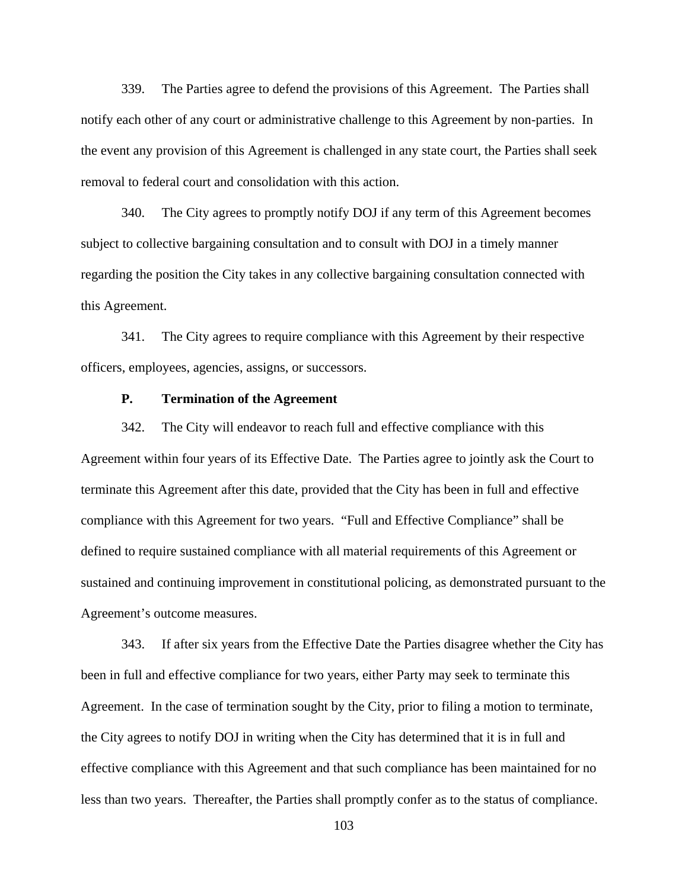339. The Parties agree to defend the provisions of this Agreement. The Parties shall notify each other of any court or administrative challenge to this Agreement by non-parties. In the event any provision of this Agreement is challenged in any state court, the Parties shall seek removal to federal court and consolidation with this action.

340. The City agrees to promptly notify DOJ if any term of this Agreement becomes subject to collective bargaining consultation and to consult with DOJ in a timely manner regarding the position the City takes in any collective bargaining consultation connected with this Agreement.

341. The City agrees to require compliance with this Agreement by their respective officers, employees, agencies, assigns, or successors.

### P. Termination of the Agreement

342. The City will endeavor to reach full and effective compliance with this Agreement within four years of its Effective Date. The Parties agree to jointly ask the Court to terminate this Agreement after this date, provided that the City has been in full and effective compliance with this Agreement for two years. "Full and Effective Compliance" shall be defined to require sustained compliance with all material requirements of this Agreement or sustained and continuing improvement in constitutional policing, as demonstrated pursuant to the Agreement's outcome measures.

343. If after six years from the Effective Date the Parties disagree whether the City has been in full and effective compliance for two years, either Party may seek to terminate this Agreement. In the case of termination sought by the City, prior to filing a motion to terminate, the City agrees to notify DOJ in writing when the City has determined that it is in full and effective compliance with this Agreement and that such compliance has been maintained for no less than two years. Thereafter, the Parties shall promptly confer as to the status of compliance.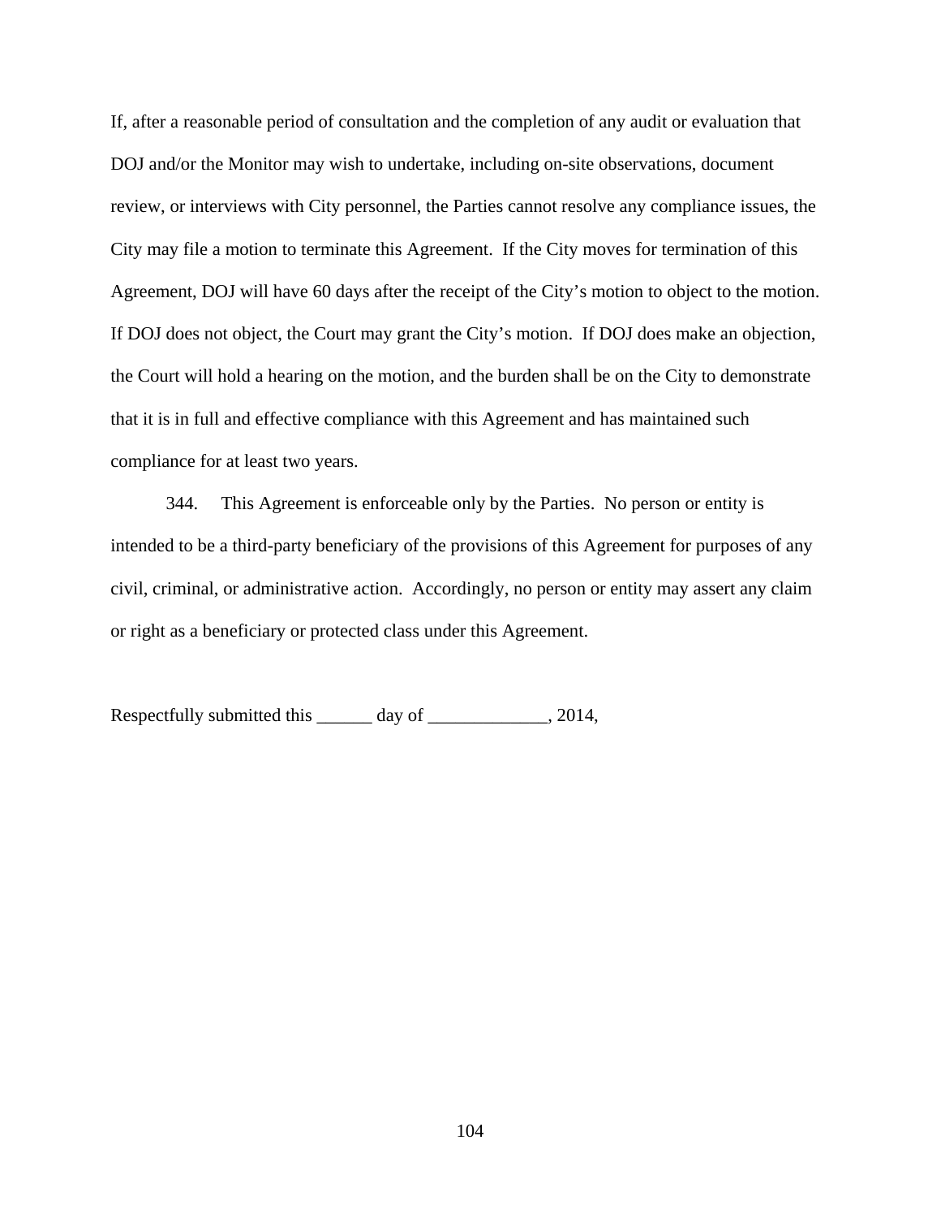If, after a reasonable period of consultation and the completion of any audit or evaluation that DOJ and/or the Monitor may wish to undertake, including on-site observations, document review, or interviews with City personnel, the Parties cannot resolve any compliance issues, the City may file a motion to terminate this Agreement. If the City moves for termination of this Agreement, DOJ will have 60 days after the receipt of the City's motion to object to the motion. If DOJ does not object, the Court may grant the City's motion. If DOJ does make an objection, the Court will hold a hearing on the motion, and the burden shall be on the City to demonstrate that it is in full and effective compliance with this Agreement and has maintained such compliance for at least two years.

344. This Agreement is enforceable only by the Parties. No person or entity is intended to be a third-party beneficiary of the provisions of this Agreement for purposes of any civil, criminal, or administrative action. Accordingly, no person or entity may assert any claim or right as a beneficiary or protected class under this Agreement.

Respectfully submitted this ______ day of _____________, 2014,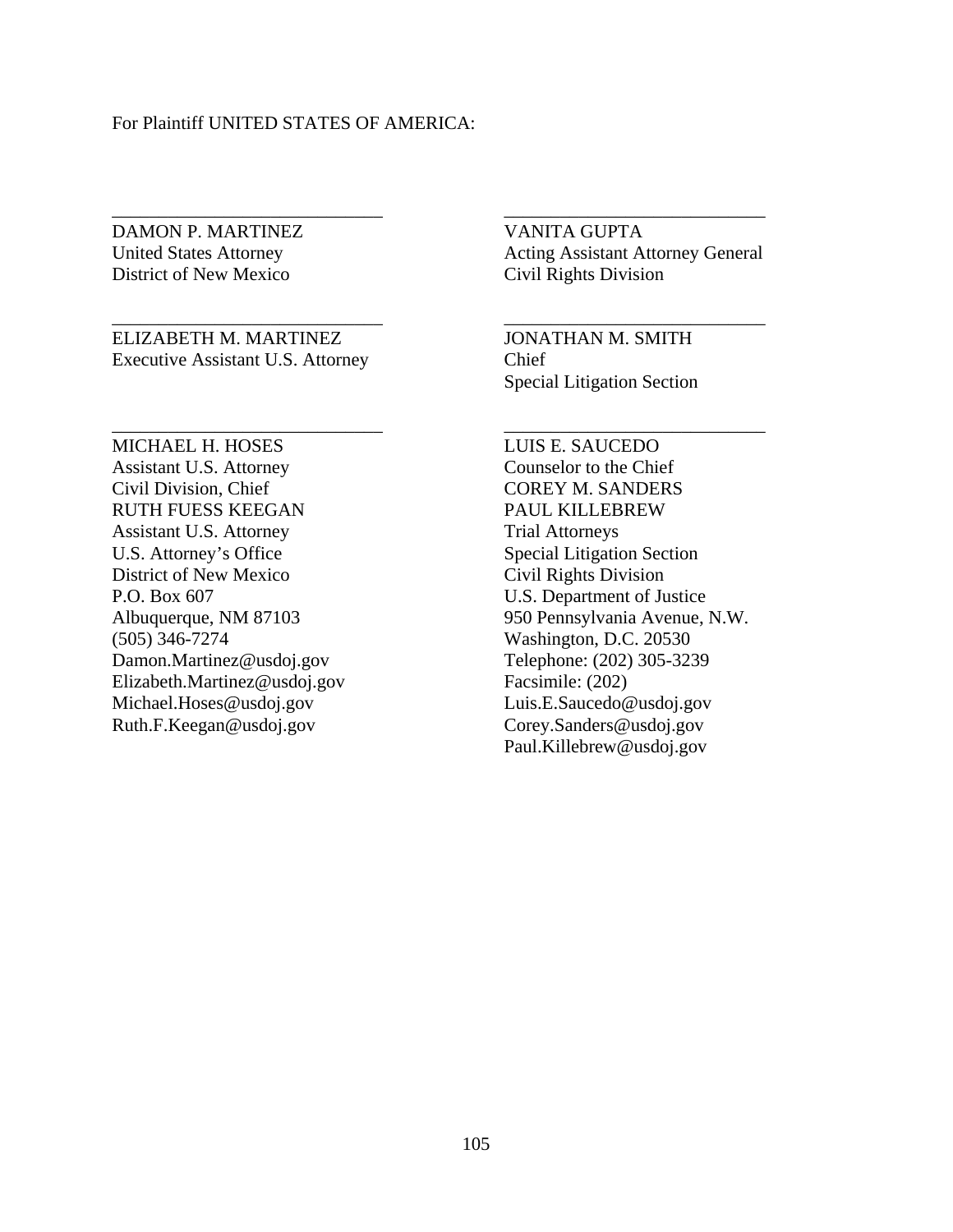For Plaintiff UNITED STATES OF AMERICA:

\_\_\_\_\_\_\_\_\_\_\_\_\_\_\_\_\_\_\_\_\_\_\_\_\_\_\_\_

DAMON P. MARTINEZ
United States Attorney
District of New Mexico

\_\_\_\_\_\_\_\_\_\_\_\_\_\_\_\_\_\_\_\_\_\_\_\_\_\_\_\_

ELIZABETH M. MARTINEZ
Executive Assistant U.S. Attorney

\_\_\_\_\_\_\_\_\_\_\_\_\_\_\_\_\_\_\_\_\_\_\_\_\_\_\_\_

MICHAEL H. HOSES
Assistant U.S. Attorney
Civil Division, Chief
RUTH FUESS KEEGAN
Assistant U.S. Attorney
U.S. Attorney's Office
District of New Mexico
P.O. Box 607
Albuquerque, NM 87103
(505) 346-7274
Damon.Martinez@usdoj.gov
Elizabeth.Martinez@usdoj.gov
Michael.Hoses@usdoj.gov
Ruth.F.Keegan@usdoj.gov

\_\_\_\_\_\_\_\_\_\_\_\_\_\_\_\_\_\_\_\_\_\_\_\_\_\_\_\_

VANITA GUPTA
Acting Assistant Attorney General
Civil Rights Division

\_\_\_\_\_\_\_\_\_\_\_\_\_\_\_\_\_\_\_\_\_\_\_\_\_\_\_\_

JONATHAN M. SMITH
Chief
Special Litigation Section

\_\_\_\_\_\_\_\_\_\_\_\_\_\_\_\_\_\_\_\_\_\_\_\_\_\_\_\_

LUIS E. SAUCEDO
Counselor to the Chief
COREY M. SANDERS
PAUL KILLEBREW
Trial Attorneys
Special Litigation Section
Civil Rights Division
U.S. Department of Justice
950 Pennsylvania Avenue, N.W.
Washington, D.C. 20530
Telephone: (202) 305-3239
Facsimile: (202)
Luis.E.Saucedo@usdoj.gov
Corey.Sanders@usdoj.gov
Paul.Killebrew@usdoj.gov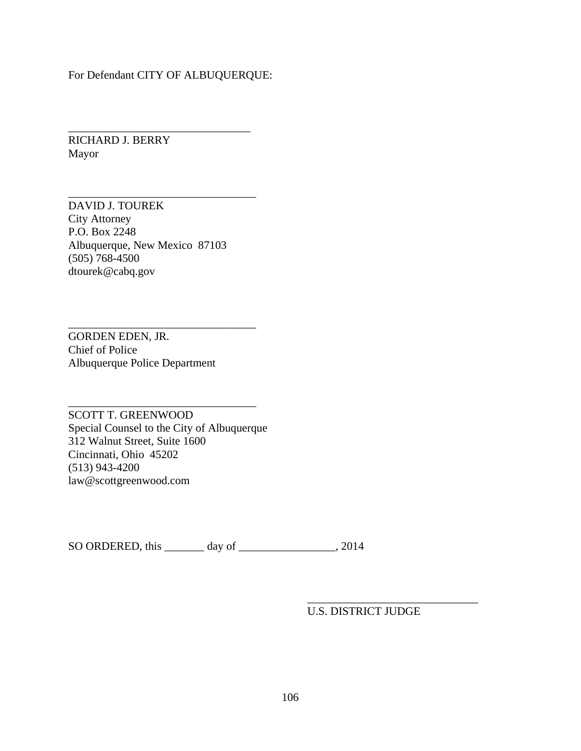For Defendant CITY OF ALBUQUERQUE:

\_\_\_\_\_\_\_\_\_\_\_\_\_\_\_\_\_\_\_\_\_\_\_\_\_\_\_\_\_\_\_\_
RICHARD J. BERRY
Mayor

\_\_\_\_\_\_\_\_\_\_\_\_\_\_\_\_\_\_\_\_\_\_\_\_\_\_\_\_\_\_\_\_\_
DAVID J. TOUREK
City Attorney
P.O. Box 2248
Albuquerque, New Mexico 87103
(505) 768-4500
dtourek@cabq.gov

\_\_\_\_\_\_\_\_\_\_\_\_\_\_\_\_\_\_\_\_\_\_\_\_\_\_\_\_\_\_\_\_\_
GORDEN EDEN, JR.
Chief of Police
Albuquerque Police Department

\_\_\_\_\_\_\_\_\_\_\_\_\_\_\_\_\_\_\_\_\_\_\_\_\_\_\_\_\_\_\_\_\_
SCOTT T. GREENWOOD
Special Counsel to the City of Albuquerque
312 Walnut Street, Suite 1600
Cincinnati, Ohio 45202
(513) 943-4200
law@scottgreenwood.com

SO ORDERED, this \_\_\_\_\_\_\_ day of \_\_\_\_\_\_\_\_\_\_\_\_\_\_\_\_\_, 2014

\_\_\_\_\_\_\_\_\_\_\_\_\_\_\_\_\_\_\_\_\_\_\_\_\_\_\_\_\_\_
U.S. DISTRICT JUDGE